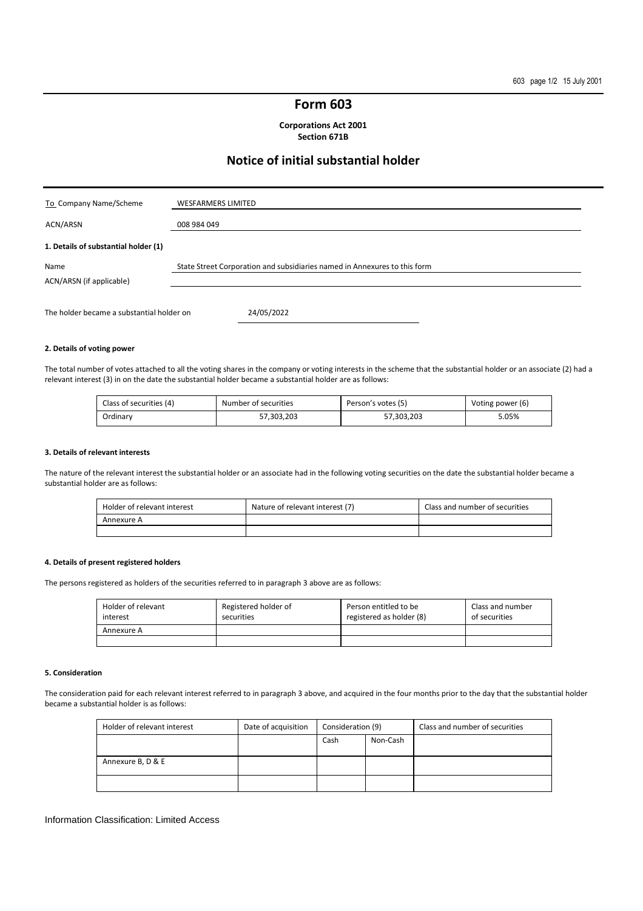# Form 603

**Corporations Act 2001**
**Section 671B**

## Notice of initial substantial holder

| To Company Name/Scheme | WESFARMERS LIMITED |
|---|---|
| ACN/ARSN | 008 984 049 |

**1. Details of substantial holder (1)**

| Name | State Street Corporation and subsidiaries named in Annexures to this form |
|---|---|
| ACN/ARSN (if applicable) | |

The holder became a substantial holder on 24/05/2022

**2. Details of voting power**

The total number of votes attached to all the voting shares in the company or voting interests in the scheme that the substantial holder or an associate (2) had a relevant interest (3) in on the date the substantial holder became a substantial holder are as follows:

| Class of securities (4) | Number of securities | Person's votes (5) | Voting power (6) |
|---|---|---|---|
| Ordinary | 57,303,203 | 57,303,203 | 5.05% |

**3. Details of relevant interests**

The nature of the relevant interest the substantial holder or an associate had in the following voting securities on the date the substantial holder became a substantial holder are as follows:

| Holder of relevant interest | Nature of relevant interest (7) | Class and number of securities |
|---|---|---|
| Annexure A | | |
| | | |

**4. Details of present registered holders**

The persons registered as holders of the securities referred to in paragraph 3 above are as follows:

| Holder of relevant interest | Registered holder of securities | Person entitled to be registered as holder (8) | Class and number of securities |
|---|---|---|---|
| Annexure A | | | |
| | | | |

**5. Consideration**

The consideration paid for each relevant interest referred to in paragraph 3 above, and acquired in the four months prior to the day that the substantial holder became a substantial holder is as follows:

| Holder of relevant interest | Date of acquisition | Consideration (9) | | Class and number of securities |
|---|---|---|---|---|
| | | Cash | Non-Cash | |
| Annexure B, D & E | | | | |
| | | | | |

Information Classification: Limited Access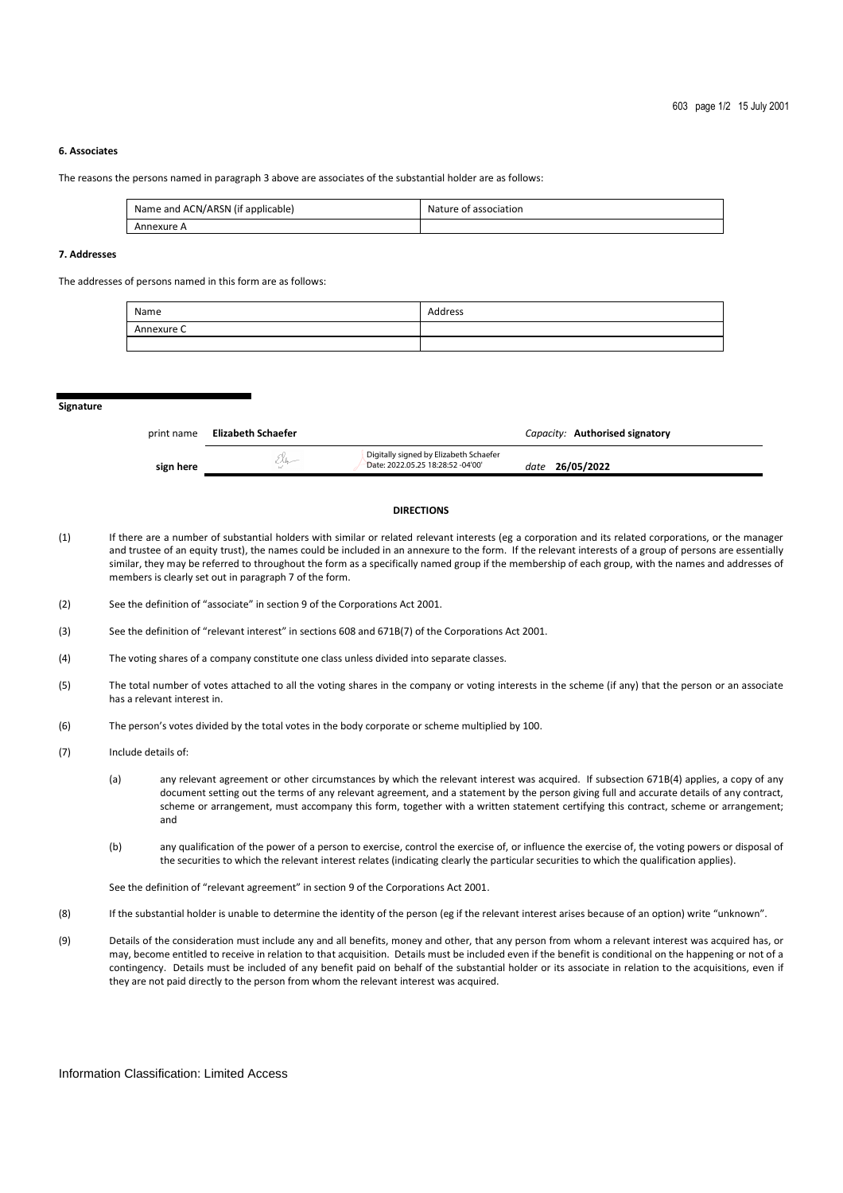### 6. Associates

The reasons the persons named in paragraph 3 above are associates of the substantial holder are as follows:

| Name and ACN/ARSN (if applicable) | Nature of association |
| --- | --- |
| Annexure A | |

### 7. Addresses

The addresses of persons named in this form are as follows:

| Name | Address |
| --- | --- |
| Annexure C | |
| | |

**Signature**

| print name | **Elizabeth Schaefer** | *Capacity:* **Authorised signatory** |
| --- | --- | --- |
| **sign here** | Digitally signed by Elizabeth Schaefer Date: 2022.05.25 18:28:52 -04'00' | *date* **26/05/2022** |

**DIRECTIONS**

(1) If there are a number of substantial holders with similar or related relevant interests (eg a corporation and its related corporations, or the manager and trustee of an equity trust), the names could be included in an annexure to the form. If the relevant interests of a group of persons are essentially similar, they may be referred to throughout the form as a specifically named group if the membership of each group, with the names and addresses of members is clearly set out in paragraph 7 of the form.

(2) See the definition of "associate" in section 9 of the Corporations Act 2001.

(3) See the definition of "relevant interest" in sections 608 and 671B(7) of the Corporations Act 2001.

(4) The voting shares of a company constitute one class unless divided into separate classes.

(5) The total number of votes attached to all the voting shares in the company or voting interests in the scheme (if any) that the person or an associate has a relevant interest in.

(6) The person's votes divided by the total votes in the body corporate or scheme multiplied by 100.

(7) Include details of:

   (a) any relevant agreement or other circumstances by which the relevant interest was acquired. If subsection 671B(4) applies, a copy of any document setting out the terms of any relevant agreement, and a statement by the person giving full and accurate details of any contract, scheme or arrangement, must accompany this form, together with a written statement certifying this contract, scheme or arrangement; and

   (b) any qualification of the power of a person to exercise, control the exercise of, or influence the exercise of, the voting powers or disposal of the securities to which the relevant interest relates (indicating clearly the particular securities to which the qualification applies).

   See the definition of "relevant agreement" in section 9 of the Corporations Act 2001.

(8) If the substantial holder is unable to determine the identity of the person (eg if the relevant interest arises because of an option) write "unknown".

(9) Details of the consideration must include any and all benefits, money and other, that any person from whom a relevant interest was acquired has, or may, become entitled to receive in relation to that acquisition. Details must be included even if the benefit is conditional on the happening or not of a contingency. Details must be included of any benefit paid on behalf of the substantial holder or its associate in relation to the acquisitions, even if they are not paid directly to the person from whom the relevant interest was acquired.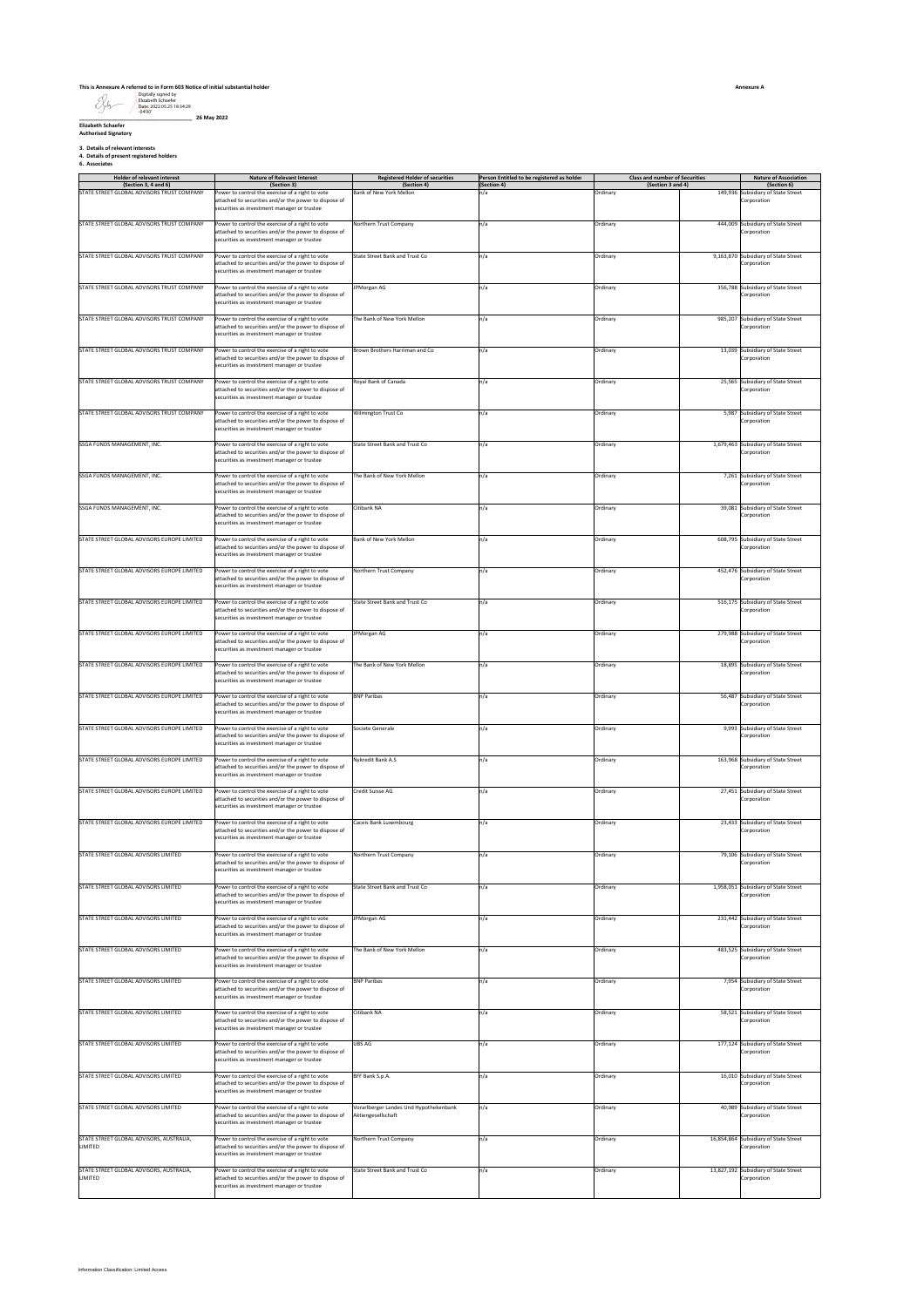**This is Annexure A referred to in Form 603 Notice of initial substantial holder**

**Annexure A**

Digitally signed by Elizabeth Schaefer
Date: 2022.05.25 18:34:29 -04'00'

\_\_\_\_\_\_\_\_\_\_\_\_\_\_\_\_\_\_\_\_\_\_\_\_\_\_\_\_\_\_\_\_\_\_\_\_\_\_ **26 May 2022**

**Elizabeth Schaefer**
**Authorised Signatory**

**3. Details of relevant interests**
**4. Details of present registered holders**
**6. Associates**

| Holder of relevant interest (Section 3, 4 and 6) | Nature of Relevant Interest (Section 3) | Registered Holder of securities (Section 4) | Person Entitled to be registered as holder (Section 4) | Class and number of Securities (Section 3 and 4) | | Nature of Association (Section 6) |
|---|---|---|---|---|---|---|
| STATE STREET GLOBAL ADVISORS TRUST COMPANY | Power to control the exercise of a right to vote attached to securities and/or the power to dispose of securities as investment manager or trustee | Bank of New York Mellon | n/a | Ordinary | 149,936 | Subsidiary of State Street Corporation |
| STATE STREET GLOBAL ADVISORS TRUST COMPANY | Power to control the exercise of a right to vote attached to securities and/or the power to dispose of securities as investment manager or trustee | Northern Trust Company | n/a | Ordinary | 444,009 | Subsidiary of State Street Corporation |
| STATE STREET GLOBAL ADVISORS TRUST COMPANY | Power to control the exercise of a right to vote attached to securities and/or the power to dispose of securities as investment manager or trustee | State Street Bank and Trust Co | n/a | Ordinary | 9,163,870 | Subsidiary of State Street Corporation |
| STATE STREET GLOBAL ADVISORS TRUST COMPANY | Power to control the exercise of a right to vote attached to securities and/or the power to dispose of securities as investment manager or trustee | JPMorgan AG | n/a | Ordinary | 356,788 | Subsidiary of State Street Corporation |
| STATE STREET GLOBAL ADVISORS TRUST COMPANY | Power to control the exercise of a right to vote attached to securities and/or the power to dispose of securities as investment manager or trustee | The Bank of New York Mellon | n/a | Ordinary | 985,207 | Subsidiary of State Street Corporation |
| STATE STREET GLOBAL ADVISORS TRUST COMPANY | Power to control the exercise of a right to vote attached to securities and/or the power to dispose of securities as investment manager or trustee | Brown Brothers Harriman and Co | n/a | Ordinary | 13,039 | Subsidiary of State Street Corporation |
| STATE STREET GLOBAL ADVISORS TRUST COMPANY | Power to control the exercise of a right to vote attached to securities and/or the power to dispose of securities as investment manager or trustee | Royal Bank of Canada | n/a | Ordinary | 25,565 | Subsidiary of State Street Corporation |
| STATE STREET GLOBAL ADVISORS TRUST COMPANY | Power to control the exercise of a right to vote attached to securities and/or the power to dispose of securities as investment manager or trustee | Wilmington Trust Co | n/a | Ordinary | 5,987 | Subsidiary of State Street Corporation |
| SSGA FUNDS MANAGEMENT, INC. | Power to control the exercise of a right to vote attached to securities and/or the power to dispose of securities as investment manager or trustee | State Street Bank and Trust Co | n/a | Ordinary | 1,679,463 | Subsidiary of State Street Corporation |
| SSGA FUNDS MANAGEMENT, INC. | Power to control the exercise of a right to vote attached to securities and/or the power to dispose of securities as investment manager or trustee | The Bank of New York Mellon | n/a | Ordinary | 7,261 | Subsidiary of State Street Corporation |
| SSGA FUNDS MANAGEMENT, INC. | Power to control the exercise of a right to vote attached to securities and/or the power to dispose of securities as investment manager or trustee | Citibank NA | n/a | Ordinary | 39,081 | Subsidiary of State Street Corporation |
| STATE STREET GLOBAL ADVISORS EUROPE LIMITED | Power to control the exercise of a right to vote attached to securities and/or the power to dispose of securities as investment manager or trustee | Bank of New York Mellon | n/a | Ordinary | 608,795 | Subsidiary of State Street Corporation |
| STATE STREET GLOBAL ADVISORS EUROPE LIMITED | Power to control the exercise of a right to vote attached to securities and/or the power to dispose of securities as investment manager or trustee | Northern Trust Company | n/a | Ordinary | 452,476 | Subsidiary of State Street Corporation |
| STATE STREET GLOBAL ADVISORS EUROPE LIMITED | Power to control the exercise of a right to vote attached to securities and/or the power to dispose of securities as investment manager or trustee | State Street Bank and Trust Co | n/a | Ordinary | 516,175 | Subsidiary of State Street Corporation |
| STATE STREET GLOBAL ADVISORS EUROPE LIMITED | Power to control the exercise of a right to vote attached to securities and/or the power to dispose of securities as investment manager or trustee | JPMorgan AG | n/a | Ordinary | 279,988 | Subsidiary of State Street Corporation |
| STATE STREET GLOBAL ADVISORS EUROPE LIMITED | Power to control the exercise of a right to vote attached to securities and/or the power to dispose of securities as investment manager or trustee | The Bank of New York Mellon | n/a | Ordinary | 18,895 | Subsidiary of State Street Corporation |
| STATE STREET GLOBAL ADVISORS EUROPE LIMITED | Power to control the exercise of a right to vote attached to securities and/or the power to dispose of securities as investment manager or trustee | BNP Paribas | n/a | Ordinary | 56,487 | Subsidiary of State Street Corporation |
| STATE STREET GLOBAL ADVISORS EUROPE LIMITED | Power to control the exercise of a right to vote attached to securities and/or the power to dispose of securities as investment manager or trustee | Societe Generale | n/a | Ordinary | 9,993 | Subsidiary of State Street Corporation |
| STATE STREET GLOBAL ADVISORS EUROPE LIMITED | Power to control the exercise of a right to vote attached to securities and/or the power to dispose of securities as investment manager or trustee | Nykredit Bank A.S | n/a | Ordinary | 163,968 | Subsidiary of State Street Corporation |
| STATE STREET GLOBAL ADVISORS EUROPE LIMITED | Power to control the exercise of a right to vote attached to securities and/or the power to dispose of securities as investment manager or trustee | Credit Suisse AG | n/a | Ordinary | 27,451 | Subsidiary of State Street Corporation |
| STATE STREET GLOBAL ADVISORS EUROPE LIMITED | Power to control the exercise of a right to vote attached to securities and/or the power to dispose of securities as investment manager or trustee | Caceis Bank Luxembourg | n/a | Ordinary | 23,433 | Subsidiary of State Street Corporation |
| STATE STREET GLOBAL ADVISORS LIMITED | Power to control the exercise of a right to vote attached to securities and/or the power to dispose of securities as investment manager or trustee | Northern Trust Company | n/a | Ordinary | 79,106 | Subsidiary of State Street Corporation |
| STATE STREET GLOBAL ADVISORS LIMITED | Power to control the exercise of a right to vote attached to securities and/or the power to dispose of securities as investment manager or trustee | State Street Bank and Trust Co | n/a | Ordinary | 1,958,051 | Subsidiary of State Street Corporation |
| STATE STREET GLOBAL ADVISORS LIMITED | Power to control the exercise of a right to vote attached to securities and/or the power to dispose of securities as investment manager or trustee | JPMorgan AG | n/a | Ordinary | 231,442 | Subsidiary of State Street Corporation |
| STATE STREET GLOBAL ADVISORS LIMITED | Power to control the exercise of a right to vote attached to securities and/or the power to dispose of securities as investment manager or trustee | The Bank of New York Mellon | n/a | Ordinary | 483,525 | Subsidiary of State Street Corporation |
| STATE STREET GLOBAL ADVISORS LIMITED | Power to control the exercise of a right to vote attached to securities and/or the power to dispose of securities as investment manager or trustee | BNP Paribas | n/a | Ordinary | 7,954 | Subsidiary of State Street Corporation |
| STATE STREET GLOBAL ADVISORS LIMITED | Power to control the exercise of a right to vote attached to securities and/or the power to dispose of securities as investment manager or trustee | Citibank NA | n/a | Ordinary | 58,521 | Subsidiary of State Street Corporation |
| STATE STREET GLOBAL ADVISORS LIMITED | Power to control the exercise of a right to vote attached to securities and/or the power to dispose of securities as investment manager or trustee | UBS AG | n/a | Ordinary | 177,124 | Subsidiary of State Street Corporation |
| STATE STREET GLOBAL ADVISORS LIMITED | Power to control the exercise of a right to vote attached to securities and/or the power to dispose of securities as investment manager or trustee | BFF Bank S.p.A. | n/a | Ordinary | 16,010 | Subsidiary of State Street Corporation |
| STATE STREET GLOBAL ADVISORS LIMITED | Power to control the exercise of a right to vote attached to securities and/or the power to dispose of securities as investment manager or trustee | Vorarlberger Landes Und Hypothekenbank Aktiengesellschaft | n/a | Ordinary | 40,989 | Subsidiary of State Street Corporation |
| STATE STREET GLOBAL ADVISORS, AUSTRALIA, LIMITED | Power to control the exercise of a right to vote attached to securities and/or the power to dispose of securities as investment manager or trustee | Northern Trust Company | n/a | Ordinary | 16,854,864 | Subsidiary of State Street Corporation |
| STATE STREET GLOBAL ADVISORS, AUSTRALIA, LIMITED | Power to control the exercise of a right to vote attached to securities and/or the power to dispose of securities as investment manager or trustee | State Street Bank and Trust Co | n/a | Ordinary | 13,827,192 | Subsidiary of State Street Corporation |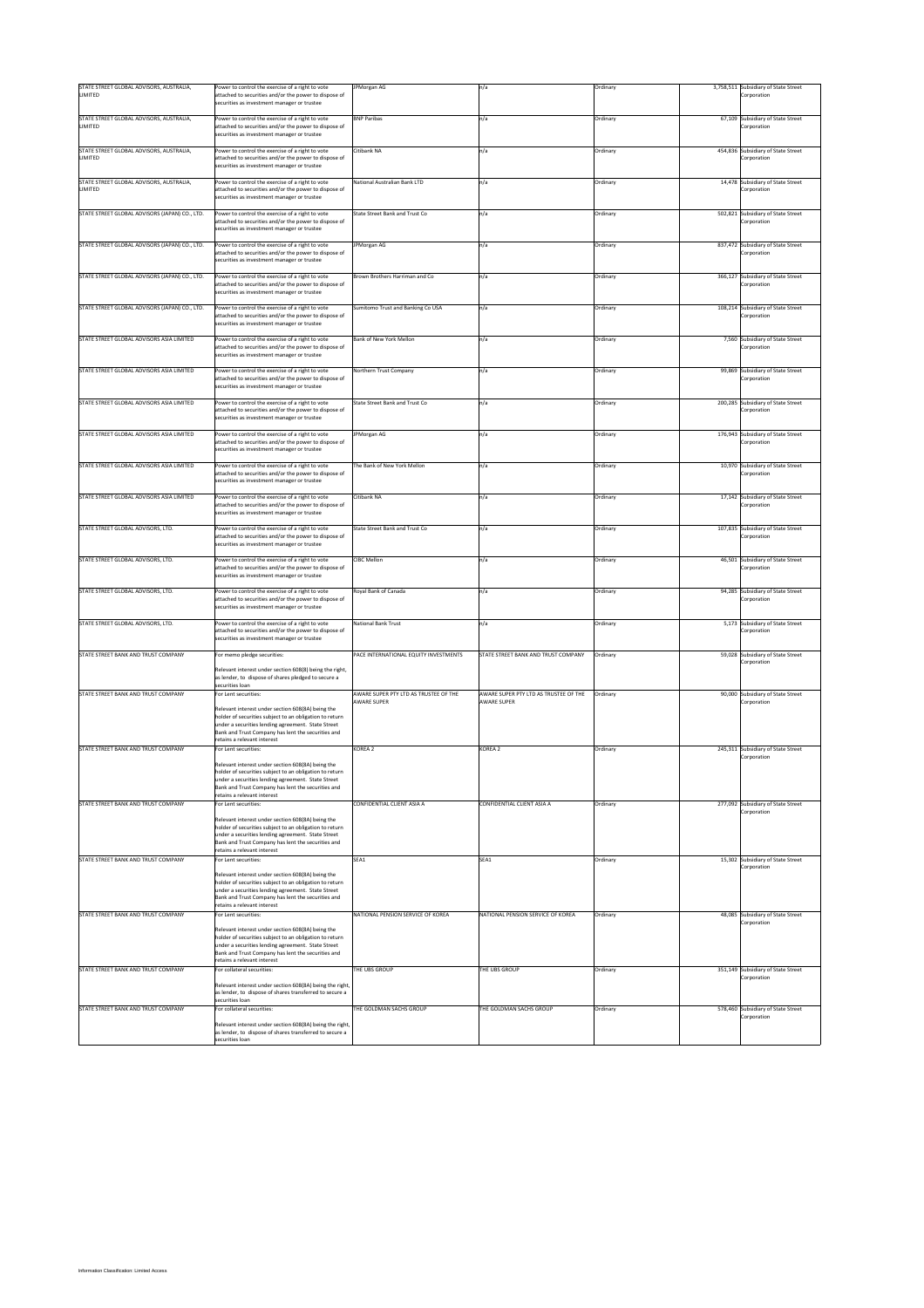| | | | | | | |
|---|---|---|---|---|---|---|
| STATE STREET GLOBAL ADVISORS, AUSTRALIA, LIMITED | Power to control the exercise of a right to vote attached to securities and/or the power to dispose of securities as investment manager or trustee | JPMorgan AG | n/a | Ordinary | 3,758,511 | Subsidiary of State Street Corporation |
| STATE STREET GLOBAL ADVISORS, AUSTRALIA, LIMITED | Power to control the exercise of a right to vote attached to securities and/or the power to dispose of securities as investment manager or trustee | BNP Paribas | n/a | Ordinary | 67,109 | Subsidiary of State Street Corporation |
| STATE STREET GLOBAL ADVISORS, AUSTRALIA, LIMITED | Power to control the exercise of a right to vote attached to securities and/or the power to dispose of securities as investment manager or trustee | Citibank NA | n/a | Ordinary | 454,836 | Subsidiary of State Street Corporation |
| STATE STREET GLOBAL ADVISORS, AUSTRALIA, LIMITED | Power to control the exercise of a right to vote attached to securities and/or the power to dispose of securities as investment manager or trustee | National Australian Bank LTD | n/a | Ordinary | 14,478 | Subsidiary of State Street Corporation |
| STATE STREET GLOBAL ADVISORS (JAPAN) CO., LTD. | Power to control the exercise of a right to vote attached to securities and/or the power to dispose of securities as investment manager or trustee | State Street Bank and Trust Co | n/a | Ordinary | 502,821 | Subsidiary of State Street Corporation |
| STATE STREET GLOBAL ADVISORS (JAPAN) CO., LTD. | Power to control the exercise of a right to vote attached to securities and/or the power to dispose of securities as investment manager or trustee | JPMorgan AG | n/a | Ordinary | 837,472 | Subsidiary of State Street Corporation |
| STATE STREET GLOBAL ADVISORS (JAPAN) CO., LTD. | Power to control the exercise of a right to vote attached to securities and/or the power to dispose of securities as investment manager or trustee | Brown Brothers Harriman and Co | n/a | Ordinary | 366,127 | Subsidiary of State Street Corporation |
| STATE STREET GLOBAL ADVISORS (JAPAN) CO., LTD. | Power to control the exercise of a right to vote attached to securities and/or the power to dispose of securities as investment manager or trustee | Sumitomo Trust and Banking Co USA | n/a | Ordinary | 108,214 | Subsidiary of State Street Corporation |
| STATE STREET GLOBAL ADVISORS ASIA LIMITED | Power to control the exercise of a right to vote attached to securities and/or the power to dispose of securities as investment manager or trustee | Bank of New York Mellon | n/a | Ordinary | 7,560 | Subsidiary of State Street Corporation |
| STATE STREET GLOBAL ADVISORS ASIA LIMITED | Power to control the exercise of a right to vote attached to securities and/or the power to dispose of securities as investment manager or trustee | Northern Trust Company | n/a | Ordinary | 99,869 | Subsidiary of State Street Corporation |
| STATE STREET GLOBAL ADVISORS ASIA LIMITED | Power to control the exercise of a right to vote attached to securities and/or the power to dispose of securities as investment manager or trustee | State Street Bank and Trust Co | n/a | Ordinary | 200,285 | Subsidiary of State Street Corporation |
| STATE STREET GLOBAL ADVISORS ASIA LIMITED | Power to control the exercise of a right to vote attached to securities and/or the power to dispose of securities as investment manager or trustee | JPMorgan AG | n/a | Ordinary | 176,943 | Subsidiary of State Street Corporation |
| STATE STREET GLOBAL ADVISORS ASIA LIMITED | Power to control the exercise of a right to vote attached to securities and/or the power to dispose of securities as investment manager or trustee | The Bank of New York Mellon | n/a | Ordinary | 10,970 | Subsidiary of State Street Corporation |
| STATE STREET GLOBAL ADVISORS ASIA LIMITED | Power to control the exercise of a right to vote attached to securities and/or the power to dispose of securities as investment manager or trustee | Citibank NA | n/a | Ordinary | 17,142 | Subsidiary of State Street Corporation |
| STATE STREET GLOBAL ADVISORS, LTD. | Power to control the exercise of a right to vote attached to securities and/or the power to dispose of securities as investment manager or trustee | State Street Bank and Trust Co | n/a | Ordinary | 107,835 | Subsidiary of State Street Corporation |
| STATE STREET GLOBAL ADVISORS, LTD. | Power to control the exercise of a right to vote attached to securities and/or the power to dispose of securities as investment manager or trustee | CIBC Mellon | n/a | Ordinary | 46,501 | Subsidiary of State Street Corporation |
| STATE STREET GLOBAL ADVISORS, LTD. | Power to control the exercise of a right to vote attached to securities and/or the power to dispose of securities as investment manager or trustee | Royal Bank of Canada | n/a | Ordinary | 94,285 | Subsidiary of State Street Corporation |
| STATE STREET GLOBAL ADVISORS, LTD. | Power to control the exercise of a right to vote attached to securities and/or the power to dispose of securities as investment manager or trustee | National Bank Trust | n/a | Ordinary | 5,173 | Subsidiary of State Street Corporation |
| STATE STREET BANK AND TRUST COMPANY | For memo pledge securities: Relevant interest under section 608(8) being the right, as lender, to dispose of shares pledged to secure a securities loan | PACE INTERNATIONAL EQUITY INVESTMENTS | STATE STREET BANK AND TRUST COMPANY | Ordinary | 59,028 | Subsidiary of State Street Corporation |
| STATE STREET BANK AND TRUST COMPANY | For Lent securities: Relevant interest under section 608(8A) being the holder of securities subject to an obligation to return under a securities lending agreement. State Street Bank and Trust Company has lent the securities and retains a relevant interest | AWARE SUPER PTY LTD AS TRUSTEE OF THE AWARE SUPER | AWARE SUPER PTY LTD AS TRUSTEE OF THE AWARE SUPER | Ordinary | 90,000 | Subsidiary of State Street Corporation |
| STATE STREET BANK AND TRUST COMPANY | For Lent securities: Relevant interest under section 608(8A) being the holder of securities subject to an obligation to return under a securities lending agreement. State Street Bank and Trust Company has lent the securities and retains a relevant interest | KOREA 2 | KOREA 2 | Ordinary | 245,511 | Subsidiary of State Street Corporation |
| STATE STREET BANK AND TRUST COMPANY | For Lent securities: Relevant interest under section 608(8A) being the holder of securities subject to an obligation to return under a securities lending agreement. State Street Bank and Trust Company has lent the securities and retains a relevant interest | CONFIDENTIAL CLIENT ASIA A | CONFIDENTIAL CLIENT ASIA A | Ordinary | 277,092 | Subsidiary of State Street Corporation |
| STATE STREET BANK AND TRUST COMPANY | For Lent securities: Relevant interest under section 608(8A) being the holder of securities subject to an obligation to return under a securities lending agreement. State Street Bank and Trust Company has lent the securities and retains a relevant interest | SEA1 | SEA1 | Ordinary | 15,302 | Subsidiary of State Street Corporation |
| STATE STREET BANK AND TRUST COMPANY | For Lent securities: Relevant interest under section 608(8A) being the holder of securities subject to an obligation to return under a securities lending agreement. State Street Bank and Trust Company has lent the securities and retains a relevant interest | NATIONAL PENSION SERVICE OF KOREA | NATIONAL PENSION SERVICE OF KOREA | Ordinary | 48,085 | Subsidiary of State Street Corporation |
| STATE STREET BANK AND TRUST COMPANY | For collateral securities: Relevant interest under section 608(8A) being the right, as lender, to dispose of shares transferred to secure a securities loan | THE UBS GROUP | THE UBS GROUP | Ordinary | 351,149 | Subsidiary of State Street Corporation |
| STATE STREET BANK AND TRUST COMPANY | For collateral securities: Relevant interest under section 608(8A) being the right, as lender, to dispose of shares transferred to secure a securities loan | THE GOLDMAN SACHS GROUP | THE GOLDMAN SACHS GROUP | Ordinary | 578,460 | Subsidiary of State Street Corporation |

Information Classification: Limited Access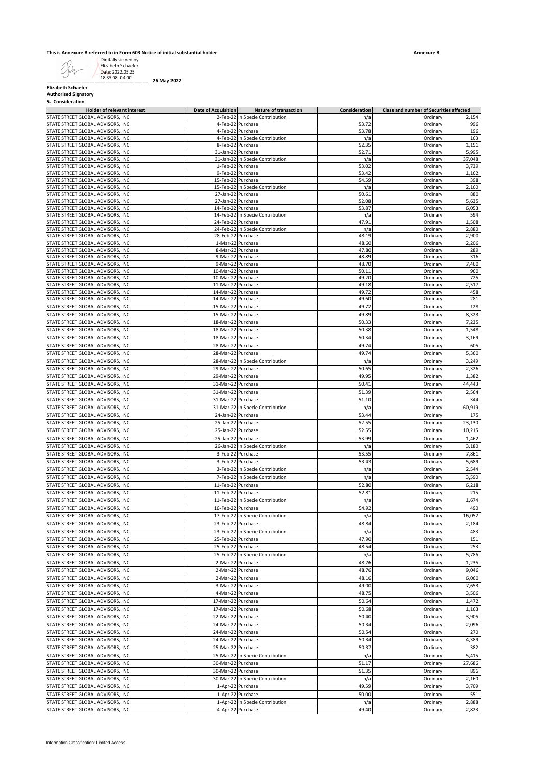**This is Annexure B referred to in Form 603 Notice of initial substantial holder**

**Annexure B**

Digitally signed by Elizabeth Schaefer
Date: 2022.05.25 18:35:08 -04'00'

**26 May 2022**

**Elizabeth Schaefer**
**Authorised Signatory**

**5. Consideration**

| Holder of relevant interest | Date of Acquisition | Nature of transaction | Consideration | Class and number of Securities affected | |
|---|---|---|---|---|---|
| STATE STREET GLOBAL ADVISORS, INC. | 2-Feb-22 | In Specie Contribution | n/a | Ordinary | 2,154 |
| STATE STREET GLOBAL ADVISORS, INC. | 4-Feb-22 | Purchase | 53.72 | Ordinary | 996 |
| STATE STREET GLOBAL ADVISORS, INC. | 4-Feb-22 | Purchase | 53.78 | Ordinary | 196 |
| STATE STREET GLOBAL ADVISORS, INC. | 4-Feb-22 | In Specie Contribution | n/a | Ordinary | 163 |
| STATE STREET GLOBAL ADVISORS, INC. | 8-Feb-22 | Purchase | 52.35 | Ordinary | 1,151 |
| STATE STREET GLOBAL ADVISORS, INC. | 31-Jan-22 | Purchase | 52.71 | Ordinary | 5,995 |
| STATE STREET GLOBAL ADVISORS, INC. | 31-Jan-22 | In Specie Contribution | n/a | Ordinary | 37,048 |
| STATE STREET GLOBAL ADVISORS, INC. | 1-Feb-22 | Purchase | 53.02 | Ordinary | 3,739 |
| STATE STREET GLOBAL ADVISORS, INC. | 9-Feb-22 | Purchase | 53.42 | Ordinary | 1,162 |
| STATE STREET GLOBAL ADVISORS, INC. | 15-Feb-22 | Purchase | 54.59 | Ordinary | 398 |
| STATE STREET GLOBAL ADVISORS, INC. | 15-Feb-22 | In Specie Contribution | n/a | Ordinary | 2,160 |
| STATE STREET GLOBAL ADVISORS, INC. | 27-Jan-22 | Purchase | 50.61 | Ordinary | 880 |
| STATE STREET GLOBAL ADVISORS, INC. | 27-Jan-22 | Purchase | 52.08 | Ordinary | 5,635 |
| STATE STREET GLOBAL ADVISORS, INC. | 14-Feb-22 | Purchase | 53.87 | Ordinary | 6,053 |
| STATE STREET GLOBAL ADVISORS, INC. | 14-Feb-22 | In Specie Contribution | n/a | Ordinary | 594 |
| STATE STREET GLOBAL ADVISORS, INC. | 24-Feb-22 | Purchase | 47.91 | Ordinary | 1,508 |
| STATE STREET GLOBAL ADVISORS, INC. | 24-Feb-22 | In Specie Contribution | n/a | Ordinary | 2,880 |
| STATE STREET GLOBAL ADVISORS, INC. | 28-Feb-22 | Purchase | 48.19 | Ordinary | 2,900 |
| STATE STREET GLOBAL ADVISORS, INC. | 1-Mar-22 | Purchase | 48.60 | Ordinary | 2,206 |
| STATE STREET GLOBAL ADVISORS, INC. | 8-Mar-22 | Purchase | 47.80 | Ordinary | 289 |
| STATE STREET GLOBAL ADVISORS, INC. | 9-Mar-22 | Purchase | 48.89 | Ordinary | 316 |
| STATE STREET GLOBAL ADVISORS, INC. | 9-Mar-22 | Purchase | 48.70 | Ordinary | 7,460 |
| STATE STREET GLOBAL ADVISORS, INC. | 10-Mar-22 | Purchase | 50.11 | Ordinary | 960 |
| STATE STREET GLOBAL ADVISORS, INC. | 10-Mar-22 | Purchase | 49.20 | Ordinary | 725 |
| STATE STREET GLOBAL ADVISORS, INC. | 11-Mar-22 | Purchase | 49.18 | Ordinary | 2,517 |
| STATE STREET GLOBAL ADVISORS, INC. | 14-Mar-22 | Purchase | 49.72 | Ordinary | 458 |
| STATE STREET GLOBAL ADVISORS, INC. | 14-Mar-22 | Purchase | 49.60 | Ordinary | 281 |
| STATE STREET GLOBAL ADVISORS, INC. | 15-Mar-22 | Purchase | 49.72 | Ordinary | 128 |
| STATE STREET GLOBAL ADVISORS, INC. | 15-Mar-22 | Purchase | 49.89 | Ordinary | 8,323 |
| STATE STREET GLOBAL ADVISORS, INC. | 18-Mar-22 | Purchase | 50.33 | Ordinary | 7,235 |
| STATE STREET GLOBAL ADVISORS, INC. | 18-Mar-22 | Purchase | 50.38 | Ordinary | 1,548 |
| STATE STREET GLOBAL ADVISORS, INC. | 18-Mar-22 | Purchase | 50.34 | Ordinary | 3,169 |
| STATE STREET GLOBAL ADVISORS, INC. | 28-Mar-22 | Purchase | 49.74 | Ordinary | 605 |
| STATE STREET GLOBAL ADVISORS, INC. | 28-Mar-22 | Purchase | 49.74 | Ordinary | 5,360 |
| STATE STREET GLOBAL ADVISORS, INC. | 28-Mar-22 | In Specie Contribution | n/a | Ordinary | 3,249 |
| STATE STREET GLOBAL ADVISORS, INC. | 29-Mar-22 | Purchase | 50.65 | Ordinary | 2,326 |
| STATE STREET GLOBAL ADVISORS, INC. | 29-Mar-22 | Purchase | 49.95 | Ordinary | 1,382 |
| STATE STREET GLOBAL ADVISORS, INC. | 31-Mar-22 | Purchase | 50.41 | Ordinary | 44,443 |
| STATE STREET GLOBAL ADVISORS, INC. | 31-Mar-22 | Purchase | 51.39 | Ordinary | 2,564 |
| STATE STREET GLOBAL ADVISORS, INC. | 31-Mar-22 | Purchase | 51.10 | Ordinary | 344 |
| STATE STREET GLOBAL ADVISORS, INC. | 31-Mar-22 | In Specie Contribution | n/a | Ordinary | 60,919 |
| STATE STREET GLOBAL ADVISORS, INC. | 24-Jan-22 | Purchase | 53.44 | Ordinary | 175 |
| STATE STREET GLOBAL ADVISORS, INC. | 25-Jan-22 | Purchase | 52.55 | Ordinary | 23,130 |
| STATE STREET GLOBAL ADVISORS, INC. | 25-Jan-22 | Purchase | 52.55 | Ordinary | 10,215 |
| STATE STREET GLOBAL ADVISORS, INC. | 25-Jan-22 | Purchase | 53.99 | Ordinary | 1,462 |
| STATE STREET GLOBAL ADVISORS, INC. | 26-Jan-22 | In Specie Contribution | n/a | Ordinary | 3,180 |
| STATE STREET GLOBAL ADVISORS, INC. | 3-Feb-22 | Purchase | 53.55 | Ordinary | 7,861 |
| STATE STREET GLOBAL ADVISORS, INC. | 3-Feb-22 | Purchase | 53.43 | Ordinary | 5,689 |
| STATE STREET GLOBAL ADVISORS, INC. | 3-Feb-22 | In Specie Contribution | n/a | Ordinary | 2,544 |
| STATE STREET GLOBAL ADVISORS, INC. | 7-Feb-22 | In Specie Contribution | n/a | Ordinary | 3,590 |
| STATE STREET GLOBAL ADVISORS, INC. | 11-Feb-22 | Purchase | 52.80 | Ordinary | 6,218 |
| STATE STREET GLOBAL ADVISORS, INC. | 11-Feb-22 | Purchase | 52.81 | Ordinary | 215 |
| STATE STREET GLOBAL ADVISORS, INC. | 11-Feb-22 | In Specie Contribution | n/a | Ordinary | 1,674 |
| STATE STREET GLOBAL ADVISORS, INC. | 16-Feb-22 | Purchase | 54.92 | Ordinary | 490 |
| STATE STREET GLOBAL ADVISORS, INC. | 17-Feb-22 | In Specie Contribution | n/a | Ordinary | 16,052 |
| STATE STREET GLOBAL ADVISORS, INC. | 23-Feb-22 | Purchase | 48.84 | Ordinary | 2,184 |
| STATE STREET GLOBAL ADVISORS, INC. | 23-Feb-22 | In Specie Contribution | n/a | Ordinary | 483 |
| STATE STREET GLOBAL ADVISORS, INC. | 25-Feb-22 | Purchase | 47.90 | Ordinary | 151 |
| STATE STREET GLOBAL ADVISORS, INC. | 25-Feb-22 | Purchase | 48.54 | Ordinary | 253 |
| STATE STREET GLOBAL ADVISORS, INC. | 25-Feb-22 | In Specie Contribution | n/a | Ordinary | 5,786 |
| STATE STREET GLOBAL ADVISORS, INC. | 2-Mar-22 | Purchase | 48.76 | Ordinary | 1,235 |
| STATE STREET GLOBAL ADVISORS, INC. | 2-Mar-22 | Purchase | 48.76 | Ordinary | 9,046 |
| STATE STREET GLOBAL ADVISORS, INC. | 2-Mar-22 | Purchase | 48.16 | Ordinary | 6,060 |
| STATE STREET GLOBAL ADVISORS, INC. | 3-Mar-22 | Purchase | 49.00 | Ordinary | 7,653 |
| STATE STREET GLOBAL ADVISORS, INC. | 4-Mar-22 | Purchase | 48.75 | Ordinary | 3,506 |
| STATE STREET GLOBAL ADVISORS, INC. | 17-Mar-22 | Purchase | 50.64 | Ordinary | 1,472 |
| STATE STREET GLOBAL ADVISORS, INC. | 17-Mar-22 | Purchase | 50.68 | Ordinary | 1,163 |
| STATE STREET GLOBAL ADVISORS, INC. | 22-Mar-22 | Purchase | 50.40 | Ordinary | 3,905 |
| STATE STREET GLOBAL ADVISORS, INC. | 24-Mar-22 | Purchase | 50.34 | Ordinary | 2,096 |
| STATE STREET GLOBAL ADVISORS, INC. | 24-Mar-22 | Purchase | 50.54 | Ordinary | 270 |
| STATE STREET GLOBAL ADVISORS, INC. | 24-Mar-22 | Purchase | 50.34 | Ordinary | 4,389 |
| STATE STREET GLOBAL ADVISORS, INC. | 25-Mar-22 | Purchase | 50.37 | Ordinary | 382 |
| STATE STREET GLOBAL ADVISORS, INC. | 25-Mar-22 | In Specie Contribution | n/a | Ordinary | 5,415 |
| STATE STREET GLOBAL ADVISORS, INC. | 30-Mar-22 | Purchase | 51.17 | Ordinary | 27,686 |
| STATE STREET GLOBAL ADVISORS, INC. | 30-Mar-22 | Purchase | 51.35 | Ordinary | 896 |
| STATE STREET GLOBAL ADVISORS, INC. | 30-Mar-22 | In Specie Contribution | n/a | Ordinary | 2,160 |
| STATE STREET GLOBAL ADVISORS, INC. | 1-Apr-22 | Purchase | 49.59 | Ordinary | 3,709 |
| STATE STREET GLOBAL ADVISORS, INC. | 1-Apr-22 | Purchase | 50.00 | Ordinary | 551 |
| STATE STREET GLOBAL ADVISORS, INC. | 1-Apr-22 | In Specie Contribution | n/a | Ordinary | 2,888 |
| STATE STREET GLOBAL ADVISORS, INC. | 4-Apr-22 | Purchase | 49.40 | Ordinary | 2,823 |

Information Classification: Limited Access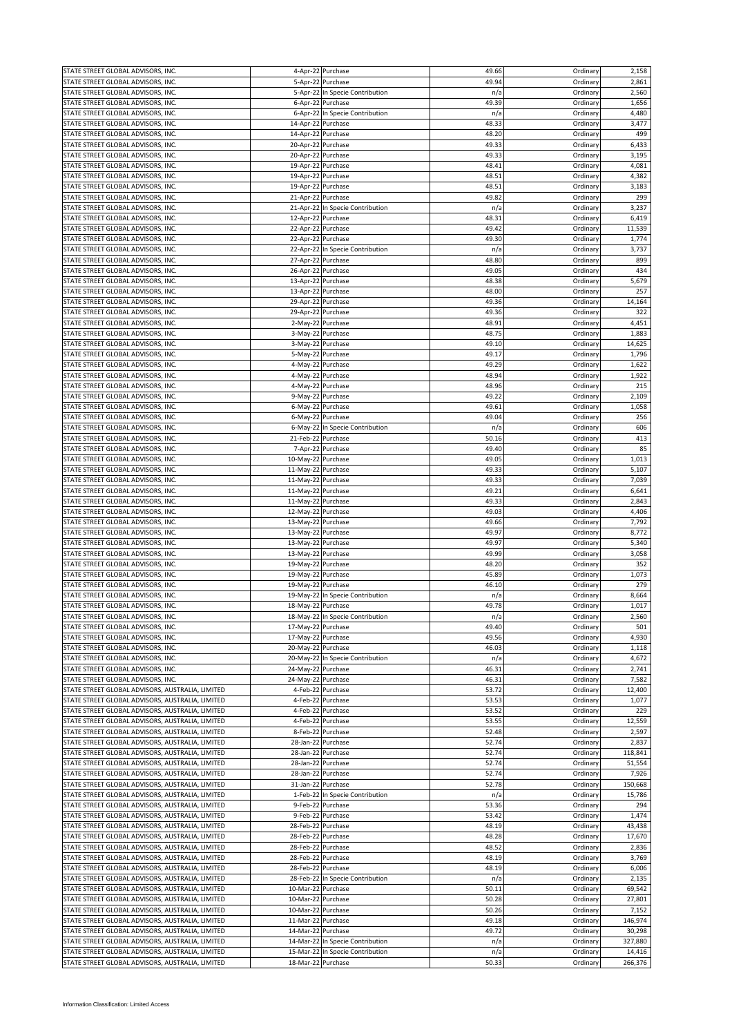| STATE STREET GLOBAL ADVISORS, INC. | 4-Apr-22 | Purchase | 49.66 | Ordinary | 2,158 |
|---|---|---|---|---|---|
| STATE STREET GLOBAL ADVISORS, INC. | 5-Apr-22 | Purchase | 49.94 | Ordinary | 2,861 |
| STATE STREET GLOBAL ADVISORS, INC. | 5-Apr-22 | In Specie Contribution | n/a | Ordinary | 2,560 |
| STATE STREET GLOBAL ADVISORS, INC. | 6-Apr-22 | Purchase | 49.39 | Ordinary | 1,656 |
| STATE STREET GLOBAL ADVISORS, INC. | 6-Apr-22 | In Specie Contribution | n/a | Ordinary | 4,480 |
| STATE STREET GLOBAL ADVISORS, INC. | 14-Apr-22 | Purchase | 48.33 | Ordinary | 3,477 |
| STATE STREET GLOBAL ADVISORS, INC. | 14-Apr-22 | Purchase | 48.20 | Ordinary | 499 |
| STATE STREET GLOBAL ADVISORS, INC. | 20-Apr-22 | Purchase | 49.33 | Ordinary | 6,433 |
| STATE STREET GLOBAL ADVISORS, INC. | 20-Apr-22 | Purchase | 49.33 | Ordinary | 3,195 |
| STATE STREET GLOBAL ADVISORS, INC. | 19-Apr-22 | Purchase | 48.41 | Ordinary | 4,081 |
| STATE STREET GLOBAL ADVISORS, INC. | 19-Apr-22 | Purchase | 48.51 | Ordinary | 4,382 |
| STATE STREET GLOBAL ADVISORS, INC. | 19-Apr-22 | Purchase | 48.51 | Ordinary | 3,183 |
| STATE STREET GLOBAL ADVISORS, INC. | 21-Apr-22 | Purchase | 49.82 | Ordinary | 299 |
| STATE STREET GLOBAL ADVISORS, INC. | 21-Apr-22 | In Specie Contribution | n/a | Ordinary | 3,237 |
| STATE STREET GLOBAL ADVISORS, INC. | 12-Apr-22 | Purchase | 48.31 | Ordinary | 6,419 |
| STATE STREET GLOBAL ADVISORS, INC. | 22-Apr-22 | Purchase | 49.42 | Ordinary | 11,539 |
| STATE STREET GLOBAL ADVISORS, INC. | 22-Apr-22 | Purchase | 49.30 | Ordinary | 1,774 |
| STATE STREET GLOBAL ADVISORS, INC. | 22-Apr-22 | In Specie Contribution | n/a | Ordinary | 3,737 |
| STATE STREET GLOBAL ADVISORS, INC. | 27-Apr-22 | Purchase | 48.80 | Ordinary | 899 |
| STATE STREET GLOBAL ADVISORS, INC. | 26-Apr-22 | Purchase | 49.05 | Ordinary | 434 |
| STATE STREET GLOBAL ADVISORS, INC. | 13-Apr-22 | Purchase | 48.38 | Ordinary | 5,679 |
| STATE STREET GLOBAL ADVISORS, INC. | 13-Apr-22 | Purchase | 48.00 | Ordinary | 257 |
| STATE STREET GLOBAL ADVISORS, INC. | 29-Apr-22 | Purchase | 49.36 | Ordinary | 14,164 |
| STATE STREET GLOBAL ADVISORS, INC. | 29-Apr-22 | Purchase | 49.36 | Ordinary | 322 |
| STATE STREET GLOBAL ADVISORS, INC. | 2-May-22 | Purchase | 48.91 | Ordinary | 4,451 |
| STATE STREET GLOBAL ADVISORS, INC. | 3-May-22 | Purchase | 48.75 | Ordinary | 1,883 |
| STATE STREET GLOBAL ADVISORS, INC. | 3-May-22 | Purchase | 49.10 | Ordinary | 14,625 |
| STATE STREET GLOBAL ADVISORS, INC. | 5-May-22 | Purchase | 49.17 | Ordinary | 1,796 |
| STATE STREET GLOBAL ADVISORS, INC. | 4-May-22 | Purchase | 49.29 | Ordinary | 1,622 |
| STATE STREET GLOBAL ADVISORS, INC. | 4-May-22 | Purchase | 48.94 | Ordinary | 1,922 |
| STATE STREET GLOBAL ADVISORS, INC. | 4-May-22 | Purchase | 48.96 | Ordinary | 215 |
| STATE STREET GLOBAL ADVISORS, INC. | 9-May-22 | Purchase | 49.22 | Ordinary | 2,109 |
| STATE STREET GLOBAL ADVISORS, INC. | 6-May-22 | Purchase | 49.61 | Ordinary | 1,058 |
| STATE STREET GLOBAL ADVISORS, INC. | 6-May-22 | Purchase | 49.04 | Ordinary | 256 |
| STATE STREET GLOBAL ADVISORS, INC. | 6-May-22 | In Specie Contribution | n/a | Ordinary | 606 |
| STATE STREET GLOBAL ADVISORS, INC. | 21-Feb-22 | Purchase | 50.16 | Ordinary | 413 |
| STATE STREET GLOBAL ADVISORS, INC. | 7-Apr-22 | Purchase | 49.40 | Ordinary | 85 |
| STATE STREET GLOBAL ADVISORS, INC. | 10-May-22 | Purchase | 49.05 | Ordinary | 1,013 |
| STATE STREET GLOBAL ADVISORS, INC. | 11-May-22 | Purchase | 49.33 | Ordinary | 5,107 |
| STATE STREET GLOBAL ADVISORS, INC. | 11-May-22 | Purchase | 49.33 | Ordinary | 7,039 |
| STATE STREET GLOBAL ADVISORS, INC. | 11-May-22 | Purchase | 49.21 | Ordinary | 6,641 |
| STATE STREET GLOBAL ADVISORS, INC. | 11-May-22 | Purchase | 49.33 | Ordinary | 2,843 |
| STATE STREET GLOBAL ADVISORS, INC. | 12-May-22 | Purchase | 49.03 | Ordinary | 4,406 |
| STATE STREET GLOBAL ADVISORS, INC. | 13-May-22 | Purchase | 49.66 | Ordinary | 7,792 |
| STATE STREET GLOBAL ADVISORS, INC. | 13-May-22 | Purchase | 49.97 | Ordinary | 8,772 |
| STATE STREET GLOBAL ADVISORS, INC. | 13-May-22 | Purchase | 49.97 | Ordinary | 5,340 |
| STATE STREET GLOBAL ADVISORS, INC. | 13-May-22 | Purchase | 49.99 | Ordinary | 3,058 |
| STATE STREET GLOBAL ADVISORS, INC. | 19-May-22 | Purchase | 48.20 | Ordinary | 352 |
| STATE STREET GLOBAL ADVISORS, INC. | 19-May-22 | Purchase | 45.89 | Ordinary | 1,073 |
| STATE STREET GLOBAL ADVISORS, INC. | 19-May-22 | Purchase | 46.10 | Ordinary | 279 |
| STATE STREET GLOBAL ADVISORS, INC. | 19-May-22 | In Specie Contribution | n/a | Ordinary | 8,664 |
| STATE STREET GLOBAL ADVISORS, INC. | 18-May-22 | Purchase | 49.78 | Ordinary | 1,017 |
| STATE STREET GLOBAL ADVISORS, INC. | 18-May-22 | In Specie Contribution | n/a | Ordinary | 2,560 |
| STATE STREET GLOBAL ADVISORS, INC. | 17-May-22 | Purchase | 49.40 | Ordinary | 501 |
| STATE STREET GLOBAL ADVISORS, INC. | 17-May-22 | Purchase | 49.56 | Ordinary | 4,930 |
| STATE STREET GLOBAL ADVISORS, INC. | 20-May-22 | Purchase | 46.03 | Ordinary | 1,118 |
| STATE STREET GLOBAL ADVISORS, INC. | 20-May-22 | In Specie Contribution | n/a | Ordinary | 4,672 |
| STATE STREET GLOBAL ADVISORS, INC. | 24-May-22 | Purchase | 46.31 | Ordinary | 2,741 |
| STATE STREET GLOBAL ADVISORS, INC. | 24-May-22 | Purchase | 46.31 | Ordinary | 7,582 |
| STATE STREET GLOBAL ADVISORS, AUSTRALIA, LIMITED | 4-Feb-22 | Purchase | 53.72 | Ordinary | 12,400 |
| STATE STREET GLOBAL ADVISORS, AUSTRALIA, LIMITED | 4-Feb-22 | Purchase | 53.53 | Ordinary | 1,077 |
| STATE STREET GLOBAL ADVISORS, AUSTRALIA, LIMITED | 4-Feb-22 | Purchase | 53.52 | Ordinary | 229 |
| STATE STREET GLOBAL ADVISORS, AUSTRALIA, LIMITED | 4-Feb-22 | Purchase | 53.55 | Ordinary | 12,559 |
| STATE STREET GLOBAL ADVISORS, AUSTRALIA, LIMITED | 8-Feb-22 | Purchase | 52.48 | Ordinary | 2,597 |
| STATE STREET GLOBAL ADVISORS, AUSTRALIA, LIMITED | 28-Jan-22 | Purchase | 52.74 | Ordinary | 2,837 |
| STATE STREET GLOBAL ADVISORS, AUSTRALIA, LIMITED | 28-Jan-22 | Purchase | 52.74 | Ordinary | 118,841 |
| STATE STREET GLOBAL ADVISORS, AUSTRALIA, LIMITED | 28-Jan-22 | Purchase | 52.74 | Ordinary | 51,554 |
| STATE STREET GLOBAL ADVISORS, AUSTRALIA, LIMITED | 28-Jan-22 | Purchase | 52.74 | Ordinary | 7,926 |
| STATE STREET GLOBAL ADVISORS, AUSTRALIA, LIMITED | 31-Jan-22 | Purchase | 52.78 | Ordinary | 150,668 |
| STATE STREET GLOBAL ADVISORS, AUSTRALIA, LIMITED | 1-Feb-22 | In Specie Contribution | n/a | Ordinary | 15,786 |
| STATE STREET GLOBAL ADVISORS, AUSTRALIA, LIMITED | 9-Feb-22 | Purchase | 53.36 | Ordinary | 294 |
| STATE STREET GLOBAL ADVISORS, AUSTRALIA, LIMITED | 9-Feb-22 | Purchase | 53.42 | Ordinary | 1,474 |
| STATE STREET GLOBAL ADVISORS, AUSTRALIA, LIMITED | 28-Feb-22 | Purchase | 48.19 | Ordinary | 43,438 |
| STATE STREET GLOBAL ADVISORS, AUSTRALIA, LIMITED | 28-Feb-22 | Purchase | 48.28 | Ordinary | 17,670 |
| STATE STREET GLOBAL ADVISORS, AUSTRALIA, LIMITED | 28-Feb-22 | Purchase | 48.52 | Ordinary | 2,836 |
| STATE STREET GLOBAL ADVISORS, AUSTRALIA, LIMITED | 28-Feb-22 | Purchase | 48.19 | Ordinary | 3,769 |
| STATE STREET GLOBAL ADVISORS, AUSTRALIA, LIMITED | 28-Feb-22 | Purchase | 48.19 | Ordinary | 6,006 |
| STATE STREET GLOBAL ADVISORS, AUSTRALIA, LIMITED | 28-Feb-22 | In Specie Contribution | n/a | Ordinary | 2,135 |
| STATE STREET GLOBAL ADVISORS, AUSTRALIA, LIMITED | 10-Mar-22 | Purchase | 50.11 | Ordinary | 69,542 |
| STATE STREET GLOBAL ADVISORS, AUSTRALIA, LIMITED | 10-Mar-22 | Purchase | 50.28 | Ordinary | 27,801 |
| STATE STREET GLOBAL ADVISORS, AUSTRALIA, LIMITED | 10-Mar-22 | Purchase | 50.26 | Ordinary | 7,152 |
| STATE STREET GLOBAL ADVISORS, AUSTRALIA, LIMITED | 11-Mar-22 | Purchase | 49.18 | Ordinary | 146,974 |
| STATE STREET GLOBAL ADVISORS, AUSTRALIA, LIMITED | 14-Mar-22 | Purchase | 49.72 | Ordinary | 30,298 |
| STATE STREET GLOBAL ADVISORS, AUSTRALIA, LIMITED | 14-Mar-22 | In Specie Contribution | n/a | Ordinary | 327,880 |
| STATE STREET GLOBAL ADVISORS, AUSTRALIA, LIMITED | 15-Mar-22 | In Specie Contribution | n/a | Ordinary | 14,416 |
| STATE STREET GLOBAL ADVISORS, AUSTRALIA, LIMITED | 18-Mar-22 | Purchase | 50.33 | Ordinary | 266,376 |

Information Classification: Limited Access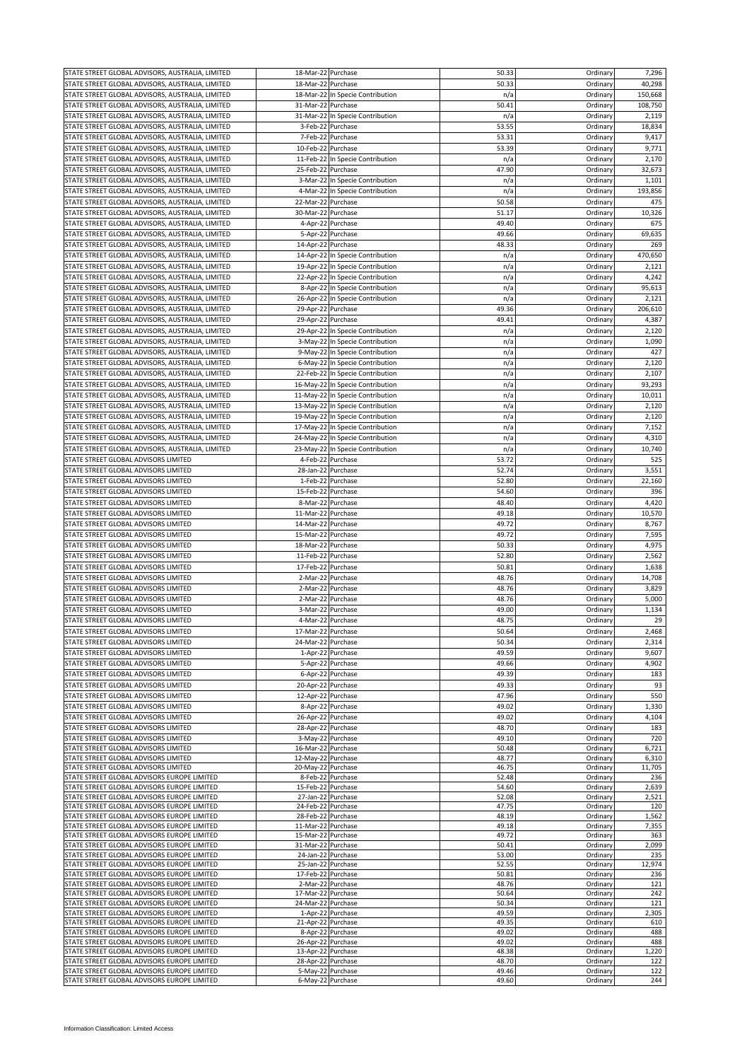| | | | | | |
|---|---|---|---|---|---|
| STATE STREET GLOBAL ADVISORS, AUSTRALIA, LIMITED | 18-Mar-22 | Purchase | 50.33 | Ordinary | 7,296 |
| STATE STREET GLOBAL ADVISORS, AUSTRALIA, LIMITED | 18-Mar-22 | Purchase | 50.33 | Ordinary | 40,298 |
| STATE STREET GLOBAL ADVISORS, AUSTRALIA, LIMITED | 18-Mar-22 | In Specie Contribution | n/a | Ordinary | 150,668 |
| STATE STREET GLOBAL ADVISORS, AUSTRALIA, LIMITED | 31-Mar-22 | Purchase | 50.41 | Ordinary | 108,750 |
| STATE STREET GLOBAL ADVISORS, AUSTRALIA, LIMITED | 31-Mar-22 | In Specie Contribution | n/a | Ordinary | 2,119 |
| STATE STREET GLOBAL ADVISORS, AUSTRALIA, LIMITED | 3-Feb-22 | Purchase | 53.55 | Ordinary | 18,834 |
| STATE STREET GLOBAL ADVISORS, AUSTRALIA, LIMITED | 7-Feb-22 | Purchase | 53.31 | Ordinary | 9,417 |
| STATE STREET GLOBAL ADVISORS, AUSTRALIA, LIMITED | 10-Feb-22 | Purchase | 53.39 | Ordinary | 9,771 |
| STATE STREET GLOBAL ADVISORS, AUSTRALIA, LIMITED | 11-Feb-22 | In Specie Contribution | n/a | Ordinary | 2,170 |
| STATE STREET GLOBAL ADVISORS, AUSTRALIA, LIMITED | 25-Feb-22 | Purchase | 47.90 | Ordinary | 32,673 |
| STATE STREET GLOBAL ADVISORS, AUSTRALIA, LIMITED | 3-Mar-22 | In Specie Contribution | n/a | Ordinary | 1,101 |
| STATE STREET GLOBAL ADVISORS, AUSTRALIA, LIMITED | 4-Mar-22 | In Specie Contribution | n/a | Ordinary | 193,856 |
| STATE STREET GLOBAL ADVISORS, AUSTRALIA, LIMITED | 22-Mar-22 | Purchase | 50.58 | Ordinary | 475 |
| STATE STREET GLOBAL ADVISORS, AUSTRALIA, LIMITED | 30-Mar-22 | Purchase | 51.17 | Ordinary | 10,326 |
| STATE STREET GLOBAL ADVISORS, AUSTRALIA, LIMITED | 4-Apr-22 | Purchase | 49.40 | Ordinary | 675 |
| STATE STREET GLOBAL ADVISORS, AUSTRALIA, LIMITED | 5-Apr-22 | Purchase | 49.66 | Ordinary | 69,635 |
| STATE STREET GLOBAL ADVISORS, AUSTRALIA, LIMITED | 14-Apr-22 | Purchase | 48.33 | Ordinary | 269 |
| STATE STREET GLOBAL ADVISORS, AUSTRALIA, LIMITED | 14-Apr-22 | In Specie Contribution | n/a | Ordinary | 470,650 |
| STATE STREET GLOBAL ADVISORS, AUSTRALIA, LIMITED | 19-Apr-22 | In Specie Contribution | n/a | Ordinary | 2,121 |
| STATE STREET GLOBAL ADVISORS, AUSTRALIA, LIMITED | 22-Apr-22 | In Specie Contribution | n/a | Ordinary | 4,242 |
| STATE STREET GLOBAL ADVISORS, AUSTRALIA, LIMITED | 8-Apr-22 | In Specie Contribution | n/a | Ordinary | 95,613 |
| STATE STREET GLOBAL ADVISORS, AUSTRALIA, LIMITED | 26-Apr-22 | In Specie Contribution | n/a | Ordinary | 2,121 |
| STATE STREET GLOBAL ADVISORS, AUSTRALIA, LIMITED | 29-Apr-22 | Purchase | 49.36 | Ordinary | 206,610 |
| STATE STREET GLOBAL ADVISORS, AUSTRALIA, LIMITED | 29-Apr-22 | Purchase | 49.41 | Ordinary | 4,387 |
| STATE STREET GLOBAL ADVISORS, AUSTRALIA, LIMITED | 29-Apr-22 | In Specie Contribution | n/a | Ordinary | 2,120 |
| STATE STREET GLOBAL ADVISORS, AUSTRALIA, LIMITED | 3-May-22 | In Specie Contribution | n/a | Ordinary | 1,090 |
| STATE STREET GLOBAL ADVISORS, AUSTRALIA, LIMITED | 9-May-22 | In Specie Contribution | n/a | Ordinary | 427 |
| STATE STREET GLOBAL ADVISORS, AUSTRALIA, LIMITED | 6-May-22 | In Specie Contribution | n/a | Ordinary | 2,120 |
| STATE STREET GLOBAL ADVISORS, AUSTRALIA, LIMITED | 22-Feb-22 | In Specie Contribution | n/a | Ordinary | 2,107 |
| STATE STREET GLOBAL ADVISORS, AUSTRALIA, LIMITED | 16-May-22 | In Specie Contribution | n/a | Ordinary | 93,293 |
| STATE STREET GLOBAL ADVISORS, AUSTRALIA, LIMITED | 11-May-22 | In Specie Contribution | n/a | Ordinary | 10,011 |
| STATE STREET GLOBAL ADVISORS, AUSTRALIA, LIMITED | 13-May-22 | In Specie Contribution | n/a | Ordinary | 2,120 |
| STATE STREET GLOBAL ADVISORS, AUSTRALIA, LIMITED | 19-May-22 | In Specie Contribution | n/a | Ordinary | 2,120 |
| STATE STREET GLOBAL ADVISORS, AUSTRALIA, LIMITED | 17-May-22 | In Specie Contribution | n/a | Ordinary | 7,152 |
| STATE STREET GLOBAL ADVISORS, AUSTRALIA, LIMITED | 24-May-22 | In Specie Contribution | n/a | Ordinary | 4,310 |
| STATE STREET GLOBAL ADVISORS, AUSTRALIA, LIMITED | 23-May-22 | In Specie Contribution | n/a | Ordinary | 10,740 |
| STATE STREET GLOBAL ADVISORS LIMITED | 4-Feb-22 | Purchase | 53.72 | Ordinary | 525 |
| STATE STREET GLOBAL ADVISORS LIMITED | 28-Jan-22 | Purchase | 52.74 | Ordinary | 3,551 |
| STATE STREET GLOBAL ADVISORS LIMITED | 1-Feb-22 | Purchase | 52.80 | Ordinary | 22,160 |
| STATE STREET GLOBAL ADVISORS LIMITED | 15-Feb-22 | Purchase | 54.60 | Ordinary | 396 |
| STATE STREET GLOBAL ADVISORS LIMITED | 8-Mar-22 | Purchase | 48.40 | Ordinary | 4,420 |
| STATE STREET GLOBAL ADVISORS LIMITED | 11-Mar-22 | Purchase | 49.18 | Ordinary | 10,570 |
| STATE STREET GLOBAL ADVISORS LIMITED | 14-Mar-22 | Purchase | 49.72 | Ordinary | 8,767 |
| STATE STREET GLOBAL ADVISORS LIMITED | 15-Mar-22 | Purchase | 49.72 | Ordinary | 7,595 |
| STATE STREET GLOBAL ADVISORS LIMITED | 18-Mar-22 | Purchase | 50.33 | Ordinary | 4,975 |
| STATE STREET GLOBAL ADVISORS LIMITED | 11-Feb-22 | Purchase | 52.80 | Ordinary | 2,562 |
| STATE STREET GLOBAL ADVISORS LIMITED | 17-Feb-22 | Purchase | 50.81 | Ordinary | 1,638 |
| STATE STREET GLOBAL ADVISORS LIMITED | 2-Mar-22 | Purchase | 48.76 | Ordinary | 14,708 |
| STATE STREET GLOBAL ADVISORS LIMITED | 2-Mar-22 | Purchase | 48.76 | Ordinary | 3,829 |
| STATE STREET GLOBAL ADVISORS LIMITED | 2-Mar-22 | Purchase | 48.76 | Ordinary | 5,000 |
| STATE STREET GLOBAL ADVISORS LIMITED | 3-Mar-22 | Purchase | 49.00 | Ordinary | 1,134 |
| STATE STREET GLOBAL ADVISORS LIMITED | 4-Mar-22 | Purchase | 48.75 | Ordinary | 29 |
| STATE STREET GLOBAL ADVISORS LIMITED | 17-Mar-22 | Purchase | 50.64 | Ordinary | 2,468 |
| STATE STREET GLOBAL ADVISORS LIMITED | 24-Mar-22 | Purchase | 50.34 | Ordinary | 2,314 |
| STATE STREET GLOBAL ADVISORS LIMITED | 1-Apr-22 | Purchase | 49.59 | Ordinary | 9,607 |
| STATE STREET GLOBAL ADVISORS LIMITED | 5-Apr-22 | Purchase | 49.66 | Ordinary | 4,902 |
| STATE STREET GLOBAL ADVISORS LIMITED | 6-Apr-22 | Purchase | 49.39 | Ordinary | 183 |
| STATE STREET GLOBAL ADVISORS LIMITED | 20-Apr-22 | Purchase | 49.33 | Ordinary | 93 |
| STATE STREET GLOBAL ADVISORS LIMITED | 12-Apr-22 | Purchase | 47.96 | Ordinary | 550 |
| STATE STREET GLOBAL ADVISORS LIMITED | 8-Apr-22 | Purchase | 49.02 | Ordinary | 1,330 |
| STATE STREET GLOBAL ADVISORS LIMITED | 26-Apr-22 | Purchase | 49.02 | Ordinary | 4,104 |
| STATE STREET GLOBAL ADVISORS LIMITED | 28-Apr-22 | Purchase | 48.70 | Ordinary | 183 |
| STATE STREET GLOBAL ADVISORS LIMITED | 3-May-22 | Purchase | 49.10 | Ordinary | 720 |
| STATE STREET GLOBAL ADVISORS LIMITED | 16-Mar-22 | Purchase | 50.48 | Ordinary | 6,721 |
| STATE STREET GLOBAL ADVISORS LIMITED | 12-May-22 | Purchase | 48.77 | Ordinary | 6,310 |
| STATE STREET GLOBAL ADVISORS LIMITED | 20-May-22 | Purchase | 46.75 | Ordinary | 11,705 |
| STATE STREET GLOBAL ADVISORS EUROPE LIMITED | 8-Feb-22 | Purchase | 52.48 | Ordinary | 236 |
| STATE STREET GLOBAL ADVISORS EUROPE LIMITED | 15-Feb-22 | Purchase | 54.60 | Ordinary | 2,639 |
| STATE STREET GLOBAL ADVISORS EUROPE LIMITED | 27-Jan-22 | Purchase | 52.08 | Ordinary | 2,521 |
| STATE STREET GLOBAL ADVISORS EUROPE LIMITED | 24-Feb-22 | Purchase | 47.75 | Ordinary | 120 |
| STATE STREET GLOBAL ADVISORS EUROPE LIMITED | 28-Feb-22 | Purchase | 48.19 | Ordinary | 1,562 |
| STATE STREET GLOBAL ADVISORS EUROPE LIMITED | 11-Mar-22 | Purchase | 49.18 | Ordinary | 7,355 |
| STATE STREET GLOBAL ADVISORS EUROPE LIMITED | 15-Mar-22 | Purchase | 49.72 | Ordinary | 363 |
| STATE STREET GLOBAL ADVISORS EUROPE LIMITED | 31-Mar-22 | Purchase | 50.41 | Ordinary | 2,099 |
| STATE STREET GLOBAL ADVISORS EUROPE LIMITED | 24-Jan-22 | Purchase | 53.00 | Ordinary | 235 |
| STATE STREET GLOBAL ADVISORS EUROPE LIMITED | 25-Jan-22 | Purchase | 52.55 | Ordinary | 12,974 |
| STATE STREET GLOBAL ADVISORS EUROPE LIMITED | 17-Feb-22 | Purchase | 50.81 | Ordinary | 236 |
| STATE STREET GLOBAL ADVISORS EUROPE LIMITED | 2-Mar-22 | Purchase | 48.76 | Ordinary | 121 |
| STATE STREET GLOBAL ADVISORS EUROPE LIMITED | 17-Mar-22 | Purchase | 50.64 | Ordinary | 242 |
| STATE STREET GLOBAL ADVISORS EUROPE LIMITED | 24-Mar-22 | Purchase | 50.34 | Ordinary | 121 |
| STATE STREET GLOBAL ADVISORS EUROPE LIMITED | 1-Apr-22 | Purchase | 49.59 | Ordinary | 2,305 |
| STATE STREET GLOBAL ADVISORS EUROPE LIMITED | 21-Apr-22 | Purchase | 49.35 | Ordinary | 610 |
| STATE STREET GLOBAL ADVISORS EUROPE LIMITED | 8-Apr-22 | Purchase | 49.02 | Ordinary | 488 |
| STATE STREET GLOBAL ADVISORS EUROPE LIMITED | 26-Apr-22 | Purchase | 49.02 | Ordinary | 488 |
| STATE STREET GLOBAL ADVISORS EUROPE LIMITED | 13-Apr-22 | Purchase | 48.38 | Ordinary | 1,220 |
| STATE STREET GLOBAL ADVISORS EUROPE LIMITED | 28-Apr-22 | Purchase | 48.70 | Ordinary | 122 |
| STATE STREET GLOBAL ADVISORS EUROPE LIMITED | 5-May-22 | Purchase | 49.46 | Ordinary | 122 |
| STATE STREET GLOBAL ADVISORS EUROPE LIMITED | 6-May-22 | Purchase | 49.60 | Ordinary | 244 |

Information Classification: Limited Access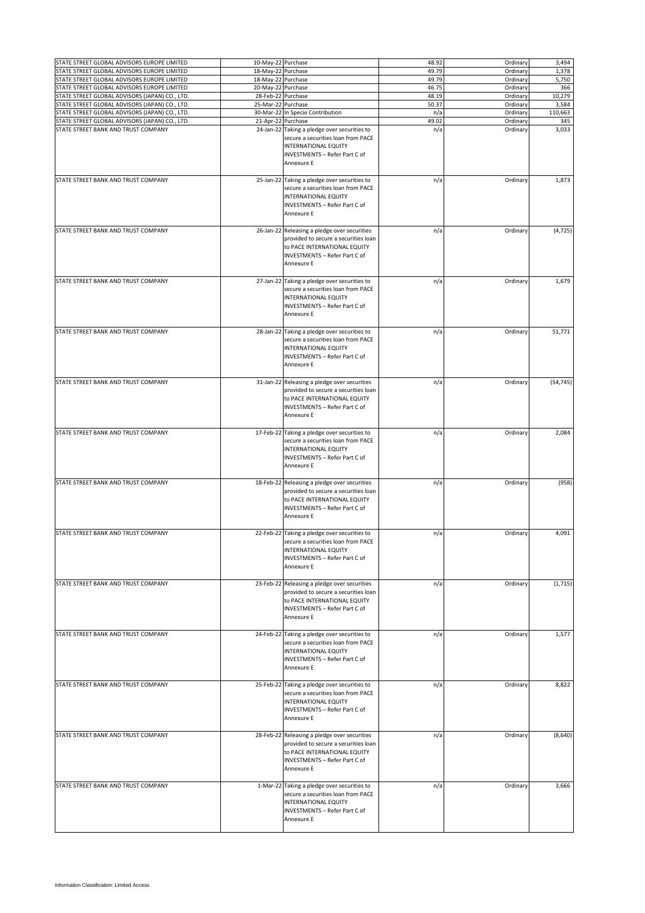| | | | | | |
|---|---|---|---|---|---|
| STATE STREET GLOBAL ADVISORS EUROPE LIMITED | 10-May-22 | Purchase | 48.92 | Ordinary | 3,494 |
| STATE STREET GLOBAL ADVISORS EUROPE LIMITED | 18-May-22 | Purchase | 49.79 | Ordinary | 1,378 |
| STATE STREET GLOBAL ADVISORS EUROPE LIMITED | 18-May-22 | Purchase | 49.79 | Ordinary | 5,750 |
| STATE STREET GLOBAL ADVISORS EUROPE LIMITED | 20-May-22 | Purchase | 46.75 | Ordinary | 366 |
| STATE STREET GLOBAL ADVISORS (JAPAN) CO., LTD. | 28-Feb-22 | Purchase | 48.19 | Ordinary | 10,279 |
| STATE STREET GLOBAL ADVISORS (JAPAN) CO., LTD. | 25-Mar-22 | Purchase | 50.37 | Ordinary | 3,584 |
| STATE STREET GLOBAL ADVISORS (JAPAN) CO., LTD. | 30-Mar-22 | In Specie Contribution | n/a | Ordinary | 110,663 |
| STATE STREET GLOBAL ADVISORS (JAPAN) CO., LTD. | 21-Apr-22 | Purchase | 49.02 | Ordinary | 345 |
| STATE STREET BANK AND TRUST COMPANY | 24-Jan-22 | Taking a pledge over securities to secure a securities loan from PACE INTERNATIONAL EQUITY INVESTMENTS – Refer Part C of Annexure E | n/a | Ordinary | 3,033 |
| STATE STREET BANK AND TRUST COMPANY | 25-Jan-22 | Taking a pledge over securities to secure a securities loan from PACE INTERNATIONAL EQUITY INVESTMENTS – Refer Part C of Annexure E | n/a | Ordinary | 1,873 |
| STATE STREET BANK AND TRUST COMPANY | 26-Jan-22 | Releasing a pledge over securities provided to secure a securities loan to PACE INTERNATIONAL EQUITY INVESTMENTS – Refer Part C of Annexure E | n/a | Ordinary | (4,725) |
| STATE STREET BANK AND TRUST COMPANY | 27-Jan-22 | Taking a pledge over securities to secure a securities loan from PACE INTERNATIONAL EQUITY INVESTMENTS – Refer Part C of Annexure E | n/a | Ordinary | 1,679 |
| STATE STREET BANK AND TRUST COMPANY | 28-Jan-22 | Taking a pledge over securities to secure a securities loan from PACE INTERNATIONAL EQUITY INVESTMENTS – Refer Part C of Annexure E | n/a | Ordinary | 51,771 |
| STATE STREET BANK AND TRUST COMPANY | 31-Jan-22 | Releasing a pledge over securities provided to secure a securities loan to PACE INTERNATIONAL EQUITY INVESTMENTS – Refer Part C of Annexure E | n/a | Ordinary | (54,745) |
| STATE STREET BANK AND TRUST COMPANY | 17-Feb-22 | Taking a pledge over securities to secure a securities loan from PACE INTERNATIONAL EQUITY INVESTMENTS – Refer Part C of Annexure E | n/a | Ordinary | 2,084 |
| STATE STREET BANK AND TRUST COMPANY | 18-Feb-22 | Releasing a pledge over securities provided to secure a securities loan to PACE INTERNATIONAL EQUITY INVESTMENTS – Refer Part C of Annexure E | n/a | Ordinary | (958) |
| STATE STREET BANK AND TRUST COMPANY | 22-Feb-22 | Taking a pledge over securities to secure a securities loan from PACE INTERNATIONAL EQUITY INVESTMENTS – Refer Part C of Annexure E | n/a | Ordinary | 4,091 |
| STATE STREET BANK AND TRUST COMPANY | 23-Feb-22 | Releasing a pledge over securities provided to secure a securities loan to PACE INTERNATIONAL EQUITY INVESTMENTS – Refer Part C of Annexure E | n/a | Ordinary | (1,715) |
| STATE STREET BANK AND TRUST COMPANY | 24-Feb-22 | Taking a pledge over securities to secure a securities loan from PACE INTERNATIONAL EQUITY INVESTMENTS – Refer Part C of Annexure E | n/a | Ordinary | 1,577 |
| STATE STREET BANK AND TRUST COMPANY | 25-Feb-22 | Taking a pledge over securities to secure a securities loan from PACE INTERNATIONAL EQUITY INVESTMENTS – Refer Part C of Annexure E | n/a | Ordinary | 8,822 |
| STATE STREET BANK AND TRUST COMPANY | 28-Feb-22 | Releasing a pledge over securities provided to secure a securities loan to PACE INTERNATIONAL EQUITY INVESTMENTS – Refer Part C of Annexure E | n/a | Ordinary | (8,640) |
| STATE STREET BANK AND TRUST COMPANY | 1-Mar-22 | Taking a pledge over securities to secure a securities loan from PACE INTERNATIONAL EQUITY INVESTMENTS – Refer Part C of Annexure E | n/a | Ordinary | 3,666 |

Information Classification: Limited Access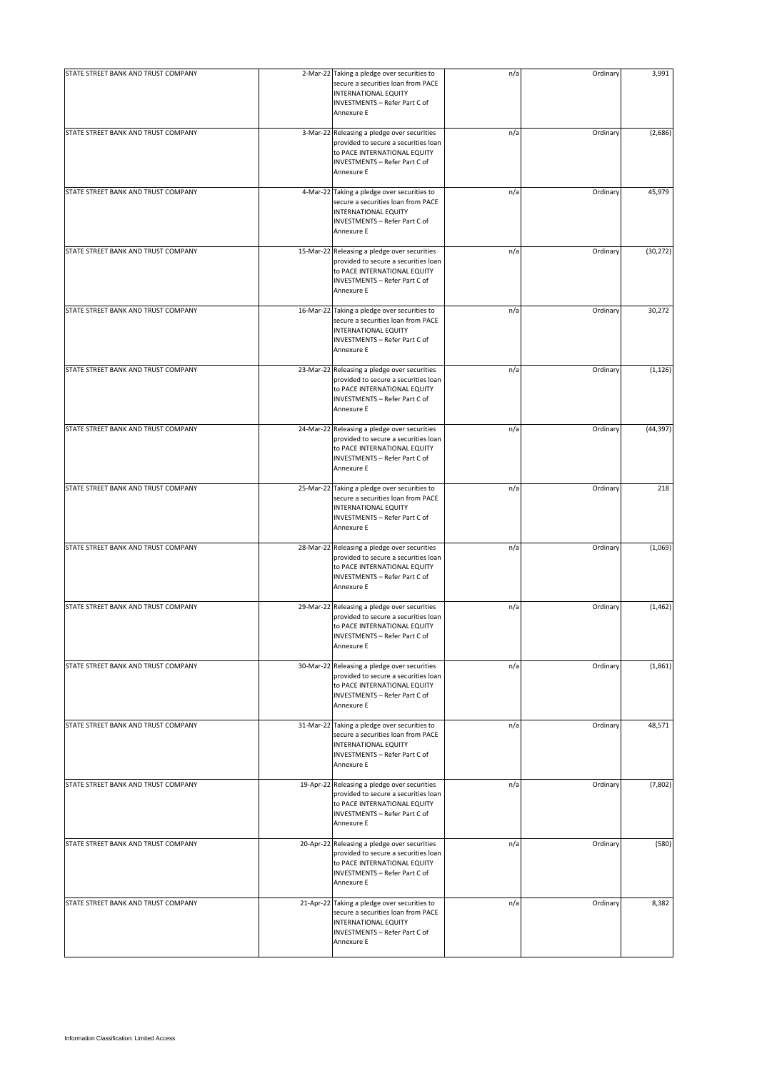| | | | | | |
|---|---|---|---|---|---|
| STATE STREET BANK AND TRUST COMPANY | 2-Mar-22 | Taking a pledge over securities to secure a securities loan from PACE INTERNATIONAL EQUITY INVESTMENTS – Refer Part C of Annexure E | n/a | Ordinary | 3,991 |
| STATE STREET BANK AND TRUST COMPANY | 3-Mar-22 | Releasing a pledge over securities provided to secure a securities loan to PACE INTERNATIONAL EQUITY INVESTMENTS – Refer Part C of Annexure E | n/a | Ordinary | (2,686) |
| STATE STREET BANK AND TRUST COMPANY | 4-Mar-22 | Taking a pledge over securities to secure a securities loan from PACE INTERNATIONAL EQUITY INVESTMENTS – Refer Part C of Annexure E | n/a | Ordinary | 45,979 |
| STATE STREET BANK AND TRUST COMPANY | 15-Mar-22 | Releasing a pledge over securities provided to secure a securities loan to PACE INTERNATIONAL EQUITY INVESTMENTS – Refer Part C of Annexure E | n/a | Ordinary | (30,272) |
| STATE STREET BANK AND TRUST COMPANY | 16-Mar-22 | Taking a pledge over securities to secure a securities loan from PACE INTERNATIONAL EQUITY INVESTMENTS – Refer Part C of Annexure E | n/a | Ordinary | 30,272 |
| STATE STREET BANK AND TRUST COMPANY | 23-Mar-22 | Releasing a pledge over securities provided to secure a securities loan to PACE INTERNATIONAL EQUITY INVESTMENTS – Refer Part C of Annexure E | n/a | Ordinary | (1,126) |
| STATE STREET BANK AND TRUST COMPANY | 24-Mar-22 | Releasing a pledge over securities provided to secure a securities loan to PACE INTERNATIONAL EQUITY INVESTMENTS – Refer Part C of Annexure E | n/a | Ordinary | (44,397) |
| STATE STREET BANK AND TRUST COMPANY | 25-Mar-22 | Taking a pledge over securities to secure a securities loan from PACE INTERNATIONAL EQUITY INVESTMENTS – Refer Part C of Annexure E | n/a | Ordinary | 218 |
| STATE STREET BANK AND TRUST COMPANY | 28-Mar-22 | Releasing a pledge over securities provided to secure a securities loan to PACE INTERNATIONAL EQUITY INVESTMENTS – Refer Part C of Annexure E | n/a | Ordinary | (1,069) |
| STATE STREET BANK AND TRUST COMPANY | 29-Mar-22 | Releasing a pledge over securities provided to secure a securities loan to PACE INTERNATIONAL EQUITY INVESTMENTS – Refer Part C of Annexure E | n/a | Ordinary | (1,462) |
| STATE STREET BANK AND TRUST COMPANY | 30-Mar-22 | Releasing a pledge over securities provided to secure a securities loan to PACE INTERNATIONAL EQUITY INVESTMENTS – Refer Part C of Annexure E | n/a | Ordinary | (1,861) |
| STATE STREET BANK AND TRUST COMPANY | 31-Mar-22 | Taking a pledge over securities to secure a securities loan from PACE INTERNATIONAL EQUITY INVESTMENTS – Refer Part C of Annexure E | n/a | Ordinary | 48,571 |
| STATE STREET BANK AND TRUST COMPANY | 19-Apr-22 | Releasing a pledge over securities provided to secure a securities loan to PACE INTERNATIONAL EQUITY INVESTMENTS – Refer Part C of Annexure E | n/a | Ordinary | (7,802) |
| STATE STREET BANK AND TRUST COMPANY | 20-Apr-22 | Releasing a pledge over securities provided to secure a securities loan to PACE INTERNATIONAL EQUITY INVESTMENTS – Refer Part C of Annexure E | n/a | Ordinary | (580) |
| STATE STREET BANK AND TRUST COMPANY | 21-Apr-22 | Taking a pledge over securities to secure a securities loan from PACE INTERNATIONAL EQUITY INVESTMENTS – Refer Part C of Annexure E | n/a | Ordinary | 8,382 |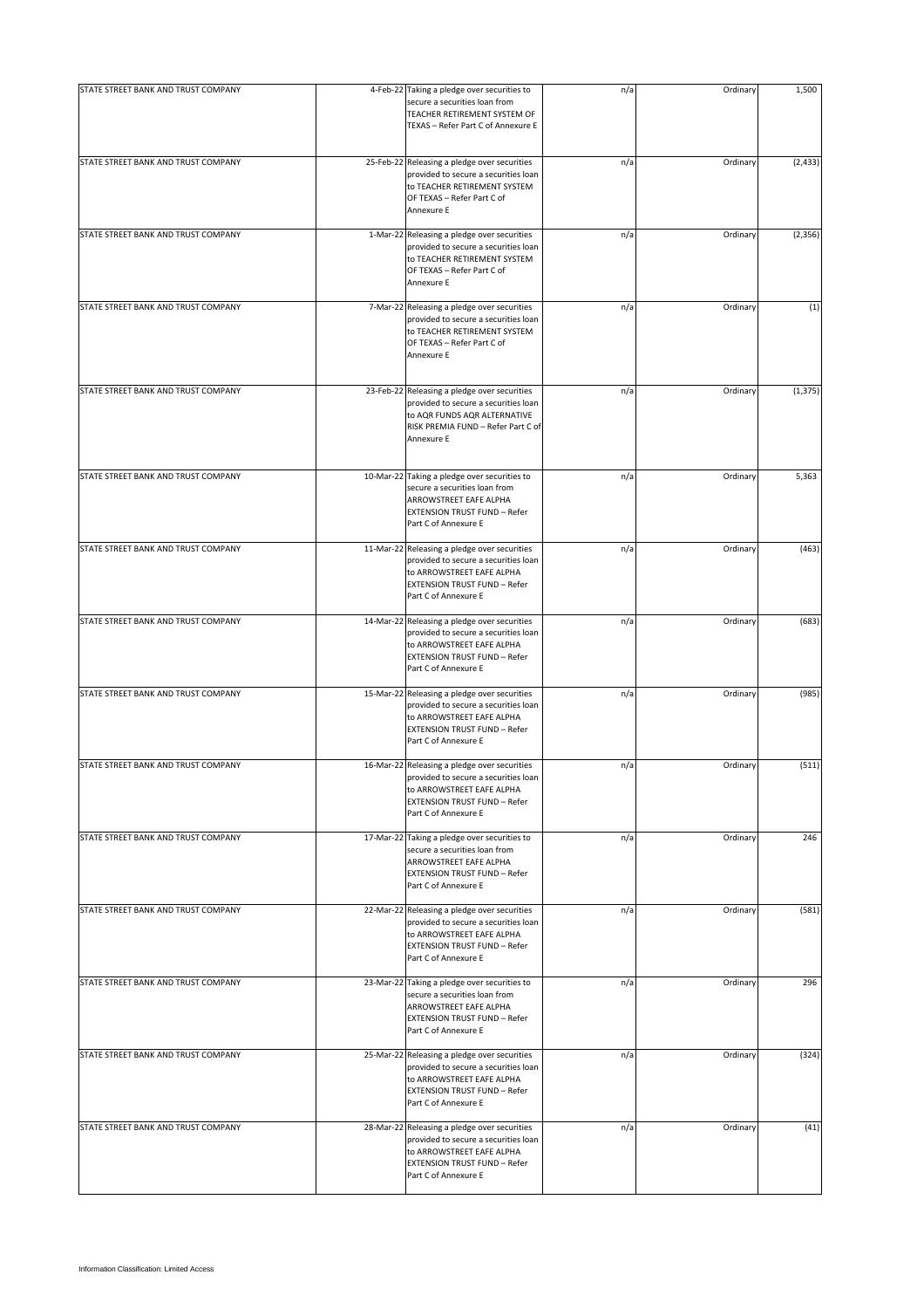| STATE STREET BANK AND TRUST COMPANY | 4-Feb-22 | Taking a pledge over securities to secure a securities loan from TEACHER RETIREMENT SYSTEM OF TEXAS – Refer Part C of Annexure E | n/a | Ordinary | 1,500 |
|---|---|---|---|---|---|
| STATE STREET BANK AND TRUST COMPANY | 25-Feb-22 | Releasing a pledge over securities provided to secure a securities loan to TEACHER RETIREMENT SYSTEM OF TEXAS – Refer Part C of Annexure E | n/a | Ordinary | (2,433) |
| STATE STREET BANK AND TRUST COMPANY | 1-Mar-22 | Releasing a pledge over securities provided to secure a securities loan to TEACHER RETIREMENT SYSTEM OF TEXAS – Refer Part C of Annexure E | n/a | Ordinary | (2,356) |
| STATE STREET BANK AND TRUST COMPANY | 7-Mar-22 | Releasing a pledge over securities provided to secure a securities loan to TEACHER RETIREMENT SYSTEM OF TEXAS – Refer Part C of Annexure E | n/a | Ordinary | (1) |
| STATE STREET BANK AND TRUST COMPANY | 23-Feb-22 | Releasing a pledge over securities provided to secure a securities loan to AQR FUNDS AQR ALTERNATIVE RISK PREMIA FUND – Refer Part C of Annexure E | n/a | Ordinary | (1,375) |
| STATE STREET BANK AND TRUST COMPANY | 10-Mar-22 | Taking a pledge over securities to secure a securities loan from ARROWSTREET EAFE ALPHA EXTENSION TRUST FUND – Refer Part C of Annexure E | n/a | Ordinary | 5,363 |
| STATE STREET BANK AND TRUST COMPANY | 11-Mar-22 | Releasing a pledge over securities provided to secure a securities loan to ARROWSTREET EAFE ALPHA EXTENSION TRUST FUND – Refer Part C of Annexure E | n/a | Ordinary | (463) |
| STATE STREET BANK AND TRUST COMPANY | 14-Mar-22 | Releasing a pledge over securities provided to secure a securities loan to ARROWSTREET EAFE ALPHA EXTENSION TRUST FUND – Refer Part C of Annexure E | n/a | Ordinary | (683) |
| STATE STREET BANK AND TRUST COMPANY | 15-Mar-22 | Releasing a pledge over securities provided to secure a securities loan to ARROWSTREET EAFE ALPHA EXTENSION TRUST FUND – Refer Part C of Annexure E | n/a | Ordinary | (985) |
| STATE STREET BANK AND TRUST COMPANY | 16-Mar-22 | Releasing a pledge over securities provided to secure a securities loan to ARROWSTREET EAFE ALPHA EXTENSION TRUST FUND – Refer Part C of Annexure E | n/a | Ordinary | (511) |
| STATE STREET BANK AND TRUST COMPANY | 17-Mar-22 | Taking a pledge over securities to secure a securities loan from ARROWSTREET EAFE ALPHA EXTENSION TRUST FUND – Refer Part C of Annexure E | n/a | Ordinary | 246 |
| STATE STREET BANK AND TRUST COMPANY | 22-Mar-22 | Releasing a pledge over securities provided to secure a securities loan to ARROWSTREET EAFE ALPHA EXTENSION TRUST FUND – Refer Part C of Annexure E | n/a | Ordinary | (581) |
| STATE STREET BANK AND TRUST COMPANY | 23-Mar-22 | Taking a pledge over securities to secure a securities loan from ARROWSTREET EAFE ALPHA EXTENSION TRUST FUND – Refer Part C of Annexure E | n/a | Ordinary | 296 |
| STATE STREET BANK AND TRUST COMPANY | 25-Mar-22 | Releasing a pledge over securities provided to secure a securities loan to ARROWSTREET EAFE ALPHA EXTENSION TRUST FUND – Refer Part C of Annexure E | n/a | Ordinary | (324) |
| STATE STREET BANK AND TRUST COMPANY | 28-Mar-22 | Releasing a pledge over securities provided to secure a securities loan to ARROWSTREET EAFE ALPHA EXTENSION TRUST FUND – Refer Part C of Annexure E | n/a | Ordinary | (41) |

Information Classification: Limited Access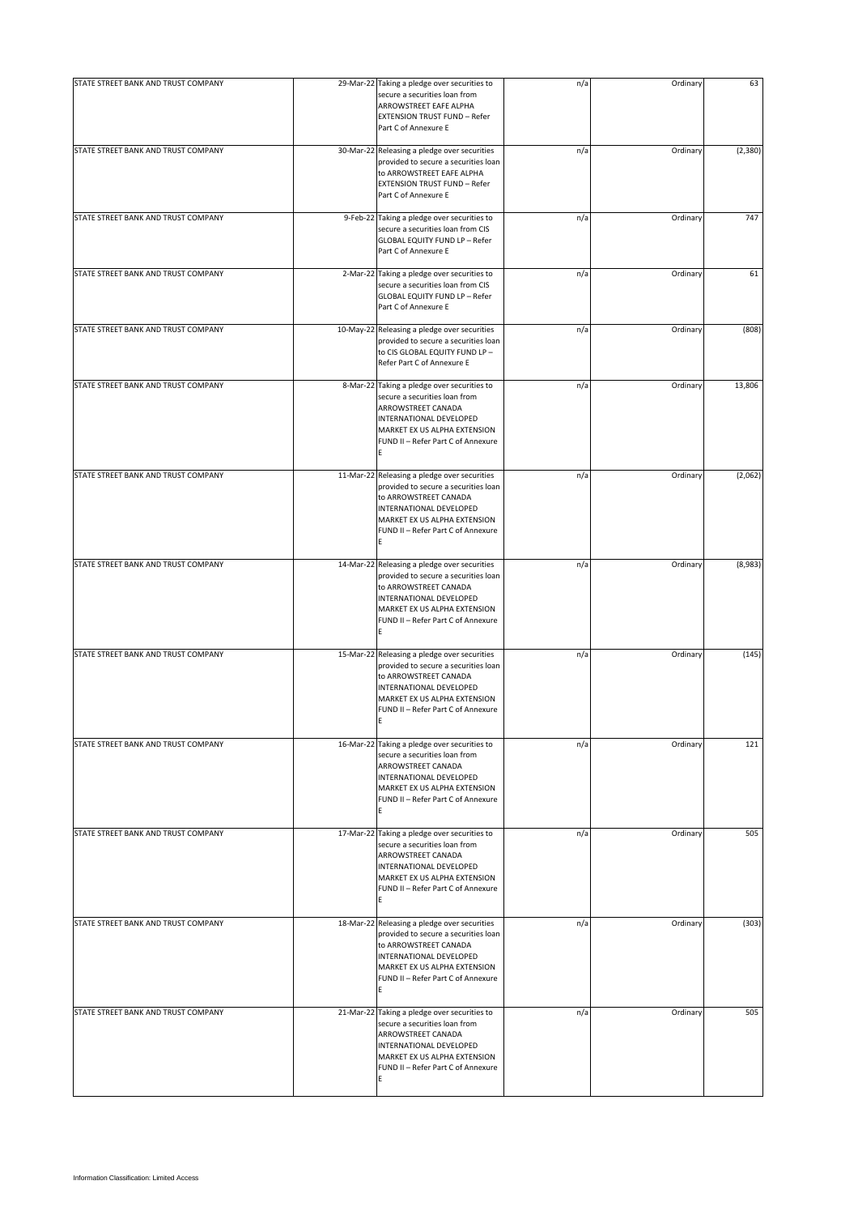| | | | | | |
|---|---|---|---|---|---|
| STATE STREET BANK AND TRUST COMPANY | 29-Mar-22 | Taking a pledge over securities to secure a securities loan from ARROWSTREET EAFE ALPHA EXTENSION TRUST FUND – Refer Part C of Annexure E | n/a | Ordinary | 63 |
| STATE STREET BANK AND TRUST COMPANY | 30-Mar-22 | Releasing a pledge over securities provided to secure a securities loan to ARROWSTREET EAFE ALPHA EXTENSION TRUST FUND – Refer Part C of Annexure E | n/a | Ordinary | (2,380) |
| STATE STREET BANK AND TRUST COMPANY | 9-Feb-22 | Taking a pledge over securities to secure a securities loan from CIS GLOBAL EQUITY FUND LP – Refer Part C of Annexure E | n/a | Ordinary | 747 |
| STATE STREET BANK AND TRUST COMPANY | 2-Mar-22 | Taking a pledge over securities to secure a securities loan from CIS GLOBAL EQUITY FUND LP – Refer Part C of Annexure E | n/a | Ordinary | 61 |
| STATE STREET BANK AND TRUST COMPANY | 10-May-22 | Releasing a pledge over securities provided to secure a securities loan to CIS GLOBAL EQUITY FUND LP – Refer Part C of Annexure E | n/a | Ordinary | (808) |
| STATE STREET BANK AND TRUST COMPANY | 8-Mar-22 | Taking a pledge over securities to secure a securities loan from ARROWSTREET CANADA INTERNATIONAL DEVELOPED MARKET EX US ALPHA EXTENSION FUND II – Refer Part C of Annexure E | n/a | Ordinary | 13,806 |
| STATE STREET BANK AND TRUST COMPANY | 11-Mar-22 | Releasing a pledge over securities provided to secure a securities loan to ARROWSTREET CANADA INTERNATIONAL DEVELOPED MARKET EX US ALPHA EXTENSION FUND II – Refer Part C of Annexure E | n/a | Ordinary | (2,062) |
| STATE STREET BANK AND TRUST COMPANY | 14-Mar-22 | Releasing a pledge over securities provided to secure a securities loan to ARROWSTREET CANADA INTERNATIONAL DEVELOPED MARKET EX US ALPHA EXTENSION FUND II – Refer Part C of Annexure E | n/a | Ordinary | (8,983) |
| STATE STREET BANK AND TRUST COMPANY | 15-Mar-22 | Releasing a pledge over securities provided to secure a securities loan to ARROWSTREET CANADA INTERNATIONAL DEVELOPED MARKET EX US ALPHA EXTENSION FUND II – Refer Part C of Annexure E | n/a | Ordinary | (145) |
| STATE STREET BANK AND TRUST COMPANY | 16-Mar-22 | Taking a pledge over securities to secure a securities loan from ARROWSTREET CANADA INTERNATIONAL DEVELOPED MARKET EX US ALPHA EXTENSION FUND II – Refer Part C of Annexure E | n/a | Ordinary | 121 |
| STATE STREET BANK AND TRUST COMPANY | 17-Mar-22 | Taking a pledge over securities to secure a securities loan from ARROWSTREET CANADA INTERNATIONAL DEVELOPED MARKET EX US ALPHA EXTENSION FUND II – Refer Part C of Annexure E | n/a | Ordinary | 505 |
| STATE STREET BANK AND TRUST COMPANY | 18-Mar-22 | Releasing a pledge over securities provided to secure a securities loan to ARROWSTREET CANADA INTERNATIONAL DEVELOPED MARKET EX US ALPHA EXTENSION FUND II – Refer Part C of Annexure E | n/a | Ordinary | (303) |
| STATE STREET BANK AND TRUST COMPANY | 21-Mar-22 | Taking a pledge over securities to secure a securities loan from ARROWSTREET CANADA INTERNATIONAL DEVELOPED MARKET EX US ALPHA EXTENSION FUND II – Refer Part C of Annexure E | n/a | Ordinary | 505 |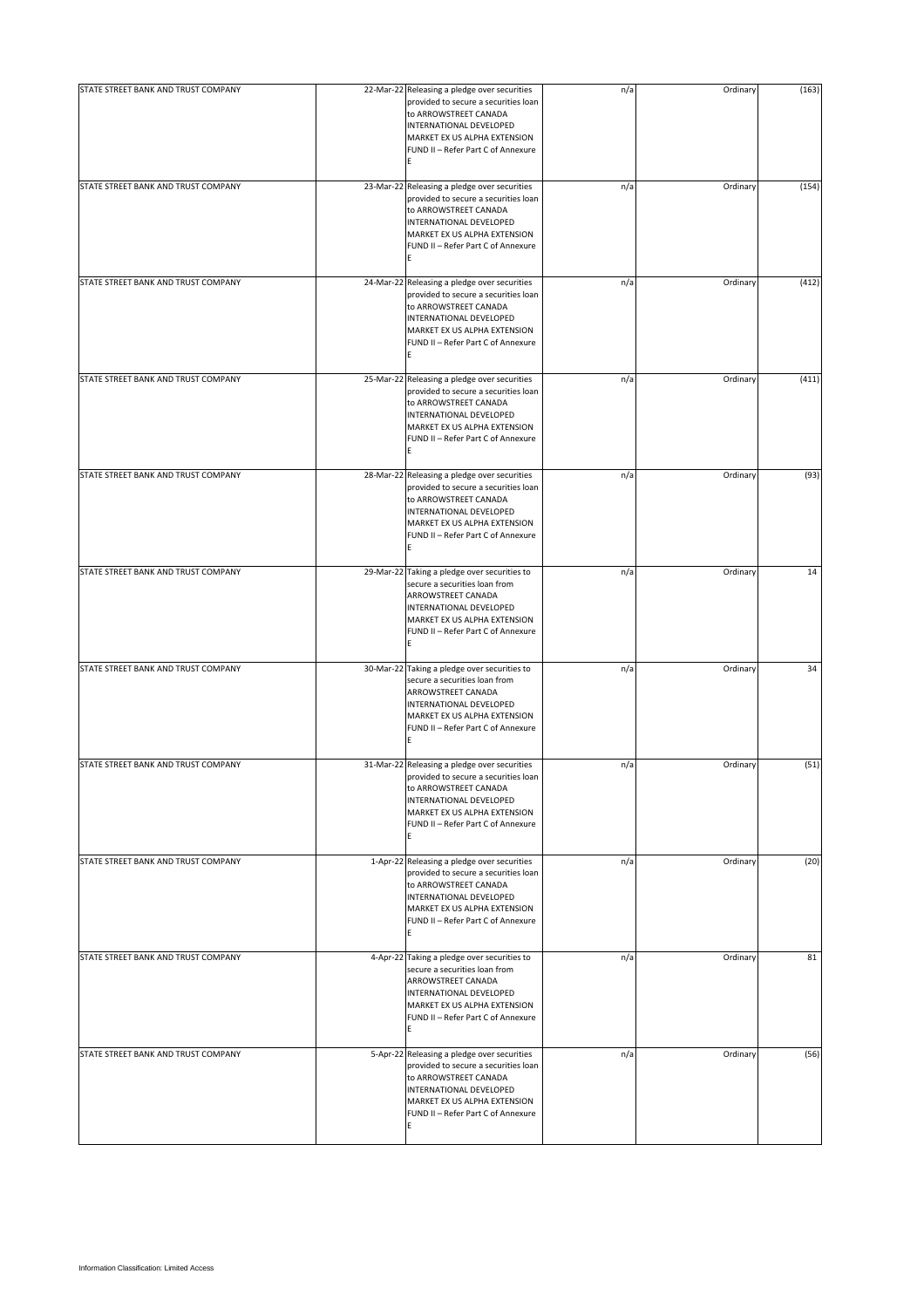| | | | | | |
|---|---|---|---|---|---|
| STATE STREET BANK AND TRUST COMPANY | 22-Mar-22 | Releasing a pledge over securities provided to secure a securities loan to ARROWSTREET CANADA INTERNATIONAL DEVELOPED MARKET EX US ALPHA EXTENSION FUND II – Refer Part C of Annexure E | n/a | Ordinary | (163) |
| STATE STREET BANK AND TRUST COMPANY | 23-Mar-22 | Releasing a pledge over securities provided to secure a securities loan to ARROWSTREET CANADA INTERNATIONAL DEVELOPED MARKET EX US ALPHA EXTENSION FUND II – Refer Part C of Annexure E | n/a | Ordinary | (154) |
| STATE STREET BANK AND TRUST COMPANY | 24-Mar-22 | Releasing a pledge over securities provided to secure a securities loan to ARROWSTREET CANADA INTERNATIONAL DEVELOPED MARKET EX US ALPHA EXTENSION FUND II – Refer Part C of Annexure E | n/a | Ordinary | (412) |
| STATE STREET BANK AND TRUST COMPANY | 25-Mar-22 | Releasing a pledge over securities provided to secure a securities loan to ARROWSTREET CANADA INTERNATIONAL DEVELOPED MARKET EX US ALPHA EXTENSION FUND II – Refer Part C of Annexure E | n/a | Ordinary | (411) |
| STATE STREET BANK AND TRUST COMPANY | 28-Mar-22 | Releasing a pledge over securities provided to secure a securities loan to ARROWSTREET CANADA INTERNATIONAL DEVELOPED MARKET EX US ALPHA EXTENSION FUND II – Refer Part C of Annexure E | n/a | Ordinary | (93) |
| STATE STREET BANK AND TRUST COMPANY | 29-Mar-22 | Taking a pledge over securities to secure a securities loan from ARROWSTREET CANADA INTERNATIONAL DEVELOPED MARKET EX US ALPHA EXTENSION FUND II – Refer Part C of Annexure E | n/a | Ordinary | 14 |
| STATE STREET BANK AND TRUST COMPANY | 30-Mar-22 | Taking a pledge over securities to secure a securities loan from ARROWSTREET CANADA INTERNATIONAL DEVELOPED MARKET EX US ALPHA EXTENSION FUND II – Refer Part C of Annexure E | n/a | Ordinary | 34 |
| STATE STREET BANK AND TRUST COMPANY | 31-Mar-22 | Releasing a pledge over securities provided to secure a securities loan to ARROWSTREET CANADA INTERNATIONAL DEVELOPED MARKET EX US ALPHA EXTENSION FUND II – Refer Part C of Annexure E | n/a | Ordinary | (51) |
| STATE STREET BANK AND TRUST COMPANY | 1-Apr-22 | Releasing a pledge over securities provided to secure a securities loan to ARROWSTREET CANADA INTERNATIONAL DEVELOPED MARKET EX US ALPHA EXTENSION FUND II – Refer Part C of Annexure E | n/a | Ordinary | (20) |
| STATE STREET BANK AND TRUST COMPANY | 4-Apr-22 | Taking a pledge over securities to secure a securities loan from ARROWSTREET CANADA INTERNATIONAL DEVELOPED MARKET EX US ALPHA EXTENSION FUND II – Refer Part C of Annexure E | n/a | Ordinary | 81 |
| STATE STREET BANK AND TRUST COMPANY | 5-Apr-22 | Releasing a pledge over securities provided to secure a securities loan to ARROWSTREET CANADA INTERNATIONAL DEVELOPED MARKET EX US ALPHA EXTENSION FUND II – Refer Part C of Annexure E | n/a | Ordinary | (56) |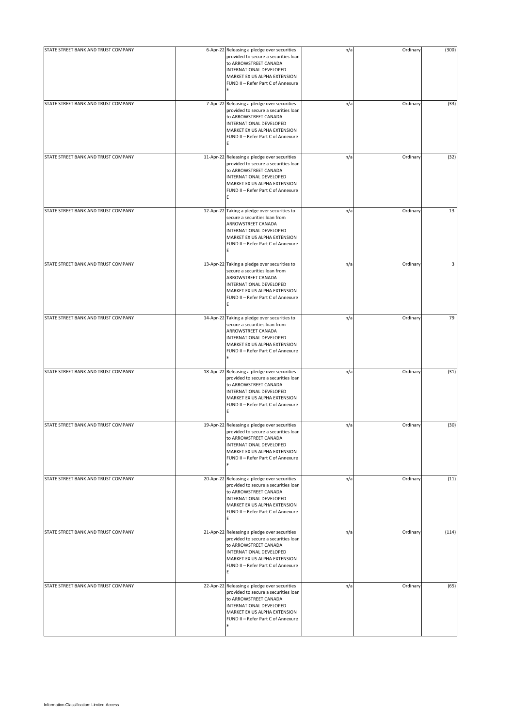| | | | | | |
|---|---|---|---|---|---|
| STATE STREET BANK AND TRUST COMPANY | 6-Apr-22 | Releasing a pledge over securities provided to secure a securities loan to ARROWSTREET CANADA INTERNATIONAL DEVELOPED MARKET EX US ALPHA EXTENSION FUND II – Refer Part C of Annexure E | n/a | Ordinary | (300) |
| STATE STREET BANK AND TRUST COMPANY | 7-Apr-22 | Releasing a pledge over securities provided to secure a securities loan to ARROWSTREET CANADA INTERNATIONAL DEVELOPED MARKET EX US ALPHA EXTENSION FUND II – Refer Part C of Annexure E | n/a | Ordinary | (33) |
| STATE STREET BANK AND TRUST COMPANY | 11-Apr-22 | Releasing a pledge over securities provided to secure a securities loan to ARROWSTREET CANADA INTERNATIONAL DEVELOPED MARKET EX US ALPHA EXTENSION FUND II – Refer Part C of Annexure E | n/a | Ordinary | (32) |
| STATE STREET BANK AND TRUST COMPANY | 12-Apr-22 | Taking a pledge over securities to secure a securities loan from ARROWSTREET CANADA INTERNATIONAL DEVELOPED MARKET EX US ALPHA EXTENSION FUND II – Refer Part C of Annexure E | n/a | Ordinary | 13 |
| STATE STREET BANK AND TRUST COMPANY | 13-Apr-22 | Taking a pledge over securities to secure a securities loan from ARROWSTREET CANADA INTERNATIONAL DEVELOPED MARKET EX US ALPHA EXTENSION FUND II – Refer Part C of Annexure E | n/a | Ordinary | 3 |
| STATE STREET BANK AND TRUST COMPANY | 14-Apr-22 | Taking a pledge over securities to secure a securities loan from ARROWSTREET CANADA INTERNATIONAL DEVELOPED MARKET EX US ALPHA EXTENSION FUND II – Refer Part C of Annexure E | n/a | Ordinary | 79 |
| STATE STREET BANK AND TRUST COMPANY | 18-Apr-22 | Releasing a pledge over securities provided to secure a securities loan to ARROWSTREET CANADA INTERNATIONAL DEVELOPED MARKET EX US ALPHA EXTENSION FUND II – Refer Part C of Annexure E | n/a | Ordinary | (31) |
| STATE STREET BANK AND TRUST COMPANY | 19-Apr-22 | Releasing a pledge over securities provided to secure a securities loan to ARROWSTREET CANADA INTERNATIONAL DEVELOPED MARKET EX US ALPHA EXTENSION FUND II – Refer Part C of Annexure E | n/a | Ordinary | (30) |
| STATE STREET BANK AND TRUST COMPANY | 20-Apr-22 | Releasing a pledge over securities provided to secure a securities loan to ARROWSTREET CANADA INTERNATIONAL DEVELOPED MARKET EX US ALPHA EXTENSION FUND II – Refer Part C of Annexure E | n/a | Ordinary | (11) |
| STATE STREET BANK AND TRUST COMPANY | 21-Apr-22 | Releasing a pledge over securities provided to secure a securities loan to ARROWSTREET CANADA INTERNATIONAL DEVELOPED MARKET EX US ALPHA EXTENSION FUND II – Refer Part C of Annexure E | n/a | Ordinary | (114) |
| STATE STREET BANK AND TRUST COMPANY | 22-Apr-22 | Releasing a pledge over securities provided to secure a securities loan to ARROWSTREET CANADA INTERNATIONAL DEVELOPED MARKET EX US ALPHA EXTENSION FUND II – Refer Part C of Annexure E | n/a | Ordinary | (65) |

Information Classification: Limited Access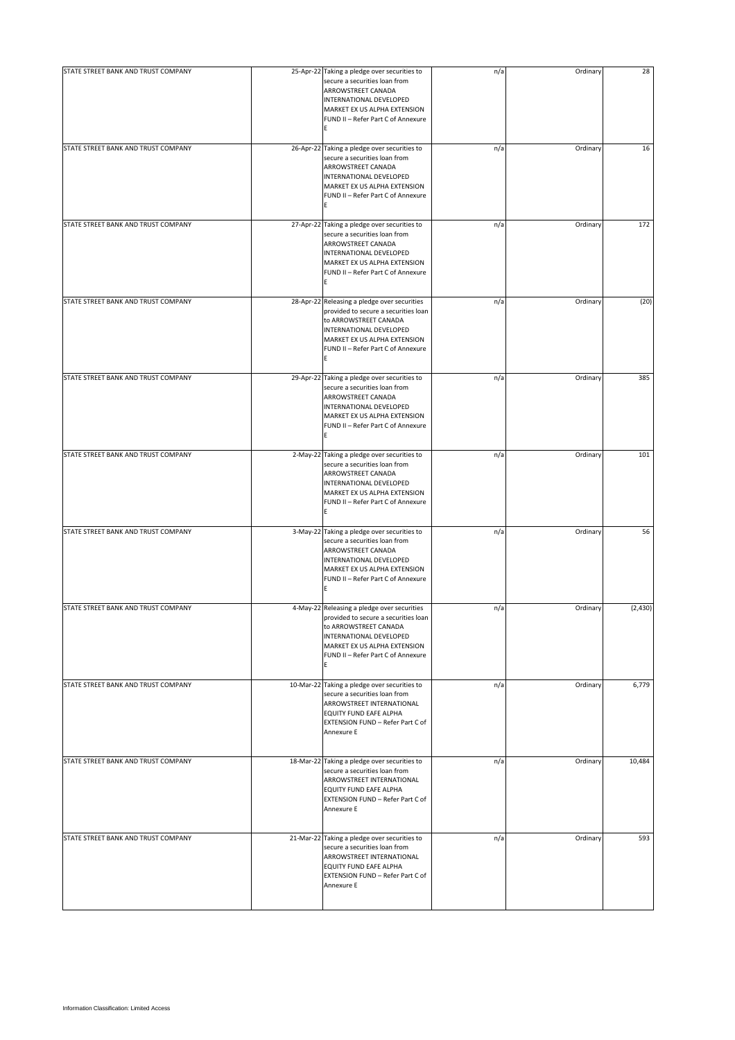| | | | | | |
|---|---|---|---|---|---|
| STATE STREET BANK AND TRUST COMPANY | 25-Apr-22 | Taking a pledge over securities to secure a securities loan from ARROWSTREET CANADA INTERNATIONAL DEVELOPED MARKET EX US ALPHA EXTENSION FUND II – Refer Part C of Annexure E | n/a | Ordinary | 28 |
| STATE STREET BANK AND TRUST COMPANY | 26-Apr-22 | Taking a pledge over securities to secure a securities loan from ARROWSTREET CANADA INTERNATIONAL DEVELOPED MARKET EX US ALPHA EXTENSION FUND II – Refer Part C of Annexure E | n/a | Ordinary | 16 |
| STATE STREET BANK AND TRUST COMPANY | 27-Apr-22 | Taking a pledge over securities to secure a securities loan from ARROWSTREET CANADA INTERNATIONAL DEVELOPED MARKET EX US ALPHA EXTENSION FUND II – Refer Part C of Annexure E | n/a | Ordinary | 172 |
| STATE STREET BANK AND TRUST COMPANY | 28-Apr-22 | Releasing a pledge over securities provided to secure a securities loan to ARROWSTREET CANADA INTERNATIONAL DEVELOPED MARKET EX US ALPHA EXTENSION FUND II – Refer Part C of Annexure E | n/a | Ordinary | (20) |
| STATE STREET BANK AND TRUST COMPANY | 29-Apr-22 | Taking a pledge over securities to secure a securities loan from ARROWSTREET CANADA INTERNATIONAL DEVELOPED MARKET EX US ALPHA EXTENSION FUND II – Refer Part C of Annexure E | n/a | Ordinary | 385 |
| STATE STREET BANK AND TRUST COMPANY | 2-May-22 | Taking a pledge over securities to secure a securities loan from ARROWSTREET CANADA INTERNATIONAL DEVELOPED MARKET EX US ALPHA EXTENSION FUND II – Refer Part C of Annexure E | n/a | Ordinary | 101 |
| STATE STREET BANK AND TRUST COMPANY | 3-May-22 | Taking a pledge over securities to secure a securities loan from ARROWSTREET CANADA INTERNATIONAL DEVELOPED MARKET EX US ALPHA EXTENSION FUND II – Refer Part C of Annexure E | n/a | Ordinary | 56 |
| STATE STREET BANK AND TRUST COMPANY | 4-May-22 | Releasing a pledge over securities provided to secure a securities loan to ARROWSTREET CANADA INTERNATIONAL DEVELOPED MARKET EX US ALPHA EXTENSION FUND II – Refer Part C of Annexure E | n/a | Ordinary | (2,430) |
| STATE STREET BANK AND TRUST COMPANY | 10-Mar-22 | Taking a pledge over securities to secure a securities loan from ARROWSTREET INTERNATIONAL EQUITY FUND EAFE ALPHA EXTENSION FUND – Refer Part C of Annexure E | n/a | Ordinary | 6,779 |
| STATE STREET BANK AND TRUST COMPANY | 18-Mar-22 | Taking a pledge over securities to secure a securities loan from ARROWSTREET INTERNATIONAL EQUITY FUND EAFE ALPHA EXTENSION FUND – Refer Part C of Annexure E | n/a | Ordinary | 10,484 |
| STATE STREET BANK AND TRUST COMPANY | 21-Mar-22 | Taking a pledge over securities to secure a securities loan from ARROWSTREET INTERNATIONAL EQUITY FUND EAFE ALPHA EXTENSION FUND – Refer Part C of Annexure E | n/a | Ordinary | 593 |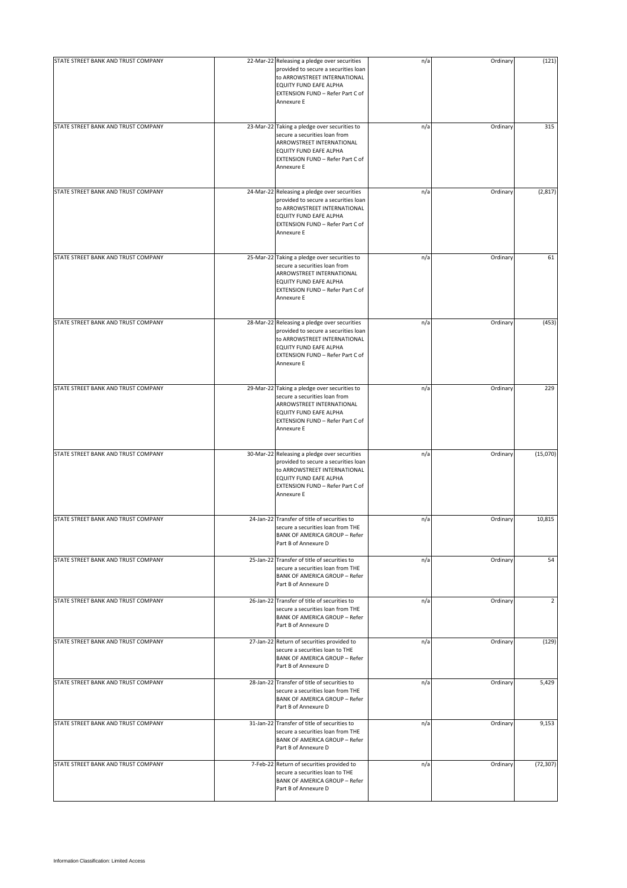| STATE STREET BANK AND TRUST COMPANY | 22-Mar-22 | Releasing a pledge over securities provided to secure a securities loan to ARROWSTREET INTERNATIONAL EQUITY FUND EAFE ALPHA EXTENSION FUND – Refer Part C of Annexure E | n/a | Ordinary | (121) |
|---|---|---|---|---|---|
| STATE STREET BANK AND TRUST COMPANY | 23-Mar-22 | Taking a pledge over securities to secure a securities loan from ARROWSTREET INTERNATIONAL EQUITY FUND EAFE ALPHA EXTENSION FUND – Refer Part C of Annexure E | n/a | Ordinary | 315 |
| STATE STREET BANK AND TRUST COMPANY | 24-Mar-22 | Releasing a pledge over securities provided to secure a securities loan to ARROWSTREET INTERNATIONAL EQUITY FUND EAFE ALPHA EXTENSION FUND – Refer Part C of Annexure E | n/a | Ordinary | (2,817) |
| STATE STREET BANK AND TRUST COMPANY | 25-Mar-22 | Taking a pledge over securities to secure a securities loan from ARROWSTREET INTERNATIONAL EQUITY FUND EAFE ALPHA EXTENSION FUND – Refer Part C of Annexure E | n/a | Ordinary | 61 |
| STATE STREET BANK AND TRUST COMPANY | 28-Mar-22 | Releasing a pledge over securities provided to secure a securities loan to ARROWSTREET INTERNATIONAL EQUITY FUND EAFE ALPHA EXTENSION FUND – Refer Part C of Annexure E | n/a | Ordinary | (453) |
| STATE STREET BANK AND TRUST COMPANY | 29-Mar-22 | Taking a pledge over securities to secure a securities loan from ARROWSTREET INTERNATIONAL EQUITY FUND EAFE ALPHA EXTENSION FUND – Refer Part C of Annexure E | n/a | Ordinary | 229 |
| STATE STREET BANK AND TRUST COMPANY | 30-Mar-22 | Releasing a pledge over securities provided to secure a securities loan to ARROWSTREET INTERNATIONAL EQUITY FUND EAFE ALPHA EXTENSION FUND – Refer Part C of Annexure E | n/a | Ordinary | (15,070) |
| STATE STREET BANK AND TRUST COMPANY | 24-Jan-22 | Transfer of title of securities to secure a securities loan from THE BANK OF AMERICA GROUP – Refer Part B of Annexure D | n/a | Ordinary | 10,815 |
| STATE STREET BANK AND TRUST COMPANY | 25-Jan-22 | Transfer of title of securities to secure a securities loan from THE BANK OF AMERICA GROUP – Refer Part B of Annexure D | n/a | Ordinary | 54 |
| STATE STREET BANK AND TRUST COMPANY | 26-Jan-22 | Transfer of title of securities to secure a securities loan from THE BANK OF AMERICA GROUP – Refer Part B of Annexure D | n/a | Ordinary | 2 |
| STATE STREET BANK AND TRUST COMPANY | 27-Jan-22 | Return of securities provided to secure a securities loan to THE BANK OF AMERICA GROUP – Refer Part B of Annexure D | n/a | Ordinary | (129) |
| STATE STREET BANK AND TRUST COMPANY | 28-Jan-22 | Transfer of title of securities to secure a securities loan from THE BANK OF AMERICA GROUP – Refer Part B of Annexure D | n/a | Ordinary | 5,429 |
| STATE STREET BANK AND TRUST COMPANY | 31-Jan-22 | Transfer of title of securities to secure a securities loan from THE BANK OF AMERICA GROUP – Refer Part B of Annexure D | n/a | Ordinary | 9,153 |
| STATE STREET BANK AND TRUST COMPANY | 7-Feb-22 | Return of securities provided to secure a securities loan to THE BANK OF AMERICA GROUP – Refer Part B of Annexure D | n/a | Ordinary | (72,307) |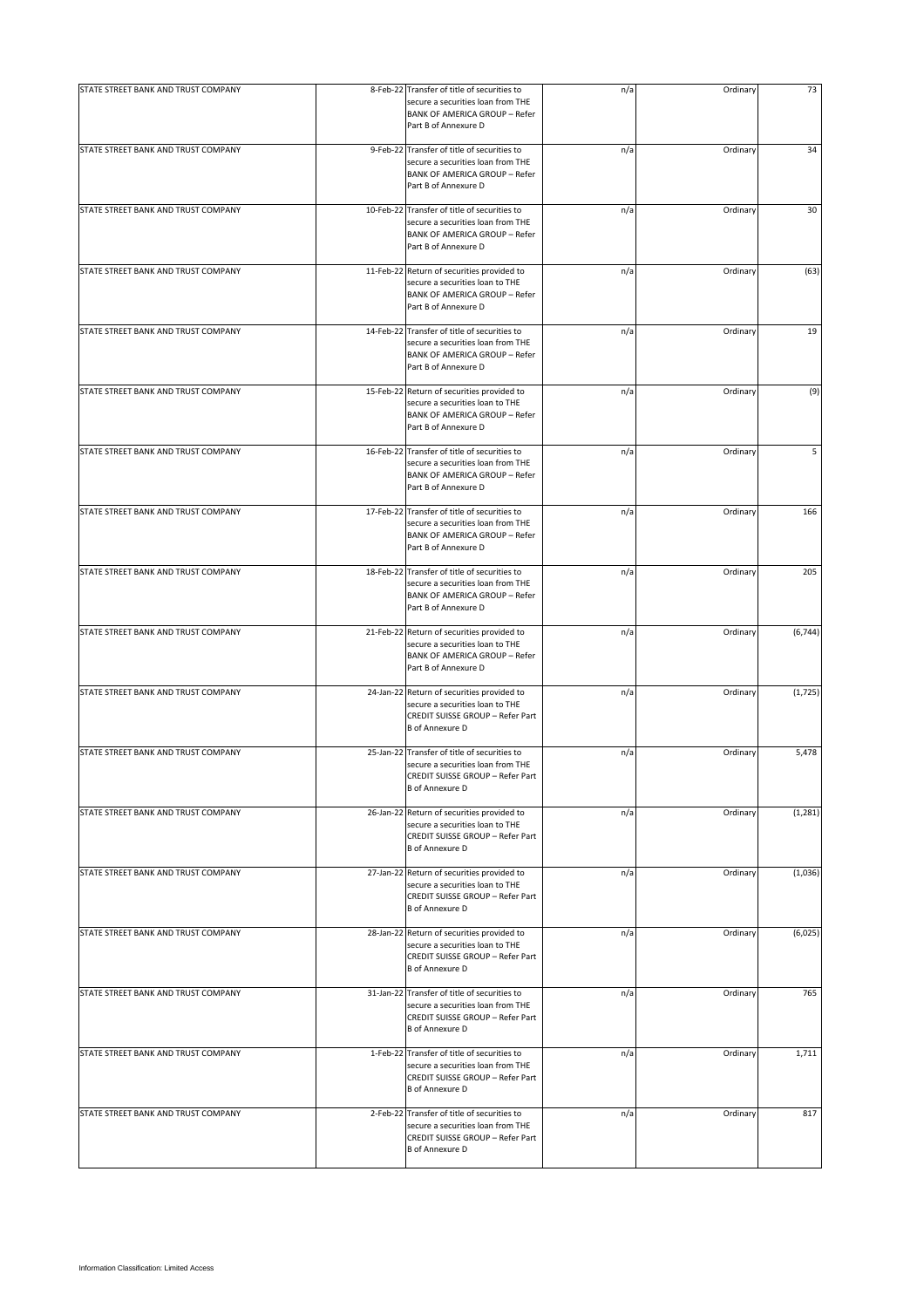| | | | | | |
|---|---|---|---|---|---|
| STATE STREET BANK AND TRUST COMPANY | 8-Feb-22 | Transfer of title of securities to secure a securities loan from THE BANK OF AMERICA GROUP – Refer Part B of Annexure D | n/a | Ordinary | 73 |
| STATE STREET BANK AND TRUST COMPANY | 9-Feb-22 | Transfer of title of securities to secure a securities loan from THE BANK OF AMERICA GROUP – Refer Part B of Annexure D | n/a | Ordinary | 34 |
| STATE STREET BANK AND TRUST COMPANY | 10-Feb-22 | Transfer of title of securities to secure a securities loan from THE BANK OF AMERICA GROUP – Refer Part B of Annexure D | n/a | Ordinary | 30 |
| STATE STREET BANK AND TRUST COMPANY | 11-Feb-22 | Return of securities provided to secure a securities loan to THE BANK OF AMERICA GROUP – Refer Part B of Annexure D | n/a | Ordinary | (63) |
| STATE STREET BANK AND TRUST COMPANY | 14-Feb-22 | Transfer of title of securities to secure a securities loan from THE BANK OF AMERICA GROUP – Refer Part B of Annexure D | n/a | Ordinary | 19 |
| STATE STREET BANK AND TRUST COMPANY | 15-Feb-22 | Return of securities provided to secure a securities loan to THE BANK OF AMERICA GROUP – Refer Part B of Annexure D | n/a | Ordinary | (9) |
| STATE STREET BANK AND TRUST COMPANY | 16-Feb-22 | Transfer of title of securities to secure a securities loan from THE BANK OF AMERICA GROUP – Refer Part B of Annexure D | n/a | Ordinary | 5 |
| STATE STREET BANK AND TRUST COMPANY | 17-Feb-22 | Transfer of title of securities to secure a securities loan from THE BANK OF AMERICA GROUP – Refer Part B of Annexure D | n/a | Ordinary | 166 |
| STATE STREET BANK AND TRUST COMPANY | 18-Feb-22 | Transfer of title of securities to secure a securities loan from THE BANK OF AMERICA GROUP – Refer Part B of Annexure D | n/a | Ordinary | 205 |
| STATE STREET BANK AND TRUST COMPANY | 21-Feb-22 | Return of securities provided to secure a securities loan to THE BANK OF AMERICA GROUP – Refer Part B of Annexure D | n/a | Ordinary | (6,744) |
| STATE STREET BANK AND TRUST COMPANY | 24-Jan-22 | Return of securities provided to secure a securities loan to THE CREDIT SUISSE GROUP – Refer Part B of Annexure D | n/a | Ordinary | (1,725) |
| STATE STREET BANK AND TRUST COMPANY | 25-Jan-22 | Transfer of title of securities to secure a securities loan from THE CREDIT SUISSE GROUP – Refer Part B of Annexure D | n/a | Ordinary | 5,478 |
| STATE STREET BANK AND TRUST COMPANY | 26-Jan-22 | Return of securities provided to secure a securities loan to THE CREDIT SUISSE GROUP – Refer Part B of Annexure D | n/a | Ordinary | (1,281) |
| STATE STREET BANK AND TRUST COMPANY | 27-Jan-22 | Return of securities provided to secure a securities loan to THE CREDIT SUISSE GROUP – Refer Part B of Annexure D | n/a | Ordinary | (1,036) |
| STATE STREET BANK AND TRUST COMPANY | 28-Jan-22 | Return of securities provided to secure a securities loan to THE CREDIT SUISSE GROUP – Refer Part B of Annexure D | n/a | Ordinary | (6,025) |
| STATE STREET BANK AND TRUST COMPANY | 31-Jan-22 | Transfer of title of securities to secure a securities loan from THE CREDIT SUISSE GROUP – Refer Part B of Annexure D | n/a | Ordinary | 765 |
| STATE STREET BANK AND TRUST COMPANY | 1-Feb-22 | Transfer of title of securities to secure a securities loan from THE CREDIT SUISSE GROUP – Refer Part B of Annexure D | n/a | Ordinary | 1,711 |
| STATE STREET BANK AND TRUST COMPANY | 2-Feb-22 | Transfer of title of securities to secure a securities loan from THE CREDIT SUISSE GROUP – Refer Part B of Annexure D | n/a | Ordinary | 817 |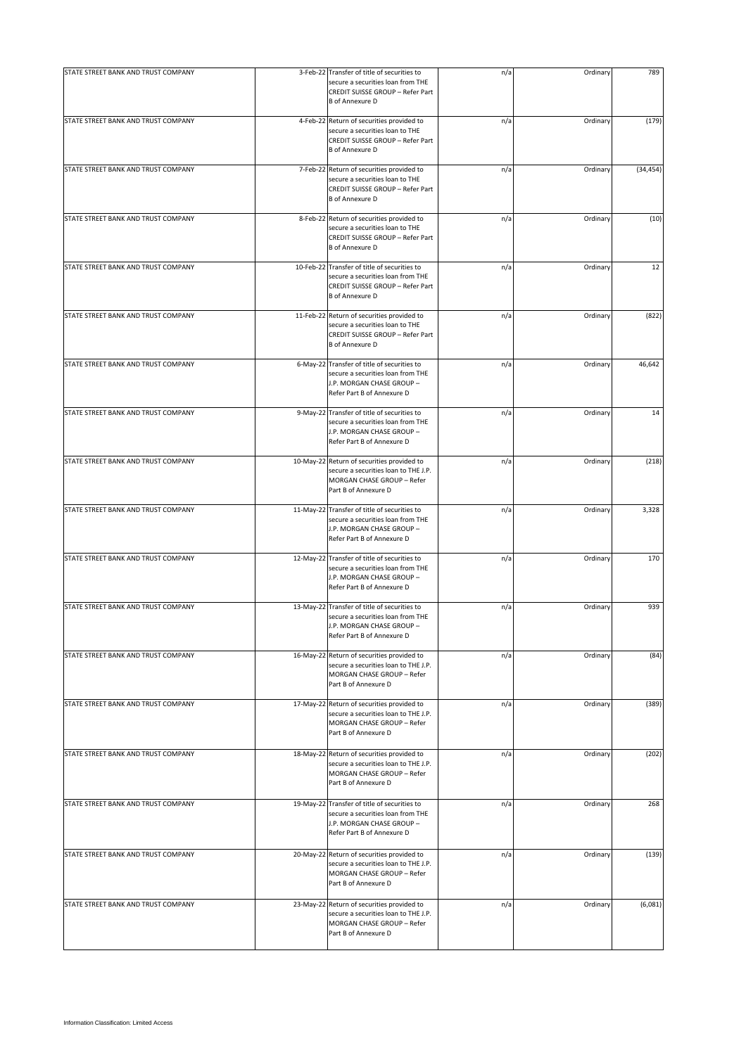| | | | | | |
|---|---|---|---|---|---|
| STATE STREET BANK AND TRUST COMPANY | 3-Feb-22 | Transfer of title of securities to secure a securities loan from THE CREDIT SUISSE GROUP – Refer Part B of Annexure D | n/a | Ordinary | 789 |
| STATE STREET BANK AND TRUST COMPANY | 4-Feb-22 | Return of securities provided to secure a securities loan to THE CREDIT SUISSE GROUP – Refer Part B of Annexure D | n/a | Ordinary | (179) |
| STATE STREET BANK AND TRUST COMPANY | 7-Feb-22 | Return of securities provided to secure a securities loan to THE CREDIT SUISSE GROUP – Refer Part B of Annexure D | n/a | Ordinary | (34,454) |
| STATE STREET BANK AND TRUST COMPANY | 8-Feb-22 | Return of securities provided to secure a securities loan to THE CREDIT SUISSE GROUP – Refer Part B of Annexure D | n/a | Ordinary | (10) |
| STATE STREET BANK AND TRUST COMPANY | 10-Feb-22 | Transfer of title of securities to secure a securities loan from THE CREDIT SUISSE GROUP – Refer Part B of Annexure D | n/a | Ordinary | 12 |
| STATE STREET BANK AND TRUST COMPANY | 11-Feb-22 | Return of securities provided to secure a securities loan to THE CREDIT SUISSE GROUP – Refer Part B of Annexure D | n/a | Ordinary | (822) |
| STATE STREET BANK AND TRUST COMPANY | 6-May-22 | Transfer of title of securities to secure a securities loan from THE J.P. MORGAN CHASE GROUP – Refer Part B of Annexure D | n/a | Ordinary | 46,642 |
| STATE STREET BANK AND TRUST COMPANY | 9-May-22 | Transfer of title of securities to secure a securities loan from THE J.P. MORGAN CHASE GROUP – Refer Part B of Annexure D | n/a | Ordinary | 14 |
| STATE STREET BANK AND TRUST COMPANY | 10-May-22 | Return of securities provided to secure a securities loan to THE J.P. MORGAN CHASE GROUP – Refer Part B of Annexure D | n/a | Ordinary | (218) |
| STATE STREET BANK AND TRUST COMPANY | 11-May-22 | Transfer of title of securities to secure a securities loan from THE J.P. MORGAN CHASE GROUP – Refer Part B of Annexure D | n/a | Ordinary | 3,328 |
| STATE STREET BANK AND TRUST COMPANY | 12-May-22 | Transfer of title of securities to secure a securities loan from THE J.P. MORGAN CHASE GROUP – Refer Part B of Annexure D | n/a | Ordinary | 170 |
| STATE STREET BANK AND TRUST COMPANY | 13-May-22 | Transfer of title of securities to secure a securities loan from THE J.P. MORGAN CHASE GROUP – Refer Part B of Annexure D | n/a | Ordinary | 939 |
| STATE STREET BANK AND TRUST COMPANY | 16-May-22 | Return of securities provided to secure a securities loan to THE J.P. MORGAN CHASE GROUP – Refer Part B of Annexure D | n/a | Ordinary | (84) |
| STATE STREET BANK AND TRUST COMPANY | 17-May-22 | Return of securities provided to secure a securities loan to THE J.P. MORGAN CHASE GROUP – Refer Part B of Annexure D | n/a | Ordinary | (389) |
| STATE STREET BANK AND TRUST COMPANY | 18-May-22 | Return of securities provided to secure a securities loan to THE J.P. MORGAN CHASE GROUP – Refer Part B of Annexure D | n/a | Ordinary | (202) |
| STATE STREET BANK AND TRUST COMPANY | 19-May-22 | Transfer of title of securities to secure a securities loan from THE J.P. MORGAN CHASE GROUP – Refer Part B of Annexure D | n/a | Ordinary | 268 |
| STATE STREET BANK AND TRUST COMPANY | 20-May-22 | Return of securities provided to secure a securities loan to THE J.P. MORGAN CHASE GROUP – Refer Part B of Annexure D | n/a | Ordinary | (139) |
| STATE STREET BANK AND TRUST COMPANY | 23-May-22 | Return of securities provided to secure a securities loan to THE J.P. MORGAN CHASE GROUP – Refer Part B of Annexure D | n/a | Ordinary | (6,081) |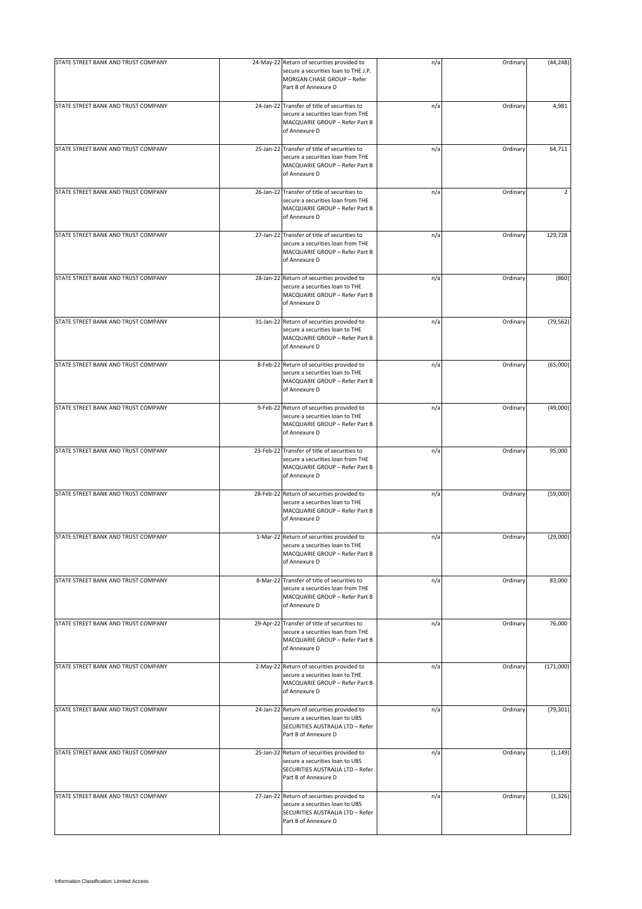| | | | | | |
|---|---|---|---|---|---|
| STATE STREET BANK AND TRUST COMPANY | 24-May-22 | Return of securities provided to secure a securities loan to THE J.P. MORGAN CHASE GROUP – Refer Part B of Annexure D | n/a | Ordinary | (44,248) |
| STATE STREET BANK AND TRUST COMPANY | 24-Jan-22 | Transfer of title of securities to secure a securities loan from THE MACQUARIE GROUP – Refer Part B of Annexure D | n/a | Ordinary | 4,981 |
| STATE STREET BANK AND TRUST COMPANY | 25-Jan-22 | Transfer of title of securities to secure a securities loan from THE MACQUARIE GROUP – Refer Part B of Annexure D | n/a | Ordinary | 64,711 |
| STATE STREET BANK AND TRUST COMPANY | 26-Jan-22 | Transfer of title of securities to secure a securities loan from THE MACQUARIE GROUP – Refer Part B of Annexure D | n/a | Ordinary | 2 |
| STATE STREET BANK AND TRUST COMPANY | 27-Jan-22 | Transfer of title of securities to secure a securities loan from THE MACQUARIE GROUP – Refer Part B of Annexure D | n/a | Ordinary | 129,728 |
| STATE STREET BANK AND TRUST COMPANY | 28-Jan-22 | Return of securities provided to secure a securities loan to THE MACQUARIE GROUP – Refer Part B of Annexure D | n/a | Ordinary | (860) |
| STATE STREET BANK AND TRUST COMPANY | 31-Jan-22 | Return of securities provided to secure a securities loan to THE MACQUARIE GROUP – Refer Part B of Annexure D | n/a | Ordinary | (79,562) |
| STATE STREET BANK AND TRUST COMPANY | 8-Feb-22 | Return of securities provided to secure a securities loan to THE MACQUARIE GROUP – Refer Part B of Annexure D | n/a | Ordinary | (65,000) |
| STATE STREET BANK AND TRUST COMPANY | 9-Feb-22 | Return of securities provided to secure a securities loan to THE MACQUARIE GROUP – Refer Part B of Annexure D | n/a | Ordinary | (49,000) |
| STATE STREET BANK AND TRUST COMPANY | 23-Feb-22 | Transfer of title of securities to secure a securities loan from THE MACQUARIE GROUP – Refer Part B of Annexure D | n/a | Ordinary | 95,000 |
| STATE STREET BANK AND TRUST COMPANY | 28-Feb-22 | Return of securities provided to secure a securities loan to THE MACQUARIE GROUP – Refer Part B of Annexure D | n/a | Ordinary | (59,000) |
| STATE STREET BANK AND TRUST COMPANY | 1-Mar-22 | Return of securities provided to secure a securities loan to THE MACQUARIE GROUP – Refer Part B of Annexure D | n/a | Ordinary | (29,000) |
| STATE STREET BANK AND TRUST COMPANY | 8-Mar-22 | Transfer of title of securities to secure a securities loan from THE MACQUARIE GROUP – Refer Part B of Annexure D | n/a | Ordinary | 83,000 |
| STATE STREET BANK AND TRUST COMPANY | 29-Apr-22 | Transfer of title of securities to secure a securities loan from THE MACQUARIE GROUP – Refer Part B of Annexure D | n/a | Ordinary | 76,000 |
| STATE STREET BANK AND TRUST COMPANY | 2-May-22 | Return of securities provided to secure a securities loan to THE MACQUARIE GROUP – Refer Part B of Annexure D | n/a | Ordinary | (171,000) |
| STATE STREET BANK AND TRUST COMPANY | 24-Jan-22 | Return of securities provided to secure a securities loan to UBS SECURITIES AUSTRALIA LTD – Refer Part B of Annexure D | n/a | Ordinary | (79,301) |
| STATE STREET BANK AND TRUST COMPANY | 25-Jan-22 | Return of securities provided to secure a securities loan to UBS SECURITIES AUSTRALIA LTD – Refer Part B of Annexure D | n/a | Ordinary | (1,149) |
| STATE STREET BANK AND TRUST COMPANY | 27-Jan-22 | Return of securities provided to secure a securities loan to UBS SECURITIES AUSTRALIA LTD – Refer Part B of Annexure D | n/a | Ordinary | (1,326) |

Information Classification: Limited Access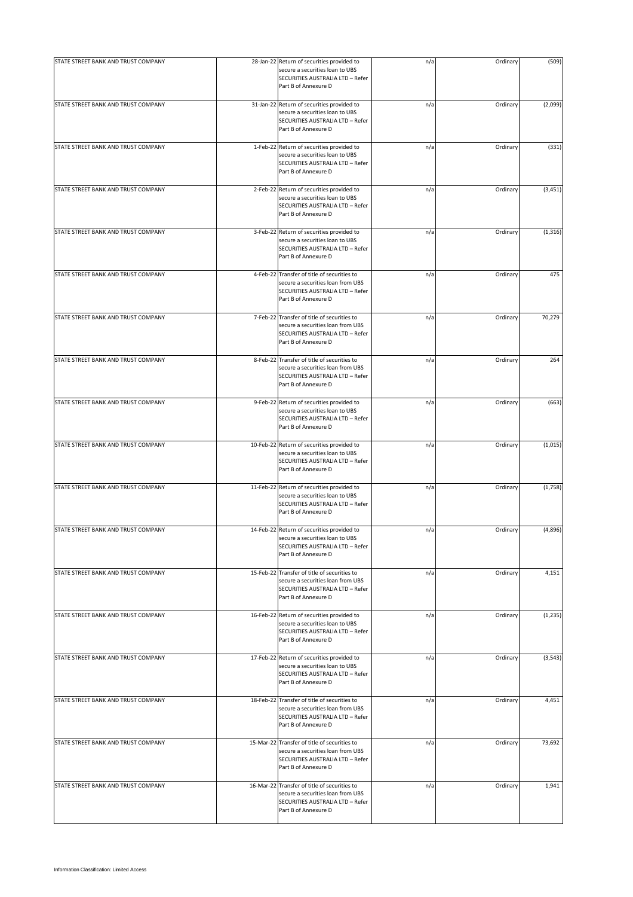| | | | | | |
|---|---|---|---|---|---|
| STATE STREET BANK AND TRUST COMPANY | 28-Jan-22 | Return of securities provided to secure a securities loan to UBS SECURITIES AUSTRALIA LTD – Refer Part B of Annexure D | n/a | Ordinary | (509) |
| STATE STREET BANK AND TRUST COMPANY | 31-Jan-22 | Return of securities provided to secure a securities loan to UBS SECURITIES AUSTRALIA LTD – Refer Part B of Annexure D | n/a | Ordinary | (2,099) |
| STATE STREET BANK AND TRUST COMPANY | 1-Feb-22 | Return of securities provided to secure a securities loan to UBS SECURITIES AUSTRALIA LTD – Refer Part B of Annexure D | n/a | Ordinary | (331) |
| STATE STREET BANK AND TRUST COMPANY | 2-Feb-22 | Return of securities provided to secure a securities loan to UBS SECURITIES AUSTRALIA LTD – Refer Part B of Annexure D | n/a | Ordinary | (3,451) |
| STATE STREET BANK AND TRUST COMPANY | 3-Feb-22 | Return of securities provided to secure a securities loan to UBS SECURITIES AUSTRALIA LTD – Refer Part B of Annexure D | n/a | Ordinary | (1,316) |
| STATE STREET BANK AND TRUST COMPANY | 4-Feb-22 | Transfer of title of securities to secure a securities loan from UBS SECURITIES AUSTRALIA LTD – Refer Part B of Annexure D | n/a | Ordinary | 475 |
| STATE STREET BANK AND TRUST COMPANY | 7-Feb-22 | Transfer of title of securities to secure a securities loan from UBS SECURITIES AUSTRALIA LTD – Refer Part B of Annexure D | n/a | Ordinary | 70,279 |
| STATE STREET BANK AND TRUST COMPANY | 8-Feb-22 | Transfer of title of securities to secure a securities loan from UBS SECURITIES AUSTRALIA LTD – Refer Part B of Annexure D | n/a | Ordinary | 264 |
| STATE STREET BANK AND TRUST COMPANY | 9-Feb-22 | Return of securities provided to secure a securities loan to UBS SECURITIES AUSTRALIA LTD – Refer Part B of Annexure D | n/a | Ordinary | (663) |
| STATE STREET BANK AND TRUST COMPANY | 10-Feb-22 | Return of securities provided to secure a securities loan to UBS SECURITIES AUSTRALIA LTD – Refer Part B of Annexure D | n/a | Ordinary | (1,015) |
| STATE STREET BANK AND TRUST COMPANY | 11-Feb-22 | Return of securities provided to secure a securities loan to UBS SECURITIES AUSTRALIA LTD – Refer Part B of Annexure D | n/a | Ordinary | (1,758) |
| STATE STREET BANK AND TRUST COMPANY | 14-Feb-22 | Return of securities provided to secure a securities loan to UBS SECURITIES AUSTRALIA LTD – Refer Part B of Annexure D | n/a | Ordinary | (4,896) |
| STATE STREET BANK AND TRUST COMPANY | 15-Feb-22 | Transfer of title of securities to secure a securities loan from UBS SECURITIES AUSTRALIA LTD – Refer Part B of Annexure D | n/a | Ordinary | 4,151 |
| STATE STREET BANK AND TRUST COMPANY | 16-Feb-22 | Return of securities provided to secure a securities loan to UBS SECURITIES AUSTRALIA LTD – Refer Part B of Annexure D | n/a | Ordinary | (1,235) |
| STATE STREET BANK AND TRUST COMPANY | 17-Feb-22 | Return of securities provided to secure a securities loan to UBS SECURITIES AUSTRALIA LTD – Refer Part B of Annexure D | n/a | Ordinary | (3,543) |
| STATE STREET BANK AND TRUST COMPANY | 18-Feb-22 | Transfer of title of securities to secure a securities loan from UBS SECURITIES AUSTRALIA LTD – Refer Part B of Annexure D | n/a | Ordinary | 4,451 |
| STATE STREET BANK AND TRUST COMPANY | 15-Mar-22 | Transfer of title of securities to secure a securities loan from UBS SECURITIES AUSTRALIA LTD – Refer Part B of Annexure D | n/a | Ordinary | 73,692 |
| STATE STREET BANK AND TRUST COMPANY | 16-Mar-22 | Transfer of title of securities to secure a securities loan from UBS SECURITIES AUSTRALIA LTD – Refer Part B of Annexure D | n/a | Ordinary | 1,941 |

Information Classification: Limited Access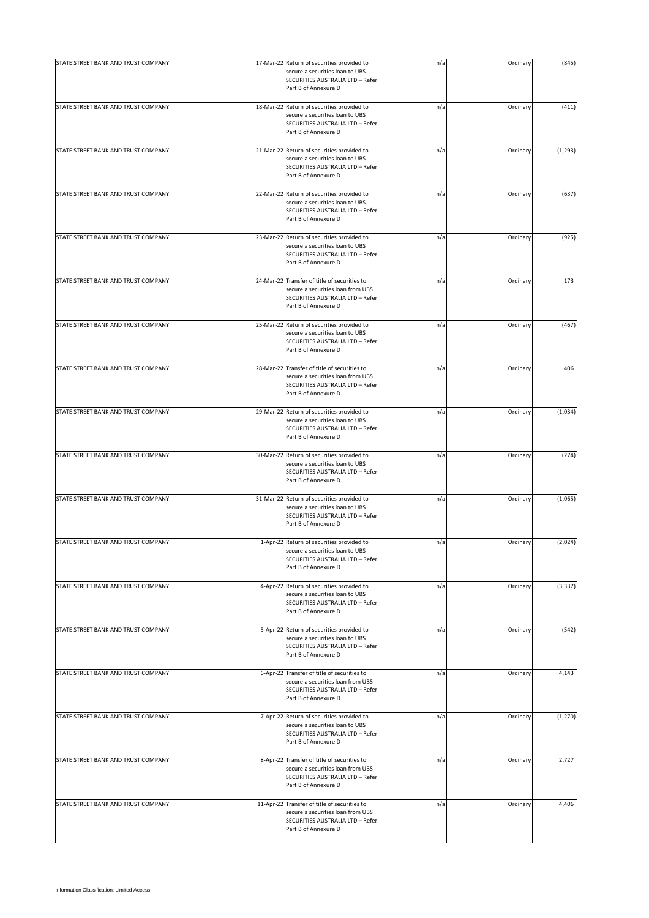| | | | | | |
|---|---|---|---|---|---|
| STATE STREET BANK AND TRUST COMPANY | 17-Mar-22 | Return of securities provided to secure a securities loan to UBS SECURITIES AUSTRALIA LTD – Refer Part B of Annexure D | n/a | Ordinary | (845) |
| STATE STREET BANK AND TRUST COMPANY | 18-Mar-22 | Return of securities provided to secure a securities loan to UBS SECURITIES AUSTRALIA LTD – Refer Part B of Annexure D | n/a | Ordinary | (411) |
| STATE STREET BANK AND TRUST COMPANY | 21-Mar-22 | Return of securities provided to secure a securities loan to UBS SECURITIES AUSTRALIA LTD – Refer Part B of Annexure D | n/a | Ordinary | (1,293) |
| STATE STREET BANK AND TRUST COMPANY | 22-Mar-22 | Return of securities provided to secure a securities loan to UBS SECURITIES AUSTRALIA LTD – Refer Part B of Annexure D | n/a | Ordinary | (637) |
| STATE STREET BANK AND TRUST COMPANY | 23-Mar-22 | Return of securities provided to secure a securities loan to UBS SECURITIES AUSTRALIA LTD – Refer Part B of Annexure D | n/a | Ordinary | (925) |
| STATE STREET BANK AND TRUST COMPANY | 24-Mar-22 | Transfer of title of securities to secure a securities loan from UBS SECURITIES AUSTRALIA LTD – Refer Part B of Annexure D | n/a | Ordinary | 173 |
| STATE STREET BANK AND TRUST COMPANY | 25-Mar-22 | Return of securities provided to secure a securities loan to UBS SECURITIES AUSTRALIA LTD – Refer Part B of Annexure D | n/a | Ordinary | (467) |
| STATE STREET BANK AND TRUST COMPANY | 28-Mar-22 | Transfer of title of securities to secure a securities loan from UBS SECURITIES AUSTRALIA LTD – Refer Part B of Annexure D | n/a | Ordinary | 406 |
| STATE STREET BANK AND TRUST COMPANY | 29-Mar-22 | Return of securities provided to secure a securities loan to UBS SECURITIES AUSTRALIA LTD – Refer Part B of Annexure D | n/a | Ordinary | (1,034) |
| STATE STREET BANK AND TRUST COMPANY | 30-Mar-22 | Return of securities provided to secure a securities loan to UBS SECURITIES AUSTRALIA LTD – Refer Part B of Annexure D | n/a | Ordinary | (274) |
| STATE STREET BANK AND TRUST COMPANY | 31-Mar-22 | Return of securities provided to secure a securities loan to UBS SECURITIES AUSTRALIA LTD – Refer Part B of Annexure D | n/a | Ordinary | (1,065) |
| STATE STREET BANK AND TRUST COMPANY | 1-Apr-22 | Return of securities provided to secure a securities loan to UBS SECURITIES AUSTRALIA LTD – Refer Part B of Annexure D | n/a | Ordinary | (2,024) |
| STATE STREET BANK AND TRUST COMPANY | 4-Apr-22 | Return of securities provided to secure a securities loan to UBS SECURITIES AUSTRALIA LTD – Refer Part B of Annexure D | n/a | Ordinary | (3,337) |
| STATE STREET BANK AND TRUST COMPANY | 5-Apr-22 | Return of securities provided to secure a securities loan to UBS SECURITIES AUSTRALIA LTD – Refer Part B of Annexure D | n/a | Ordinary | (542) |
| STATE STREET BANK AND TRUST COMPANY | 6-Apr-22 | Transfer of title of securities to secure a securities loan from UBS SECURITIES AUSTRALIA LTD – Refer Part B of Annexure D | n/a | Ordinary | 4,143 |
| STATE STREET BANK AND TRUST COMPANY | 7-Apr-22 | Return of securities provided to secure a securities loan to UBS SECURITIES AUSTRALIA LTD – Refer Part B of Annexure D | n/a | Ordinary | (1,270) |
| STATE STREET BANK AND TRUST COMPANY | 8-Apr-22 | Transfer of title of securities to secure a securities loan from UBS SECURITIES AUSTRALIA LTD – Refer Part B of Annexure D | n/a | Ordinary | 2,727 |
| STATE STREET BANK AND TRUST COMPANY | 11-Apr-22 | Transfer of title of securities to secure a securities loan from UBS SECURITIES AUSTRALIA LTD – Refer Part B of Annexure D | n/a | Ordinary | 4,406 |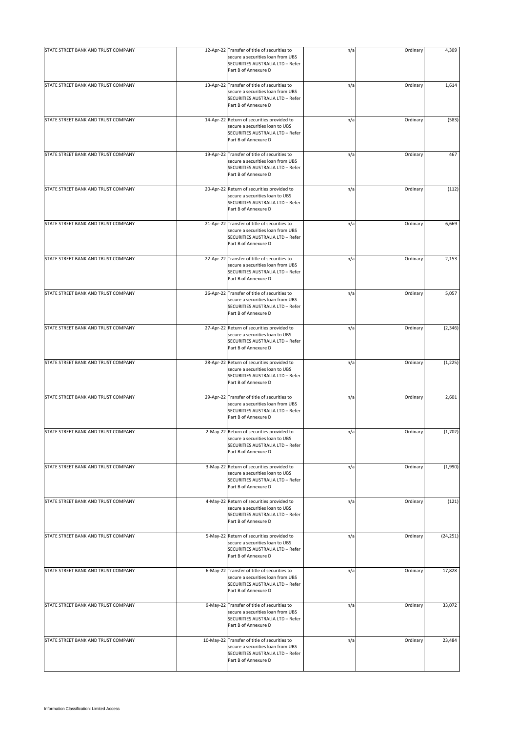| | | | | | |
|---|---|---|---|---|---|
| STATE STREET BANK AND TRUST COMPANY | 12-Apr-22 | Transfer of title of securities to secure a securities loan from UBS SECURITIES AUSTRALIA LTD – Refer Part B of Annexure D | n/a | Ordinary | 4,309 |
| STATE STREET BANK AND TRUST COMPANY | 13-Apr-22 | Transfer of title of securities to secure a securities loan from UBS SECURITIES AUSTRALIA LTD – Refer Part B of Annexure D | n/a | Ordinary | 1,614 |
| STATE STREET BANK AND TRUST COMPANY | 14-Apr-22 | Return of securities provided to secure a securities loan to UBS SECURITIES AUSTRALIA LTD – Refer Part B of Annexure D | n/a | Ordinary | (583) |
| STATE STREET BANK AND TRUST COMPANY | 19-Apr-22 | Transfer of title of securities to secure a securities loan from UBS SECURITIES AUSTRALIA LTD – Refer Part B of Annexure D | n/a | Ordinary | 467 |
| STATE STREET BANK AND TRUST COMPANY | 20-Apr-22 | Return of securities provided to secure a securities loan to UBS SECURITIES AUSTRALIA LTD – Refer Part B of Annexure D | n/a | Ordinary | (112) |
| STATE STREET BANK AND TRUST COMPANY | 21-Apr-22 | Transfer of title of securities to secure a securities loan from UBS SECURITIES AUSTRALIA LTD – Refer Part B of Annexure D | n/a | Ordinary | 6,669 |
| STATE STREET BANK AND TRUST COMPANY | 22-Apr-22 | Transfer of title of securities to secure a securities loan from UBS SECURITIES AUSTRALIA LTD – Refer Part B of Annexure D | n/a | Ordinary | 2,153 |
| STATE STREET BANK AND TRUST COMPANY | 26-Apr-22 | Transfer of title of securities to secure a securities loan from UBS SECURITIES AUSTRALIA LTD – Refer Part B of Annexure D | n/a | Ordinary | 5,057 |
| STATE STREET BANK AND TRUST COMPANY | 27-Apr-22 | Return of securities provided to secure a securities loan to UBS SECURITIES AUSTRALIA LTD – Refer Part B of Annexure D | n/a | Ordinary | (2,346) |
| STATE STREET BANK AND TRUST COMPANY | 28-Apr-22 | Return of securities provided to secure a securities loan to UBS SECURITIES AUSTRALIA LTD – Refer Part B of Annexure D | n/a | Ordinary | (1,225) |
| STATE STREET BANK AND TRUST COMPANY | 29-Apr-22 | Transfer of title of securities to secure a securities loan from UBS SECURITIES AUSTRALIA LTD – Refer Part B of Annexure D | n/a | Ordinary | 2,601 |
| STATE STREET BANK AND TRUST COMPANY | 2-May-22 | Return of securities provided to secure a securities loan to UBS SECURITIES AUSTRALIA LTD – Refer Part B of Annexure D | n/a | Ordinary | (1,702) |
| STATE STREET BANK AND TRUST COMPANY | 3-May-22 | Return of securities provided to secure a securities loan to UBS SECURITIES AUSTRALIA LTD – Refer Part B of Annexure D | n/a | Ordinary | (1,990) |
| STATE STREET BANK AND TRUST COMPANY | 4-May-22 | Return of securities provided to secure a securities loan to UBS SECURITIES AUSTRALIA LTD – Refer Part B of Annexure D | n/a | Ordinary | (121) |
| STATE STREET BANK AND TRUST COMPANY | 5-May-22 | Return of securities provided to secure a securities loan to UBS SECURITIES AUSTRALIA LTD – Refer Part B of Annexure D | n/a | Ordinary | (24,251) |
| STATE STREET BANK AND TRUST COMPANY | 6-May-22 | Transfer of title of securities to secure a securities loan from UBS SECURITIES AUSTRALIA LTD – Refer Part B of Annexure D | n/a | Ordinary | 17,828 |
| STATE STREET BANK AND TRUST COMPANY | 9-May-22 | Transfer of title of securities to secure a securities loan from UBS SECURITIES AUSTRALIA LTD – Refer Part B of Annexure D | n/a | Ordinary | 33,072 |
| STATE STREET BANK AND TRUST COMPANY | 10-May-22 | Transfer of title of securities to secure a securities loan from UBS SECURITIES AUSTRALIA LTD – Refer Part B of Annexure D | n/a | Ordinary | 23,484 |

Information Classification: Limited Access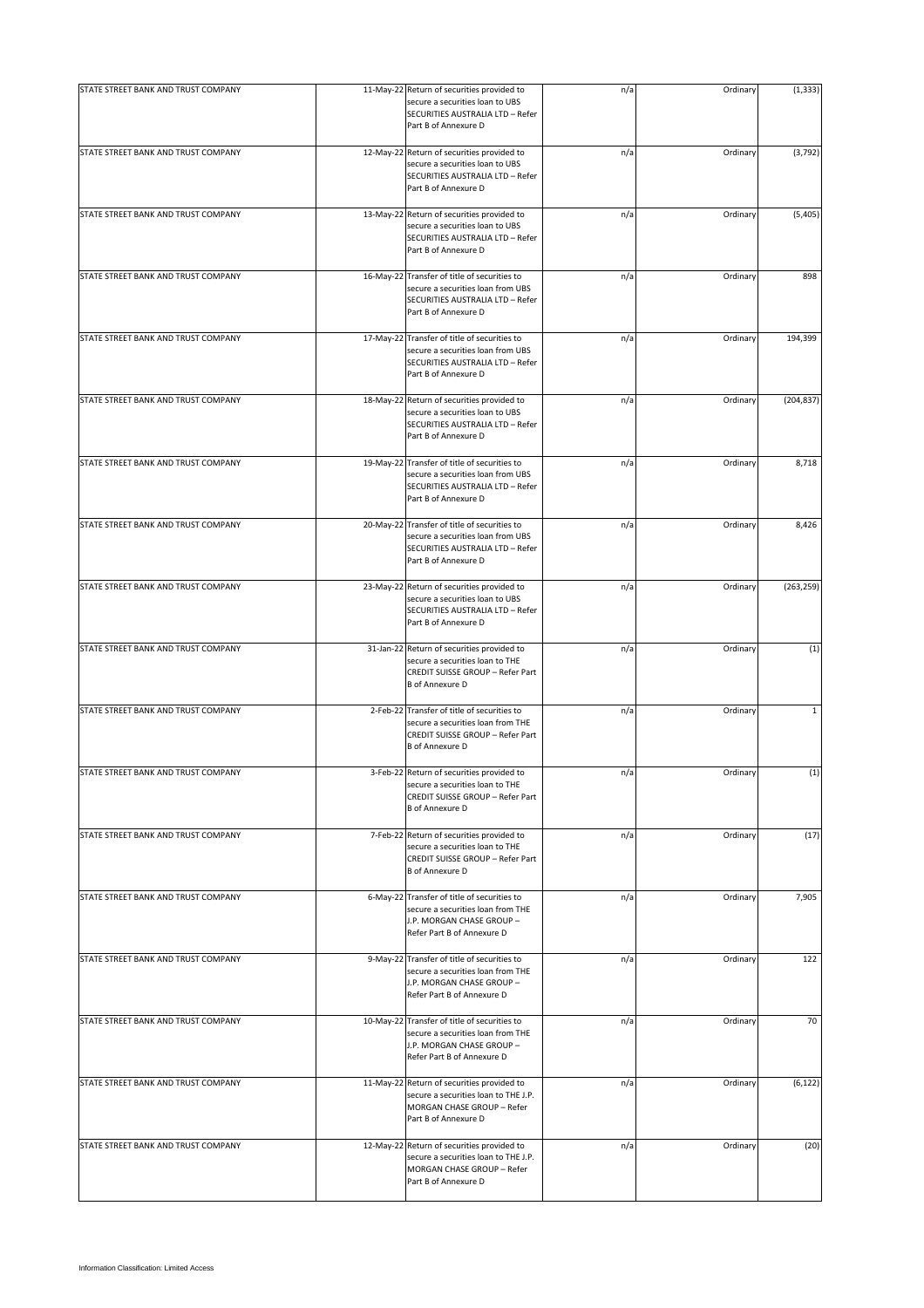| | | | | | |
|---|---|---|---|---|---|
| STATE STREET BANK AND TRUST COMPANY | 11-May-22 | Return of securities provided to secure a securities loan to UBS SECURITIES AUSTRALIA LTD – Refer Part B of Annexure D | n/a | Ordinary | (1,333) |
| STATE STREET BANK AND TRUST COMPANY | 12-May-22 | Return of securities provided to secure a securities loan to UBS SECURITIES AUSTRALIA LTD – Refer Part B of Annexure D | n/a | Ordinary | (3,792) |
| STATE STREET BANK AND TRUST COMPANY | 13-May-22 | Return of securities provided to secure a securities loan to UBS SECURITIES AUSTRALIA LTD – Refer Part B of Annexure D | n/a | Ordinary | (5,405) |
| STATE STREET BANK AND TRUST COMPANY | 16-May-22 | Transfer of title of securities to secure a securities loan from UBS SECURITIES AUSTRALIA LTD – Refer Part B of Annexure D | n/a | Ordinary | 898 |
| STATE STREET BANK AND TRUST COMPANY | 17-May-22 | Transfer of title of securities to secure a securities loan from UBS SECURITIES AUSTRALIA LTD – Refer Part B of Annexure D | n/a | Ordinary | 194,399 |
| STATE STREET BANK AND TRUST COMPANY | 18-May-22 | Return of securities provided to secure a securities loan to UBS SECURITIES AUSTRALIA LTD – Refer Part B of Annexure D | n/a | Ordinary | (204,837) |
| STATE STREET BANK AND TRUST COMPANY | 19-May-22 | Transfer of title of securities to secure a securities loan from UBS SECURITIES AUSTRALIA LTD – Refer Part B of Annexure D | n/a | Ordinary | 8,718 |
| STATE STREET BANK AND TRUST COMPANY | 20-May-22 | Transfer of title of securities to secure a securities loan from UBS SECURITIES AUSTRALIA LTD – Refer Part B of Annexure D | n/a | Ordinary | 8,426 |
| STATE STREET BANK AND TRUST COMPANY | 23-May-22 | Return of securities provided to secure a securities loan to UBS SECURITIES AUSTRALIA LTD – Refer Part B of Annexure D | n/a | Ordinary | (263,259) |
| STATE STREET BANK AND TRUST COMPANY | 31-Jan-22 | Return of securities provided to secure a securities loan to THE CREDIT SUISSE GROUP – Refer Part B of Annexure D | n/a | Ordinary | (1) |
| STATE STREET BANK AND TRUST COMPANY | 2-Feb-22 | Transfer of title of securities to secure a securities loan from THE CREDIT SUISSE GROUP – Refer Part B of Annexure D | n/a | Ordinary | 1 |
| STATE STREET BANK AND TRUST COMPANY | 3-Feb-22 | Return of securities provided to secure a securities loan to THE CREDIT SUISSE GROUP – Refer Part B of Annexure D | n/a | Ordinary | (1) |
| STATE STREET BANK AND TRUST COMPANY | 7-Feb-22 | Return of securities provided to secure a securities loan to THE CREDIT SUISSE GROUP – Refer Part B of Annexure D | n/a | Ordinary | (17) |
| STATE STREET BANK AND TRUST COMPANY | 6-May-22 | Transfer of title of securities to secure a securities loan from THE J.P. MORGAN CHASE GROUP – Refer Part B of Annexure D | n/a | Ordinary | 7,905 |
| STATE STREET BANK AND TRUST COMPANY | 9-May-22 | Transfer of title of securities to secure a securities loan from THE J.P. MORGAN CHASE GROUP – Refer Part B of Annexure D | n/a | Ordinary | 122 |
| STATE STREET BANK AND TRUST COMPANY | 10-May-22 | Transfer of title of securities to secure a securities loan from THE J.P. MORGAN CHASE GROUP – Refer Part B of Annexure D | n/a | Ordinary | 70 |
| STATE STREET BANK AND TRUST COMPANY | 11-May-22 | Return of securities provided to secure a securities loan to THE J.P. MORGAN CHASE GROUP – Refer Part B of Annexure D | n/a | Ordinary | (6,122) |
| STATE STREET BANK AND TRUST COMPANY | 12-May-22 | Return of securities provided to secure a securities loan to THE J.P. MORGAN CHASE GROUP – Refer Part B of Annexure D | n/a | Ordinary | (20) |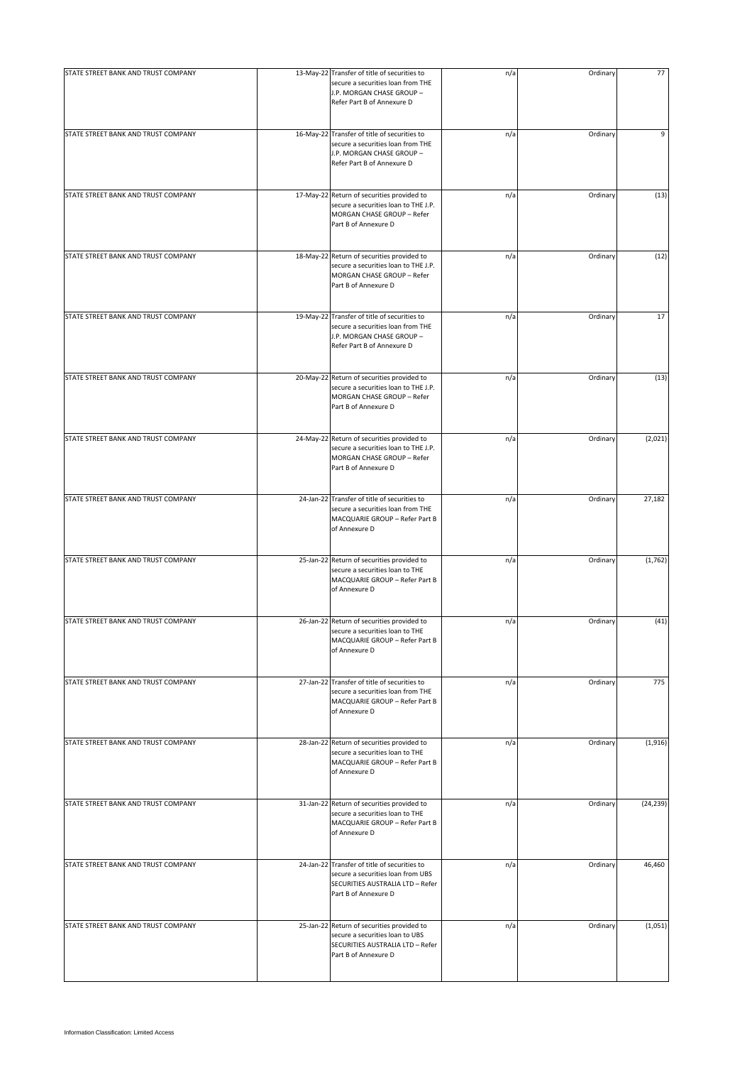| | | | | | |
|---|---|---|---|---|---|
| STATE STREET BANK AND TRUST COMPANY | 13-May-22 | Transfer of title of securities to secure a securities loan from THE J.P. MORGAN CHASE GROUP – Refer Part B of Annexure D | n/a | Ordinary | 77 |
| STATE STREET BANK AND TRUST COMPANY | 16-May-22 | Transfer of title of securities to secure a securities loan from THE J.P. MORGAN CHASE GROUP – Refer Part B of Annexure D | n/a | Ordinary | 9 |
| STATE STREET BANK AND TRUST COMPANY | 17-May-22 | Return of securities provided to secure a securities loan to THE J.P. MORGAN CHASE GROUP – Refer Part B of Annexure D | n/a | Ordinary | (13) |
| STATE STREET BANK AND TRUST COMPANY | 18-May-22 | Return of securities provided to secure a securities loan to THE J.P. MORGAN CHASE GROUP – Refer Part B of Annexure D | n/a | Ordinary | (12) |
| STATE STREET BANK AND TRUST COMPANY | 19-May-22 | Transfer of title of securities to secure a securities loan from THE J.P. MORGAN CHASE GROUP – Refer Part B of Annexure D | n/a | Ordinary | 17 |
| STATE STREET BANK AND TRUST COMPANY | 20-May-22 | Return of securities provided to secure a securities loan to THE J.P. MORGAN CHASE GROUP – Refer Part B of Annexure D | n/a | Ordinary | (13) |
| STATE STREET BANK AND TRUST COMPANY | 24-May-22 | Return of securities provided to secure a securities loan to THE J.P. MORGAN CHASE GROUP – Refer Part B of Annexure D | n/a | Ordinary | (2,021) |
| STATE STREET BANK AND TRUST COMPANY | 24-Jan-22 | Transfer of title of securities to secure a securities loan from THE MACQUARIE GROUP – Refer Part B of Annexure D | n/a | Ordinary | 27,182 |
| STATE STREET BANK AND TRUST COMPANY | 25-Jan-22 | Return of securities provided to secure a securities loan to THE MACQUARIE GROUP – Refer Part B of Annexure D | n/a | Ordinary | (1,762) |
| STATE STREET BANK AND TRUST COMPANY | 26-Jan-22 | Return of securities provided to secure a securities loan to THE MACQUARIE GROUP – Refer Part B of Annexure D | n/a | Ordinary | (41) |
| STATE STREET BANK AND TRUST COMPANY | 27-Jan-22 | Transfer of title of securities to secure a securities loan from THE MACQUARIE GROUP – Refer Part B of Annexure D | n/a | Ordinary | 775 |
| STATE STREET BANK AND TRUST COMPANY | 28-Jan-22 | Return of securities provided to secure a securities loan to THE MACQUARIE GROUP – Refer Part B of Annexure D | n/a | Ordinary | (1,916) |
| STATE STREET BANK AND TRUST COMPANY | 31-Jan-22 | Return of securities provided to secure a securities loan to THE MACQUARIE GROUP – Refer Part B of Annexure D | n/a | Ordinary | (24,239) |
| STATE STREET BANK AND TRUST COMPANY | 24-Jan-22 | Transfer of title of securities to secure a securities loan from UBS SECURITIES AUSTRALIA LTD – Refer Part B of Annexure D | n/a | Ordinary | 46,460 |
| STATE STREET BANK AND TRUST COMPANY | 25-Jan-22 | Return of securities provided to secure a securities loan to UBS SECURITIES AUSTRALIA LTD – Refer Part B of Annexure D | n/a | Ordinary | (1,051) |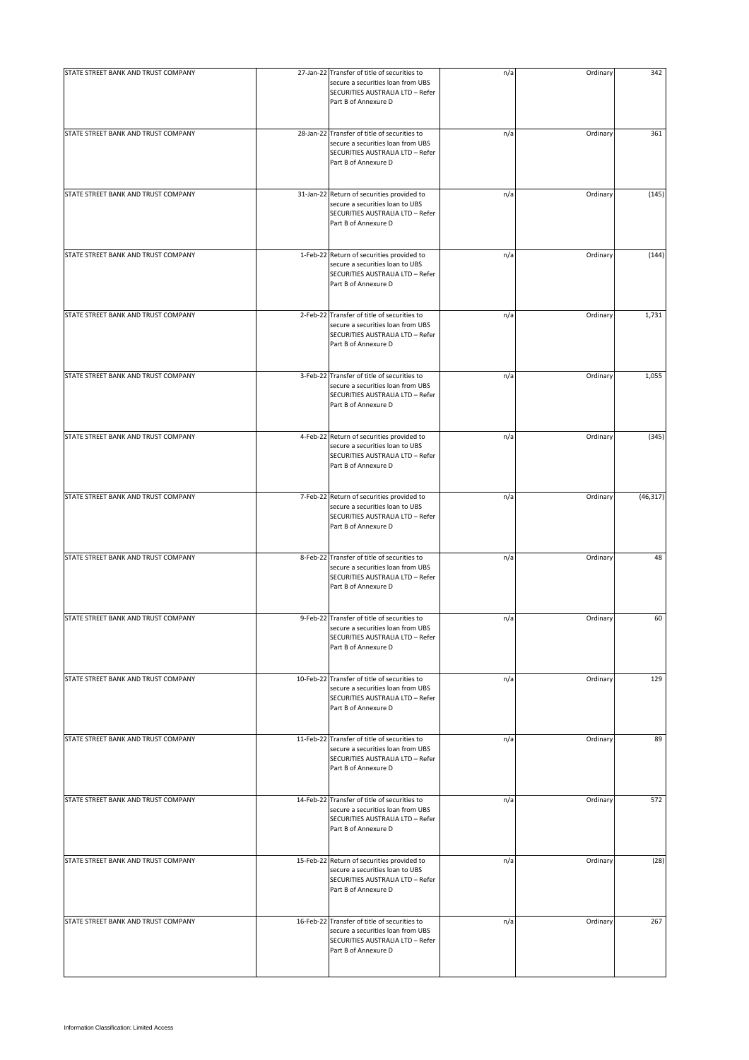| | | | | | |
|---|---|---|---|---|---|
| STATE STREET BANK AND TRUST COMPANY | 27-Jan-22 | Transfer of title of securities to secure a securities loan from UBS SECURITIES AUSTRALIA LTD – Refer Part B of Annexure D | n/a | Ordinary | 342 |
| STATE STREET BANK AND TRUST COMPANY | 28-Jan-22 | Transfer of title of securities to secure a securities loan from UBS SECURITIES AUSTRALIA LTD – Refer Part B of Annexure D | n/a | Ordinary | 361 |
| STATE STREET BANK AND TRUST COMPANY | 31-Jan-22 | Return of securities provided to secure a securities loan to UBS SECURITIES AUSTRALIA LTD – Refer Part B of Annexure D | n/a | Ordinary | (145) |
| STATE STREET BANK AND TRUST COMPANY | 1-Feb-22 | Return of securities provided to secure a securities loan to UBS SECURITIES AUSTRALIA LTD – Refer Part B of Annexure D | n/a | Ordinary | (144) |
| STATE STREET BANK AND TRUST COMPANY | 2-Feb-22 | Transfer of title of securities to secure a securities loan from UBS SECURITIES AUSTRALIA LTD – Refer Part B of Annexure D | n/a | Ordinary | 1,731 |
| STATE STREET BANK AND TRUST COMPANY | 3-Feb-22 | Transfer of title of securities to secure a securities loan from UBS SECURITIES AUSTRALIA LTD – Refer Part B of Annexure D | n/a | Ordinary | 1,055 |
| STATE STREET BANK AND TRUST COMPANY | 4-Feb-22 | Return of securities provided to secure a securities loan to UBS SECURITIES AUSTRALIA LTD – Refer Part B of Annexure D | n/a | Ordinary | (345) |
| STATE STREET BANK AND TRUST COMPANY | 7-Feb-22 | Return of securities provided to secure a securities loan to UBS SECURITIES AUSTRALIA LTD – Refer Part B of Annexure D | n/a | Ordinary | (46,317) |
| STATE STREET BANK AND TRUST COMPANY | 8-Feb-22 | Transfer of title of securities to secure a securities loan from UBS SECURITIES AUSTRALIA LTD – Refer Part B of Annexure D | n/a | Ordinary | 48 |
| STATE STREET BANK AND TRUST COMPANY | 9-Feb-22 | Transfer of title of securities to secure a securities loan from UBS SECURITIES AUSTRALIA LTD – Refer Part B of Annexure D | n/a | Ordinary | 60 |
| STATE STREET BANK AND TRUST COMPANY | 10-Feb-22 | Transfer of title of securities to secure a securities loan from UBS SECURITIES AUSTRALIA LTD – Refer Part B of Annexure D | n/a | Ordinary | 129 |
| STATE STREET BANK AND TRUST COMPANY | 11-Feb-22 | Transfer of title of securities to secure a securities loan from UBS SECURITIES AUSTRALIA LTD – Refer Part B of Annexure D | n/a | Ordinary | 89 |
| STATE STREET BANK AND TRUST COMPANY | 14-Feb-22 | Transfer of title of securities to secure a securities loan from UBS SECURITIES AUSTRALIA LTD – Refer Part B of Annexure D | n/a | Ordinary | 572 |
| STATE STREET BANK AND TRUST COMPANY | 15-Feb-22 | Return of securities provided to secure a securities loan to UBS SECURITIES AUSTRALIA LTD – Refer Part B of Annexure D | n/a | Ordinary | (28) |
| STATE STREET BANK AND TRUST COMPANY | 16-Feb-22 | Transfer of title of securities to secure a securities loan from UBS SECURITIES AUSTRALIA LTD – Refer Part B of Annexure D | n/a | Ordinary | 267 |

Information Classification: Limited Access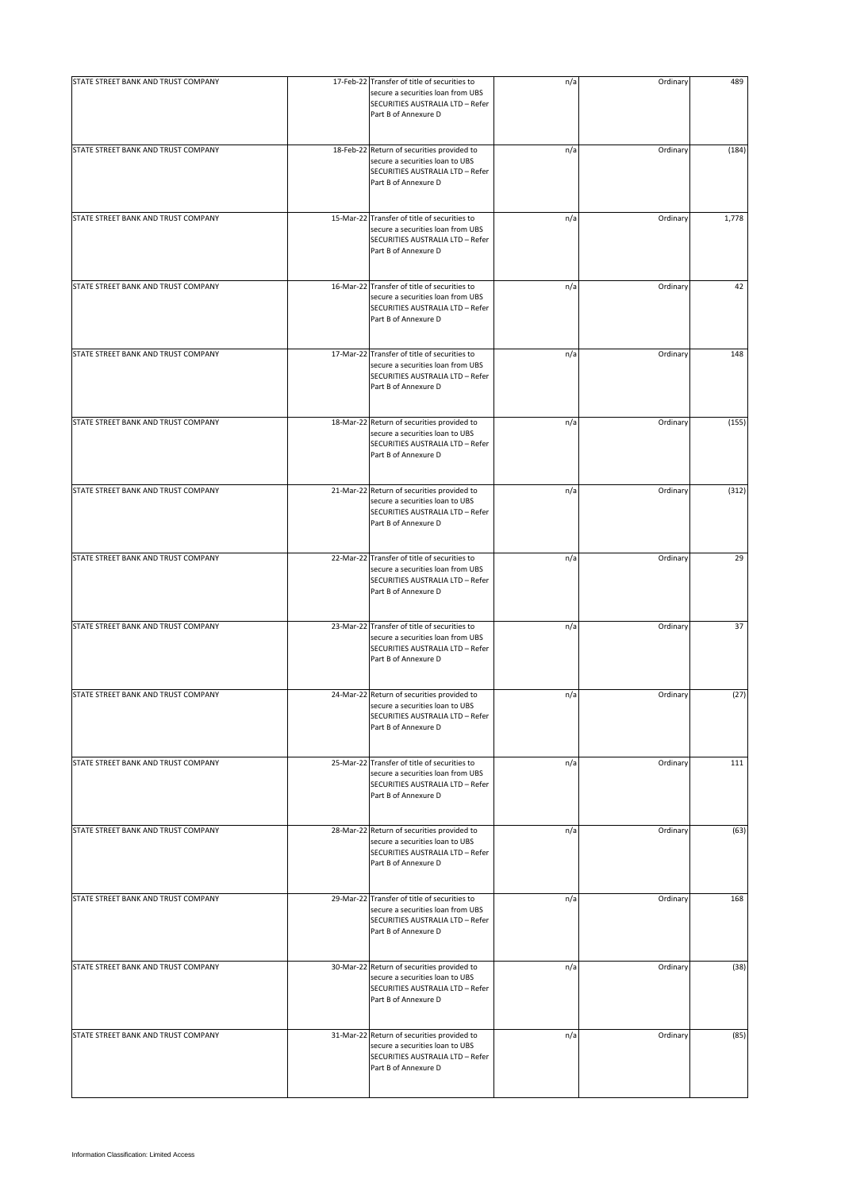| STATE STREET BANK AND TRUST COMPANY | 17-Feb-22 | Transfer of title of securities to secure a securities loan from UBS SECURITIES AUSTRALIA LTD – Refer Part B of Annexure D | n/a | Ordinary | 489 |
|---|---|---|---|---|---|
| STATE STREET BANK AND TRUST COMPANY | 18-Feb-22 | Return of securities provided to secure a securities loan to UBS SECURITIES AUSTRALIA LTD – Refer Part B of Annexure D | n/a | Ordinary | (184) |
| STATE STREET BANK AND TRUST COMPANY | 15-Mar-22 | Transfer of title of securities to secure a securities loan from UBS SECURITIES AUSTRALIA LTD – Refer Part B of Annexure D | n/a | Ordinary | 1,778 |
| STATE STREET BANK AND TRUST COMPANY | 16-Mar-22 | Transfer of title of securities to secure a securities loan from UBS SECURITIES AUSTRALIA LTD – Refer Part B of Annexure D | n/a | Ordinary | 42 |
| STATE STREET BANK AND TRUST COMPANY | 17-Mar-22 | Transfer of title of securities to secure a securities loan from UBS SECURITIES AUSTRALIA LTD – Refer Part B of Annexure D | n/a | Ordinary | 148 |
| STATE STREET BANK AND TRUST COMPANY | 18-Mar-22 | Return of securities provided to secure a securities loan to UBS SECURITIES AUSTRALIA LTD – Refer Part B of Annexure D | n/a | Ordinary | (155) |
| STATE STREET BANK AND TRUST COMPANY | 21-Mar-22 | Return of securities provided to secure a securities loan to UBS SECURITIES AUSTRALIA LTD – Refer Part B of Annexure D | n/a | Ordinary | (312) |
| STATE STREET BANK AND TRUST COMPANY | 22-Mar-22 | Transfer of title of securities to secure a securities loan from UBS SECURITIES AUSTRALIA LTD – Refer Part B of Annexure D | n/a | Ordinary | 29 |
| STATE STREET BANK AND TRUST COMPANY | 23-Mar-22 | Transfer of title of securities to secure a securities loan from UBS SECURITIES AUSTRALIA LTD – Refer Part B of Annexure D | n/a | Ordinary | 37 |
| STATE STREET BANK AND TRUST COMPANY | 24-Mar-22 | Return of securities provided to secure a securities loan to UBS SECURITIES AUSTRALIA LTD – Refer Part B of Annexure D | n/a | Ordinary | (27) |
| STATE STREET BANK AND TRUST COMPANY | 25-Mar-22 | Transfer of title of securities to secure a securities loan from UBS SECURITIES AUSTRALIA LTD – Refer Part B of Annexure D | n/a | Ordinary | 111 |
| STATE STREET BANK AND TRUST COMPANY | 28-Mar-22 | Return of securities provided to secure a securities loan to UBS SECURITIES AUSTRALIA LTD – Refer Part B of Annexure D | n/a | Ordinary | (63) |
| STATE STREET BANK AND TRUST COMPANY | 29-Mar-22 | Transfer of title of securities to secure a securities loan from UBS SECURITIES AUSTRALIA LTD – Refer Part B of Annexure D | n/a | Ordinary | 168 |
| STATE STREET BANK AND TRUST COMPANY | 30-Mar-22 | Return of securities provided to secure a securities loan to UBS SECURITIES AUSTRALIA LTD – Refer Part B of Annexure D | n/a | Ordinary | (38) |
| STATE STREET BANK AND TRUST COMPANY | 31-Mar-22 | Return of securities provided to secure a securities loan to UBS SECURITIES AUSTRALIA LTD – Refer Part B of Annexure D | n/a | Ordinary | (85) |

Information Classification: Limited Access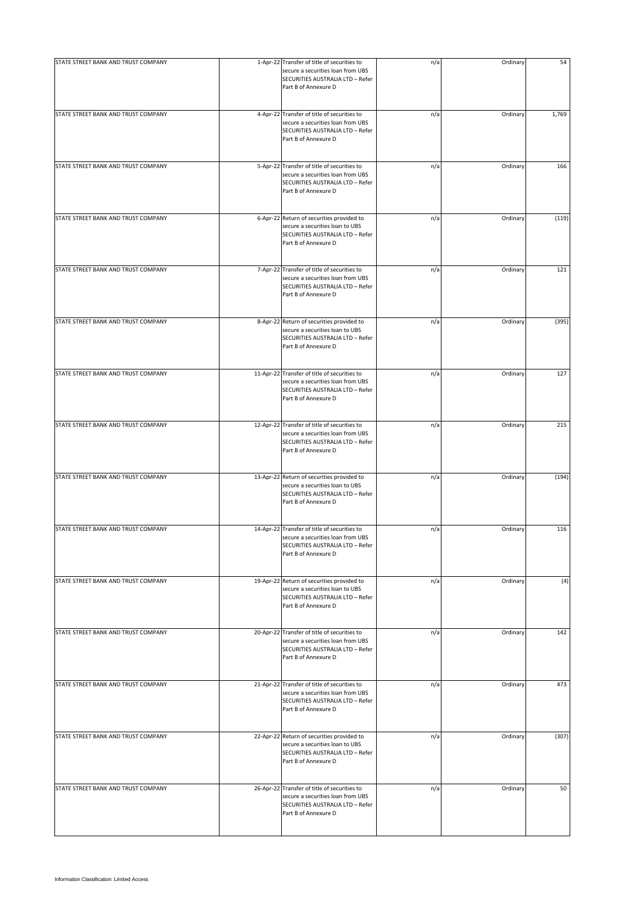| | | | | | |
|---|---|---|---|---|---|
| STATE STREET BANK AND TRUST COMPANY | 1-Apr-22 | Transfer of title of securities to secure a securities loan from UBS SECURITIES AUSTRALIA LTD – Refer Part B of Annexure D | n/a | Ordinary | 54 |
| STATE STREET BANK AND TRUST COMPANY | 4-Apr-22 | Transfer of title of securities to secure a securities loan from UBS SECURITIES AUSTRALIA LTD – Refer Part B of Annexure D | n/a | Ordinary | 1,769 |
| STATE STREET BANK AND TRUST COMPANY | 5-Apr-22 | Transfer of title of securities to secure a securities loan from UBS SECURITIES AUSTRALIA LTD – Refer Part B of Annexure D | n/a | Ordinary | 166 |
| STATE STREET BANK AND TRUST COMPANY | 6-Apr-22 | Return of securities provided to secure a securities loan to UBS SECURITIES AUSTRALIA LTD – Refer Part B of Annexure D | n/a | Ordinary | (119) |
| STATE STREET BANK AND TRUST COMPANY | 7-Apr-22 | Transfer of title of securities to secure a securities loan from UBS SECURITIES AUSTRALIA LTD – Refer Part B of Annexure D | n/a | Ordinary | 121 |
| STATE STREET BANK AND TRUST COMPANY | 8-Apr-22 | Return of securities provided to secure a securities loan to UBS SECURITIES AUSTRALIA LTD – Refer Part B of Annexure D | n/a | Ordinary | (395) |
| STATE STREET BANK AND TRUST COMPANY | 11-Apr-22 | Transfer of title of securities to secure a securities loan from UBS SECURITIES AUSTRALIA LTD – Refer Part B of Annexure D | n/a | Ordinary | 127 |
| STATE STREET BANK AND TRUST COMPANY | 12-Apr-22 | Transfer of title of securities to secure a securities loan from UBS SECURITIES AUSTRALIA LTD – Refer Part B of Annexure D | n/a | Ordinary | 215 |
| STATE STREET BANK AND TRUST COMPANY | 13-Apr-22 | Return of securities provided to secure a securities loan to UBS SECURITIES AUSTRALIA LTD – Refer Part B of Annexure D | n/a | Ordinary | (194) |
| STATE STREET BANK AND TRUST COMPANY | 14-Apr-22 | Transfer of title of securities to secure a securities loan from UBS SECURITIES AUSTRALIA LTD – Refer Part B of Annexure D | n/a | Ordinary | 116 |
| STATE STREET BANK AND TRUST COMPANY | 19-Apr-22 | Return of securities provided to secure a securities loan to UBS SECURITIES AUSTRALIA LTD – Refer Part B of Annexure D | n/a | Ordinary | (4) |
| STATE STREET BANK AND TRUST COMPANY | 20-Apr-22 | Transfer of title of securities to secure a securities loan from UBS SECURITIES AUSTRALIA LTD – Refer Part B of Annexure D | n/a | Ordinary | 142 |
| STATE STREET BANK AND TRUST COMPANY | 21-Apr-22 | Transfer of title of securities to secure a securities loan from UBS SECURITIES AUSTRALIA LTD – Refer Part B of Annexure D | n/a | Ordinary | 473 |
| STATE STREET BANK AND TRUST COMPANY | 22-Apr-22 | Return of securities provided to secure a securities loan to UBS SECURITIES AUSTRALIA LTD – Refer Part B of Annexure D | n/a | Ordinary | (307) |
| STATE STREET BANK AND TRUST COMPANY | 26-Apr-22 | Transfer of title of securities to secure a securities loan from UBS SECURITIES AUSTRALIA LTD – Refer Part B of Annexure D | n/a | Ordinary | 50 |

Information Classification: Limited Access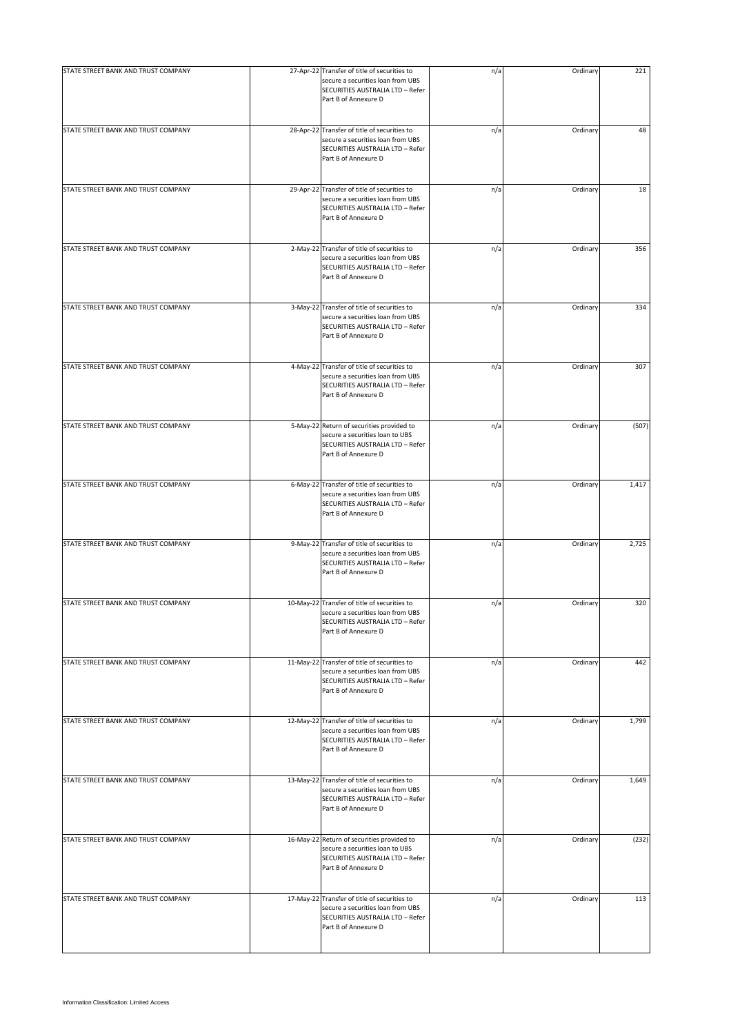| | | | | | |
|---|---|---|---|---|---|
| STATE STREET BANK AND TRUST COMPANY | 27-Apr-22 | Transfer of title of securities to secure a securities loan from UBS SECURITIES AUSTRALIA LTD – Refer Part B of Annexure D | n/a | Ordinary | 221 |
| STATE STREET BANK AND TRUST COMPANY | 28-Apr-22 | Transfer of title of securities to secure a securities loan from UBS SECURITIES AUSTRALIA LTD – Refer Part B of Annexure D | n/a | Ordinary | 48 |
| STATE STREET BANK AND TRUST COMPANY | 29-Apr-22 | Transfer of title of securities to secure a securities loan from UBS SECURITIES AUSTRALIA LTD – Refer Part B of Annexure D | n/a | Ordinary | 18 |
| STATE STREET BANK AND TRUST COMPANY | 2-May-22 | Transfer of title of securities to secure a securities loan from UBS SECURITIES AUSTRALIA LTD – Refer Part B of Annexure D | n/a | Ordinary | 356 |
| STATE STREET BANK AND TRUST COMPANY | 3-May-22 | Transfer of title of securities to secure a securities loan from UBS SECURITIES AUSTRALIA LTD – Refer Part B of Annexure D | n/a | Ordinary | 334 |
| STATE STREET BANK AND TRUST COMPANY | 4-May-22 | Transfer of title of securities to secure a securities loan from UBS SECURITIES AUSTRALIA LTD – Refer Part B of Annexure D | n/a | Ordinary | 307 |
| STATE STREET BANK AND TRUST COMPANY | 5-May-22 | Return of securities provided to secure a securities loan to UBS SECURITIES AUSTRALIA LTD – Refer Part B of Annexure D | n/a | Ordinary | (507) |
| STATE STREET BANK AND TRUST COMPANY | 6-May-22 | Transfer of title of securities to secure a securities loan from UBS SECURITIES AUSTRALIA LTD – Refer Part B of Annexure D | n/a | Ordinary | 1,417 |
| STATE STREET BANK AND TRUST COMPANY | 9-May-22 | Transfer of title of securities to secure a securities loan from UBS SECURITIES AUSTRALIA LTD – Refer Part B of Annexure D | n/a | Ordinary | 2,725 |
| STATE STREET BANK AND TRUST COMPANY | 10-May-22 | Transfer of title of securities to secure a securities loan from UBS SECURITIES AUSTRALIA LTD – Refer Part B of Annexure D | n/a | Ordinary | 320 |
| STATE STREET BANK AND TRUST COMPANY | 11-May-22 | Transfer of title of securities to secure a securities loan from UBS SECURITIES AUSTRALIA LTD – Refer Part B of Annexure D | n/a | Ordinary | 442 |
| STATE STREET BANK AND TRUST COMPANY | 12-May-22 | Transfer of title of securities to secure a securities loan from UBS SECURITIES AUSTRALIA LTD – Refer Part B of Annexure D | n/a | Ordinary | 1,799 |
| STATE STREET BANK AND TRUST COMPANY | 13-May-22 | Transfer of title of securities to secure a securities loan from UBS SECURITIES AUSTRALIA LTD – Refer Part B of Annexure D | n/a | Ordinary | 1,649 |
| STATE STREET BANK AND TRUST COMPANY | 16-May-22 | Return of securities provided to secure a securities loan to UBS SECURITIES AUSTRALIA LTD – Refer Part B of Annexure D | n/a | Ordinary | (232) |
| STATE STREET BANK AND TRUST COMPANY | 17-May-22 | Transfer of title of securities to secure a securities loan from UBS SECURITIES AUSTRALIA LTD – Refer Part B of Annexure D | n/a | Ordinary | 113 |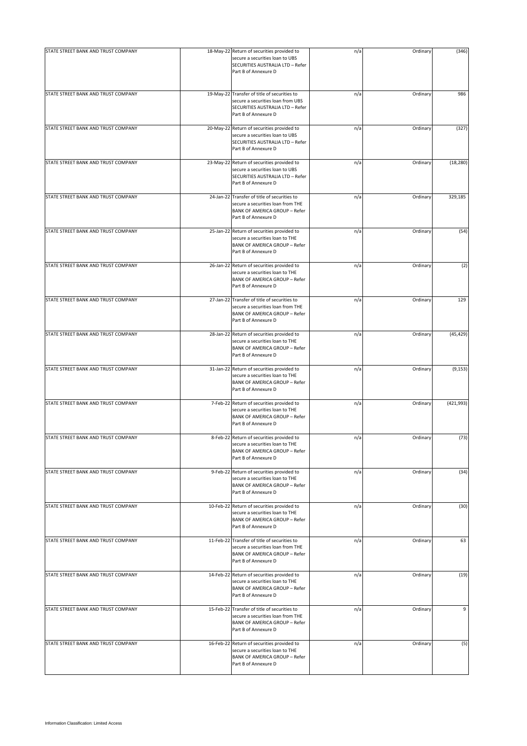| STATE STREET BANK AND TRUST COMPANY | 18-May-22 | Return of securities provided to secure a securities loan to UBS SECURITIES AUSTRALIA LTD – Refer Part B of Annexure D | n/a | Ordinary | (346) |
|---|---|---|---|---|---|
| STATE STREET BANK AND TRUST COMPANY | 19-May-22 | Transfer of title of securities to secure a securities loan from UBS SECURITIES AUSTRALIA LTD – Refer Part B of Annexure D | n/a | Ordinary | 986 |
| STATE STREET BANK AND TRUST COMPANY | 20-May-22 | Return of securities provided to secure a securities loan to UBS SECURITIES AUSTRALIA LTD – Refer Part B of Annexure D | n/a | Ordinary | (327) |
| STATE STREET BANK AND TRUST COMPANY | 23-May-22 | Return of securities provided to secure a securities loan to UBS SECURITIES AUSTRALIA LTD – Refer Part B of Annexure D | n/a | Ordinary | (18,280) |
| STATE STREET BANK AND TRUST COMPANY | 24-Jan-22 | Transfer of title of securities to secure a securities loan from THE BANK OF AMERICA GROUP – Refer Part B of Annexure D | n/a | Ordinary | 329,185 |
| STATE STREET BANK AND TRUST COMPANY | 25-Jan-22 | Return of securities provided to secure a securities loan to THE BANK OF AMERICA GROUP – Refer Part B of Annexure D | n/a | Ordinary | (54) |
| STATE STREET BANK AND TRUST COMPANY | 26-Jan-22 | Return of securities provided to secure a securities loan to THE BANK OF AMERICA GROUP – Refer Part B of Annexure D | n/a | Ordinary | (2) |
| STATE STREET BANK AND TRUST COMPANY | 27-Jan-22 | Transfer of title of securities to secure a securities loan from THE BANK OF AMERICA GROUP – Refer Part B of Annexure D | n/a | Ordinary | 129 |
| STATE STREET BANK AND TRUST COMPANY | 28-Jan-22 | Return of securities provided to secure a securities loan to THE BANK OF AMERICA GROUP – Refer Part B of Annexure D | n/a | Ordinary | (45,429) |
| STATE STREET BANK AND TRUST COMPANY | 31-Jan-22 | Return of securities provided to secure a securities loan to THE BANK OF AMERICA GROUP – Refer Part B of Annexure D | n/a | Ordinary | (9,153) |
| STATE STREET BANK AND TRUST COMPANY | 7-Feb-22 | Return of securities provided to secure a securities loan to THE BANK OF AMERICA GROUP – Refer Part B of Annexure D | n/a | Ordinary | (421,993) |
| STATE STREET BANK AND TRUST COMPANY | 8-Feb-22 | Return of securities provided to secure a securities loan to THE BANK OF AMERICA GROUP – Refer Part B of Annexure D | n/a | Ordinary | (73) |
| STATE STREET BANK AND TRUST COMPANY | 9-Feb-22 | Return of securities provided to secure a securities loan to THE BANK OF AMERICA GROUP – Refer Part B of Annexure D | n/a | Ordinary | (34) |
| STATE STREET BANK AND TRUST COMPANY | 10-Feb-22 | Return of securities provided to secure a securities loan to THE BANK OF AMERICA GROUP – Refer Part B of Annexure D | n/a | Ordinary | (30) |
| STATE STREET BANK AND TRUST COMPANY | 11-Feb-22 | Transfer of title of securities to secure a securities loan from THE BANK OF AMERICA GROUP – Refer Part B of Annexure D | n/a | Ordinary | 63 |
| STATE STREET BANK AND TRUST COMPANY | 14-Feb-22 | Return of securities provided to secure a securities loan to THE BANK OF AMERICA GROUP – Refer Part B of Annexure D | n/a | Ordinary | (19) |
| STATE STREET BANK AND TRUST COMPANY | 15-Feb-22 | Transfer of title of securities to secure a securities loan from THE BANK OF AMERICA GROUP – Refer Part B of Annexure D | n/a | Ordinary | 9 |
| STATE STREET BANK AND TRUST COMPANY | 16-Feb-22 | Return of securities provided to secure a securities loan to THE BANK OF AMERICA GROUP – Refer Part B of Annexure D | n/a | Ordinary | (5) |

Information Classification: Limited Access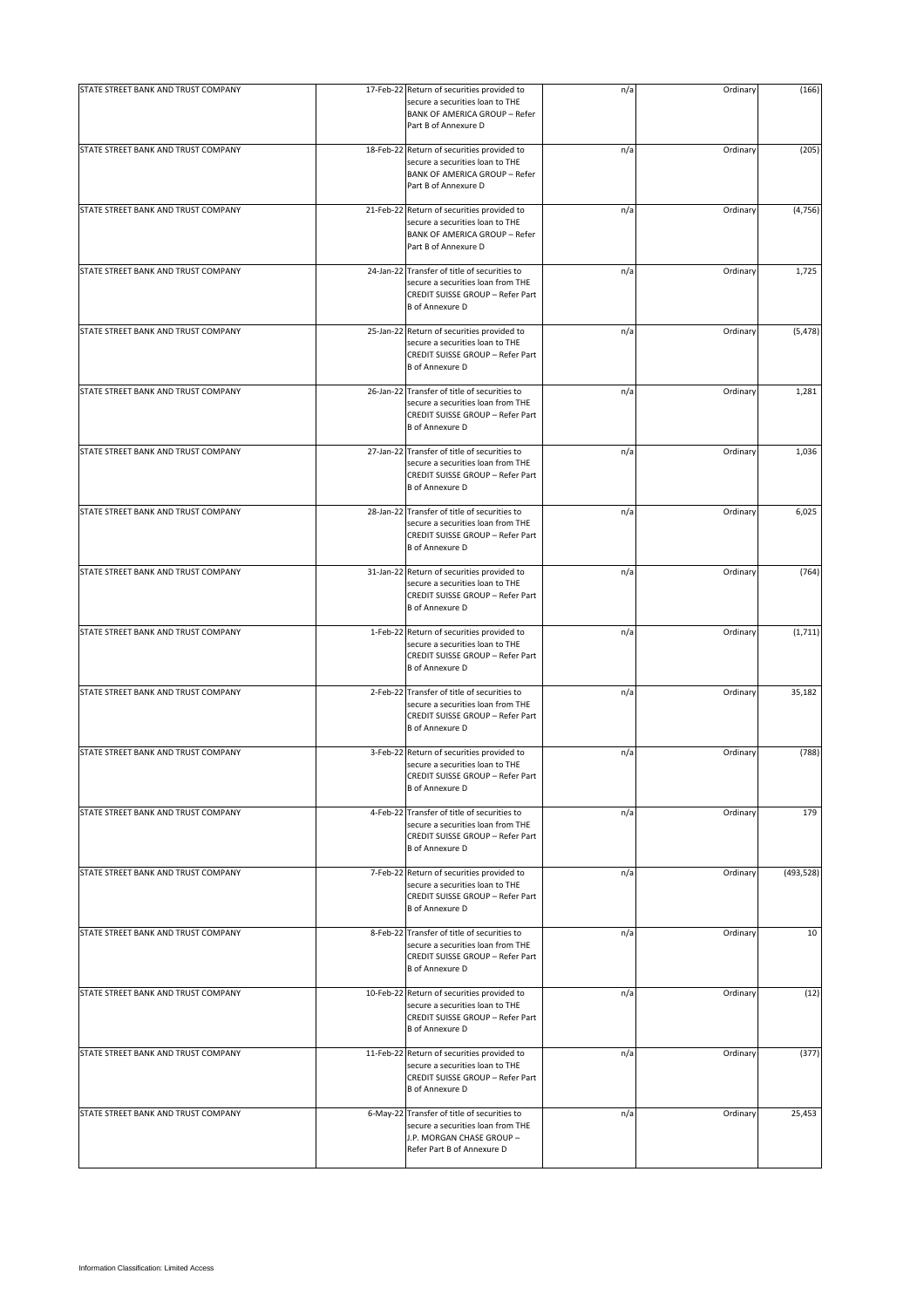| | | | | | |
|---|---|---|---|---|---|
| STATE STREET BANK AND TRUST COMPANY | 17-Feb-22 | Return of securities provided to secure a securities loan to THE BANK OF AMERICA GROUP – Refer Part B of Annexure D | n/a | Ordinary | (166) |
| STATE STREET BANK AND TRUST COMPANY | 18-Feb-22 | Return of securities provided to secure a securities loan to THE BANK OF AMERICA GROUP – Refer Part B of Annexure D | n/a | Ordinary | (205) |
| STATE STREET BANK AND TRUST COMPANY | 21-Feb-22 | Return of securities provided to secure a securities loan to THE BANK OF AMERICA GROUP – Refer Part B of Annexure D | n/a | Ordinary | (4,756) |
| STATE STREET BANK AND TRUST COMPANY | 24-Jan-22 | Transfer of title of securities to secure a securities loan from THE CREDIT SUISSE GROUP – Refer Part B of Annexure D | n/a | Ordinary | 1,725 |
| STATE STREET BANK AND TRUST COMPANY | 25-Jan-22 | Return of securities provided to secure a securities loan to THE CREDIT SUISSE GROUP – Refer Part B of Annexure D | n/a | Ordinary | (5,478) |
| STATE STREET BANK AND TRUST COMPANY | 26-Jan-22 | Transfer of title of securities to secure a securities loan from THE CREDIT SUISSE GROUP – Refer Part B of Annexure D | n/a | Ordinary | 1,281 |
| STATE STREET BANK AND TRUST COMPANY | 27-Jan-22 | Transfer of title of securities to secure a securities loan from THE CREDIT SUISSE GROUP – Refer Part B of Annexure D | n/a | Ordinary | 1,036 |
| STATE STREET BANK AND TRUST COMPANY | 28-Jan-22 | Transfer of title of securities to secure a securities loan from THE CREDIT SUISSE GROUP – Refer Part B of Annexure D | n/a | Ordinary | 6,025 |
| STATE STREET BANK AND TRUST COMPANY | 31-Jan-22 | Return of securities provided to secure a securities loan to THE CREDIT SUISSE GROUP – Refer Part B of Annexure D | n/a | Ordinary | (764) |
| STATE STREET BANK AND TRUST COMPANY | 1-Feb-22 | Return of securities provided to secure a securities loan to THE CREDIT SUISSE GROUP – Refer Part B of Annexure D | n/a | Ordinary | (1,711) |
| STATE STREET BANK AND TRUST COMPANY | 2-Feb-22 | Transfer of title of securities to secure a securities loan from THE CREDIT SUISSE GROUP – Refer Part B of Annexure D | n/a | Ordinary | 35,182 |
| STATE STREET BANK AND TRUST COMPANY | 3-Feb-22 | Return of securities provided to secure a securities loan to THE CREDIT SUISSE GROUP – Refer Part B of Annexure D | n/a | Ordinary | (788) |
| STATE STREET BANK AND TRUST COMPANY | 4-Feb-22 | Transfer of title of securities to secure a securities loan from THE CREDIT SUISSE GROUP – Refer Part B of Annexure D | n/a | Ordinary | 179 |
| STATE STREET BANK AND TRUST COMPANY | 7-Feb-22 | Return of securities provided to secure a securities loan to THE CREDIT SUISSE GROUP – Refer Part B of Annexure D | n/a | Ordinary | (493,528) |
| STATE STREET BANK AND TRUST COMPANY | 8-Feb-22 | Transfer of title of securities to secure a securities loan from THE CREDIT SUISSE GROUP – Refer Part B of Annexure D | n/a | Ordinary | 10 |
| STATE STREET BANK AND TRUST COMPANY | 10-Feb-22 | Return of securities provided to secure a securities loan to THE CREDIT SUISSE GROUP – Refer Part B of Annexure D | n/a | Ordinary | (12) |
| STATE STREET BANK AND TRUST COMPANY | 11-Feb-22 | Return of securities provided to secure a securities loan to THE CREDIT SUISSE GROUP – Refer Part B of Annexure D | n/a | Ordinary | (377) |
| STATE STREET BANK AND TRUST COMPANY | 6-May-22 | Transfer of title of securities to secure a securities loan from THE J.P. MORGAN CHASE GROUP – Refer Part B of Annexure D | n/a | Ordinary | 25,453 |

Information Classification: Limited Access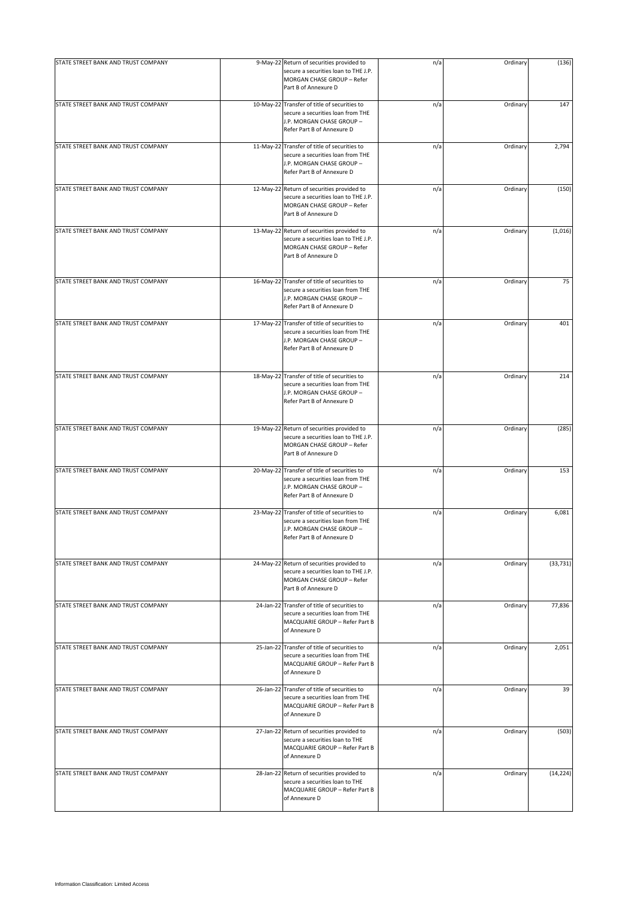| | | | | | |
|---|---|---|---|---|---|
| STATE STREET BANK AND TRUST COMPANY | 9-May-22 | Return of securities provided to secure a securities loan to THE J.P. MORGAN CHASE GROUP – Refer Part B of Annexure D | n/a | Ordinary | (136) |
| STATE STREET BANK AND TRUST COMPANY | 10-May-22 | Transfer of title of securities to secure a securities loan from THE J.P. MORGAN CHASE GROUP – Refer Part B of Annexure D | n/a | Ordinary | 147 |
| STATE STREET BANK AND TRUST COMPANY | 11-May-22 | Transfer of title of securities to secure a securities loan from THE J.P. MORGAN CHASE GROUP – Refer Part B of Annexure D | n/a | Ordinary | 2,794 |
| STATE STREET BANK AND TRUST COMPANY | 12-May-22 | Return of securities provided to secure a securities loan to THE J.P. MORGAN CHASE GROUP – Refer Part B of Annexure D | n/a | Ordinary | (150) |
| STATE STREET BANK AND TRUST COMPANY | 13-May-22 | Return of securities provided to secure a securities loan to THE J.P. MORGAN CHASE GROUP – Refer Part B of Annexure D | n/a | Ordinary | (1,016) |
| STATE STREET BANK AND TRUST COMPANY | 16-May-22 | Transfer of title of securities to secure a securities loan from THE J.P. MORGAN CHASE GROUP – Refer Part B of Annexure D | n/a | Ordinary | 75 |
| STATE STREET BANK AND TRUST COMPANY | 17-May-22 | Transfer of title of securities to secure a securities loan from THE J.P. MORGAN CHASE GROUP – Refer Part B of Annexure D | n/a | Ordinary | 401 |
| STATE STREET BANK AND TRUST COMPANY | 18-May-22 | Transfer of title of securities to secure a securities loan from THE J.P. MORGAN CHASE GROUP – Refer Part B of Annexure D | n/a | Ordinary | 214 |
| STATE STREET BANK AND TRUST COMPANY | 19-May-22 | Return of securities provided to secure a securities loan to THE J.P. MORGAN CHASE GROUP – Refer Part B of Annexure D | n/a | Ordinary | (285) |
| STATE STREET BANK AND TRUST COMPANY | 20-May-22 | Transfer of title of securities to secure a securities loan from THE J.P. MORGAN CHASE GROUP – Refer Part B of Annexure D | n/a | Ordinary | 153 |
| STATE STREET BANK AND TRUST COMPANY | 23-May-22 | Transfer of title of securities to secure a securities loan from THE J.P. MORGAN CHASE GROUP – Refer Part B of Annexure D | n/a | Ordinary | 6,081 |
| STATE STREET BANK AND TRUST COMPANY | 24-May-22 | Return of securities provided to secure a securities loan to THE J.P. MORGAN CHASE GROUP – Refer Part B of Annexure D | n/a | Ordinary | (33,731) |
| STATE STREET BANK AND TRUST COMPANY | 24-Jan-22 | Transfer of title of securities to secure a securities loan from THE MACQUARIE GROUP – Refer Part B of Annexure D | n/a | Ordinary | 77,836 |
| STATE STREET BANK AND TRUST COMPANY | 25-Jan-22 | Transfer of title of securities to secure a securities loan from THE MACQUARIE GROUP – Refer Part B of Annexure D | n/a | Ordinary | 2,051 |
| STATE STREET BANK AND TRUST COMPANY | 26-Jan-22 | Transfer of title of securities to secure a securities loan from THE MACQUARIE GROUP – Refer Part B of Annexure D | n/a | Ordinary | 39 |
| STATE STREET BANK AND TRUST COMPANY | 27-Jan-22 | Return of securities provided to secure a securities loan to THE MACQUARIE GROUP – Refer Part B of Annexure D | n/a | Ordinary | (503) |
| STATE STREET BANK AND TRUST COMPANY | 28-Jan-22 | Return of securities provided to secure a securities loan to THE MACQUARIE GROUP – Refer Part B of Annexure D | n/a | Ordinary | (14,224) |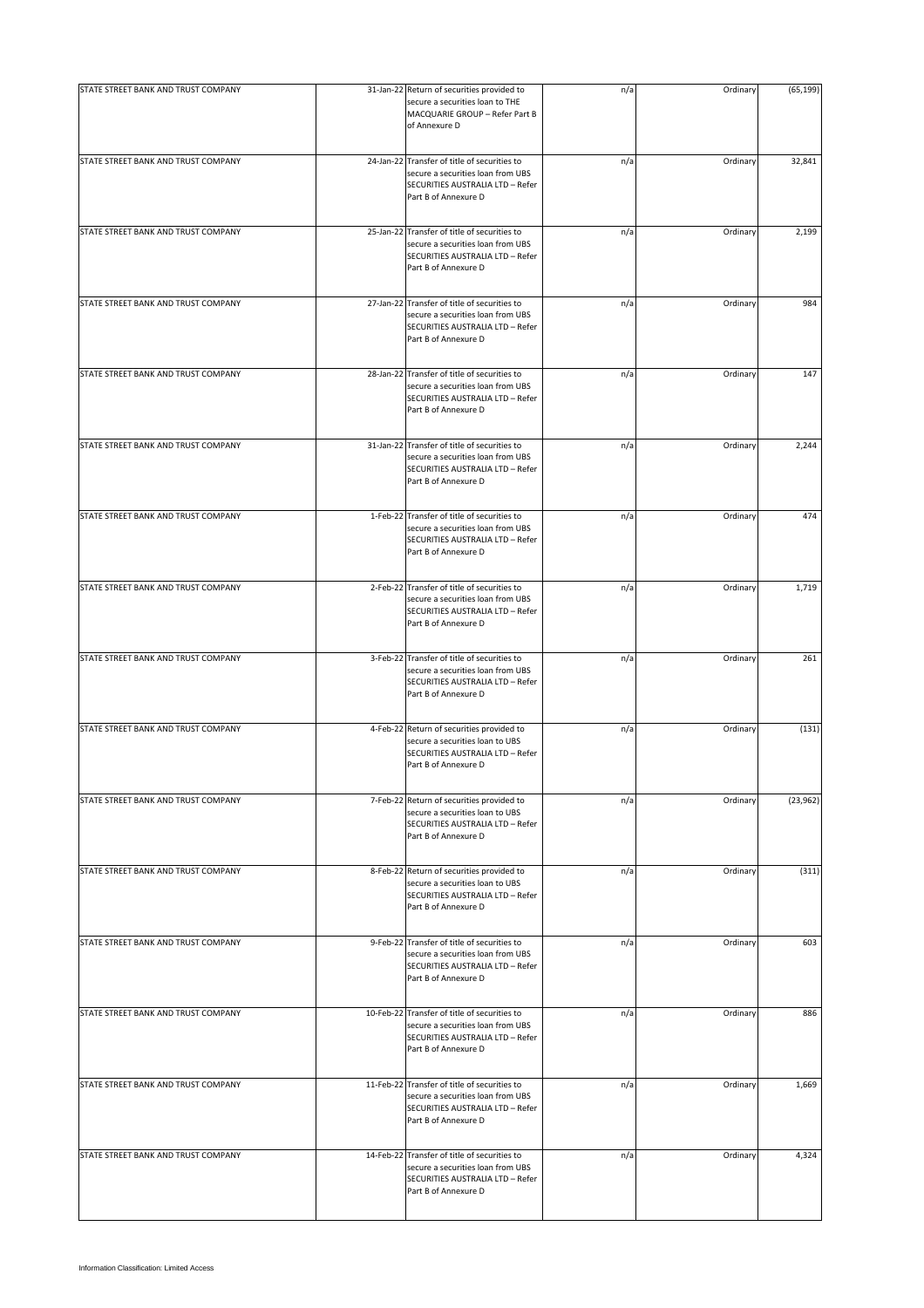| | | | | | |
|---|---|---|---|---|---|
| STATE STREET BANK AND TRUST COMPANY | 31-Jan-22 | Return of securities provided to secure a securities loan to THE MACQUARIE GROUP – Refer Part B of Annexure D | n/a | Ordinary | (65,199) |
| STATE STREET BANK AND TRUST COMPANY | 24-Jan-22 | Transfer of title of securities to secure a securities loan from UBS SECURITIES AUSTRALIA LTD – Refer Part B of Annexure D | n/a | Ordinary | 32,841 |
| STATE STREET BANK AND TRUST COMPANY | 25-Jan-22 | Transfer of title of securities to secure a securities loan from UBS SECURITIES AUSTRALIA LTD – Refer Part B of Annexure D | n/a | Ordinary | 2,199 |
| STATE STREET BANK AND TRUST COMPANY | 27-Jan-22 | Transfer of title of securities to secure a securities loan from UBS SECURITIES AUSTRALIA LTD – Refer Part B of Annexure D | n/a | Ordinary | 984 |
| STATE STREET BANK AND TRUST COMPANY | 28-Jan-22 | Transfer of title of securities to secure a securities loan from UBS SECURITIES AUSTRALIA LTD – Refer Part B of Annexure D | n/a | Ordinary | 147 |
| STATE STREET BANK AND TRUST COMPANY | 31-Jan-22 | Transfer of title of securities to secure a securities loan from UBS SECURITIES AUSTRALIA LTD – Refer Part B of Annexure D | n/a | Ordinary | 2,244 |
| STATE STREET BANK AND TRUST COMPANY | 1-Feb-22 | Transfer of title of securities to secure a securities loan from UBS SECURITIES AUSTRALIA LTD – Refer Part B of Annexure D | n/a | Ordinary | 474 |
| STATE STREET BANK AND TRUST COMPANY | 2-Feb-22 | Transfer of title of securities to secure a securities loan from UBS SECURITIES AUSTRALIA LTD – Refer Part B of Annexure D | n/a | Ordinary | 1,719 |
| STATE STREET BANK AND TRUST COMPANY | 3-Feb-22 | Transfer of title of securities to secure a securities loan from UBS SECURITIES AUSTRALIA LTD – Refer Part B of Annexure D | n/a | Ordinary | 261 |
| STATE STREET BANK AND TRUST COMPANY | 4-Feb-22 | Return of securities provided to secure a securities loan to UBS SECURITIES AUSTRALIA LTD – Refer Part B of Annexure D | n/a | Ordinary | (131) |
| STATE STREET BANK AND TRUST COMPANY | 7-Feb-22 | Return of securities provided to secure a securities loan to UBS SECURITIES AUSTRALIA LTD – Refer Part B of Annexure D | n/a | Ordinary | (23,962) |
| STATE STREET BANK AND TRUST COMPANY | 8-Feb-22 | Return of securities provided to secure a securities loan to UBS SECURITIES AUSTRALIA LTD – Refer Part B of Annexure D | n/a | Ordinary | (311) |
| STATE STREET BANK AND TRUST COMPANY | 9-Feb-22 | Transfer of title of securities to secure a securities loan from UBS SECURITIES AUSTRALIA LTD – Refer Part B of Annexure D | n/a | Ordinary | 603 |
| STATE STREET BANK AND TRUST COMPANY | 10-Feb-22 | Transfer of title of securities to secure a securities loan from UBS SECURITIES AUSTRALIA LTD – Refer Part B of Annexure D | n/a | Ordinary | 886 |
| STATE STREET BANK AND TRUST COMPANY | 11-Feb-22 | Transfer of title of securities to secure a securities loan from UBS SECURITIES AUSTRALIA LTD – Refer Part B of Annexure D | n/a | Ordinary | 1,669 |
| STATE STREET BANK AND TRUST COMPANY | 14-Feb-22 | Transfer of title of securities to secure a securities loan from UBS SECURITIES AUSTRALIA LTD – Refer Part B of Annexure D | n/a | Ordinary | 4,324 |

Information Classification: Limited Access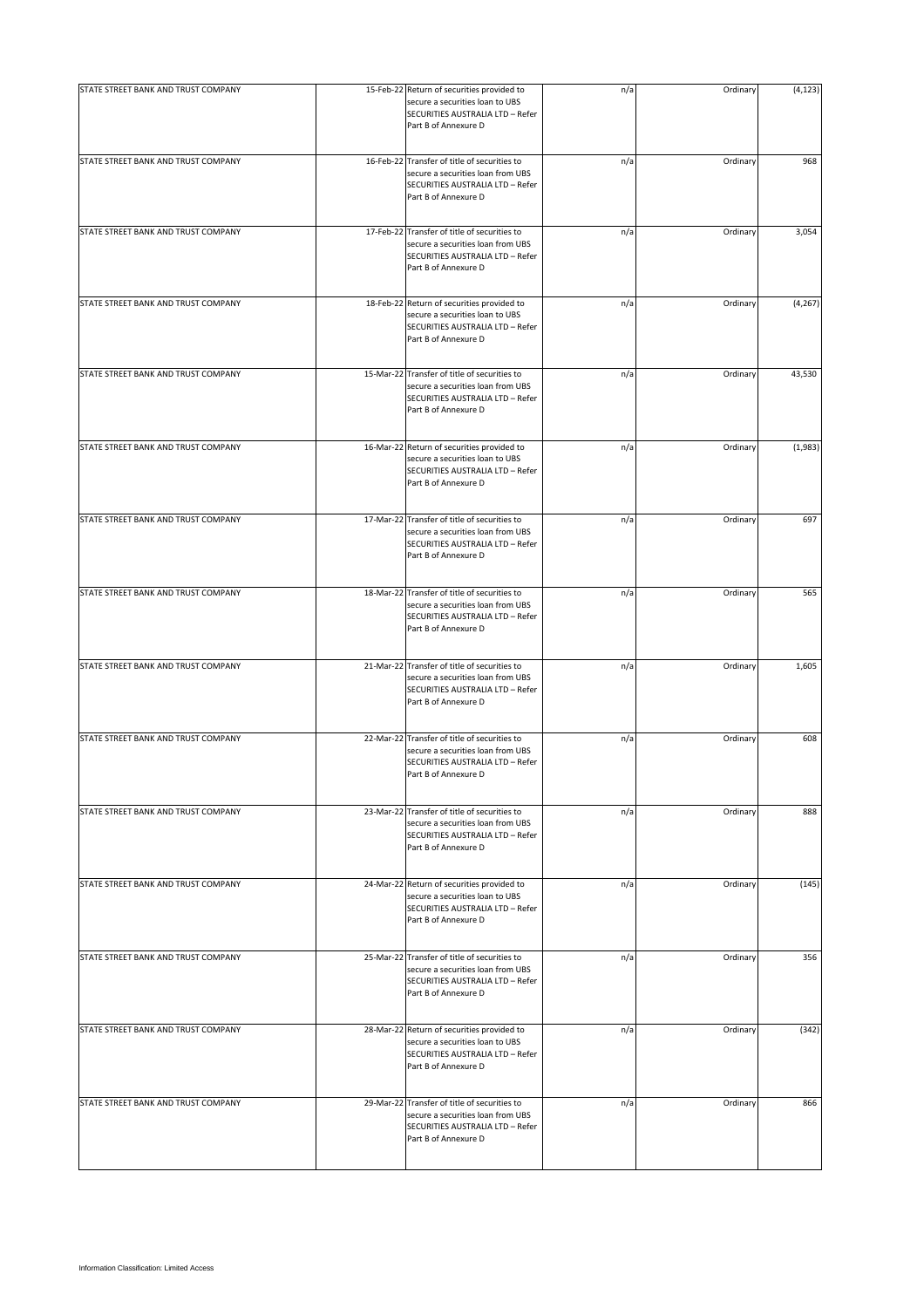| | | | | | |
|---|---|---|---|---|---|
| STATE STREET BANK AND TRUST COMPANY | 15-Feb-22 | Return of securities provided to secure a securities loan to UBS SECURITIES AUSTRALIA LTD – Refer Part B of Annexure D | n/a | Ordinary | (4,123) |
| STATE STREET BANK AND TRUST COMPANY | 16-Feb-22 | Transfer of title of securities to secure a securities loan from UBS SECURITIES AUSTRALIA LTD – Refer Part B of Annexure D | n/a | Ordinary | 968 |
| STATE STREET BANK AND TRUST COMPANY | 17-Feb-22 | Transfer of title of securities to secure a securities loan from UBS SECURITIES AUSTRALIA LTD – Refer Part B of Annexure D | n/a | Ordinary | 3,054 |
| STATE STREET BANK AND TRUST COMPANY | 18-Feb-22 | Return of securities provided to secure a securities loan to UBS SECURITIES AUSTRALIA LTD – Refer Part B of Annexure D | n/a | Ordinary | (4,267) |
| STATE STREET BANK AND TRUST COMPANY | 15-Mar-22 | Transfer of title of securities to secure a securities loan from UBS SECURITIES AUSTRALIA LTD – Refer Part B of Annexure D | n/a | Ordinary | 43,530 |
| STATE STREET BANK AND TRUST COMPANY | 16-Mar-22 | Return of securities provided to secure a securities loan to UBS SECURITIES AUSTRALIA LTD – Refer Part B of Annexure D | n/a | Ordinary | (1,983) |
| STATE STREET BANK AND TRUST COMPANY | 17-Mar-22 | Transfer of title of securities to secure a securities loan from UBS SECURITIES AUSTRALIA LTD – Refer Part B of Annexure D | n/a | Ordinary | 697 |
| STATE STREET BANK AND TRUST COMPANY | 18-Mar-22 | Transfer of title of securities to secure a securities loan from UBS SECURITIES AUSTRALIA LTD – Refer Part B of Annexure D | n/a | Ordinary | 565 |
| STATE STREET BANK AND TRUST COMPANY | 21-Mar-22 | Transfer of title of securities to secure a securities loan from UBS SECURITIES AUSTRALIA LTD – Refer Part B of Annexure D | n/a | Ordinary | 1,605 |
| STATE STREET BANK AND TRUST COMPANY | 22-Mar-22 | Transfer of title of securities to secure a securities loan from UBS SECURITIES AUSTRALIA LTD – Refer Part B of Annexure D | n/a | Ordinary | 608 |
| STATE STREET BANK AND TRUST COMPANY | 23-Mar-22 | Transfer of title of securities to secure a securities loan from UBS SECURITIES AUSTRALIA LTD – Refer Part B of Annexure D | n/a | Ordinary | 888 |
| STATE STREET BANK AND TRUST COMPANY | 24-Mar-22 | Return of securities provided to secure a securities loan to UBS SECURITIES AUSTRALIA LTD – Refer Part B of Annexure D | n/a | Ordinary | (145) |
| STATE STREET BANK AND TRUST COMPANY | 25-Mar-22 | Transfer of title of securities to secure a securities loan from UBS SECURITIES AUSTRALIA LTD – Refer Part B of Annexure D | n/a | Ordinary | 356 |
| STATE STREET BANK AND TRUST COMPANY | 28-Mar-22 | Return of securities provided to secure a securities loan to UBS SECURITIES AUSTRALIA LTD – Refer Part B of Annexure D | n/a | Ordinary | (342) |
| STATE STREET BANK AND TRUST COMPANY | 29-Mar-22 | Transfer of title of securities to secure a securities loan from UBS SECURITIES AUSTRALIA LTD – Refer Part B of Annexure D | n/a | Ordinary | 866 |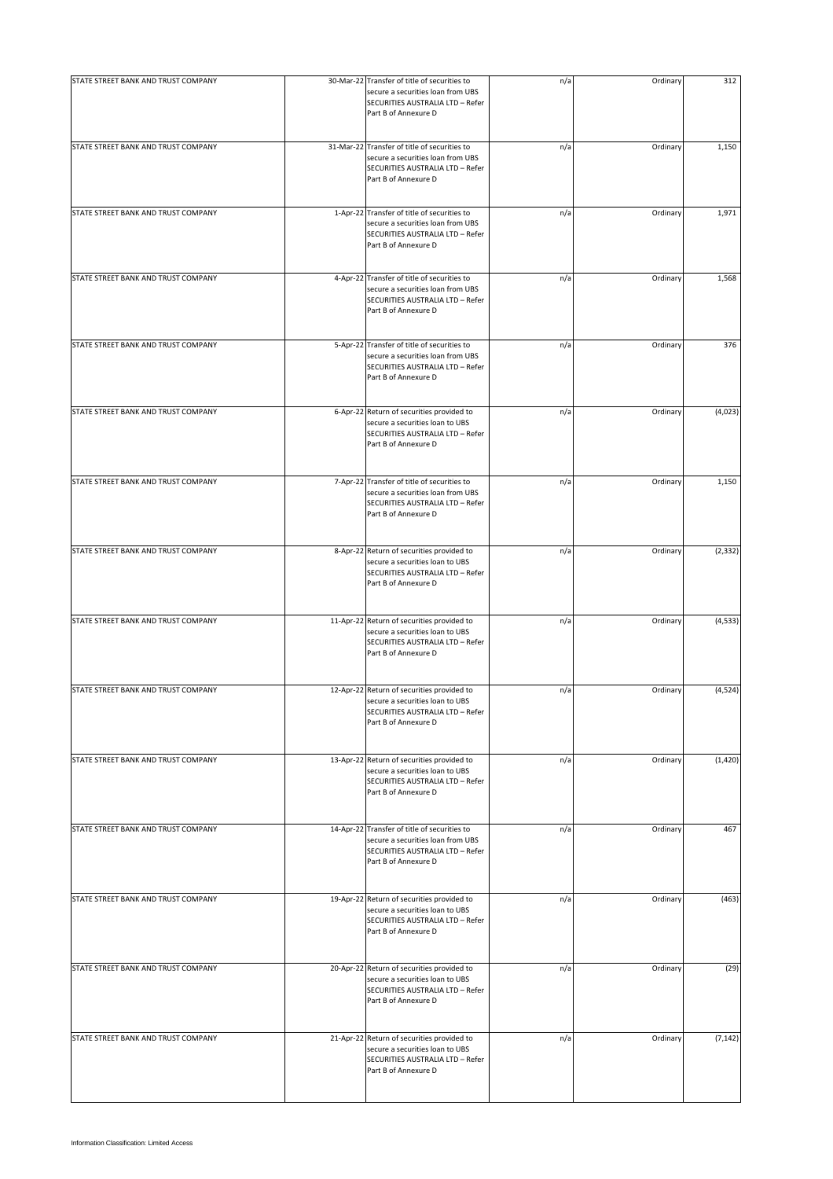| | | | | | |
|---|---|---|---|---|---|
| STATE STREET BANK AND TRUST COMPANY | 30-Mar-22 | Transfer of title of securities to secure a securities loan from UBS SECURITIES AUSTRALIA LTD – Refer Part B of Annexure D | n/a | Ordinary | 312 |
| STATE STREET BANK AND TRUST COMPANY | 31-Mar-22 | Transfer of title of securities to secure a securities loan from UBS SECURITIES AUSTRALIA LTD – Refer Part B of Annexure D | n/a | Ordinary | 1,150 |
| STATE STREET BANK AND TRUST COMPANY | 1-Apr-22 | Transfer of title of securities to secure a securities loan from UBS SECURITIES AUSTRALIA LTD – Refer Part B of Annexure D | n/a | Ordinary | 1,971 |
| STATE STREET BANK AND TRUST COMPANY | 4-Apr-22 | Transfer of title of securities to secure a securities loan from UBS SECURITIES AUSTRALIA LTD – Refer Part B of Annexure D | n/a | Ordinary | 1,568 |
| STATE STREET BANK AND TRUST COMPANY | 5-Apr-22 | Transfer of title of securities to secure a securities loan from UBS SECURITIES AUSTRALIA LTD – Refer Part B of Annexure D | n/a | Ordinary | 376 |
| STATE STREET BANK AND TRUST COMPANY | 6-Apr-22 | Return of securities provided to secure a securities loan to UBS SECURITIES AUSTRALIA LTD – Refer Part B of Annexure D | n/a | Ordinary | (4,023) |
| STATE STREET BANK AND TRUST COMPANY | 7-Apr-22 | Transfer of title of securities to secure a securities loan from UBS SECURITIES AUSTRALIA LTD – Refer Part B of Annexure D | n/a | Ordinary | 1,150 |
| STATE STREET BANK AND TRUST COMPANY | 8-Apr-22 | Return of securities provided to secure a securities loan to UBS SECURITIES AUSTRALIA LTD – Refer Part B of Annexure D | n/a | Ordinary | (2,332) |
| STATE STREET BANK AND TRUST COMPANY | 11-Apr-22 | Return of securities provided to secure a securities loan to UBS SECURITIES AUSTRALIA LTD – Refer Part B of Annexure D | n/a | Ordinary | (4,533) |
| STATE STREET BANK AND TRUST COMPANY | 12-Apr-22 | Return of securities provided to secure a securities loan to UBS SECURITIES AUSTRALIA LTD – Refer Part B of Annexure D | n/a | Ordinary | (4,524) |
| STATE STREET BANK AND TRUST COMPANY | 13-Apr-22 | Return of securities provided to secure a securities loan to UBS SECURITIES AUSTRALIA LTD – Refer Part B of Annexure D | n/a | Ordinary | (1,420) |
| STATE STREET BANK AND TRUST COMPANY | 14-Apr-22 | Transfer of title of securities to secure a securities loan from UBS SECURITIES AUSTRALIA LTD – Refer Part B of Annexure D | n/a | Ordinary | 467 |
| STATE STREET BANK AND TRUST COMPANY | 19-Apr-22 | Return of securities provided to secure a securities loan to UBS SECURITIES AUSTRALIA LTD – Refer Part B of Annexure D | n/a | Ordinary | (463) |
| STATE STREET BANK AND TRUST COMPANY | 20-Apr-22 | Return of securities provided to secure a securities loan to UBS SECURITIES AUSTRALIA LTD – Refer Part B of Annexure D | n/a | Ordinary | (29) |
| STATE STREET BANK AND TRUST COMPANY | 21-Apr-22 | Return of securities provided to secure a securities loan to UBS SECURITIES AUSTRALIA LTD – Refer Part B of Annexure D | n/a | Ordinary | (7,142) |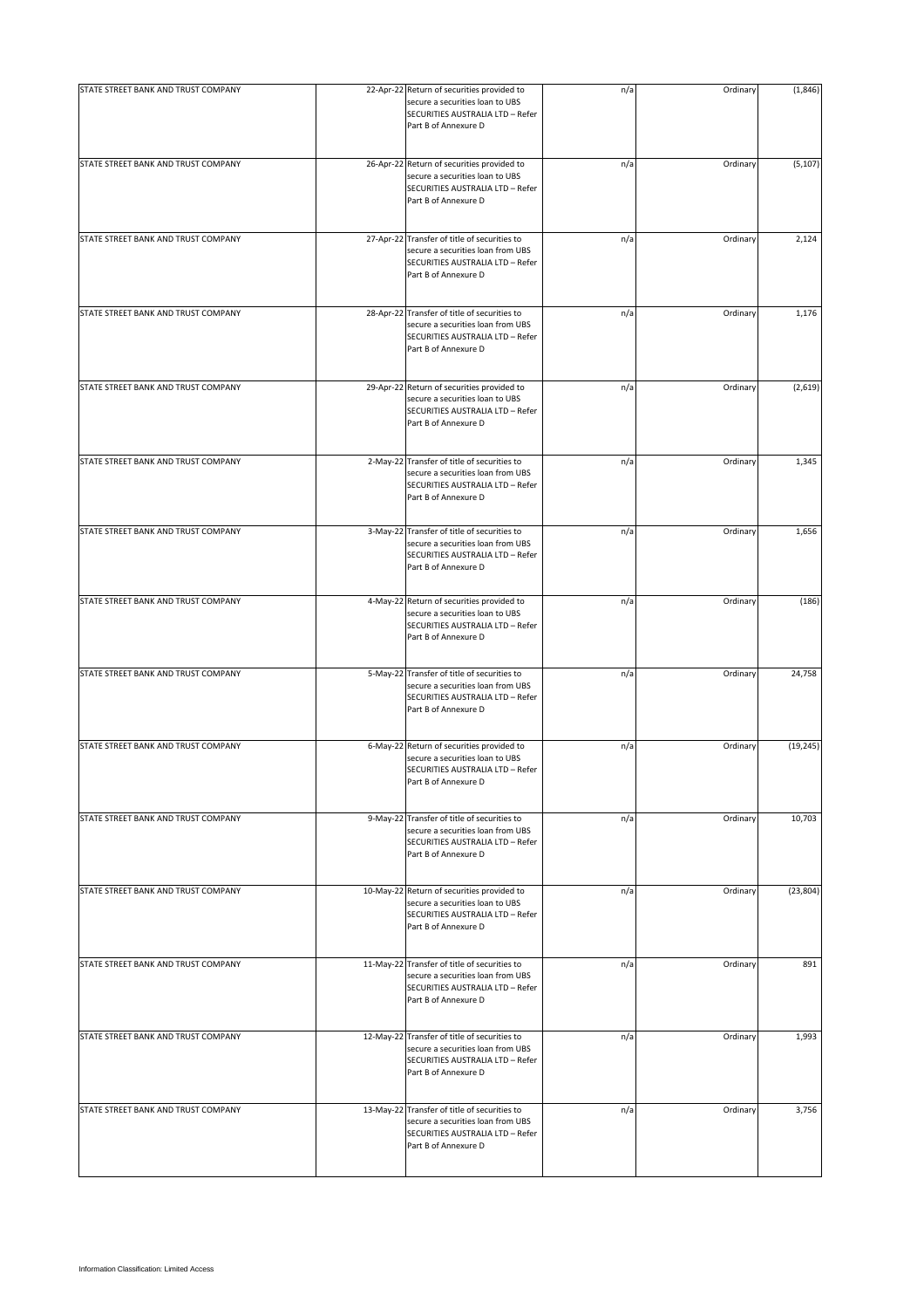| | | | | | |
|---|---|---|---|---|---|
| STATE STREET BANK AND TRUST COMPANY | 22-Apr-22 | Return of securities provided to secure a securities loan to UBS SECURITIES AUSTRALIA LTD – Refer Part B of Annexure D | n/a | Ordinary | (1,846) |
| STATE STREET BANK AND TRUST COMPANY | 26-Apr-22 | Return of securities provided to secure a securities loan to UBS SECURITIES AUSTRALIA LTD – Refer Part B of Annexure D | n/a | Ordinary | (5,107) |
| STATE STREET BANK AND TRUST COMPANY | 27-Apr-22 | Transfer of title of securities to secure a securities loan from UBS SECURITIES AUSTRALIA LTD – Refer Part B of Annexure D | n/a | Ordinary | 2,124 |
| STATE STREET BANK AND TRUST COMPANY | 28-Apr-22 | Transfer of title of securities to secure a securities loan from UBS SECURITIES AUSTRALIA LTD – Refer Part B of Annexure D | n/a | Ordinary | 1,176 |
| STATE STREET BANK AND TRUST COMPANY | 29-Apr-22 | Return of securities provided to secure a securities loan to UBS SECURITIES AUSTRALIA LTD – Refer Part B of Annexure D | n/a | Ordinary | (2,619) |
| STATE STREET BANK AND TRUST COMPANY | 2-May-22 | Transfer of title of securities to secure a securities loan from UBS SECURITIES AUSTRALIA LTD – Refer Part B of Annexure D | n/a | Ordinary | 1,345 |
| STATE STREET BANK AND TRUST COMPANY | 3-May-22 | Transfer of title of securities to secure a securities loan from UBS SECURITIES AUSTRALIA LTD – Refer Part B of Annexure D | n/a | Ordinary | 1,656 |
| STATE STREET BANK AND TRUST COMPANY | 4-May-22 | Return of securities provided to secure a securities loan to UBS SECURITIES AUSTRALIA LTD – Refer Part B of Annexure D | n/a | Ordinary | (186) |
| STATE STREET BANK AND TRUST COMPANY | 5-May-22 | Transfer of title of securities to secure a securities loan from UBS SECURITIES AUSTRALIA LTD – Refer Part B of Annexure D | n/a | Ordinary | 24,758 |
| STATE STREET BANK AND TRUST COMPANY | 6-May-22 | Return of securities provided to secure a securities loan to UBS SECURITIES AUSTRALIA LTD – Refer Part B of Annexure D | n/a | Ordinary | (19,245) |
| STATE STREET BANK AND TRUST COMPANY | 9-May-22 | Transfer of title of securities to secure a securities loan from UBS SECURITIES AUSTRALIA LTD – Refer Part B of Annexure D | n/a | Ordinary | 10,703 |
| STATE STREET BANK AND TRUST COMPANY | 10-May-22 | Return of securities provided to secure a securities loan to UBS SECURITIES AUSTRALIA LTD – Refer Part B of Annexure D | n/a | Ordinary | (23,804) |
| STATE STREET BANK AND TRUST COMPANY | 11-May-22 | Transfer of title of securities to secure a securities loan from UBS SECURITIES AUSTRALIA LTD – Refer Part B of Annexure D | n/a | Ordinary | 891 |
| STATE STREET BANK AND TRUST COMPANY | 12-May-22 | Transfer of title of securities to secure a securities loan from UBS SECURITIES AUSTRALIA LTD – Refer Part B of Annexure D | n/a | Ordinary | 1,993 |
| STATE STREET BANK AND TRUST COMPANY | 13-May-22 | Transfer of title of securities to secure a securities loan from UBS SECURITIES AUSTRALIA LTD – Refer Part B of Annexure D | n/a | Ordinary | 3,756 |

Information Classification: Limited Access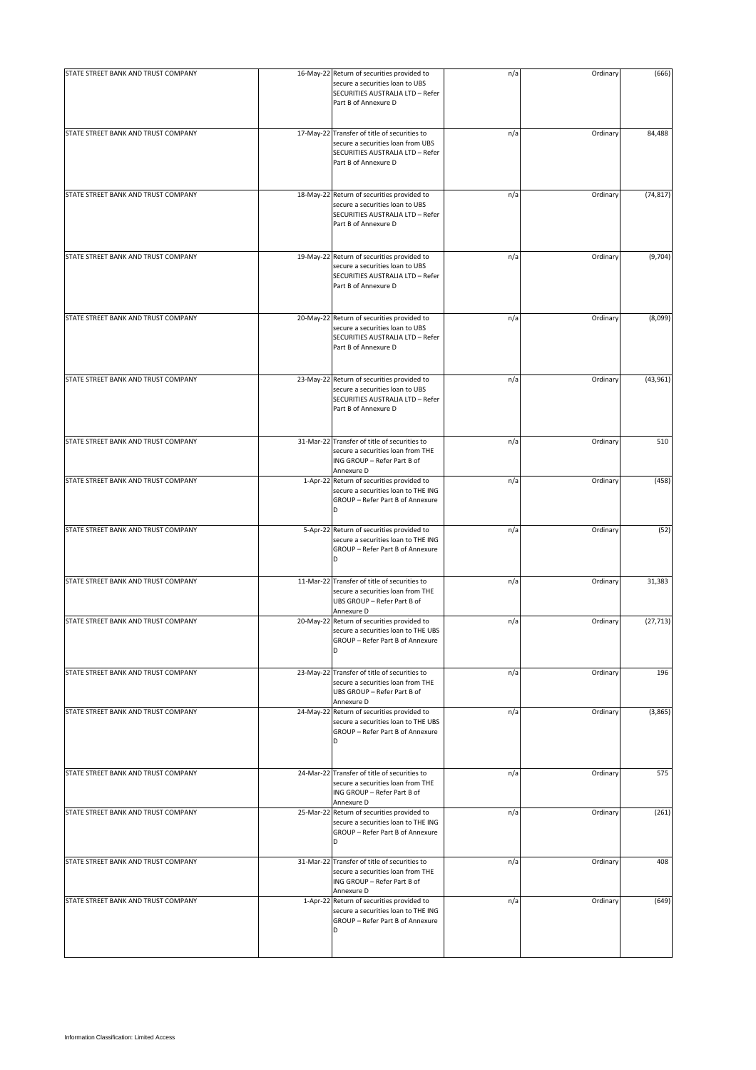| | | | | | |
|---|---|---|---|---|---|
| STATE STREET BANK AND TRUST COMPANY | 16-May-22 | Return of securities provided to secure a securities loan to UBS SECURITIES AUSTRALIA LTD – Refer Part B of Annexure D | n/a | Ordinary | (666) |
| STATE STREET BANK AND TRUST COMPANY | 17-May-22 | Transfer of title of securities to secure a securities loan from UBS SECURITIES AUSTRALIA LTD – Refer Part B of Annexure D | n/a | Ordinary | 84,488 |
| STATE STREET BANK AND TRUST COMPANY | 18-May-22 | Return of securities provided to secure a securities loan to UBS SECURITIES AUSTRALIA LTD – Refer Part B of Annexure D | n/a | Ordinary | (74,817) |
| STATE STREET BANK AND TRUST COMPANY | 19-May-22 | Return of securities provided to secure a securities loan to UBS SECURITIES AUSTRALIA LTD – Refer Part B of Annexure D | n/a | Ordinary | (9,704) |
| STATE STREET BANK AND TRUST COMPANY | 20-May-22 | Return of securities provided to secure a securities loan to UBS SECURITIES AUSTRALIA LTD – Refer Part B of Annexure D | n/a | Ordinary | (8,099) |
| STATE STREET BANK AND TRUST COMPANY | 23-May-22 | Return of securities provided to secure a securities loan to UBS SECURITIES AUSTRALIA LTD – Refer Part B of Annexure D | n/a | Ordinary | (43,961) |
| STATE STREET BANK AND TRUST COMPANY | 31-Mar-22 | Transfer of title of securities to secure a securities loan from THE ING GROUP – Refer Part B of Annexure D | n/a | Ordinary | 510 |
| STATE STREET BANK AND TRUST COMPANY | 1-Apr-22 | Return of securities provided to secure a securities loan to THE ING GROUP – Refer Part B of Annexure D | n/a | Ordinary | (458) |
| STATE STREET BANK AND TRUST COMPANY | 5-Apr-22 | Return of securities provided to secure a securities loan to THE ING GROUP – Refer Part B of Annexure D | n/a | Ordinary | (52) |
| STATE STREET BANK AND TRUST COMPANY | 11-Mar-22 | Transfer of title of securities to secure a securities loan from THE UBS GROUP – Refer Part B of Annexure D | n/a | Ordinary | 31,383 |
| STATE STREET BANK AND TRUST COMPANY | 20-May-22 | Return of securities provided to secure a securities loan to THE UBS GROUP – Refer Part B of Annexure D | n/a | Ordinary | (27,713) |
| STATE STREET BANK AND TRUST COMPANY | 23-May-22 | Transfer of title of securities to secure a securities loan from THE UBS GROUP – Refer Part B of Annexure D | n/a | Ordinary | 196 |
| STATE STREET BANK AND TRUST COMPANY | 24-May-22 | Return of securities provided to secure a securities loan to THE UBS GROUP – Refer Part B of Annexure D | n/a | Ordinary | (3,865) |
| STATE STREET BANK AND TRUST COMPANY | 24-Mar-22 | Transfer of title of securities to secure a securities loan from THE ING GROUP – Refer Part B of Annexure D | n/a | Ordinary | 575 |
| STATE STREET BANK AND TRUST COMPANY | 25-Mar-22 | Return of securities provided to secure a securities loan to THE ING GROUP – Refer Part B of Annexure D | n/a | Ordinary | (261) |
| STATE STREET BANK AND TRUST COMPANY | 31-Mar-22 | Transfer of title of securities to secure a securities loan from THE ING GROUP – Refer Part B of Annexure D | n/a | Ordinary | 408 |
| STATE STREET BANK AND TRUST COMPANY | 1-Apr-22 | Return of securities provided to secure a securities loan to THE ING GROUP – Refer Part B of Annexure D | n/a | Ordinary | (649) |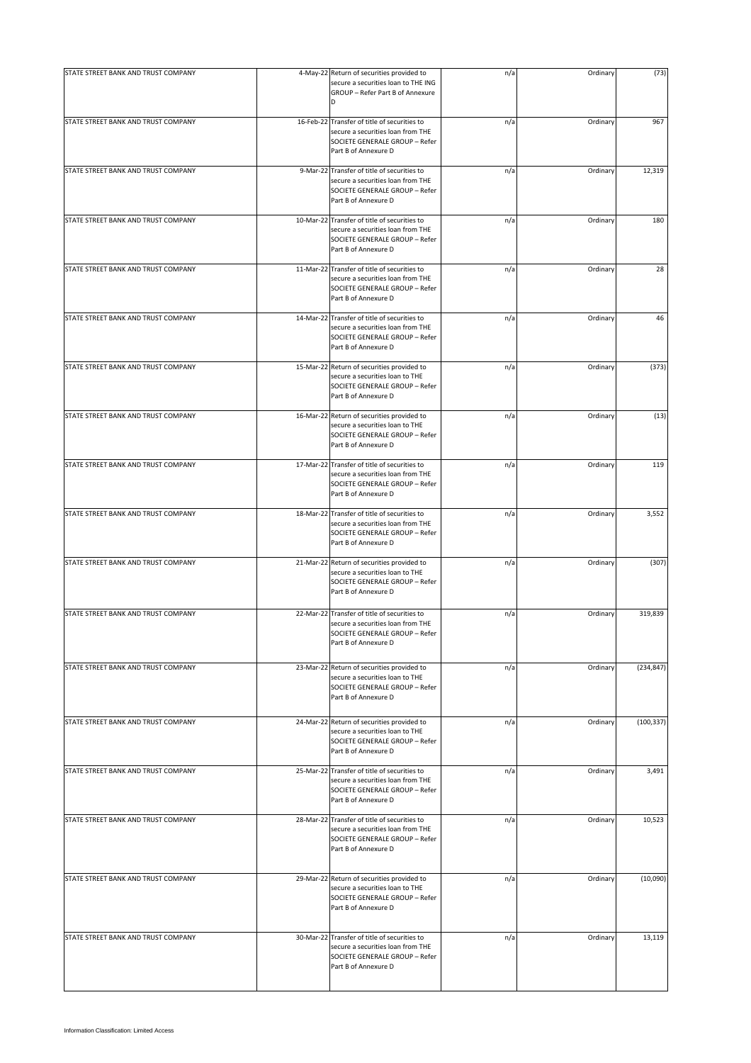| STATE STREET BANK AND TRUST COMPANY | 4-May-22 | Return of securities provided to secure a securities loan to THE ING GROUP – Refer Part B of Annexure D | n/a | Ordinary | (73) |
|---|---|---|---|---|---|
| STATE STREET BANK AND TRUST COMPANY | 16-Feb-22 | Transfer of title of securities to secure a securities loan from THE SOCIETE GENERALE GROUP – Refer Part B of Annexure D | n/a | Ordinary | 967 |
| STATE STREET BANK AND TRUST COMPANY | 9-Mar-22 | Transfer of title of securities to secure a securities loan from THE SOCIETE GENERALE GROUP – Refer Part B of Annexure D | n/a | Ordinary | 12,319 |
| STATE STREET BANK AND TRUST COMPANY | 10-Mar-22 | Transfer of title of securities to secure a securities loan from THE SOCIETE GENERALE GROUP – Refer Part B of Annexure D | n/a | Ordinary | 180 |
| STATE STREET BANK AND TRUST COMPANY | 11-Mar-22 | Transfer of title of securities to secure a securities loan from THE SOCIETE GENERALE GROUP – Refer Part B of Annexure D | n/a | Ordinary | 28 |
| STATE STREET BANK AND TRUST COMPANY | 14-Mar-22 | Transfer of title of securities to secure a securities loan from THE SOCIETE GENERALE GROUP – Refer Part B of Annexure D | n/a | Ordinary | 46 |
| STATE STREET BANK AND TRUST COMPANY | 15-Mar-22 | Return of securities provided to secure a securities loan to THE SOCIETE GENERALE GROUP – Refer Part B of Annexure D | n/a | Ordinary | (373) |
| STATE STREET BANK AND TRUST COMPANY | 16-Mar-22 | Return of securities provided to secure a securities loan to THE SOCIETE GENERALE GROUP – Refer Part B of Annexure D | n/a | Ordinary | (13) |
| STATE STREET BANK AND TRUST COMPANY | 17-Mar-22 | Transfer of title of securities to secure a securities loan from THE SOCIETE GENERALE GROUP – Refer Part B of Annexure D | n/a | Ordinary | 119 |
| STATE STREET BANK AND TRUST COMPANY | 18-Mar-22 | Transfer of title of securities to secure a securities loan from THE SOCIETE GENERALE GROUP – Refer Part B of Annexure D | n/a | Ordinary | 3,552 |
| STATE STREET BANK AND TRUST COMPANY | 21-Mar-22 | Return of securities provided to secure a securities loan to THE SOCIETE GENERALE GROUP – Refer Part B of Annexure D | n/a | Ordinary | (307) |
| STATE STREET BANK AND TRUST COMPANY | 22-Mar-22 | Transfer of title of securities to secure a securities loan from THE SOCIETE GENERALE GROUP – Refer Part B of Annexure D | n/a | Ordinary | 319,839 |
| STATE STREET BANK AND TRUST COMPANY | 23-Mar-22 | Return of securities provided to secure a securities loan to THE SOCIETE GENERALE GROUP – Refer Part B of Annexure D | n/a | Ordinary | (234,847) |
| STATE STREET BANK AND TRUST COMPANY | 24-Mar-22 | Return of securities provided to secure a securities loan to THE SOCIETE GENERALE GROUP – Refer Part B of Annexure D | n/a | Ordinary | (100,337) |
| STATE STREET BANK AND TRUST COMPANY | 25-Mar-22 | Transfer of title of securities to secure a securities loan from THE SOCIETE GENERALE GROUP – Refer Part B of Annexure D | n/a | Ordinary | 3,491 |
| STATE STREET BANK AND TRUST COMPANY | 28-Mar-22 | Transfer of title of securities to secure a securities loan from THE SOCIETE GENERALE GROUP – Refer Part B of Annexure D | n/a | Ordinary | 10,523 |
| STATE STREET BANK AND TRUST COMPANY | 29-Mar-22 | Return of securities provided to secure a securities loan to THE SOCIETE GENERALE GROUP – Refer Part B of Annexure D | n/a | Ordinary | (10,090) |
| STATE STREET BANK AND TRUST COMPANY | 30-Mar-22 | Transfer of title of securities to secure a securities loan from THE SOCIETE GENERALE GROUP – Refer Part B of Annexure D | n/a | Ordinary | 13,119 |

Information Classification: Limited Access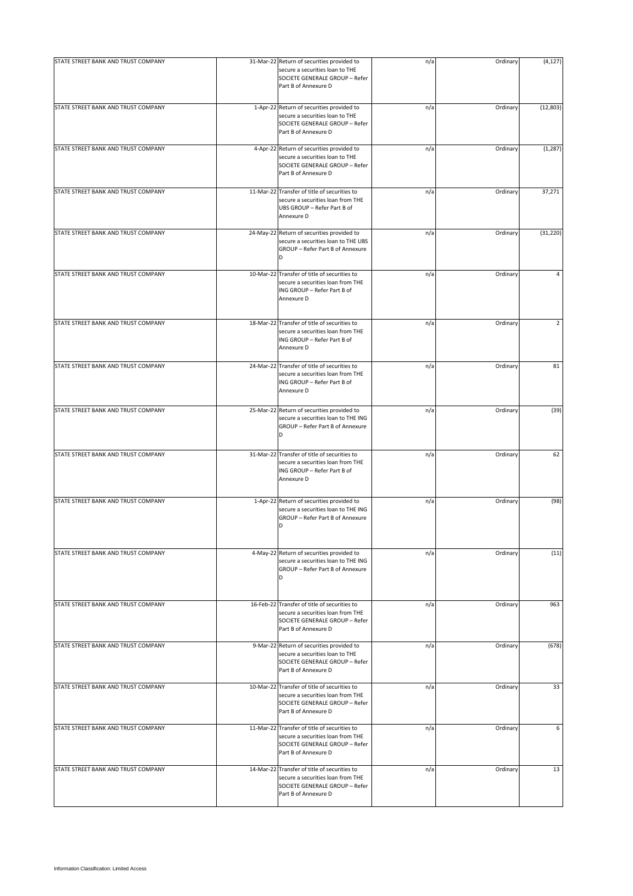| | | | | | |
|---|---|---|---|---|---|
| STATE STREET BANK AND TRUST COMPANY | 31-Mar-22 | Return of securities provided to secure a securities loan to THE SOCIETE GENERALE GROUP – Refer Part B of Annexure D | n/a | Ordinary | (4,127) |
| STATE STREET BANK AND TRUST COMPANY | 1-Apr-22 | Return of securities provided to secure a securities loan to THE SOCIETE GENERALE GROUP – Refer Part B of Annexure D | n/a | Ordinary | (12,803) |
| STATE STREET BANK AND TRUST COMPANY | 4-Apr-22 | Return of securities provided to secure a securities loan to THE SOCIETE GENERALE GROUP – Refer Part B of Annexure D | n/a | Ordinary | (1,287) |
| STATE STREET BANK AND TRUST COMPANY | 11-Mar-22 | Transfer of title of securities to secure a securities loan from THE UBS GROUP – Refer Part B of Annexure D | n/a | Ordinary | 37,271 |
| STATE STREET BANK AND TRUST COMPANY | 24-May-22 | Return of securities provided to secure a securities loan to THE UBS GROUP – Refer Part B of Annexure D | n/a | Ordinary | (31,220) |
| STATE STREET BANK AND TRUST COMPANY | 10-Mar-22 | Transfer of title of securities to secure a securities loan from THE ING GROUP – Refer Part B of Annexure D | n/a | Ordinary | 4 |
| STATE STREET BANK AND TRUST COMPANY | 18-Mar-22 | Transfer of title of securities to secure a securities loan from THE ING GROUP – Refer Part B of Annexure D | n/a | Ordinary | 2 |
| STATE STREET BANK AND TRUST COMPANY | 24-Mar-22 | Transfer of title of securities to secure a securities loan from THE ING GROUP – Refer Part B of Annexure D | n/a | Ordinary | 81 |
| STATE STREET BANK AND TRUST COMPANY | 25-Mar-22 | Return of securities provided to secure a securities loan to THE ING GROUP – Refer Part B of Annexure D | n/a | Ordinary | (39) |
| STATE STREET BANK AND TRUST COMPANY | 31-Mar-22 | Transfer of title of securities to secure a securities loan from THE ING GROUP – Refer Part B of Annexure D | n/a | Ordinary | 62 |
| STATE STREET BANK AND TRUST COMPANY | 1-Apr-22 | Return of securities provided to secure a securities loan to THE ING GROUP – Refer Part B of Annexure D | n/a | Ordinary | (98) |
| STATE STREET BANK AND TRUST COMPANY | 4-May-22 | Return of securities provided to secure a securities loan to THE ING GROUP – Refer Part B of Annexure D | n/a | Ordinary | (11) |
| STATE STREET BANK AND TRUST COMPANY | 16-Feb-22 | Transfer of title of securities to secure a securities loan from THE SOCIETE GENERALE GROUP – Refer Part B of Annexure D | n/a | Ordinary | 963 |
| STATE STREET BANK AND TRUST COMPANY | 9-Mar-22 | Return of securities provided to secure a securities loan to THE SOCIETE GENERALE GROUP – Refer Part B of Annexure D | n/a | Ordinary | (678) |
| STATE STREET BANK AND TRUST COMPANY | 10-Mar-22 | Transfer of title of securities to secure a securities loan from THE SOCIETE GENERALE GROUP – Refer Part B of Annexure D | n/a | Ordinary | 33 |
| STATE STREET BANK AND TRUST COMPANY | 11-Mar-22 | Transfer of title of securities to secure a securities loan from THE SOCIETE GENERALE GROUP – Refer Part B of Annexure D | n/a | Ordinary | 6 |
| STATE STREET BANK AND TRUST COMPANY | 14-Mar-22 | Transfer of title of securities to secure a securities loan from THE SOCIETE GENERALE GROUP – Refer Part B of Annexure D | n/a | Ordinary | 13 |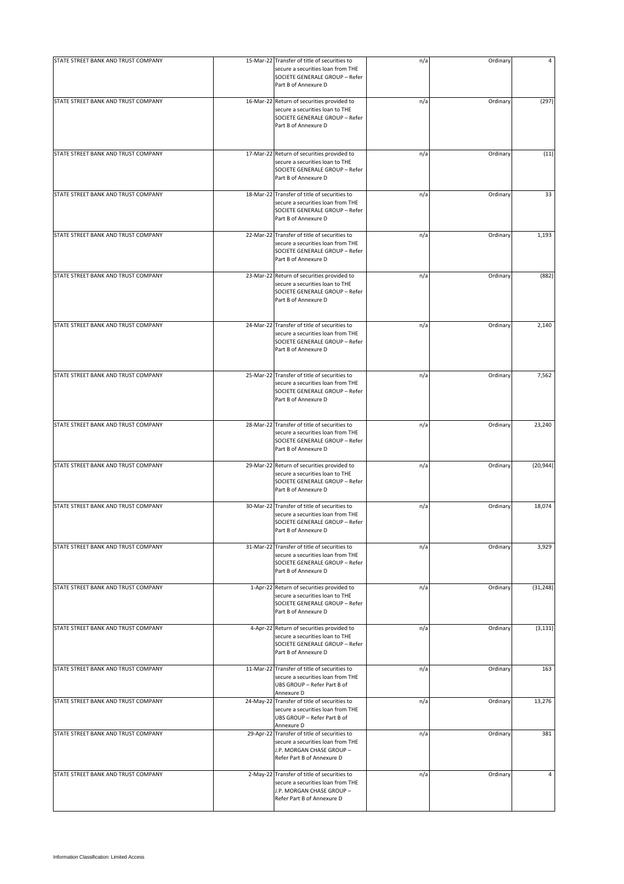| | | | | | |
|---|---|---|---|---|---|
| STATE STREET BANK AND TRUST COMPANY | 15-Mar-22 | Transfer of title of securities to secure a securities loan from THE SOCIETE GENERALE GROUP – Refer Part B of Annexure D | n/a | Ordinary | 4 |
| STATE STREET BANK AND TRUST COMPANY | 16-Mar-22 | Return of securities provided to secure a securities loan to THE SOCIETE GENERALE GROUP – Refer Part B of Annexure D | n/a | Ordinary | (297) |
| STATE STREET BANK AND TRUST COMPANY | 17-Mar-22 | Return of securities provided to secure a securities loan to THE SOCIETE GENERALE GROUP – Refer Part B of Annexure D | n/a | Ordinary | (11) |
| STATE STREET BANK AND TRUST COMPANY | 18-Mar-22 | Transfer of title of securities to secure a securities loan from THE SOCIETE GENERALE GROUP – Refer Part B of Annexure D | n/a | Ordinary | 33 |
| STATE STREET BANK AND TRUST COMPANY | 22-Mar-22 | Transfer of title of securities to secure a securities loan from THE SOCIETE GENERALE GROUP – Refer Part B of Annexure D | n/a | Ordinary | 1,193 |
| STATE STREET BANK AND TRUST COMPANY | 23-Mar-22 | Return of securities provided to secure a securities loan to THE SOCIETE GENERALE GROUP – Refer Part B of Annexure D | n/a | Ordinary | (882) |
| STATE STREET BANK AND TRUST COMPANY | 24-Mar-22 | Transfer of title of securities to secure a securities loan from THE SOCIETE GENERALE GROUP – Refer Part B of Annexure D | n/a | Ordinary | 2,140 |
| STATE STREET BANK AND TRUST COMPANY | 25-Mar-22 | Transfer of title of securities to secure a securities loan from THE SOCIETE GENERALE GROUP – Refer Part B of Annexure D | n/a | Ordinary | 7,562 |
| STATE STREET BANK AND TRUST COMPANY | 28-Mar-22 | Transfer of title of securities to secure a securities loan from THE SOCIETE GENERALE GROUP – Refer Part B of Annexure D | n/a | Ordinary | 23,240 |
| STATE STREET BANK AND TRUST COMPANY | 29-Mar-22 | Return of securities provided to secure a securities loan to THE SOCIETE GENERALE GROUP – Refer Part B of Annexure D | n/a | Ordinary | (20,944) |
| STATE STREET BANK AND TRUST COMPANY | 30-Mar-22 | Transfer of title of securities to secure a securities loan from THE SOCIETE GENERALE GROUP – Refer Part B of Annexure D | n/a | Ordinary | 18,074 |
| STATE STREET BANK AND TRUST COMPANY | 31-Mar-22 | Transfer of title of securities to secure a securities loan from THE SOCIETE GENERALE GROUP – Refer Part B of Annexure D | n/a | Ordinary | 3,929 |
| STATE STREET BANK AND TRUST COMPANY | 1-Apr-22 | Return of securities provided to secure a securities loan to THE SOCIETE GENERALE GROUP – Refer Part B of Annexure D | n/a | Ordinary | (31,248) |
| STATE STREET BANK AND TRUST COMPANY | 4-Apr-22 | Return of securities provided to secure a securities loan to THE SOCIETE GENERALE GROUP – Refer Part B of Annexure D | n/a | Ordinary | (3,131) |
| STATE STREET BANK AND TRUST COMPANY | 11-Mar-22 | Transfer of title of securities to secure a securities loan from THE UBS GROUP – Refer Part B of Annexure D | n/a | Ordinary | 163 |
| STATE STREET BANK AND TRUST COMPANY | 24-May-22 | Transfer of title of securities to secure a securities loan from THE UBS GROUP – Refer Part B of Annexure D | n/a | Ordinary | 13,276 |
| STATE STREET BANK AND TRUST COMPANY | 29-Apr-22 | Transfer of title of securities to secure a securities loan from THE J.P. MORGAN CHASE GROUP – Refer Part B of Annexure D | n/a | Ordinary | 381 |
| STATE STREET BANK AND TRUST COMPANY | 2-May-22 | Transfer of title of securities to secure a securities loan from THE J.P. MORGAN CHASE GROUP – Refer Part B of Annexure D | n/a | Ordinary | 4 |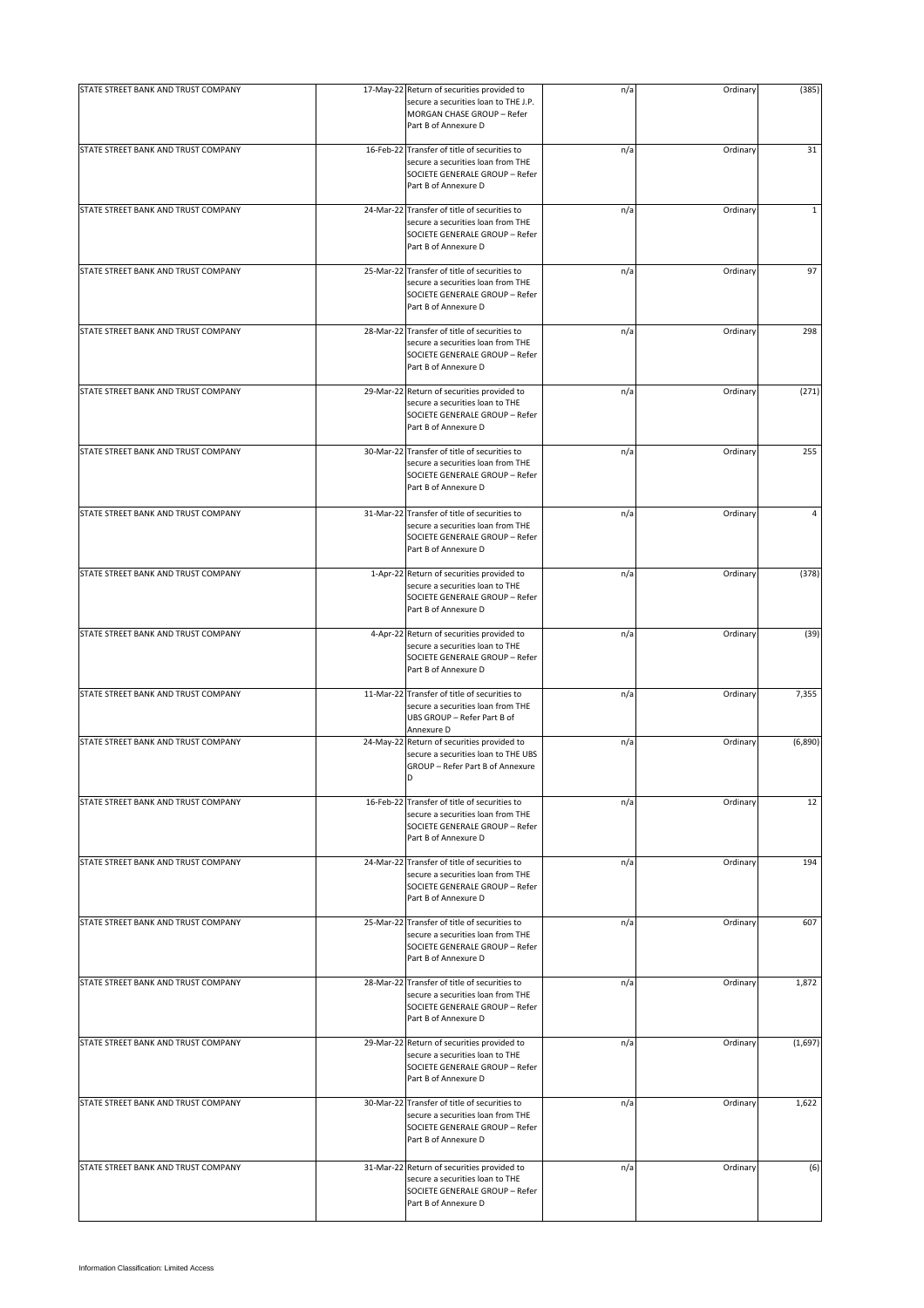| | | | | | |
|---|---|---|---|---|---|
| STATE STREET BANK AND TRUST COMPANY | 17-May-22 | Return of securities provided to secure a securities loan to THE J.P. MORGAN CHASE GROUP – Refer Part B of Annexure D | n/a | Ordinary | (385) |
| STATE STREET BANK AND TRUST COMPANY | 16-Feb-22 | Transfer of title of securities to secure a securities loan from THE SOCIETE GENERALE GROUP – Refer Part B of Annexure D | n/a | Ordinary | 31 |
| STATE STREET BANK AND TRUST COMPANY | 24-Mar-22 | Transfer of title of securities to secure a securities loan from THE SOCIETE GENERALE GROUP – Refer Part B of Annexure D | n/a | Ordinary | 1 |
| STATE STREET BANK AND TRUST COMPANY | 25-Mar-22 | Transfer of title of securities to secure a securities loan from THE SOCIETE GENERALE GROUP – Refer Part B of Annexure D | n/a | Ordinary | 97 |
| STATE STREET BANK AND TRUST COMPANY | 28-Mar-22 | Transfer of title of securities to secure a securities loan from THE SOCIETE GENERALE GROUP – Refer Part B of Annexure D | n/a | Ordinary | 298 |
| STATE STREET BANK AND TRUST COMPANY | 29-Mar-22 | Return of securities provided to secure a securities loan to THE SOCIETE GENERALE GROUP – Refer Part B of Annexure D | n/a | Ordinary | (271) |
| STATE STREET BANK AND TRUST COMPANY | 30-Mar-22 | Transfer of title of securities to secure a securities loan from THE SOCIETE GENERALE GROUP – Refer Part B of Annexure D | n/a | Ordinary | 255 |
| STATE STREET BANK AND TRUST COMPANY | 31-Mar-22 | Transfer of title of securities to secure a securities loan from THE SOCIETE GENERALE GROUP – Refer Part B of Annexure D | n/a | Ordinary | 4 |
| STATE STREET BANK AND TRUST COMPANY | 1-Apr-22 | Return of securities provided to secure a securities loan to THE SOCIETE GENERALE GROUP – Refer Part B of Annexure D | n/a | Ordinary | (378) |
| STATE STREET BANK AND TRUST COMPANY | 4-Apr-22 | Return of securities provided to secure a securities loan to THE SOCIETE GENERALE GROUP – Refer Part B of Annexure D | n/a | Ordinary | (39) |
| STATE STREET BANK AND TRUST COMPANY | 11-Mar-22 | Transfer of title of securities to secure a securities loan from THE UBS GROUP – Refer Part B of Annexure D | n/a | Ordinary | 7,355 |
| STATE STREET BANK AND TRUST COMPANY | 24-May-22 | Return of securities provided to secure a securities loan to THE UBS GROUP – Refer Part B of Annexure D | n/a | Ordinary | (6,890) |
| STATE STREET BANK AND TRUST COMPANY | 16-Feb-22 | Transfer of title of securities to secure a securities loan from THE SOCIETE GENERALE GROUP – Refer Part B of Annexure D | n/a | Ordinary | 12 |
| STATE STREET BANK AND TRUST COMPANY | 24-Mar-22 | Transfer of title of securities to secure a securities loan from THE SOCIETE GENERALE GROUP – Refer Part B of Annexure D | n/a | Ordinary | 194 |
| STATE STREET BANK AND TRUST COMPANY | 25-Mar-22 | Transfer of title of securities to secure a securities loan from THE SOCIETE GENERALE GROUP – Refer Part B of Annexure D | n/a | Ordinary | 607 |
| STATE STREET BANK AND TRUST COMPANY | 28-Mar-22 | Transfer of title of securities to secure a securities loan from THE SOCIETE GENERALE GROUP – Refer Part B of Annexure D | n/a | Ordinary | 1,872 |
| STATE STREET BANK AND TRUST COMPANY | 29-Mar-22 | Return of securities provided to secure a securities loan to THE SOCIETE GENERALE GROUP – Refer Part B of Annexure D | n/a | Ordinary | (1,697) |
| STATE STREET BANK AND TRUST COMPANY | 30-Mar-22 | Transfer of title of securities to secure a securities loan from THE SOCIETE GENERALE GROUP – Refer Part B of Annexure D | n/a | Ordinary | 1,622 |
| STATE STREET BANK AND TRUST COMPANY | 31-Mar-22 | Return of securities provided to secure a securities loan to THE SOCIETE GENERALE GROUP – Refer Part B of Annexure D | n/a | Ordinary | (6) |

Information Classification: Limited Access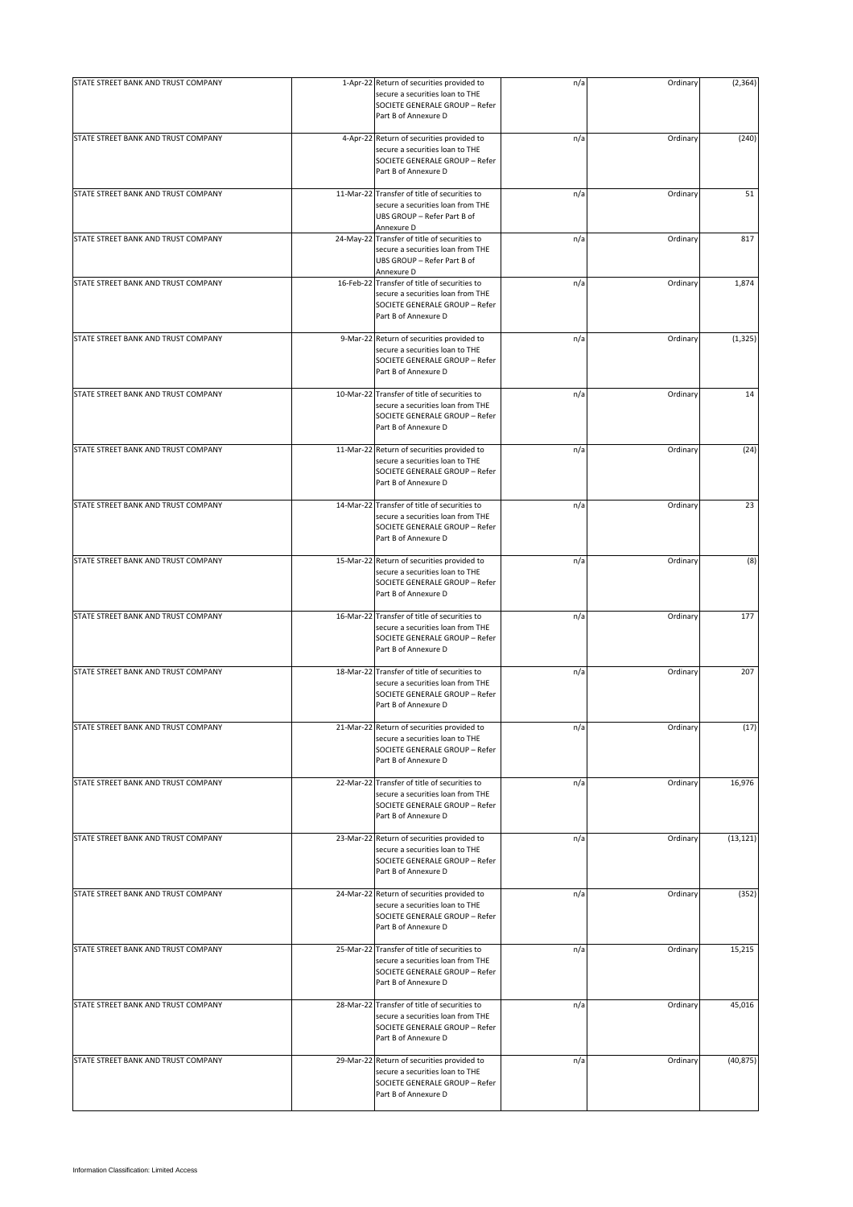| | | | | | |
|---|---|---|---|---|---|
| STATE STREET BANK AND TRUST COMPANY | 1-Apr-22 | Return of securities provided to secure a securities loan to THE SOCIETE GENERALE GROUP – Refer Part B of Annexure D | n/a | Ordinary | (2,364) |
| STATE STREET BANK AND TRUST COMPANY | 4-Apr-22 | Return of securities provided to secure a securities loan to THE SOCIETE GENERALE GROUP – Refer Part B of Annexure D | n/a | Ordinary | (240) |
| STATE STREET BANK AND TRUST COMPANY | 11-Mar-22 | Transfer of title of securities to secure a securities loan from THE UBS GROUP – Refer Part B of Annexure D | n/a | Ordinary | 51 |
| STATE STREET BANK AND TRUST COMPANY | 24-May-22 | Transfer of title of securities to secure a securities loan from THE UBS GROUP – Refer Part B of Annexure D | n/a | Ordinary | 817 |
| STATE STREET BANK AND TRUST COMPANY | 16-Feb-22 | Transfer of title of securities to secure a securities loan from THE SOCIETE GENERALE GROUP – Refer Part B of Annexure D | n/a | Ordinary | 1,874 |
| STATE STREET BANK AND TRUST COMPANY | 9-Mar-22 | Return of securities provided to secure a securities loan to THE SOCIETE GENERALE GROUP – Refer Part B of Annexure D | n/a | Ordinary | (1,325) |
| STATE STREET BANK AND TRUST COMPANY | 10-Mar-22 | Transfer of title of securities to secure a securities loan from THE SOCIETE GENERALE GROUP – Refer Part B of Annexure D | n/a | Ordinary | 14 |
| STATE STREET BANK AND TRUST COMPANY | 11-Mar-22 | Return of securities provided to secure a securities loan to THE SOCIETE GENERALE GROUP – Refer Part B of Annexure D | n/a | Ordinary | (24) |
| STATE STREET BANK AND TRUST COMPANY | 14-Mar-22 | Transfer of title of securities to secure a securities loan from THE SOCIETE GENERALE GROUP – Refer Part B of Annexure D | n/a | Ordinary | 23 |
| STATE STREET BANK AND TRUST COMPANY | 15-Mar-22 | Return of securities provided to secure a securities loan to THE SOCIETE GENERALE GROUP – Refer Part B of Annexure D | n/a | Ordinary | (8) |
| STATE STREET BANK AND TRUST COMPANY | 16-Mar-22 | Transfer of title of securities to secure a securities loan from THE SOCIETE GENERALE GROUP – Refer Part B of Annexure D | n/a | Ordinary | 177 |
| STATE STREET BANK AND TRUST COMPANY | 18-Mar-22 | Transfer of title of securities to secure a securities loan from THE SOCIETE GENERALE GROUP – Refer Part B of Annexure D | n/a | Ordinary | 207 |
| STATE STREET BANK AND TRUST COMPANY | 21-Mar-22 | Return of securities provided to secure a securities loan to THE SOCIETE GENERALE GROUP – Refer Part B of Annexure D | n/a | Ordinary | (17) |
| STATE STREET BANK AND TRUST COMPANY | 22-Mar-22 | Transfer of title of securities to secure a securities loan from THE SOCIETE GENERALE GROUP – Refer Part B of Annexure D | n/a | Ordinary | 16,976 |
| STATE STREET BANK AND TRUST COMPANY | 23-Mar-22 | Return of securities provided to secure a securities loan to THE SOCIETE GENERALE GROUP – Refer Part B of Annexure D | n/a | Ordinary | (13,121) |
| STATE STREET BANK AND TRUST COMPANY | 24-Mar-22 | Return of securities provided to secure a securities loan to THE SOCIETE GENERALE GROUP – Refer Part B of Annexure D | n/a | Ordinary | (352) |
| STATE STREET BANK AND TRUST COMPANY | 25-Mar-22 | Transfer of title of securities to secure a securities loan from THE SOCIETE GENERALE GROUP – Refer Part B of Annexure D | n/a | Ordinary | 15,215 |
| STATE STREET BANK AND TRUST COMPANY | 28-Mar-22 | Transfer of title of securities to secure a securities loan from THE SOCIETE GENERALE GROUP – Refer Part B of Annexure D | n/a | Ordinary | 45,016 |
| STATE STREET BANK AND TRUST COMPANY | 29-Mar-22 | Return of securities provided to secure a securities loan to THE SOCIETE GENERALE GROUP – Refer Part B of Annexure D | n/a | Ordinary | (40,875) |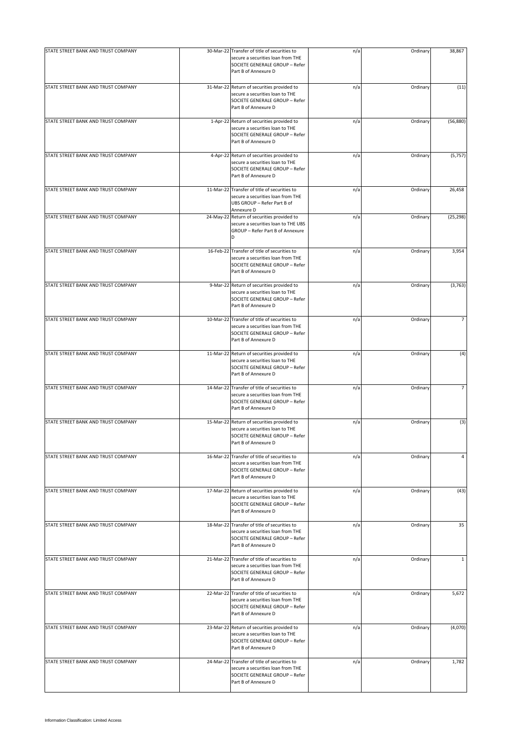| | | | | | |
|---|---|---|---|---|---|
| STATE STREET BANK AND TRUST COMPANY | 30-Mar-22 | Transfer of title of securities to secure a securities loan from THE SOCIETE GENERALE GROUP – Refer Part B of Annexure D | n/a | Ordinary | 38,867 |
| STATE STREET BANK AND TRUST COMPANY | 31-Mar-22 | Return of securities provided to secure a securities loan to THE SOCIETE GENERALE GROUP – Refer Part B of Annexure D | n/a | Ordinary | (11) |
| STATE STREET BANK AND TRUST COMPANY | 1-Apr-22 | Return of securities provided to secure a securities loan to THE SOCIETE GENERALE GROUP – Refer Part B of Annexure D | n/a | Ordinary | (56,880) |
| STATE STREET BANK AND TRUST COMPANY | 4-Apr-22 | Return of securities provided to secure a securities loan to THE SOCIETE GENERALE GROUP – Refer Part B of Annexure D | n/a | Ordinary | (5,757) |
| STATE STREET BANK AND TRUST COMPANY | 11-Mar-22 | Transfer of title of securities to secure a securities loan from THE UBS GROUP – Refer Part B of Annexure D | n/a | Ordinary | 26,458 |
| STATE STREET BANK AND TRUST COMPANY | 24-May-22 | Return of securities provided to secure a securities loan to THE UBS GROUP – Refer Part B of Annexure D | n/a | Ordinary | (25,298) |
| STATE STREET BANK AND TRUST COMPANY | 16-Feb-22 | Transfer of title of securities to secure a securities loan from THE SOCIETE GENERALE GROUP – Refer Part B of Annexure D | n/a | Ordinary | 3,954 |
| STATE STREET BANK AND TRUST COMPANY | 9-Mar-22 | Return of securities provided to secure a securities loan to THE SOCIETE GENERALE GROUP – Refer Part B of Annexure D | n/a | Ordinary | (3,763) |
| STATE STREET BANK AND TRUST COMPANY | 10-Mar-22 | Transfer of title of securities to secure a securities loan from THE SOCIETE GENERALE GROUP – Refer Part B of Annexure D | n/a | Ordinary | 7 |
| STATE STREET BANK AND TRUST COMPANY | 11-Mar-22 | Return of securities provided to secure a securities loan to THE SOCIETE GENERALE GROUP – Refer Part B of Annexure D | n/a | Ordinary | (4) |
| STATE STREET BANK AND TRUST COMPANY | 14-Mar-22 | Transfer of title of securities to secure a securities loan from THE SOCIETE GENERALE GROUP – Refer Part B of Annexure D | n/a | Ordinary | 7 |
| STATE STREET BANK AND TRUST COMPANY | 15-Mar-22 | Return of securities provided to secure a securities loan to THE SOCIETE GENERALE GROUP – Refer Part B of Annexure D | n/a | Ordinary | (3) |
| STATE STREET BANK AND TRUST COMPANY | 16-Mar-22 | Transfer of title of securities to secure a securities loan from THE SOCIETE GENERALE GROUP – Refer Part B of Annexure D | n/a | Ordinary | 4 |
| STATE STREET BANK AND TRUST COMPANY | 17-Mar-22 | Return of securities provided to secure a securities loan to THE SOCIETE GENERALE GROUP – Refer Part B of Annexure D | n/a | Ordinary | (43) |
| STATE STREET BANK AND TRUST COMPANY | 18-Mar-22 | Transfer of title of securities to secure a securities loan from THE SOCIETE GENERALE GROUP – Refer Part B of Annexure D | n/a | Ordinary | 35 |
| STATE STREET BANK AND TRUST COMPANY | 21-Mar-22 | Transfer of title of securities to secure a securities loan from THE SOCIETE GENERALE GROUP – Refer Part B of Annexure D | n/a | Ordinary | 1 |
| STATE STREET BANK AND TRUST COMPANY | 22-Mar-22 | Transfer of title of securities to secure a securities loan from THE SOCIETE GENERALE GROUP – Refer Part B of Annexure D | n/a | Ordinary | 5,672 |
| STATE STREET BANK AND TRUST COMPANY | 23-Mar-22 | Return of securities provided to secure a securities loan to THE SOCIETE GENERALE GROUP – Refer Part B of Annexure D | n/a | Ordinary | (4,070) |
| STATE STREET BANK AND TRUST COMPANY | 24-Mar-22 | Transfer of title of securities to secure a securities loan from THE SOCIETE GENERALE GROUP – Refer Part B of Annexure D | n/a | Ordinary | 1,782 |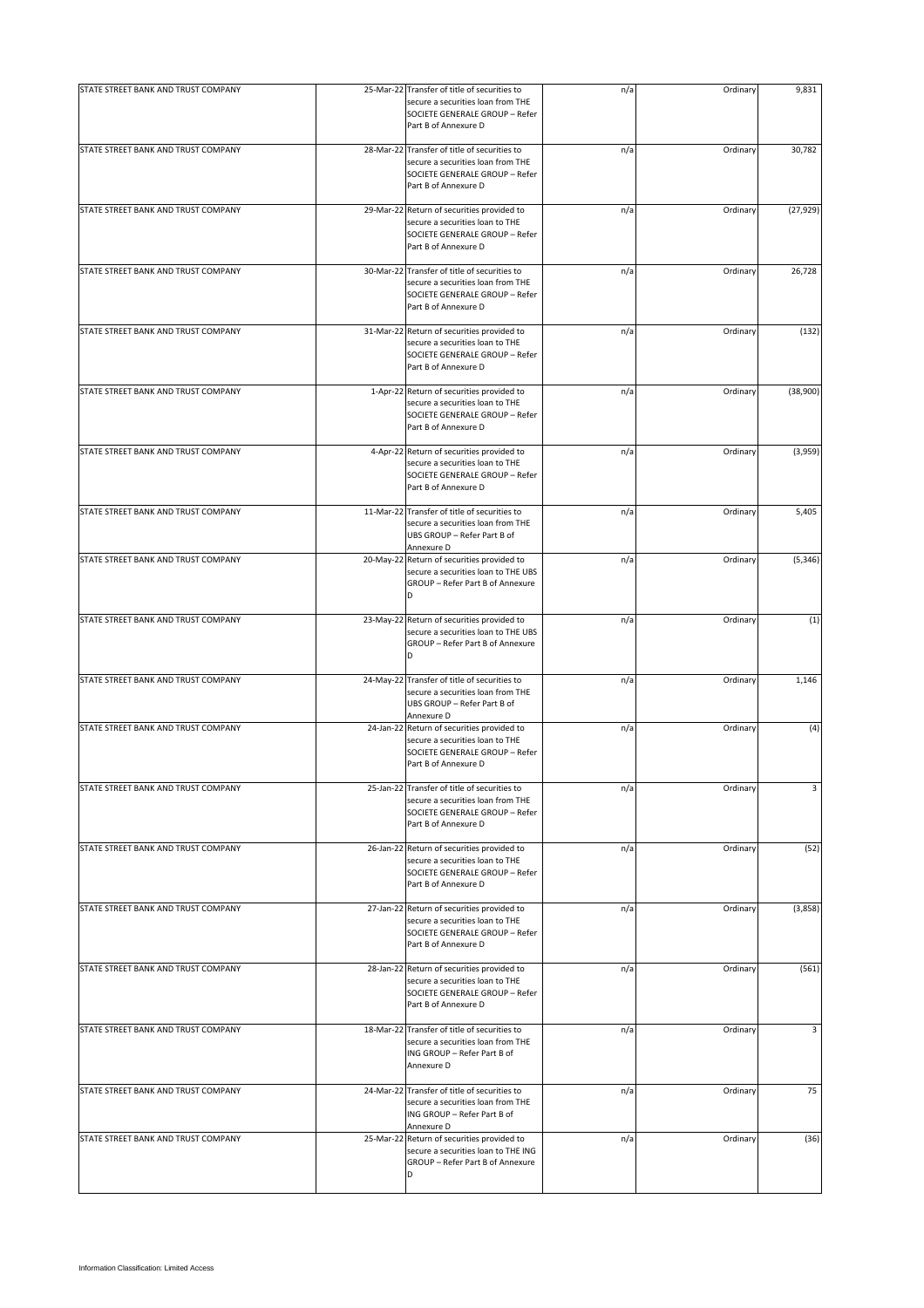| | | | | | |
|---|---|---|---|---|---|
| STATE STREET BANK AND TRUST COMPANY | 25-Mar-22 | Transfer of title of securities to secure a securities loan from THE SOCIETE GENERALE GROUP – Refer Part B of Annexure D | n/a | Ordinary | 9,831 |
| STATE STREET BANK AND TRUST COMPANY | 28-Mar-22 | Transfer of title of securities to secure a securities loan from THE SOCIETE GENERALE GROUP – Refer Part B of Annexure D | n/a | Ordinary | 30,782 |
| STATE STREET BANK AND TRUST COMPANY | 29-Mar-22 | Return of securities provided to secure a securities loan to THE SOCIETE GENERALE GROUP – Refer Part B of Annexure D | n/a | Ordinary | (27,929) |
| STATE STREET BANK AND TRUST COMPANY | 30-Mar-22 | Transfer of title of securities to secure a securities loan from THE SOCIETE GENERALE GROUP – Refer Part B of Annexure D | n/a | Ordinary | 26,728 |
| STATE STREET BANK AND TRUST COMPANY | 31-Mar-22 | Return of securities provided to secure a securities loan to THE SOCIETE GENERALE GROUP – Refer Part B of Annexure D | n/a | Ordinary | (132) |
| STATE STREET BANK AND TRUST COMPANY | 1-Apr-22 | Return of securities provided to secure a securities loan to THE SOCIETE GENERALE GROUP – Refer Part B of Annexure D | n/a | Ordinary | (38,900) |
| STATE STREET BANK AND TRUST COMPANY | 4-Apr-22 | Return of securities provided to secure a securities loan to THE SOCIETE GENERALE GROUP – Refer Part B of Annexure D | n/a | Ordinary | (3,959) |
| STATE STREET BANK AND TRUST COMPANY | 11-Mar-22 | Transfer of title of securities to secure a securities loan from THE UBS GROUP – Refer Part B of Annexure D | n/a | Ordinary | 5,405 |
| STATE STREET BANK AND TRUST COMPANY | 20-May-22 | Return of securities provided to secure a securities loan to THE UBS GROUP – Refer Part B of Annexure D | n/a | Ordinary | (5,346) |
| STATE STREET BANK AND TRUST COMPANY | 23-May-22 | Return of securities provided to secure a securities loan to THE UBS GROUP – Refer Part B of Annexure D | n/a | Ordinary | (1) |
| STATE STREET BANK AND TRUST COMPANY | 24-May-22 | Transfer of title of securities to secure a securities loan from THE UBS GROUP – Refer Part B of Annexure D | n/a | Ordinary | 1,146 |
| STATE STREET BANK AND TRUST COMPANY | 24-Jan-22 | Return of securities provided to secure a securities loan to THE SOCIETE GENERALE GROUP – Refer Part B of Annexure D | n/a | Ordinary | (4) |
| STATE STREET BANK AND TRUST COMPANY | 25-Jan-22 | Transfer of title of securities to secure a securities loan from THE SOCIETE GENERALE GROUP – Refer Part B of Annexure D | n/a | Ordinary | 3 |
| STATE STREET BANK AND TRUST COMPANY | 26-Jan-22 | Return of securities provided to secure a securities loan to THE SOCIETE GENERALE GROUP – Refer Part B of Annexure D | n/a | Ordinary | (52) |
| STATE STREET BANK AND TRUST COMPANY | 27-Jan-22 | Return of securities provided to secure a securities loan to THE SOCIETE GENERALE GROUP – Refer Part B of Annexure D | n/a | Ordinary | (3,858) |
| STATE STREET BANK AND TRUST COMPANY | 28-Jan-22 | Return of securities provided to secure a securities loan to THE SOCIETE GENERALE GROUP – Refer Part B of Annexure D | n/a | Ordinary | (561) |
| STATE STREET BANK AND TRUST COMPANY | 18-Mar-22 | Transfer of title of securities to secure a securities loan from THE ING GROUP – Refer Part B of Annexure D | n/a | Ordinary | 3 |
| STATE STREET BANK AND TRUST COMPANY | 24-Mar-22 | Transfer of title of securities to secure a securities loan from THE ING GROUP – Refer Part B of Annexure D | n/a | Ordinary | 75 |
| STATE STREET BANK AND TRUST COMPANY | 25-Mar-22 | Return of securities provided to secure a securities loan to THE ING GROUP – Refer Part B of Annexure D | n/a | Ordinary | (36) |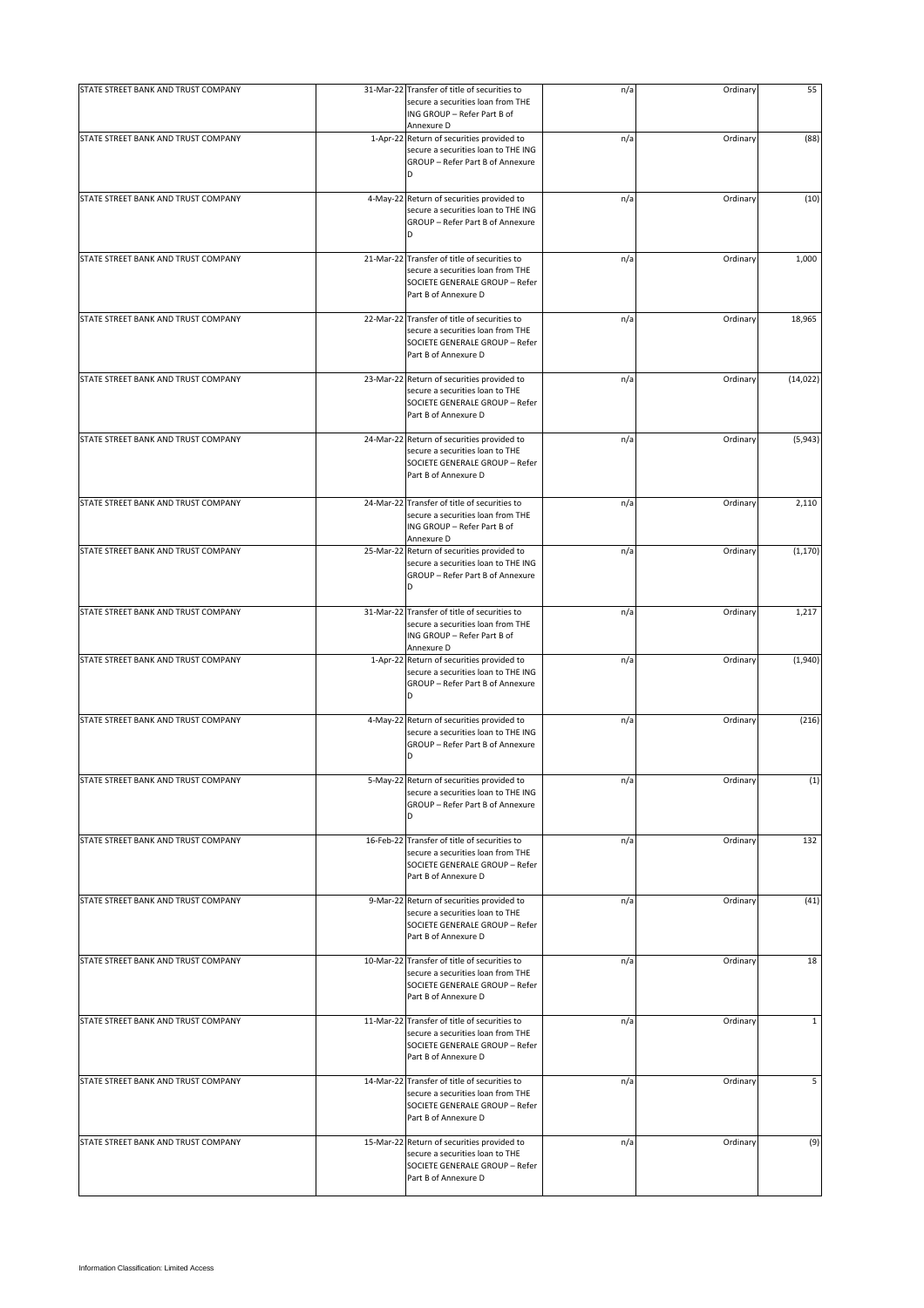| | | | | | |
|---|---|---|---|---|---|
| STATE STREET BANK AND TRUST COMPANY | 31-Mar-22 | Transfer of title of securities to secure a securities loan from THE ING GROUP – Refer Part B of Annexure D | n/a | Ordinary | 55 |
| STATE STREET BANK AND TRUST COMPANY | 1-Apr-22 | Return of securities provided to secure a securities loan to THE ING GROUP – Refer Part B of Annexure D | n/a | Ordinary | (88) |
| STATE STREET BANK AND TRUST COMPANY | 4-May-22 | Return of securities provided to secure a securities loan to THE ING GROUP – Refer Part B of Annexure D | n/a | Ordinary | (10) |
| STATE STREET BANK AND TRUST COMPANY | 21-Mar-22 | Transfer of title of securities to secure a securities loan from THE SOCIETE GENERALE GROUP – Refer Part B of Annexure D | n/a | Ordinary | 1,000 |
| STATE STREET BANK AND TRUST COMPANY | 22-Mar-22 | Transfer of title of securities to secure a securities loan from THE SOCIETE GENERALE GROUP – Refer Part B of Annexure D | n/a | Ordinary | 18,965 |
| STATE STREET BANK AND TRUST COMPANY | 23-Mar-22 | Return of securities provided to secure a securities loan to THE SOCIETE GENERALE GROUP – Refer Part B of Annexure D | n/a | Ordinary | (14,022) |
| STATE STREET BANK AND TRUST COMPANY | 24-Mar-22 | Return of securities provided to secure a securities loan to THE SOCIETE GENERALE GROUP – Refer Part B of Annexure D | n/a | Ordinary | (5,943) |
| STATE STREET BANK AND TRUST COMPANY | 24-Mar-22 | Transfer of title of securities to secure a securities loan from THE ING GROUP – Refer Part B of Annexure D | n/a | Ordinary | 2,110 |
| STATE STREET BANK AND TRUST COMPANY | 25-Mar-22 | Return of securities provided to secure a securities loan to THE ING GROUP – Refer Part B of Annexure D | n/a | Ordinary | (1,170) |
| STATE STREET BANK AND TRUST COMPANY | 31-Mar-22 | Transfer of title of securities to secure a securities loan from THE ING GROUP – Refer Part B of Annexure D | n/a | Ordinary | 1,217 |
| STATE STREET BANK AND TRUST COMPANY | 1-Apr-22 | Return of securities provided to secure a securities loan to THE ING GROUP – Refer Part B of Annexure D | n/a | Ordinary | (1,940) |
| STATE STREET BANK AND TRUST COMPANY | 4-May-22 | Return of securities provided to secure a securities loan to THE ING GROUP – Refer Part B of Annexure D | n/a | Ordinary | (216) |
| STATE STREET BANK AND TRUST COMPANY | 5-May-22 | Return of securities provided to secure a securities loan to THE ING GROUP – Refer Part B of Annexure D | n/a | Ordinary | (1) |
| STATE STREET BANK AND TRUST COMPANY | 16-Feb-22 | Transfer of title of securities to secure a securities loan from THE SOCIETE GENERALE GROUP – Refer Part B of Annexure D | n/a | Ordinary | 132 |
| STATE STREET BANK AND TRUST COMPANY | 9-Mar-22 | Return of securities provided to secure a securities loan to THE SOCIETE GENERALE GROUP – Refer Part B of Annexure D | n/a | Ordinary | (41) |
| STATE STREET BANK AND TRUST COMPANY | 10-Mar-22 | Transfer of title of securities to secure a securities loan from THE SOCIETE GENERALE GROUP – Refer Part B of Annexure D | n/a | Ordinary | 18 |
| STATE STREET BANK AND TRUST COMPANY | 11-Mar-22 | Transfer of title of securities to secure a securities loan from THE SOCIETE GENERALE GROUP – Refer Part B of Annexure D | n/a | Ordinary | 1 |
| STATE STREET BANK AND TRUST COMPANY | 14-Mar-22 | Transfer of title of securities to secure a securities loan from THE SOCIETE GENERALE GROUP – Refer Part B of Annexure D | n/a | Ordinary | 5 |
| STATE STREET BANK AND TRUST COMPANY | 15-Mar-22 | Return of securities provided to secure a securities loan to THE SOCIETE GENERALE GROUP – Refer Part B of Annexure D | n/a | Ordinary | (9) |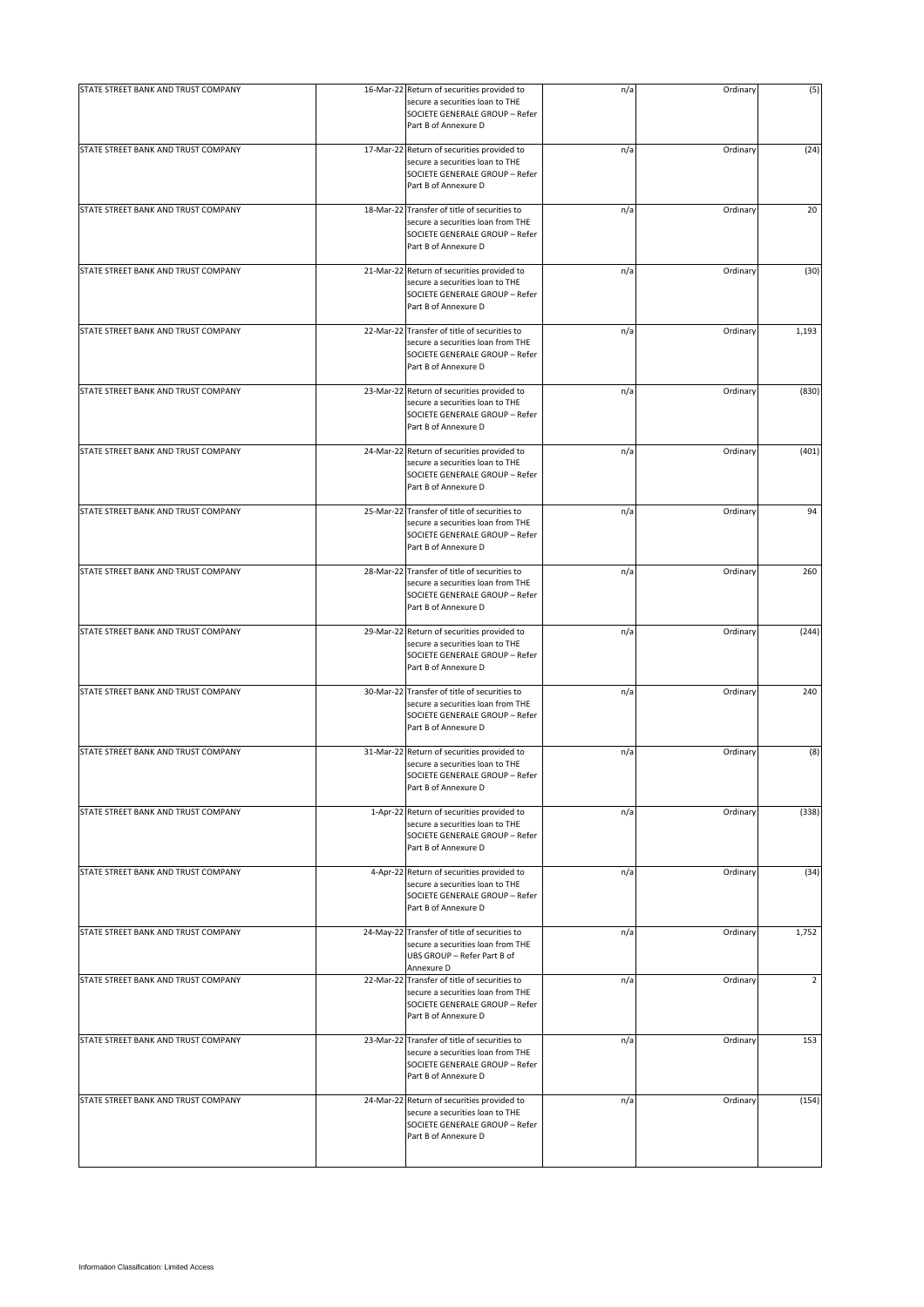| | | | | | |
|---|---|---|---|---|---|
| STATE STREET BANK AND TRUST COMPANY | 16-Mar-22 | Return of securities provided to secure a securities loan to THE SOCIETE GENERALE GROUP – Refer Part B of Annexure D | n/a | Ordinary | (5) |
| STATE STREET BANK AND TRUST COMPANY | 17-Mar-22 | Return of securities provided to secure a securities loan to THE SOCIETE GENERALE GROUP – Refer Part B of Annexure D | n/a | Ordinary | (24) |
| STATE STREET BANK AND TRUST COMPANY | 18-Mar-22 | Transfer of title of securities to secure a securities loan from THE SOCIETE GENERALE GROUP – Refer Part B of Annexure D | n/a | Ordinary | 20 |
| STATE STREET BANK AND TRUST COMPANY | 21-Mar-22 | Return of securities provided to secure a securities loan to THE SOCIETE GENERALE GROUP – Refer Part B of Annexure D | n/a | Ordinary | (30) |
| STATE STREET BANK AND TRUST COMPANY | 22-Mar-22 | Transfer of title of securities to secure a securities loan from THE SOCIETE GENERALE GROUP – Refer Part B of Annexure D | n/a | Ordinary | 1,193 |
| STATE STREET BANK AND TRUST COMPANY | 23-Mar-22 | Return of securities provided to secure a securities loan to THE SOCIETE GENERALE GROUP – Refer Part B of Annexure D | n/a | Ordinary | (830) |
| STATE STREET BANK AND TRUST COMPANY | 24-Mar-22 | Return of securities provided to secure a securities loan to THE SOCIETE GENERALE GROUP – Refer Part B of Annexure D | n/a | Ordinary | (401) |
| STATE STREET BANK AND TRUST COMPANY | 25-Mar-22 | Transfer of title of securities to secure a securities loan from THE SOCIETE GENERALE GROUP – Refer Part B of Annexure D | n/a | Ordinary | 94 |
| STATE STREET BANK AND TRUST COMPANY | 28-Mar-22 | Transfer of title of securities to secure a securities loan from THE SOCIETE GENERALE GROUP – Refer Part B of Annexure D | n/a | Ordinary | 260 |
| STATE STREET BANK AND TRUST COMPANY | 29-Mar-22 | Return of securities provided to secure a securities loan to THE SOCIETE GENERALE GROUP – Refer Part B of Annexure D | n/a | Ordinary | (244) |
| STATE STREET BANK AND TRUST COMPANY | 30-Mar-22 | Transfer of title of securities to secure a securities loan from THE SOCIETE GENERALE GROUP – Refer Part B of Annexure D | n/a | Ordinary | 240 |
| STATE STREET BANK AND TRUST COMPANY | 31-Mar-22 | Return of securities provided to secure a securities loan to THE SOCIETE GENERALE GROUP – Refer Part B of Annexure D | n/a | Ordinary | (8) |
| STATE STREET BANK AND TRUST COMPANY | 1-Apr-22 | Return of securities provided to secure a securities loan to THE SOCIETE GENERALE GROUP – Refer Part B of Annexure D | n/a | Ordinary | (338) |
| STATE STREET BANK AND TRUST COMPANY | 4-Apr-22 | Return of securities provided to secure a securities loan to THE SOCIETE GENERALE GROUP – Refer Part B of Annexure D | n/a | Ordinary | (34) |
| STATE STREET BANK AND TRUST COMPANY | 24-May-22 | Transfer of title of securities to secure a securities loan from THE UBS GROUP – Refer Part B of Annexure D | n/a | Ordinary | 1,752 |
| STATE STREET BANK AND TRUST COMPANY | 22-Mar-22 | Transfer of title of securities to secure a securities loan from THE SOCIETE GENERALE GROUP – Refer Part B of Annexure D | n/a | Ordinary | 2 |
| STATE STREET BANK AND TRUST COMPANY | 23-Mar-22 | Transfer of title of securities to secure a securities loan from THE SOCIETE GENERALE GROUP – Refer Part B of Annexure D | n/a | Ordinary | 153 |
| STATE STREET BANK AND TRUST COMPANY | 24-Mar-22 | Return of securities provided to secure a securities loan to THE SOCIETE GENERALE GROUP – Refer Part B of Annexure D | n/a | Ordinary | (154) |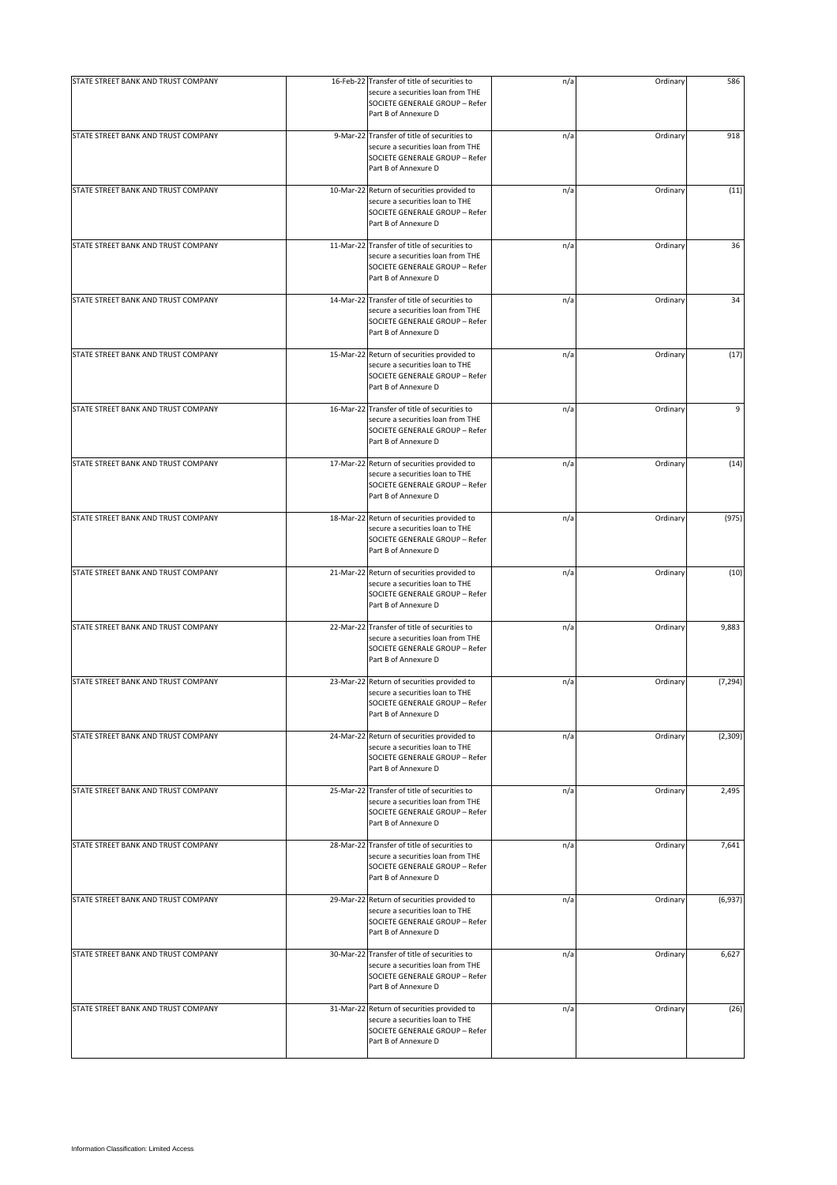| | | | | | |
|---|---|---|---|---|---|
| STATE STREET BANK AND TRUST COMPANY | 16-Feb-22 | Transfer of title of securities to secure a securities loan from THE SOCIETE GENERALE GROUP – Refer Part B of Annexure D | n/a | Ordinary | 586 |
| STATE STREET BANK AND TRUST COMPANY | 9-Mar-22 | Transfer of title of securities to secure a securities loan from THE SOCIETE GENERALE GROUP – Refer Part B of Annexure D | n/a | Ordinary | 918 |
| STATE STREET BANK AND TRUST COMPANY | 10-Mar-22 | Return of securities provided to secure a securities loan to THE SOCIETE GENERALE GROUP – Refer Part B of Annexure D | n/a | Ordinary | (11) |
| STATE STREET BANK AND TRUST COMPANY | 11-Mar-22 | Transfer of title of securities to secure a securities loan from THE SOCIETE GENERALE GROUP – Refer Part B of Annexure D | n/a | Ordinary | 36 |
| STATE STREET BANK AND TRUST COMPANY | 14-Mar-22 | Transfer of title of securities to secure a securities loan from THE SOCIETE GENERALE GROUP – Refer Part B of Annexure D | n/a | Ordinary | 34 |
| STATE STREET BANK AND TRUST COMPANY | 15-Mar-22 | Return of securities provided to secure a securities loan to THE SOCIETE GENERALE GROUP – Refer Part B of Annexure D | n/a | Ordinary | (17) |
| STATE STREET BANK AND TRUST COMPANY | 16-Mar-22 | Transfer of title of securities to secure a securities loan from THE SOCIETE GENERALE GROUP – Refer Part B of Annexure D | n/a | Ordinary | 9 |
| STATE STREET BANK AND TRUST COMPANY | 17-Mar-22 | Return of securities provided to secure a securities loan to THE SOCIETE GENERALE GROUP – Refer Part B of Annexure D | n/a | Ordinary | (14) |
| STATE STREET BANK AND TRUST COMPANY | 18-Mar-22 | Return of securities provided to secure a securities loan to THE SOCIETE GENERALE GROUP – Refer Part B of Annexure D | n/a | Ordinary | (975) |
| STATE STREET BANK AND TRUST COMPANY | 21-Mar-22 | Return of securities provided to secure a securities loan to THE SOCIETE GENERALE GROUP – Refer Part B of Annexure D | n/a | Ordinary | (10) |
| STATE STREET BANK AND TRUST COMPANY | 22-Mar-22 | Transfer of title of securities to secure a securities loan from THE SOCIETE GENERALE GROUP – Refer Part B of Annexure D | n/a | Ordinary | 9,883 |
| STATE STREET BANK AND TRUST COMPANY | 23-Mar-22 | Return of securities provided to secure a securities loan to THE SOCIETE GENERALE GROUP – Refer Part B of Annexure D | n/a | Ordinary | (7,294) |
| STATE STREET BANK AND TRUST COMPANY | 24-Mar-22 | Return of securities provided to secure a securities loan to THE SOCIETE GENERALE GROUP – Refer Part B of Annexure D | n/a | Ordinary | (2,309) |
| STATE STREET BANK AND TRUST COMPANY | 25-Mar-22 | Transfer of title of securities to secure a securities loan from THE SOCIETE GENERALE GROUP – Refer Part B of Annexure D | n/a | Ordinary | 2,495 |
| STATE STREET BANK AND TRUST COMPANY | 28-Mar-22 | Transfer of title of securities to secure a securities loan from THE SOCIETE GENERALE GROUP – Refer Part B of Annexure D | n/a | Ordinary | 7,641 |
| STATE STREET BANK AND TRUST COMPANY | 29-Mar-22 | Return of securities provided to secure a securities loan to THE SOCIETE GENERALE GROUP – Refer Part B of Annexure D | n/a | Ordinary | (6,937) |
| STATE STREET BANK AND TRUST COMPANY | 30-Mar-22 | Transfer of title of securities to secure a securities loan from THE SOCIETE GENERALE GROUP – Refer Part B of Annexure D | n/a | Ordinary | 6,627 |
| STATE STREET BANK AND TRUST COMPANY | 31-Mar-22 | Return of securities provided to secure a securities loan to THE SOCIETE GENERALE GROUP – Refer Part B of Annexure D | n/a | Ordinary | (26) |

Information Classification: Limited Access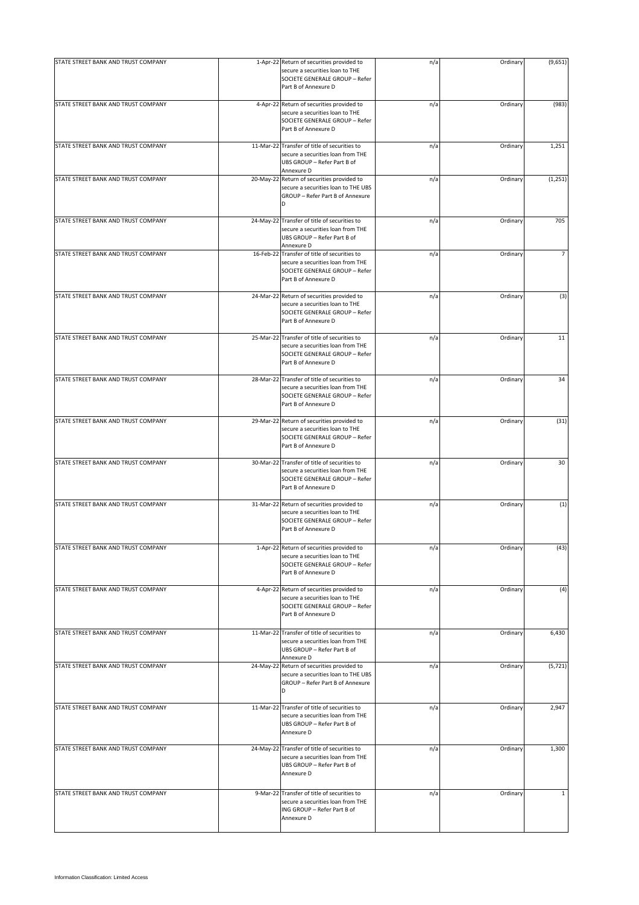| | | | | | |
|---|---|---|---|---|---|
| STATE STREET BANK AND TRUST COMPANY | 1-Apr-22 | Return of securities provided to secure a securities loan to THE SOCIETE GENERALE GROUP – Refer Part B of Annexure D | n/a | Ordinary | (9,651) |
| STATE STREET BANK AND TRUST COMPANY | 4-Apr-22 | Return of securities provided to secure a securities loan to THE SOCIETE GENERALE GROUP – Refer Part B of Annexure D | n/a | Ordinary | (983) |
| STATE STREET BANK AND TRUST COMPANY | 11-Mar-22 | Transfer of title of securities to secure a securities loan from THE UBS GROUP – Refer Part B of Annexure D | n/a | Ordinary | 1,251 |
| STATE STREET BANK AND TRUST COMPANY | 20-May-22 | Return of securities provided to secure a securities loan to THE UBS GROUP – Refer Part B of Annexure D | n/a | Ordinary | (1,251) |
| STATE STREET BANK AND TRUST COMPANY | 24-May-22 | Transfer of title of securities to secure a securities loan from THE UBS GROUP – Refer Part B of Annexure D | n/a | Ordinary | 705 |
| STATE STREET BANK AND TRUST COMPANY | 16-Feb-22 | Transfer of title of securities to secure a securities loan from THE SOCIETE GENERALE GROUP – Refer Part B of Annexure D | n/a | Ordinary | 7 |
| STATE STREET BANK AND TRUST COMPANY | 24-Mar-22 | Return of securities provided to secure a securities loan to THE SOCIETE GENERALE GROUP – Refer Part B of Annexure D | n/a | Ordinary | (3) |
| STATE STREET BANK AND TRUST COMPANY | 25-Mar-22 | Transfer of title of securities to secure a securities loan from THE SOCIETE GENERALE GROUP – Refer Part B of Annexure D | n/a | Ordinary | 11 |
| STATE STREET BANK AND TRUST COMPANY | 28-Mar-22 | Transfer of title of securities to secure a securities loan from THE SOCIETE GENERALE GROUP – Refer Part B of Annexure D | n/a | Ordinary | 34 |
| STATE STREET BANK AND TRUST COMPANY | 29-Mar-22 | Return of securities provided to secure a securities loan to THE SOCIETE GENERALE GROUP – Refer Part B of Annexure D | n/a | Ordinary | (31) |
| STATE STREET BANK AND TRUST COMPANY | 30-Mar-22 | Transfer of title of securities to secure a securities loan from THE SOCIETE GENERALE GROUP – Refer Part B of Annexure D | n/a | Ordinary | 30 |
| STATE STREET BANK AND TRUST COMPANY | 31-Mar-22 | Return of securities provided to secure a securities loan to THE SOCIETE GENERALE GROUP – Refer Part B of Annexure D | n/a | Ordinary | (1) |
| STATE STREET BANK AND TRUST COMPANY | 1-Apr-22 | Return of securities provided to secure a securities loan to THE SOCIETE GENERALE GROUP – Refer Part B of Annexure D | n/a | Ordinary | (43) |
| STATE STREET BANK AND TRUST COMPANY | 4-Apr-22 | Return of securities provided to secure a securities loan to THE SOCIETE GENERALE GROUP – Refer Part B of Annexure D | n/a | Ordinary | (4) |
| STATE STREET BANK AND TRUST COMPANY | 11-Mar-22 | Transfer of title of securities to secure a securities loan from THE UBS GROUP – Refer Part B of Annexure D | n/a | Ordinary | 6,430 |
| STATE STREET BANK AND TRUST COMPANY | 24-May-22 | Return of securities provided to secure a securities loan to THE UBS GROUP – Refer Part B of Annexure D | n/a | Ordinary | (5,721) |
| STATE STREET BANK AND TRUST COMPANY | 11-Mar-22 | Transfer of title of securities to secure a securities loan from THE UBS GROUP – Refer Part B of Annexure D | n/a | Ordinary | 2,947 |
| STATE STREET BANK AND TRUST COMPANY | 24-May-22 | Transfer of title of securities to secure a securities loan from THE UBS GROUP – Refer Part B of Annexure D | n/a | Ordinary | 1,300 |
| STATE STREET BANK AND TRUST COMPANY | 9-Mar-22 | Transfer of title of securities to secure a securities loan from THE ING GROUP – Refer Part B of Annexure D | n/a | Ordinary | 1 |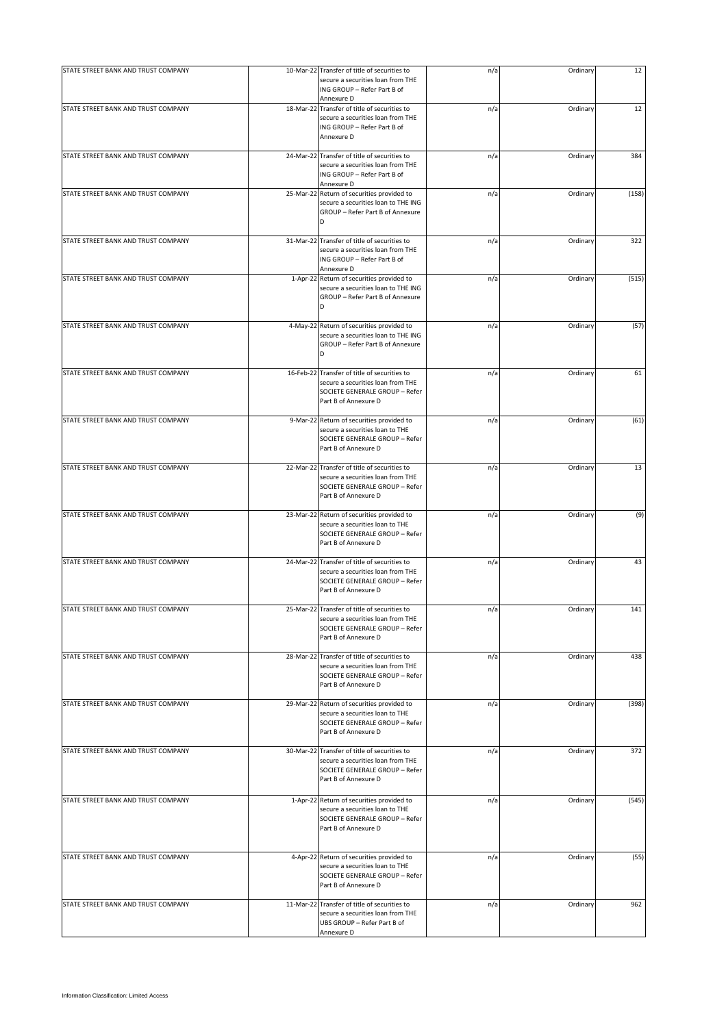| STATE STREET BANK AND TRUST COMPANY | 10-Mar-22 | Transfer of title of securities to secure a securities loan from THE ING GROUP – Refer Part B of Annexure D | n/a | Ordinary | 12 |
|---|---|---|---|---|---|
| STATE STREET BANK AND TRUST COMPANY | 18-Mar-22 | Transfer of title of securities to secure a securities loan from THE ING GROUP – Refer Part B of Annexure D | n/a | Ordinary | 12 |
| STATE STREET BANK AND TRUST COMPANY | 24-Mar-22 | Transfer of title of securities to secure a securities loan from THE ING GROUP – Refer Part B of Annexure D | n/a | Ordinary | 384 |
| STATE STREET BANK AND TRUST COMPANY | 25-Mar-22 | Return of securities provided to secure a securities loan to THE ING GROUP – Refer Part B of Annexure D | n/a | Ordinary | (158) |
| STATE STREET BANK AND TRUST COMPANY | 31-Mar-22 | Transfer of title of securities to secure a securities loan from THE ING GROUP – Refer Part B of Annexure D | n/a | Ordinary | 322 |
| STATE STREET BANK AND TRUST COMPANY | 1-Apr-22 | Return of securities provided to secure a securities loan to THE ING GROUP – Refer Part B of Annexure D | n/a | Ordinary | (515) |
| STATE STREET BANK AND TRUST COMPANY | 4-May-22 | Return of securities provided to secure a securities loan to THE ING GROUP – Refer Part B of Annexure D | n/a | Ordinary | (57) |
| STATE STREET BANK AND TRUST COMPANY | 16-Feb-22 | Transfer of title of securities to secure a securities loan from THE SOCIETE GENERALE GROUP – Refer Part B of Annexure D | n/a | Ordinary | 61 |
| STATE STREET BANK AND TRUST COMPANY | 9-Mar-22 | Return of securities provided to secure a securities loan to THE SOCIETE GENERALE GROUP – Refer Part B of Annexure D | n/a | Ordinary | (61) |
| STATE STREET BANK AND TRUST COMPANY | 22-Mar-22 | Transfer of title of securities to secure a securities loan from THE SOCIETE GENERALE GROUP – Refer Part B of Annexure D | n/a | Ordinary | 13 |
| STATE STREET BANK AND TRUST COMPANY | 23-Mar-22 | Return of securities provided to secure a securities loan to THE SOCIETE GENERALE GROUP – Refer Part B of Annexure D | n/a | Ordinary | (9) |
| STATE STREET BANK AND TRUST COMPANY | 24-Mar-22 | Transfer of title of securities to secure a securities loan from THE SOCIETE GENERALE GROUP – Refer Part B of Annexure D | n/a | Ordinary | 43 |
| STATE STREET BANK AND TRUST COMPANY | 25-Mar-22 | Transfer of title of securities to secure a securities loan from THE SOCIETE GENERALE GROUP – Refer Part B of Annexure D | n/a | Ordinary | 141 |
| STATE STREET BANK AND TRUST COMPANY | 28-Mar-22 | Transfer of title of securities to secure a securities loan from THE SOCIETE GENERALE GROUP – Refer Part B of Annexure D | n/a | Ordinary | 438 |
| STATE STREET BANK AND TRUST COMPANY | 29-Mar-22 | Return of securities provided to secure a securities loan to THE SOCIETE GENERALE GROUP – Refer Part B of Annexure D | n/a | Ordinary | (398) |
| STATE STREET BANK AND TRUST COMPANY | 30-Mar-22 | Transfer of title of securities to secure a securities loan from THE SOCIETE GENERALE GROUP – Refer Part B of Annexure D | n/a | Ordinary | 372 |
| STATE STREET BANK AND TRUST COMPANY | 1-Apr-22 | Return of securities provided to secure a securities loan to THE SOCIETE GENERALE GROUP – Refer Part B of Annexure D | n/a | Ordinary | (545) |
| STATE STREET BANK AND TRUST COMPANY | 4-Apr-22 | Return of securities provided to secure a securities loan to THE SOCIETE GENERALE GROUP – Refer Part B of Annexure D | n/a | Ordinary | (55) |
| STATE STREET BANK AND TRUST COMPANY | 11-Mar-22 | Transfer of title of securities to secure a securities loan from THE UBS GROUP – Refer Part B of Annexure D | n/a | Ordinary | 962 |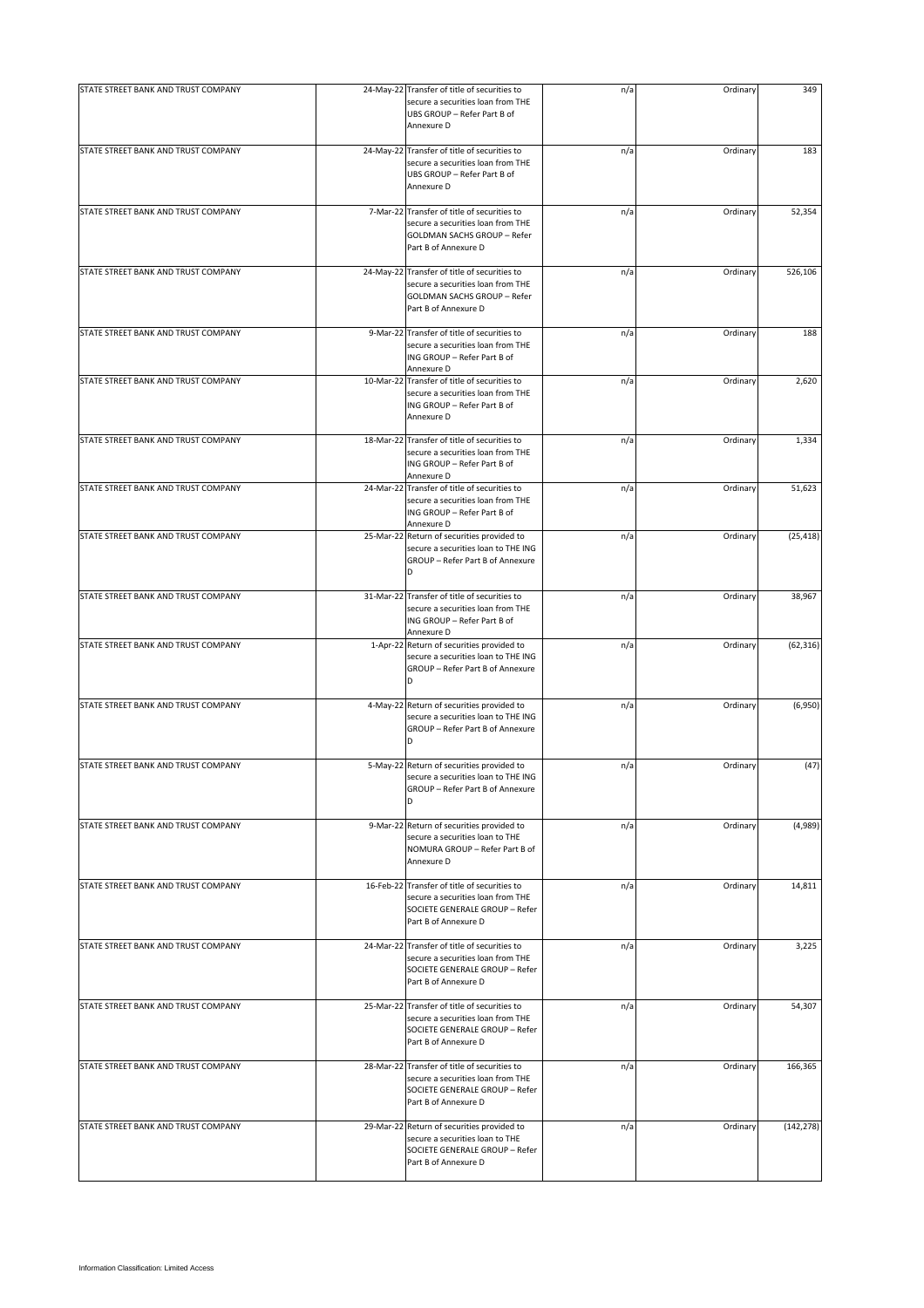| | | | | | |
|---|---|---|---|---|---|
| STATE STREET BANK AND TRUST COMPANY | 24-May-22 | Transfer of title of securities to secure a securities loan from THE UBS GROUP – Refer Part B of Annexure D | n/a | Ordinary | 349 |
| STATE STREET BANK AND TRUST COMPANY | 24-May-22 | Transfer of title of securities to secure a securities loan from THE UBS GROUP – Refer Part B of Annexure D | n/a | Ordinary | 183 |
| STATE STREET BANK AND TRUST COMPANY | 7-Mar-22 | Transfer of title of securities to secure a securities loan from THE GOLDMAN SACHS GROUP – Refer Part B of Annexure D | n/a | Ordinary | 52,354 |
| STATE STREET BANK AND TRUST COMPANY | 24-May-22 | Transfer of title of securities to secure a securities loan from THE GOLDMAN SACHS GROUP – Refer Part B of Annexure D | n/a | Ordinary | 526,106 |
| STATE STREET BANK AND TRUST COMPANY | 9-Mar-22 | Transfer of title of securities to secure a securities loan from THE ING GROUP – Refer Part B of Annexure D | n/a | Ordinary | 188 |
| STATE STREET BANK AND TRUST COMPANY | 10-Mar-22 | Transfer of title of securities to secure a securities loan from THE ING GROUP – Refer Part B of Annexure D | n/a | Ordinary | 2,620 |
| STATE STREET BANK AND TRUST COMPANY | 18-Mar-22 | Transfer of title of securities to secure a securities loan from THE ING GROUP – Refer Part B of Annexure D | n/a | Ordinary | 1,334 |
| STATE STREET BANK AND TRUST COMPANY | 24-Mar-22 | Transfer of title of securities to secure a securities loan from THE ING GROUP – Refer Part B of Annexure D | n/a | Ordinary | 51,623 |
| STATE STREET BANK AND TRUST COMPANY | 25-Mar-22 | Return of securities provided to secure a securities loan to THE ING GROUP – Refer Part B of Annexure D | n/a | Ordinary | (25,418) |
| STATE STREET BANK AND TRUST COMPANY | 31-Mar-22 | Transfer of title of securities to secure a securities loan from THE ING GROUP – Refer Part B of Annexure D | n/a | Ordinary | 38,967 |
| STATE STREET BANK AND TRUST COMPANY | 1-Apr-22 | Return of securities provided to secure a securities loan to THE ING GROUP – Refer Part B of Annexure D | n/a | Ordinary | (62,316) |
| STATE STREET BANK AND TRUST COMPANY | 4-May-22 | Return of securities provided to secure a securities loan to THE ING GROUP – Refer Part B of Annexure D | n/a | Ordinary | (6,950) |
| STATE STREET BANK AND TRUST COMPANY | 5-May-22 | Return of securities provided to secure a securities loan to THE ING GROUP – Refer Part B of Annexure D | n/a | Ordinary | (47) |
| STATE STREET BANK AND TRUST COMPANY | 9-Mar-22 | Return of securities provided to secure a securities loan to THE NOMURA GROUP – Refer Part B of Annexure D | n/a | Ordinary | (4,989) |
| STATE STREET BANK AND TRUST COMPANY | 16-Feb-22 | Transfer of title of securities to secure a securities loan from THE SOCIETE GENERALE GROUP – Refer Part B of Annexure D | n/a | Ordinary | 14,811 |
| STATE STREET BANK AND TRUST COMPANY | 24-Mar-22 | Transfer of title of securities to secure a securities loan from THE SOCIETE GENERALE GROUP – Refer Part B of Annexure D | n/a | Ordinary | 3,225 |
| STATE STREET BANK AND TRUST COMPANY | 25-Mar-22 | Transfer of title of securities to secure a securities loan from THE SOCIETE GENERALE GROUP – Refer Part B of Annexure D | n/a | Ordinary | 54,307 |
| STATE STREET BANK AND TRUST COMPANY | 28-Mar-22 | Transfer of title of securities to secure a securities loan from THE SOCIETE GENERALE GROUP – Refer Part B of Annexure D | n/a | Ordinary | 166,365 |
| STATE STREET BANK AND TRUST COMPANY | 29-Mar-22 | Return of securities provided to secure a securities loan to THE SOCIETE GENERALE GROUP – Refer Part B of Annexure D | n/a | Ordinary | (142,278) |

Information Classification: Limited Access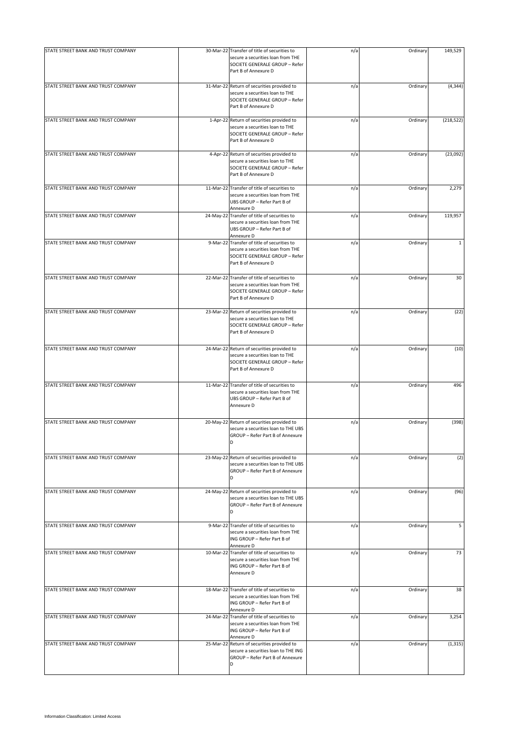| | | | | | |
|---|---|---|---|---|---|
| STATE STREET BANK AND TRUST COMPANY | 30-Mar-22 | Transfer of title of securities to secure a securities loan from THE SOCIETE GENERALE GROUP – Refer Part B of Annexure D | n/a | Ordinary | 149,529 |
| STATE STREET BANK AND TRUST COMPANY | 31-Mar-22 | Return of securities provided to secure a securities loan to THE SOCIETE GENERALE GROUP – Refer Part B of Annexure D | n/a | Ordinary | (4,344) |
| STATE STREET BANK AND TRUST COMPANY | 1-Apr-22 | Return of securities provided to secure a securities loan to THE SOCIETE GENERALE GROUP – Refer Part B of Annexure D | n/a | Ordinary | (218,522) |
| STATE STREET BANK AND TRUST COMPANY | 4-Apr-22 | Return of securities provided to secure a securities loan to THE SOCIETE GENERALE GROUP – Refer Part B of Annexure D | n/a | Ordinary | (23,092) |
| STATE STREET BANK AND TRUST COMPANY | 11-Mar-22 | Transfer of title of securities to secure a securities loan from THE UBS GROUP – Refer Part B of Annexure D | n/a | Ordinary | 2,279 |
| STATE STREET BANK AND TRUST COMPANY | 24-May-22 | Transfer of title of securities to secure a securities loan from THE UBS GROUP – Refer Part B of Annexure D | n/a | Ordinary | 119,957 |
| STATE STREET BANK AND TRUST COMPANY | 9-Mar-22 | Transfer of title of securities to secure a securities loan from THE SOCIETE GENERALE GROUP – Refer Part B of Annexure D | n/a | Ordinary | 1 |
| STATE STREET BANK AND TRUST COMPANY | 22-Mar-22 | Transfer of title of securities to secure a securities loan from THE SOCIETE GENERALE GROUP – Refer Part B of Annexure D | n/a | Ordinary | 30 |
| STATE STREET BANK AND TRUST COMPANY | 23-Mar-22 | Return of securities provided to secure a securities loan to THE SOCIETE GENERALE GROUP – Refer Part B of Annexure D | n/a | Ordinary | (22) |
| STATE STREET BANK AND TRUST COMPANY | 24-Mar-22 | Return of securities provided to secure a securities loan to THE SOCIETE GENERALE GROUP – Refer Part B of Annexure D | n/a | Ordinary | (10) |
| STATE STREET BANK AND TRUST COMPANY | 11-Mar-22 | Transfer of title of securities to secure a securities loan from THE UBS GROUP – Refer Part B of Annexure D | n/a | Ordinary | 496 |
| STATE STREET BANK AND TRUST COMPANY | 20-May-22 | Return of securities provided to secure a securities loan to THE UBS GROUP – Refer Part B of Annexure D | n/a | Ordinary | (398) |
| STATE STREET BANK AND TRUST COMPANY | 23-May-22 | Return of securities provided to secure a securities loan to THE UBS GROUP – Refer Part B of Annexure D | n/a | Ordinary | (2) |
| STATE STREET BANK AND TRUST COMPANY | 24-May-22 | Return of securities provided to secure a securities loan to THE UBS GROUP – Refer Part B of Annexure D | n/a | Ordinary | (96) |
| STATE STREET BANK AND TRUST COMPANY | 9-Mar-22 | Transfer of title of securities to secure a securities loan from THE ING GROUP – Refer Part B of Annexure D | n/a | Ordinary | 5 |
| STATE STREET BANK AND TRUST COMPANY | 10-Mar-22 | Transfer of title of securities to secure a securities loan from THE ING GROUP – Refer Part B of Annexure D | n/a | Ordinary | 73 |
| STATE STREET BANK AND TRUST COMPANY | 18-Mar-22 | Transfer of title of securities to secure a securities loan from THE ING GROUP – Refer Part B of Annexure D | n/a | Ordinary | 38 |
| STATE STREET BANK AND TRUST COMPANY | 24-Mar-22 | Transfer of title of securities to secure a securities loan from THE ING GROUP – Refer Part B of Annexure D | n/a | Ordinary | 3,254 |
| STATE STREET BANK AND TRUST COMPANY | 25-Mar-22 | Return of securities provided to secure a securities loan to THE ING GROUP – Refer Part B of Annexure D | n/a | Ordinary | (1,315) |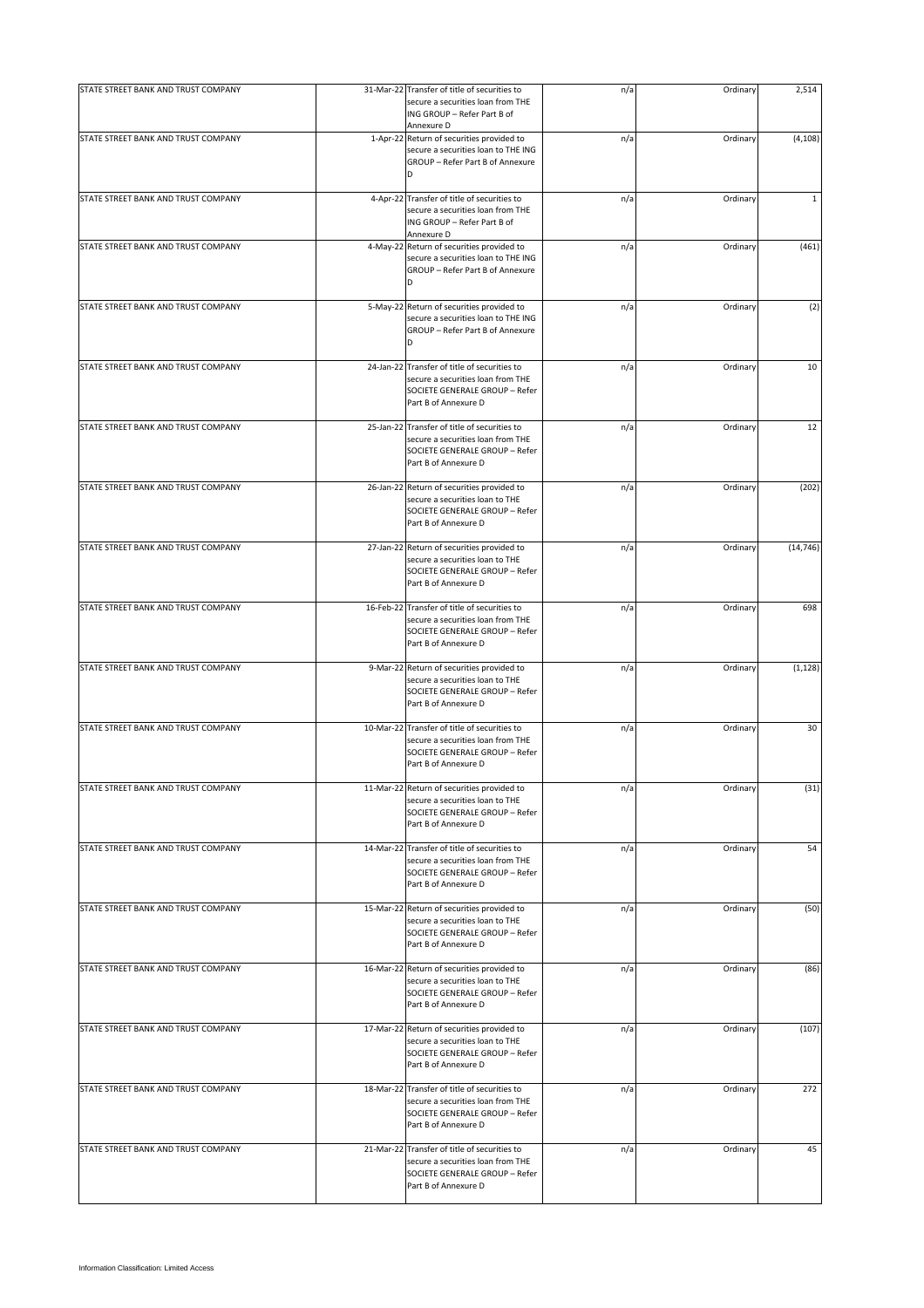| STATE STREET BANK AND TRUST COMPANY | 31-Mar-22 | Transfer of title of securities to secure a securities loan from THE ING GROUP – Refer Part B of Annexure D | n/a | Ordinary | 2,514 |
|---|---|---|---|---|---|
| STATE STREET BANK AND TRUST COMPANY | 1-Apr-22 | Return of securities provided to secure a securities loan to THE ING GROUP – Refer Part B of Annexure D | n/a | Ordinary | (4,108) |
| STATE STREET BANK AND TRUST COMPANY | 4-Apr-22 | Transfer of title of securities to secure a securities loan from THE ING GROUP – Refer Part B of Annexure D | n/a | Ordinary | 1 |
| STATE STREET BANK AND TRUST COMPANY | 4-May-22 | Return of securities provided to secure a securities loan to THE ING GROUP – Refer Part B of Annexure D | n/a | Ordinary | (461) |
| STATE STREET BANK AND TRUST COMPANY | 5-May-22 | Return of securities provided to secure a securities loan to THE ING GROUP – Refer Part B of Annexure D | n/a | Ordinary | (2) |
| STATE STREET BANK AND TRUST COMPANY | 24-Jan-22 | Transfer of title of securities to secure a securities loan from THE SOCIETE GENERALE GROUP – Refer Part B of Annexure D | n/a | Ordinary | 10 |
| STATE STREET BANK AND TRUST COMPANY | 25-Jan-22 | Transfer of title of securities to secure a securities loan from THE SOCIETE GENERALE GROUP – Refer Part B of Annexure D | n/a | Ordinary | 12 |
| STATE STREET BANK AND TRUST COMPANY | 26-Jan-22 | Return of securities provided to secure a securities loan to THE SOCIETE GENERALE GROUP – Refer Part B of Annexure D | n/a | Ordinary | (202) |
| STATE STREET BANK AND TRUST COMPANY | 27-Jan-22 | Return of securities provided to secure a securities loan to THE SOCIETE GENERALE GROUP – Refer Part B of Annexure D | n/a | Ordinary | (14,746) |
| STATE STREET BANK AND TRUST COMPANY | 16-Feb-22 | Transfer of title of securities to secure a securities loan from THE SOCIETE GENERALE GROUP – Refer Part B of Annexure D | n/a | Ordinary | 698 |
| STATE STREET BANK AND TRUST COMPANY | 9-Mar-22 | Return of securities provided to secure a securities loan to THE SOCIETE GENERALE GROUP – Refer Part B of Annexure D | n/a | Ordinary | (1,128) |
| STATE STREET BANK AND TRUST COMPANY | 10-Mar-22 | Transfer of title of securities to secure a securities loan from THE SOCIETE GENERALE GROUP – Refer Part B of Annexure D | n/a | Ordinary | 30 |
| STATE STREET BANK AND TRUST COMPANY | 11-Mar-22 | Return of securities provided to secure a securities loan to THE SOCIETE GENERALE GROUP – Refer Part B of Annexure D | n/a | Ordinary | (31) |
| STATE STREET BANK AND TRUST COMPANY | 14-Mar-22 | Transfer of title of securities to secure a securities loan from THE SOCIETE GENERALE GROUP – Refer Part B of Annexure D | n/a | Ordinary | 54 |
| STATE STREET BANK AND TRUST COMPANY | 15-Mar-22 | Return of securities provided to secure a securities loan to THE SOCIETE GENERALE GROUP – Refer Part B of Annexure D | n/a | Ordinary | (50) |
| STATE STREET BANK AND TRUST COMPANY | 16-Mar-22 | Return of securities provided to secure a securities loan to THE SOCIETE GENERALE GROUP – Refer Part B of Annexure D | n/a | Ordinary | (86) |
| STATE STREET BANK AND TRUST COMPANY | 17-Mar-22 | Return of securities provided to secure a securities loan to THE SOCIETE GENERALE GROUP – Refer Part B of Annexure D | n/a | Ordinary | (107) |
| STATE STREET BANK AND TRUST COMPANY | 18-Mar-22 | Transfer of title of securities to secure a securities loan from THE SOCIETE GENERALE GROUP – Refer Part B of Annexure D | n/a | Ordinary | 272 |
| STATE STREET BANK AND TRUST COMPANY | 21-Mar-22 | Transfer of title of securities to secure a securities loan from THE SOCIETE GENERALE GROUP – Refer Part B of Annexure D | n/a | Ordinary | 45 |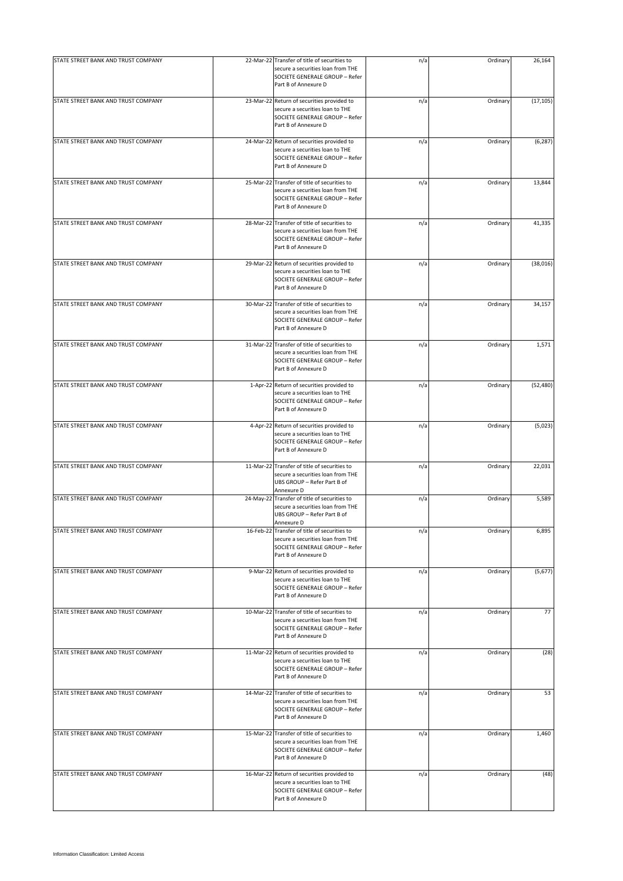| | | | | | |
|---|---|---|---|---|---|
| STATE STREET BANK AND TRUST COMPANY | 22-Mar-22 | Transfer of title of securities to secure a securities loan from THE SOCIETE GENERALE GROUP – Refer Part B of Annexure D | n/a | Ordinary | 26,164 |
| STATE STREET BANK AND TRUST COMPANY | 23-Mar-22 | Return of securities provided to secure a securities loan to THE SOCIETE GENERALE GROUP – Refer Part B of Annexure D | n/a | Ordinary | (17,105) |
| STATE STREET BANK AND TRUST COMPANY | 24-Mar-22 | Return of securities provided to secure a securities loan to THE SOCIETE GENERALE GROUP – Refer Part B of Annexure D | n/a | Ordinary | (6,287) |
| STATE STREET BANK AND TRUST COMPANY | 25-Mar-22 | Transfer of title of securities to secure a securities loan from THE SOCIETE GENERALE GROUP – Refer Part B of Annexure D | n/a | Ordinary | 13,844 |
| STATE STREET BANK AND TRUST COMPANY | 28-Mar-22 | Transfer of title of securities to secure a securities loan from THE SOCIETE GENERALE GROUP – Refer Part B of Annexure D | n/a | Ordinary | 41,335 |
| STATE STREET BANK AND TRUST COMPANY | 29-Mar-22 | Return of securities provided to secure a securities loan to THE SOCIETE GENERALE GROUP – Refer Part B of Annexure D | n/a | Ordinary | (38,016) |
| STATE STREET BANK AND TRUST COMPANY | 30-Mar-22 | Transfer of title of securities to secure a securities loan from THE SOCIETE GENERALE GROUP – Refer Part B of Annexure D | n/a | Ordinary | 34,157 |
| STATE STREET BANK AND TRUST COMPANY | 31-Mar-22 | Transfer of title of securities to secure a securities loan from THE SOCIETE GENERALE GROUP – Refer Part B of Annexure D | n/a | Ordinary | 1,571 |
| STATE STREET BANK AND TRUST COMPANY | 1-Apr-22 | Return of securities provided to secure a securities loan to THE SOCIETE GENERALE GROUP – Refer Part B of Annexure D | n/a | Ordinary | (52,480) |
| STATE STREET BANK AND TRUST COMPANY | 4-Apr-22 | Return of securities provided to secure a securities loan to THE SOCIETE GENERALE GROUP – Refer Part B of Annexure D | n/a | Ordinary | (5,023) |
| STATE STREET BANK AND TRUST COMPANY | 11-Mar-22 | Transfer of title of securities to secure a securities loan from THE UBS GROUP – Refer Part B of Annexure D | n/a | Ordinary | 22,031 |
| STATE STREET BANK AND TRUST COMPANY | 24-May-22 | Transfer of title of securities to secure a securities loan from THE UBS GROUP – Refer Part B of Annexure D | n/a | Ordinary | 5,589 |
| STATE STREET BANK AND TRUST COMPANY | 16-Feb-22 | Transfer of title of securities to secure a securities loan from THE SOCIETE GENERALE GROUP – Refer Part B of Annexure D | n/a | Ordinary | 6,895 |
| STATE STREET BANK AND TRUST COMPANY | 9-Mar-22 | Return of securities provided to secure a securities loan to THE SOCIETE GENERALE GROUP – Refer Part B of Annexure D | n/a | Ordinary | (5,677) |
| STATE STREET BANK AND TRUST COMPANY | 10-Mar-22 | Transfer of title of securities to secure a securities loan from THE SOCIETE GENERALE GROUP – Refer Part B of Annexure D | n/a | Ordinary | 77 |
| STATE STREET BANK AND TRUST COMPANY | 11-Mar-22 | Return of securities provided to secure a securities loan to THE SOCIETE GENERALE GROUP – Refer Part B of Annexure D | n/a | Ordinary | (28) |
| STATE STREET BANK AND TRUST COMPANY | 14-Mar-22 | Transfer of title of securities to secure a securities loan from THE SOCIETE GENERALE GROUP – Refer Part B of Annexure D | n/a | Ordinary | 53 |
| STATE STREET BANK AND TRUST COMPANY | 15-Mar-22 | Transfer of title of securities to secure a securities loan from THE SOCIETE GENERALE GROUP – Refer Part B of Annexure D | n/a | Ordinary | 1,460 |
| STATE STREET BANK AND TRUST COMPANY | 16-Mar-22 | Return of securities provided to secure a securities loan to THE SOCIETE GENERALE GROUP – Refer Part B of Annexure D | n/a | Ordinary | (48) |

Information Classification: Limited Access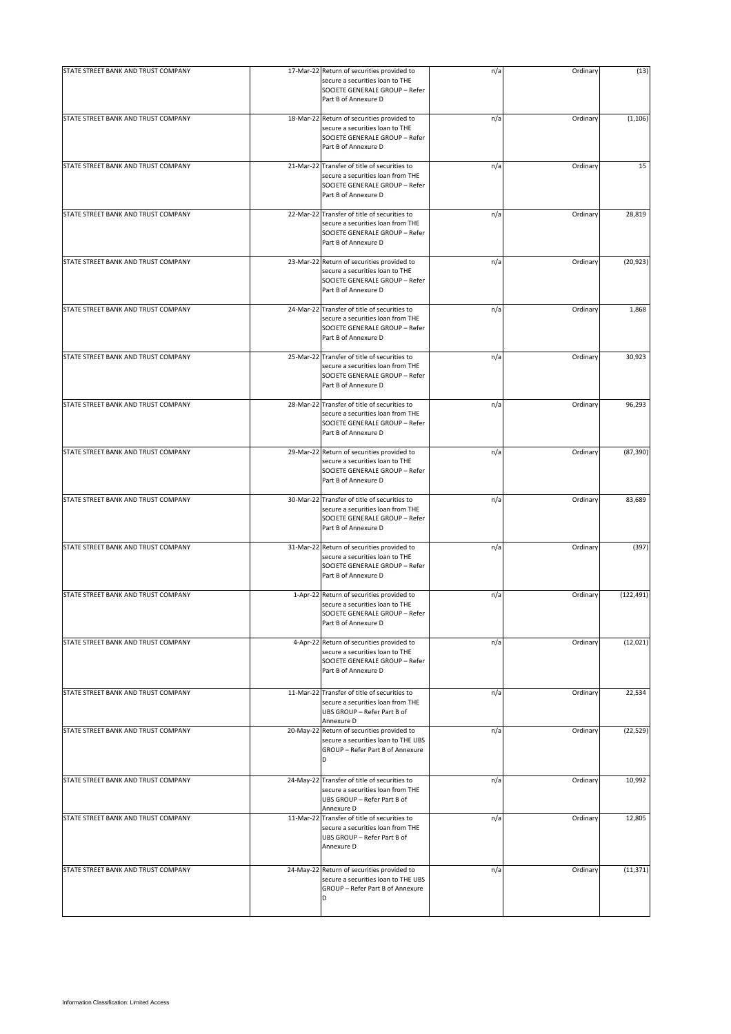| | | | | | |
|---|---|---|---|---|---|
| STATE STREET BANK AND TRUST COMPANY | 17-Mar-22 | Return of securities provided to secure a securities loan to THE SOCIETE GENERALE GROUP – Refer Part B of Annexure D | n/a | Ordinary | (13) |
| STATE STREET BANK AND TRUST COMPANY | 18-Mar-22 | Return of securities provided to secure a securities loan to THE SOCIETE GENERALE GROUP – Refer Part B of Annexure D | n/a | Ordinary | (1,106) |
| STATE STREET BANK AND TRUST COMPANY | 21-Mar-22 | Transfer of title of securities to secure a securities loan from THE SOCIETE GENERALE GROUP – Refer Part B of Annexure D | n/a | Ordinary | 15 |
| STATE STREET BANK AND TRUST COMPANY | 22-Mar-22 | Transfer of title of securities to secure a securities loan from THE SOCIETE GENERALE GROUP – Refer Part B of Annexure D | n/a | Ordinary | 28,819 |
| STATE STREET BANK AND TRUST COMPANY | 23-Mar-22 | Return of securities provided to secure a securities loan to THE SOCIETE GENERALE GROUP – Refer Part B of Annexure D | n/a | Ordinary | (20,923) |
| STATE STREET BANK AND TRUST COMPANY | 24-Mar-22 | Transfer of title of securities to secure a securities loan from THE SOCIETE GENERALE GROUP – Refer Part B of Annexure D | n/a | Ordinary | 1,868 |
| STATE STREET BANK AND TRUST COMPANY | 25-Mar-22 | Transfer of title of securities to secure a securities loan from THE SOCIETE GENERALE GROUP – Refer Part B of Annexure D | n/a | Ordinary | 30,923 |
| STATE STREET BANK AND TRUST COMPANY | 28-Mar-22 | Transfer of title of securities to secure a securities loan from THE SOCIETE GENERALE GROUP – Refer Part B of Annexure D | n/a | Ordinary | 96,293 |
| STATE STREET BANK AND TRUST COMPANY | 29-Mar-22 | Return of securities provided to secure a securities loan to THE SOCIETE GENERALE GROUP – Refer Part B of Annexure D | n/a | Ordinary | (87,390) |
| STATE STREET BANK AND TRUST COMPANY | 30-Mar-22 | Transfer of title of securities to secure a securities loan from THE SOCIETE GENERALE GROUP – Refer Part B of Annexure D | n/a | Ordinary | 83,689 |
| STATE STREET BANK AND TRUST COMPANY | 31-Mar-22 | Return of securities provided to secure a securities loan to THE SOCIETE GENERALE GROUP – Refer Part B of Annexure D | n/a | Ordinary | (397) |
| STATE STREET BANK AND TRUST COMPANY | 1-Apr-22 | Return of securities provided to secure a securities loan to THE SOCIETE GENERALE GROUP – Refer Part B of Annexure D | n/a | Ordinary | (122,491) |
| STATE STREET BANK AND TRUST COMPANY | 4-Apr-22 | Return of securities provided to secure a securities loan to THE SOCIETE GENERALE GROUP – Refer Part B of Annexure D | n/a | Ordinary | (12,021) |
| STATE STREET BANK AND TRUST COMPANY | 11-Mar-22 | Transfer of title of securities to secure a securities loan from THE UBS GROUP – Refer Part B of Annexure D | n/a | Ordinary | 22,534 |
| STATE STREET BANK AND TRUST COMPANY | 20-May-22 | Return of securities provided to secure a securities loan to THE UBS GROUP – Refer Part B of Annexure D | n/a | Ordinary | (22,529) |
| STATE STREET BANK AND TRUST COMPANY | 24-May-22 | Transfer of title of securities to secure a securities loan from THE UBS GROUP – Refer Part B of Annexure D | n/a | Ordinary | 10,992 |
| STATE STREET BANK AND TRUST COMPANY | 11-Mar-22 | Transfer of title of securities to secure a securities loan from THE UBS GROUP – Refer Part B of Annexure D | n/a | Ordinary | 12,805 |
| STATE STREET BANK AND TRUST COMPANY | 24-May-22 | Return of securities provided to secure a securities loan to THE UBS GROUP – Refer Part B of Annexure D | n/a | Ordinary | (11,371) |

Information Classification: Limited Access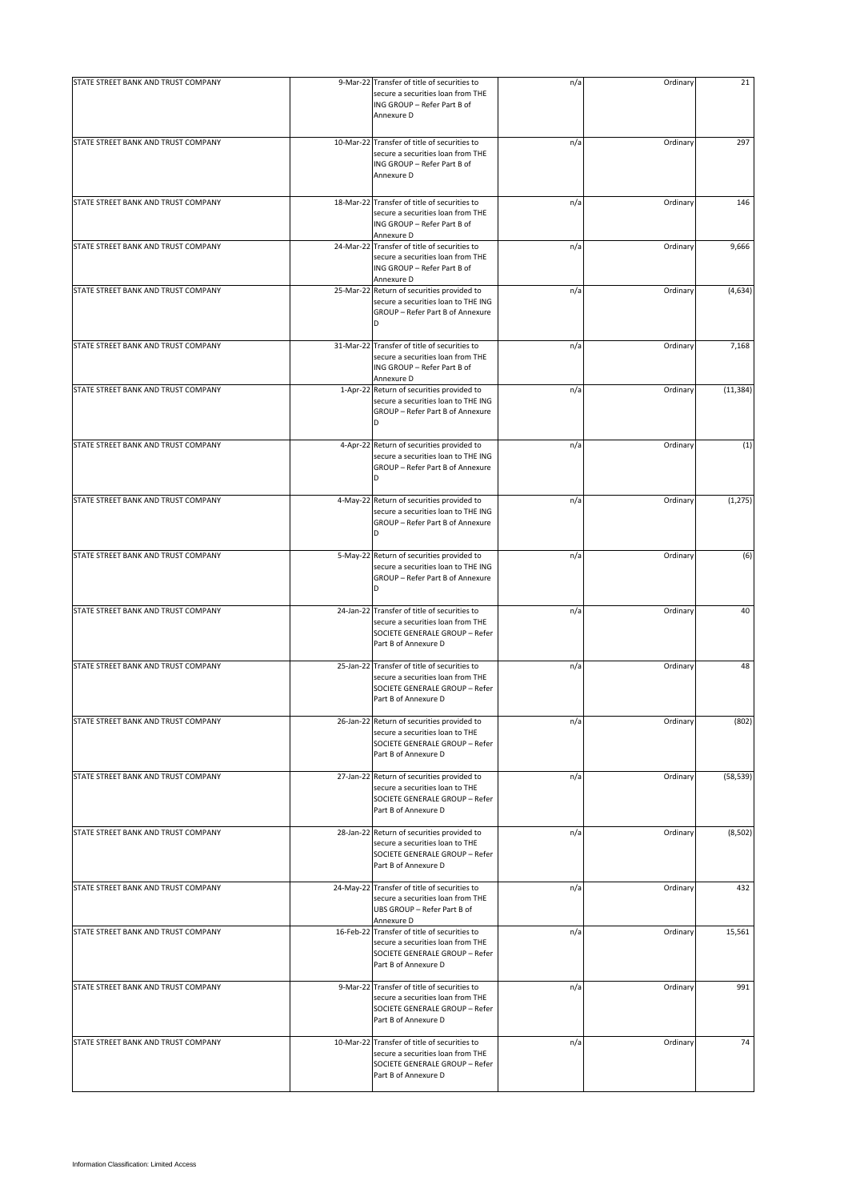| | | | | | |
|---|---|---|---|---|---|
| STATE STREET BANK AND TRUST COMPANY | 9-Mar-22 | Transfer of title of securities to secure a securities loan from THE ING GROUP – Refer Part B of Annexure D | n/a | Ordinary | 21 |
| STATE STREET BANK AND TRUST COMPANY | 10-Mar-22 | Transfer of title of securities to secure a securities loan from THE ING GROUP – Refer Part B of Annexure D | n/a | Ordinary | 297 |
| STATE STREET BANK AND TRUST COMPANY | 18-Mar-22 | Transfer of title of securities to secure a securities loan from THE ING GROUP – Refer Part B of Annexure D | n/a | Ordinary | 146 |
| STATE STREET BANK AND TRUST COMPANY | 24-Mar-22 | Transfer of title of securities to secure a securities loan from THE ING GROUP – Refer Part B of Annexure D | n/a | Ordinary | 9,666 |
| STATE STREET BANK AND TRUST COMPANY | 25-Mar-22 | Return of securities provided to secure a securities loan to THE ING GROUP – Refer Part B of Annexure D | n/a | Ordinary | (4,634) |
| STATE STREET BANK AND TRUST COMPANY | 31-Mar-22 | Transfer of title of securities to secure a securities loan from THE ING GROUP – Refer Part B of Annexure D | n/a | Ordinary | 7,168 |
| STATE STREET BANK AND TRUST COMPANY | 1-Apr-22 | Return of securities provided to secure a securities loan to THE ING GROUP – Refer Part B of Annexure D | n/a | Ordinary | (11,384) |
| STATE STREET BANK AND TRUST COMPANY | 4-Apr-22 | Return of securities provided to secure a securities loan to THE ING GROUP – Refer Part B of Annexure D | n/a | Ordinary | (1) |
| STATE STREET BANK AND TRUST COMPANY | 4-May-22 | Return of securities provided to secure a securities loan to THE ING GROUP – Refer Part B of Annexure D | n/a | Ordinary | (1,275) |
| STATE STREET BANK AND TRUST COMPANY | 5-May-22 | Return of securities provided to secure a securities loan to THE ING GROUP – Refer Part B of Annexure D | n/a | Ordinary | (6) |
| STATE STREET BANK AND TRUST COMPANY | 24-Jan-22 | Transfer of title of securities to secure a securities loan from THE SOCIETE GENERALE GROUP – Refer Part B of Annexure D | n/a | Ordinary | 40 |
| STATE STREET BANK AND TRUST COMPANY | 25-Jan-22 | Transfer of title of securities to secure a securities loan from THE SOCIETE GENERALE GROUP – Refer Part B of Annexure D | n/a | Ordinary | 48 |
| STATE STREET BANK AND TRUST COMPANY | 26-Jan-22 | Return of securities provided to secure a securities loan to THE SOCIETE GENERALE GROUP – Refer Part B of Annexure D | n/a | Ordinary | (802) |
| STATE STREET BANK AND TRUST COMPANY | 27-Jan-22 | Return of securities provided to secure a securities loan to THE SOCIETE GENERALE GROUP – Refer Part B of Annexure D | n/a | Ordinary | (58,539) |
| STATE STREET BANK AND TRUST COMPANY | 28-Jan-22 | Return of securities provided to secure a securities loan to THE SOCIETE GENERALE GROUP – Refer Part B of Annexure D | n/a | Ordinary | (8,502) |
| STATE STREET BANK AND TRUST COMPANY | 24-May-22 | Transfer of title of securities to secure a securities loan from THE UBS GROUP – Refer Part B of Annexure D | n/a | Ordinary | 432 |
| STATE STREET BANK AND TRUST COMPANY | 16-Feb-22 | Transfer of title of securities to secure a securities loan from THE SOCIETE GENERALE GROUP – Refer Part B of Annexure D | n/a | Ordinary | 15,561 |
| STATE STREET BANK AND TRUST COMPANY | 9-Mar-22 | Transfer of title of securities to secure a securities loan from THE SOCIETE GENERALE GROUP – Refer Part B of Annexure D | n/a | Ordinary | 991 |
| STATE STREET BANK AND TRUST COMPANY | 10-Mar-22 | Transfer of title of securities to secure a securities loan from THE SOCIETE GENERALE GROUP – Refer Part B of Annexure D | n/a | Ordinary | 74 |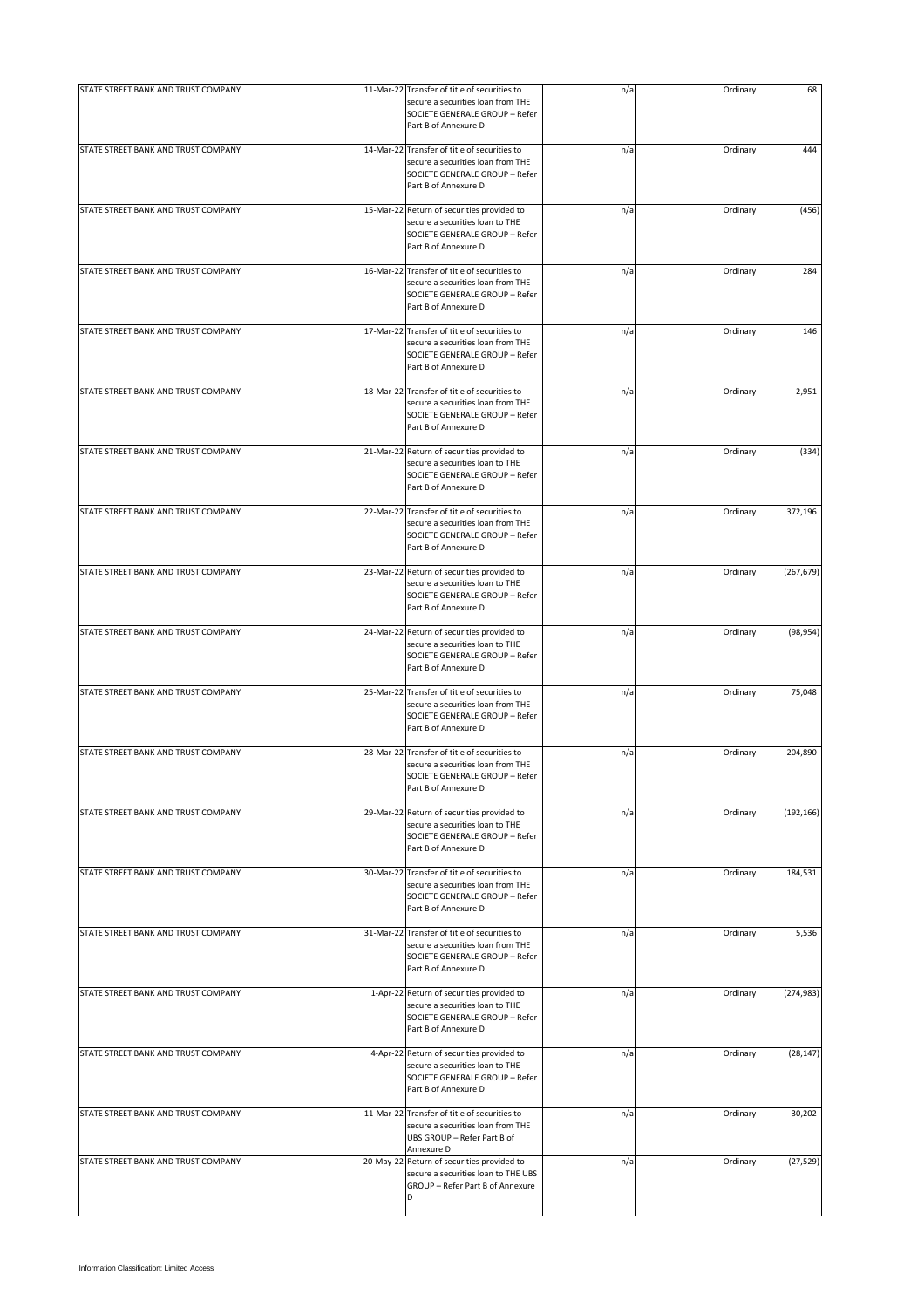| | | | | | |
|---|---|---|---|---|---|
| STATE STREET BANK AND TRUST COMPANY | 11-Mar-22 | Transfer of title of securities to secure a securities loan from THE SOCIETE GENERALE GROUP – Refer Part B of Annexure D | n/a | Ordinary | 68 |
| STATE STREET BANK AND TRUST COMPANY | 14-Mar-22 | Transfer of title of securities to secure a securities loan from THE SOCIETE GENERALE GROUP – Refer Part B of Annexure D | n/a | Ordinary | 444 |
| STATE STREET BANK AND TRUST COMPANY | 15-Mar-22 | Return of securities provided to secure a securities loan to THE SOCIETE GENERALE GROUP – Refer Part B of Annexure D | n/a | Ordinary | (456) |
| STATE STREET BANK AND TRUST COMPANY | 16-Mar-22 | Transfer of title of securities to secure a securities loan from THE SOCIETE GENERALE GROUP – Refer Part B of Annexure D | n/a | Ordinary | 284 |
| STATE STREET BANK AND TRUST COMPANY | 17-Mar-22 | Transfer of title of securities to secure a securities loan from THE SOCIETE GENERALE GROUP – Refer Part B of Annexure D | n/a | Ordinary | 146 |
| STATE STREET BANK AND TRUST COMPANY | 18-Mar-22 | Transfer of title of securities to secure a securities loan from THE SOCIETE GENERALE GROUP – Refer Part B of Annexure D | n/a | Ordinary | 2,951 |
| STATE STREET BANK AND TRUST COMPANY | 21-Mar-22 | Return of securities provided to secure a securities loan to THE SOCIETE GENERALE GROUP – Refer Part B of Annexure D | n/a | Ordinary | (334) |
| STATE STREET BANK AND TRUST COMPANY | 22-Mar-22 | Transfer of title of securities to secure a securities loan from THE SOCIETE GENERALE GROUP – Refer Part B of Annexure D | n/a | Ordinary | 372,196 |
| STATE STREET BANK AND TRUST COMPANY | 23-Mar-22 | Return of securities provided to secure a securities loan to THE SOCIETE GENERALE GROUP – Refer Part B of Annexure D | n/a | Ordinary | (267,679) |
| STATE STREET BANK AND TRUST COMPANY | 24-Mar-22 | Return of securities provided to secure a securities loan to THE SOCIETE GENERALE GROUP – Refer Part B of Annexure D | n/a | Ordinary | (98,954) |
| STATE STREET BANK AND TRUST COMPANY | 25-Mar-22 | Transfer of title of securities to secure a securities loan from THE SOCIETE GENERALE GROUP – Refer Part B of Annexure D | n/a | Ordinary | 75,048 |
| STATE STREET BANK AND TRUST COMPANY | 28-Mar-22 | Transfer of title of securities to secure a securities loan from THE SOCIETE GENERALE GROUP – Refer Part B of Annexure D | n/a | Ordinary | 204,890 |
| STATE STREET BANK AND TRUST COMPANY | 29-Mar-22 | Return of securities provided to secure a securities loan to THE SOCIETE GENERALE GROUP – Refer Part B of Annexure D | n/a | Ordinary | (192,166) |
| STATE STREET BANK AND TRUST COMPANY | 30-Mar-22 | Transfer of title of securities to secure a securities loan from THE SOCIETE GENERALE GROUP – Refer Part B of Annexure D | n/a | Ordinary | 184,531 |
| STATE STREET BANK AND TRUST COMPANY | 31-Mar-22 | Transfer of title of securities to secure a securities loan from THE SOCIETE GENERALE GROUP – Refer Part B of Annexure D | n/a | Ordinary | 5,536 |
| STATE STREET BANK AND TRUST COMPANY | 1-Apr-22 | Return of securities provided to secure a securities loan to THE SOCIETE GENERALE GROUP – Refer Part B of Annexure D | n/a | Ordinary | (274,983) |
| STATE STREET BANK AND TRUST COMPANY | 4-Apr-22 | Return of securities provided to secure a securities loan to THE SOCIETE GENERALE GROUP – Refer Part B of Annexure D | n/a | Ordinary | (28,147) |
| STATE STREET BANK AND TRUST COMPANY | 11-Mar-22 | Transfer of title of securities to secure a securities loan from THE UBS GROUP – Refer Part B of Annexure D | n/a | Ordinary | 30,202 |
| STATE STREET BANK AND TRUST COMPANY | 20-May-22 | Return of securities provided to secure a securities loan to THE UBS GROUP – Refer Part B of Annexure D | n/a | Ordinary | (27,529) |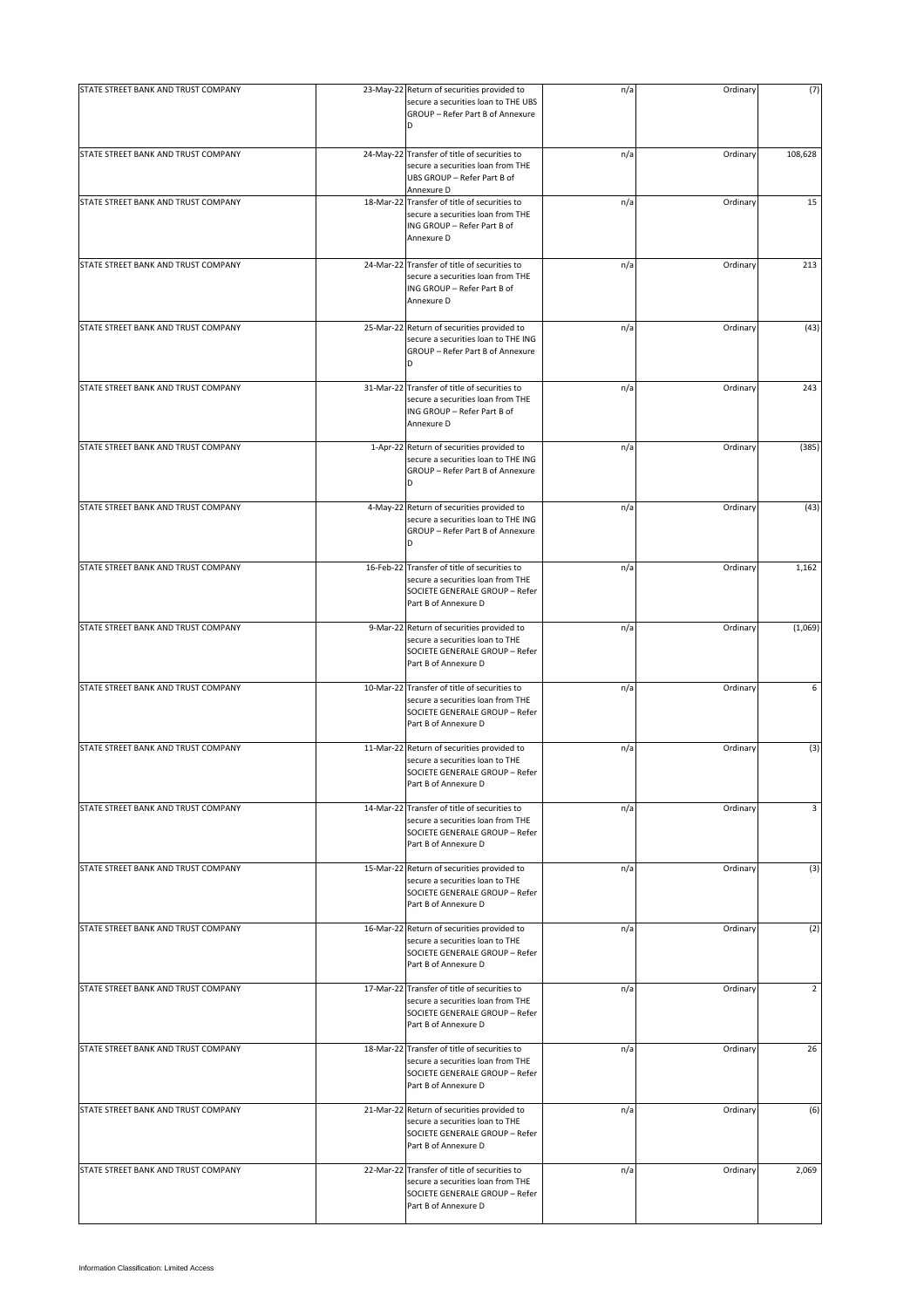| | | | | | |
|---|---|---|---|---|---|
| STATE STREET BANK AND TRUST COMPANY | 23-May-22 | Return of securities provided to secure a securities loan to THE UBS GROUP – Refer Part B of Annexure D | n/a | Ordinary | (7) |
| STATE STREET BANK AND TRUST COMPANY | 24-May-22 | Transfer of title of securities to secure a securities loan from THE UBS GROUP – Refer Part B of Annexure D | n/a | Ordinary | 108,628 |
| STATE STREET BANK AND TRUST COMPANY | 18-Mar-22 | Transfer of title of securities to secure a securities loan from THE ING GROUP – Refer Part B of Annexure D | n/a | Ordinary | 15 |
| STATE STREET BANK AND TRUST COMPANY | 24-Mar-22 | Transfer of title of securities to secure a securities loan from THE ING GROUP – Refer Part B of Annexure D | n/a | Ordinary | 213 |
| STATE STREET BANK AND TRUST COMPANY | 25-Mar-22 | Return of securities provided to secure a securities loan to THE ING GROUP – Refer Part B of Annexure D | n/a | Ordinary | (43) |
| STATE STREET BANK AND TRUST COMPANY | 31-Mar-22 | Transfer of title of securities to secure a securities loan from THE ING GROUP – Refer Part B of Annexure D | n/a | Ordinary | 243 |
| STATE STREET BANK AND TRUST COMPANY | 1-Apr-22 | Return of securities provided to secure a securities loan to THE ING GROUP – Refer Part B of Annexure D | n/a | Ordinary | (385) |
| STATE STREET BANK AND TRUST COMPANY | 4-May-22 | Return of securities provided to secure a securities loan to THE ING GROUP – Refer Part B of Annexure D | n/a | Ordinary | (43) |
| STATE STREET BANK AND TRUST COMPANY | 16-Feb-22 | Transfer of title of securities to secure a securities loan from THE SOCIETE GENERALE GROUP – Refer Part B of Annexure D | n/a | Ordinary | 1,162 |
| STATE STREET BANK AND TRUST COMPANY | 9-Mar-22 | Return of securities provided to secure a securities loan to THE SOCIETE GENERALE GROUP – Refer Part B of Annexure D | n/a | Ordinary | (1,069) |
| STATE STREET BANK AND TRUST COMPANY | 10-Mar-22 | Transfer of title of securities to secure a securities loan from THE SOCIETE GENERALE GROUP – Refer Part B of Annexure D | n/a | Ordinary | 6 |
| STATE STREET BANK AND TRUST COMPANY | 11-Mar-22 | Return of securities provided to secure a securities loan to THE SOCIETE GENERALE GROUP – Refer Part B of Annexure D | n/a | Ordinary | (3) |
| STATE STREET BANK AND TRUST COMPANY | 14-Mar-22 | Transfer of title of securities to secure a securities loan from THE SOCIETE GENERALE GROUP – Refer Part B of Annexure D | n/a | Ordinary | 3 |
| STATE STREET BANK AND TRUST COMPANY | 15-Mar-22 | Return of securities provided to secure a securities loan to THE SOCIETE GENERALE GROUP – Refer Part B of Annexure D | n/a | Ordinary | (3) |
| STATE STREET BANK AND TRUST COMPANY | 16-Mar-22 | Return of securities provided to secure a securities loan to THE SOCIETE GENERALE GROUP – Refer Part B of Annexure D | n/a | Ordinary | (2) |
| STATE STREET BANK AND TRUST COMPANY | 17-Mar-22 | Transfer of title of securities to secure a securities loan from THE SOCIETE GENERALE GROUP – Refer Part B of Annexure D | n/a | Ordinary | 2 |
| STATE STREET BANK AND TRUST COMPANY | 18-Mar-22 | Transfer of title of securities to secure a securities loan from THE SOCIETE GENERALE GROUP – Refer Part B of Annexure D | n/a | Ordinary | 26 |
| STATE STREET BANK AND TRUST COMPANY | 21-Mar-22 | Return of securities provided to secure a securities loan to THE SOCIETE GENERALE GROUP – Refer Part B of Annexure D | n/a | Ordinary | (6) |
| STATE STREET BANK AND TRUST COMPANY | 22-Mar-22 | Transfer of title of securities to secure a securities loan from THE SOCIETE GENERALE GROUP – Refer Part B of Annexure D | n/a | Ordinary | 2,069 |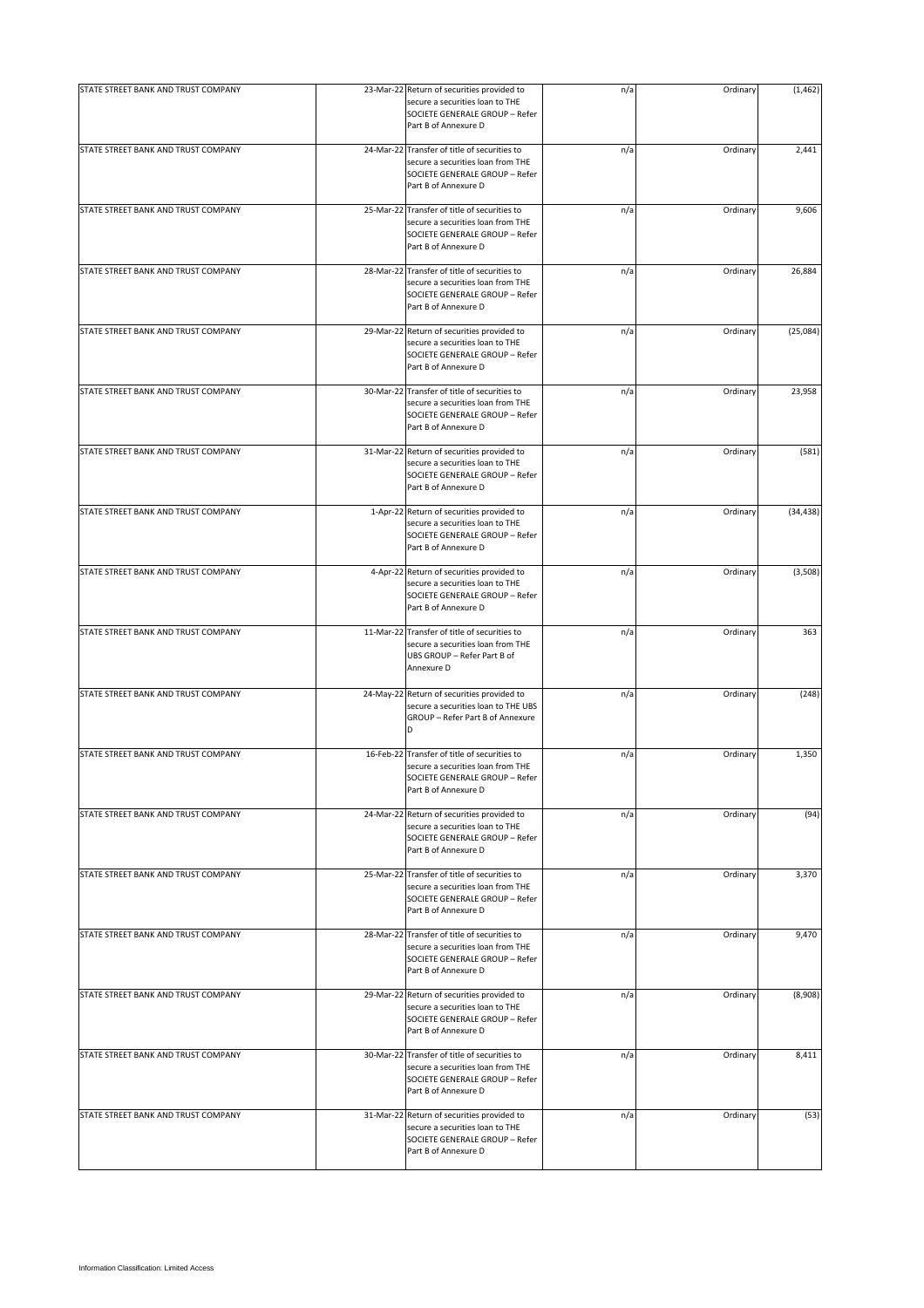| | | | | | |
|---|---|---|---|---|---|
| STATE STREET BANK AND TRUST COMPANY | 23-Mar-22 | Return of securities provided to secure a securities loan to THE SOCIETE GENERALE GROUP – Refer Part B of Annexure D | n/a | Ordinary | (1,462) |
| STATE STREET BANK AND TRUST COMPANY | 24-Mar-22 | Transfer of title of securities to secure a securities loan from THE SOCIETE GENERALE GROUP – Refer Part B of Annexure D | n/a | Ordinary | 2,441 |
| STATE STREET BANK AND TRUST COMPANY | 25-Mar-22 | Transfer of title of securities to secure a securities loan from THE SOCIETE GENERALE GROUP – Refer Part B of Annexure D | n/a | Ordinary | 9,606 |
| STATE STREET BANK AND TRUST COMPANY | 28-Mar-22 | Transfer of title of securities to secure a securities loan from THE SOCIETE GENERALE GROUP – Refer Part B of Annexure D | n/a | Ordinary | 26,884 |
| STATE STREET BANK AND TRUST COMPANY | 29-Mar-22 | Return of securities provided to secure a securities loan to THE SOCIETE GENERALE GROUP – Refer Part B of Annexure D | n/a | Ordinary | (25,084) |
| STATE STREET BANK AND TRUST COMPANY | 30-Mar-22 | Transfer of title of securities to secure a securities loan from THE SOCIETE GENERALE GROUP – Refer Part B of Annexure D | n/a | Ordinary | 23,958 |
| STATE STREET BANK AND TRUST COMPANY | 31-Mar-22 | Return of securities provided to secure a securities loan to THE SOCIETE GENERALE GROUP – Refer Part B of Annexure D | n/a | Ordinary | (581) |
| STATE STREET BANK AND TRUST COMPANY | 1-Apr-22 | Return of securities provided to secure a securities loan to THE SOCIETE GENERALE GROUP – Refer Part B of Annexure D | n/a | Ordinary | (34,438) |
| STATE STREET BANK AND TRUST COMPANY | 4-Apr-22 | Return of securities provided to secure a securities loan to THE SOCIETE GENERALE GROUP – Refer Part B of Annexure D | n/a | Ordinary | (3,508) |
| STATE STREET BANK AND TRUST COMPANY | 11-Mar-22 | Transfer of title of securities to secure a securities loan from THE UBS GROUP – Refer Part B of Annexure D | n/a | Ordinary | 363 |
| STATE STREET BANK AND TRUST COMPANY | 24-May-22 | Return of securities provided to secure a securities loan to THE UBS GROUP – Refer Part B of Annexure D | n/a | Ordinary | (248) |
| STATE STREET BANK AND TRUST COMPANY | 16-Feb-22 | Transfer of title of securities to secure a securities loan from THE SOCIETE GENERALE GROUP – Refer Part B of Annexure D | n/a | Ordinary | 1,350 |
| STATE STREET BANK AND TRUST COMPANY | 24-Mar-22 | Return of securities provided to secure a securities loan to THE SOCIETE GENERALE GROUP – Refer Part B of Annexure D | n/a | Ordinary | (94) |
| STATE STREET BANK AND TRUST COMPANY | 25-Mar-22 | Transfer of title of securities to secure a securities loan from THE SOCIETE GENERALE GROUP – Refer Part B of Annexure D | n/a | Ordinary | 3,370 |
| STATE STREET BANK AND TRUST COMPANY | 28-Mar-22 | Transfer of title of securities to secure a securities loan from THE SOCIETE GENERALE GROUP – Refer Part B of Annexure D | n/a | Ordinary | 9,470 |
| STATE STREET BANK AND TRUST COMPANY | 29-Mar-22 | Return of securities provided to secure a securities loan to THE SOCIETE GENERALE GROUP – Refer Part B of Annexure D | n/a | Ordinary | (8,908) |
| STATE STREET BANK AND TRUST COMPANY | 30-Mar-22 | Transfer of title of securities to secure a securities loan from THE SOCIETE GENERALE GROUP – Refer Part B of Annexure D | n/a | Ordinary | 8,411 |
| STATE STREET BANK AND TRUST COMPANY | 31-Mar-22 | Return of securities provided to secure a securities loan to THE SOCIETE GENERALE GROUP – Refer Part B of Annexure D | n/a | Ordinary | (53) |

Information Classification: Limited Access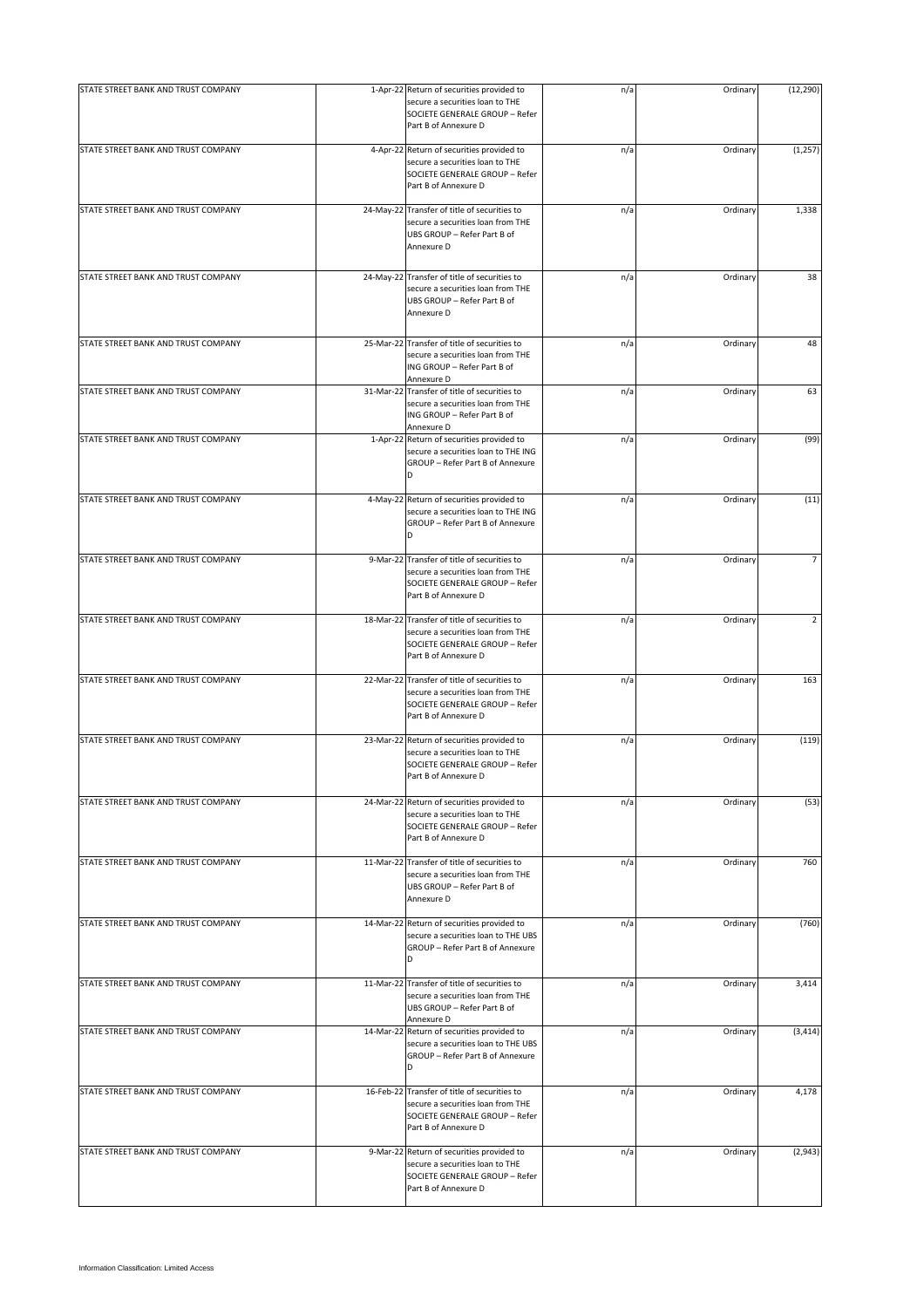| | | | | | |
|---|---|---|---|---|---|
| STATE STREET BANK AND TRUST COMPANY | 1-Apr-22 | Return of securities provided to secure a securities loan to THE SOCIETE GENERALE GROUP – Refer Part B of Annexure D | n/a | Ordinary | (12,290) |
| STATE STREET BANK AND TRUST COMPANY | 4-Apr-22 | Return of securities provided to secure a securities loan to THE SOCIETE GENERALE GROUP – Refer Part B of Annexure D | n/a | Ordinary | (1,257) |
| STATE STREET BANK AND TRUST COMPANY | 24-May-22 | Transfer of title of securities to secure a securities loan from THE UBS GROUP – Refer Part B of Annexure D | n/a | Ordinary | 1,338 |
| STATE STREET BANK AND TRUST COMPANY | 24-May-22 | Transfer of title of securities to secure a securities loan from THE UBS GROUP – Refer Part B of Annexure D | n/a | Ordinary | 38 |
| STATE STREET BANK AND TRUST COMPANY | 25-Mar-22 | Transfer of title of securities to secure a securities loan from THE ING GROUP – Refer Part B of Annexure D | n/a | Ordinary | 48 |
| STATE STREET BANK AND TRUST COMPANY | 31-Mar-22 | Transfer of title of securities to secure a securities loan from THE ING GROUP – Refer Part B of Annexure D | n/a | Ordinary | 63 |
| STATE STREET BANK AND TRUST COMPANY | 1-Apr-22 | Return of securities provided to secure a securities loan to THE ING GROUP – Refer Part B of Annexure D | n/a | Ordinary | (99) |
| STATE STREET BANK AND TRUST COMPANY | 4-May-22 | Return of securities provided to secure a securities loan to THE ING GROUP – Refer Part B of Annexure D | n/a | Ordinary | (11) |
| STATE STREET BANK AND TRUST COMPANY | 9-Mar-22 | Transfer of title of securities to secure a securities loan from THE SOCIETE GENERALE GROUP – Refer Part B of Annexure D | n/a | Ordinary | 7 |
| STATE STREET BANK AND TRUST COMPANY | 18-Mar-22 | Transfer of title of securities to secure a securities loan from THE SOCIETE GENERALE GROUP – Refer Part B of Annexure D | n/a | Ordinary | 2 |
| STATE STREET BANK AND TRUST COMPANY | 22-Mar-22 | Transfer of title of securities to secure a securities loan from THE SOCIETE GENERALE GROUP – Refer Part B of Annexure D | n/a | Ordinary | 163 |
| STATE STREET BANK AND TRUST COMPANY | 23-Mar-22 | Return of securities provided to secure a securities loan to THE SOCIETE GENERALE GROUP – Refer Part B of Annexure D | n/a | Ordinary | (119) |
| STATE STREET BANK AND TRUST COMPANY | 24-Mar-22 | Return of securities provided to secure a securities loan to THE SOCIETE GENERALE GROUP – Refer Part B of Annexure D | n/a | Ordinary | (53) |
| STATE STREET BANK AND TRUST COMPANY | 11-Mar-22 | Transfer of title of securities to secure a securities loan from THE UBS GROUP – Refer Part B of Annexure D | n/a | Ordinary | 760 |
| STATE STREET BANK AND TRUST COMPANY | 14-Mar-22 | Return of securities provided to secure a securities loan to THE UBS GROUP – Refer Part B of Annexure D | n/a | Ordinary | (760) |
| STATE STREET BANK AND TRUST COMPANY | 11-Mar-22 | Transfer of title of securities to secure a securities loan from THE UBS GROUP – Refer Part B of Annexure D | n/a | Ordinary | 3,414 |
| STATE STREET BANK AND TRUST COMPANY | 14-Mar-22 | Return of securities provided to secure a securities loan to THE UBS GROUP – Refer Part B of Annexure D | n/a | Ordinary | (3,414) |
| STATE STREET BANK AND TRUST COMPANY | 16-Feb-22 | Transfer of title of securities to secure a securities loan from THE SOCIETE GENERALE GROUP – Refer Part B of Annexure D | n/a | Ordinary | 4,178 |
| STATE STREET BANK AND TRUST COMPANY | 9-Mar-22 | Return of securities provided to secure a securities loan to THE SOCIETE GENERALE GROUP – Refer Part B of Annexure D | n/a | Ordinary | (2,943) |

Information Classification: Limited Access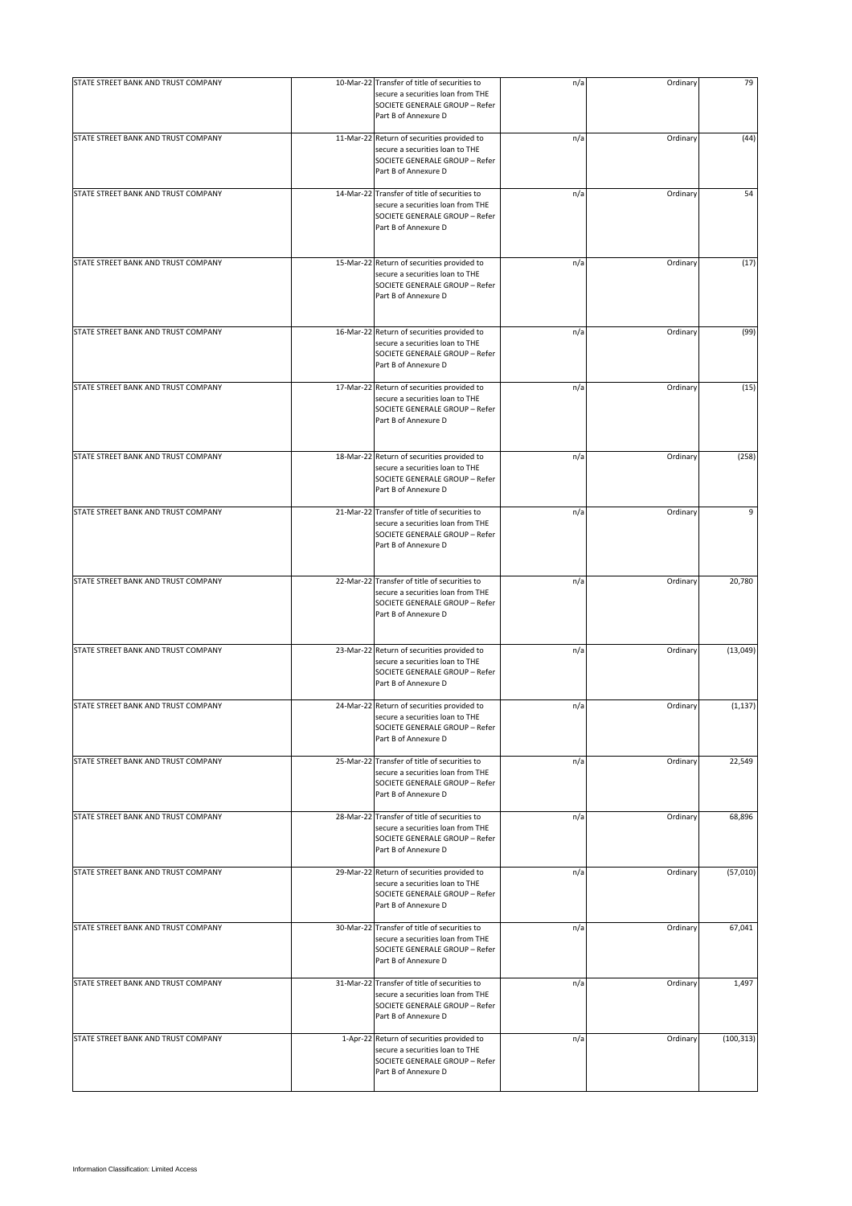| | | | | | |
|---|---|---|---|---|---|
| STATE STREET BANK AND TRUST COMPANY | 10-Mar-22 | Transfer of title of securities to secure a securities loan from THE SOCIETE GENERALE GROUP – Refer Part B of Annexure D | n/a | Ordinary | 79 |
| STATE STREET BANK AND TRUST COMPANY | 11-Mar-22 | Return of securities provided to secure a securities loan to THE SOCIETE GENERALE GROUP – Refer Part B of Annexure D | n/a | Ordinary | (44) |
| STATE STREET BANK AND TRUST COMPANY | 14-Mar-22 | Transfer of title of securities to secure a securities loan from THE SOCIETE GENERALE GROUP – Refer Part B of Annexure D | n/a | Ordinary | 54 |
| STATE STREET BANK AND TRUST COMPANY | 15-Mar-22 | Return of securities provided to secure a securities loan to THE SOCIETE GENERALE GROUP – Refer Part B of Annexure D | n/a | Ordinary | (17) |
| STATE STREET BANK AND TRUST COMPANY | 16-Mar-22 | Return of securities provided to secure a securities loan to THE SOCIETE GENERALE GROUP – Refer Part B of Annexure D | n/a | Ordinary | (99) |
| STATE STREET BANK AND TRUST COMPANY | 17-Mar-22 | Return of securities provided to secure a securities loan to THE SOCIETE GENERALE GROUP – Refer Part B of Annexure D | n/a | Ordinary | (15) |
| STATE STREET BANK AND TRUST COMPANY | 18-Mar-22 | Return of securities provided to secure a securities loan to THE SOCIETE GENERALE GROUP – Refer Part B of Annexure D | n/a | Ordinary | (258) |
| STATE STREET BANK AND TRUST COMPANY | 21-Mar-22 | Transfer of title of securities to secure a securities loan from THE SOCIETE GENERALE GROUP – Refer Part B of Annexure D | n/a | Ordinary | 9 |
| STATE STREET BANK AND TRUST COMPANY | 22-Mar-22 | Transfer of title of securities to secure a securities loan from THE SOCIETE GENERALE GROUP – Refer Part B of Annexure D | n/a | Ordinary | 20,780 |
| STATE STREET BANK AND TRUST COMPANY | 23-Mar-22 | Return of securities provided to secure a securities loan to THE SOCIETE GENERALE GROUP – Refer Part B of Annexure D | n/a | Ordinary | (13,049) |
| STATE STREET BANK AND TRUST COMPANY | 24-Mar-22 | Return of securities provided to secure a securities loan to THE SOCIETE GENERALE GROUP – Refer Part B of Annexure D | n/a | Ordinary | (1,137) |
| STATE STREET BANK AND TRUST COMPANY | 25-Mar-22 | Transfer of title of securities to secure a securities loan from THE SOCIETE GENERALE GROUP – Refer Part B of Annexure D | n/a | Ordinary | 22,549 |
| STATE STREET BANK AND TRUST COMPANY | 28-Mar-22 | Transfer of title of securities to secure a securities loan from THE SOCIETE GENERALE GROUP – Refer Part B of Annexure D | n/a | Ordinary | 68,896 |
| STATE STREET BANK AND TRUST COMPANY | 29-Mar-22 | Return of securities provided to secure a securities loan to THE SOCIETE GENERALE GROUP – Refer Part B of Annexure D | n/a | Ordinary | (57,010) |
| STATE STREET BANK AND TRUST COMPANY | 30-Mar-22 | Transfer of title of securities to secure a securities loan from THE SOCIETE GENERALE GROUP – Refer Part B of Annexure D | n/a | Ordinary | 67,041 |
| STATE STREET BANK AND TRUST COMPANY | 31-Mar-22 | Transfer of title of securities to secure a securities loan from THE SOCIETE GENERALE GROUP – Refer Part B of Annexure D | n/a | Ordinary | 1,497 |
| STATE STREET BANK AND TRUST COMPANY | 1-Apr-22 | Return of securities provided to secure a securities loan to THE SOCIETE GENERALE GROUP – Refer Part B of Annexure D | n/a | Ordinary | (100,313) |

Information Classification: Limited Access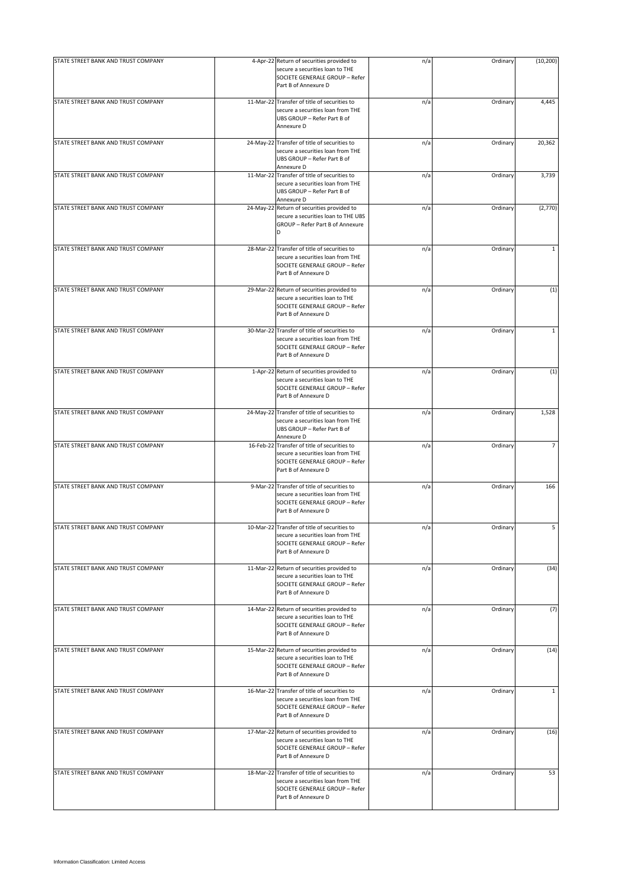| | | | | | |
|---|---|---|---|---|---|
| STATE STREET BANK AND TRUST COMPANY | 4-Apr-22 | Return of securities provided to secure a securities loan to THE SOCIETE GENERALE GROUP – Refer Part B of Annexure D | n/a | Ordinary | (10,200) |
| STATE STREET BANK AND TRUST COMPANY | 11-Mar-22 | Transfer of title of securities to secure a securities loan from THE UBS GROUP – Refer Part B of Annexure D | n/a | Ordinary | 4,445 |
| STATE STREET BANK AND TRUST COMPANY | 24-May-22 | Transfer of title of securities to secure a securities loan from THE UBS GROUP – Refer Part B of Annexure D | n/a | Ordinary | 20,362 |
| STATE STREET BANK AND TRUST COMPANY | 11-Mar-22 | Transfer of title of securities to secure a securities loan from THE UBS GROUP – Refer Part B of Annexure D | n/a | Ordinary | 3,739 |
| STATE STREET BANK AND TRUST COMPANY | 24-May-22 | Return of securities provided to secure a securities loan to THE UBS GROUP – Refer Part B of Annexure D | n/a | Ordinary | (2,770) |
| STATE STREET BANK AND TRUST COMPANY | 28-Mar-22 | Transfer of title of securities to secure a securities loan from THE SOCIETE GENERALE GROUP – Refer Part B of Annexure D | n/a | Ordinary | 1 |
| STATE STREET BANK AND TRUST COMPANY | 29-Mar-22 | Return of securities provided to secure a securities loan to THE SOCIETE GENERALE GROUP – Refer Part B of Annexure D | n/a | Ordinary | (1) |
| STATE STREET BANK AND TRUST COMPANY | 30-Mar-22 | Transfer of title of securities to secure a securities loan from THE SOCIETE GENERALE GROUP – Refer Part B of Annexure D | n/a | Ordinary | 1 |
| STATE STREET BANK AND TRUST COMPANY | 1-Apr-22 | Return of securities provided to secure a securities loan to THE SOCIETE GENERALE GROUP – Refer Part B of Annexure D | n/a | Ordinary | (1) |
| STATE STREET BANK AND TRUST COMPANY | 24-May-22 | Transfer of title of securities to secure a securities loan from THE UBS GROUP – Refer Part B of Annexure D | n/a | Ordinary | 1,528 |
| STATE STREET BANK AND TRUST COMPANY | 16-Feb-22 | Transfer of title of securities to secure a securities loan from THE SOCIETE GENERALE GROUP – Refer Part B of Annexure D | n/a | Ordinary | 7 |
| STATE STREET BANK AND TRUST COMPANY | 9-Mar-22 | Transfer of title of securities to secure a securities loan from THE SOCIETE GENERALE GROUP – Refer Part B of Annexure D | n/a | Ordinary | 166 |
| STATE STREET BANK AND TRUST COMPANY | 10-Mar-22 | Transfer of title of securities to secure a securities loan from THE SOCIETE GENERALE GROUP – Refer Part B of Annexure D | n/a | Ordinary | 5 |
| STATE STREET BANK AND TRUST COMPANY | 11-Mar-22 | Return of securities provided to secure a securities loan to THE SOCIETE GENERALE GROUP – Refer Part B of Annexure D | n/a | Ordinary | (34) |
| STATE STREET BANK AND TRUST COMPANY | 14-Mar-22 | Return of securities provided to secure a securities loan to THE SOCIETE GENERALE GROUP – Refer Part B of Annexure D | n/a | Ordinary | (7) |
| STATE STREET BANK AND TRUST COMPANY | 15-Mar-22 | Return of securities provided to secure a securities loan to THE SOCIETE GENERALE GROUP – Refer Part B of Annexure D | n/a | Ordinary | (14) |
| STATE STREET BANK AND TRUST COMPANY | 16-Mar-22 | Transfer of title of securities to secure a securities loan from THE SOCIETE GENERALE GROUP – Refer Part B of Annexure D | n/a | Ordinary | 1 |
| STATE STREET BANK AND TRUST COMPANY | 17-Mar-22 | Return of securities provided to secure a securities loan to THE SOCIETE GENERALE GROUP – Refer Part B of Annexure D | n/a | Ordinary | (16) |
| STATE STREET BANK AND TRUST COMPANY | 18-Mar-22 | Transfer of title of securities to secure a securities loan from THE SOCIETE GENERALE GROUP – Refer Part B of Annexure D | n/a | Ordinary | 53 |

Information Classification: Limited Access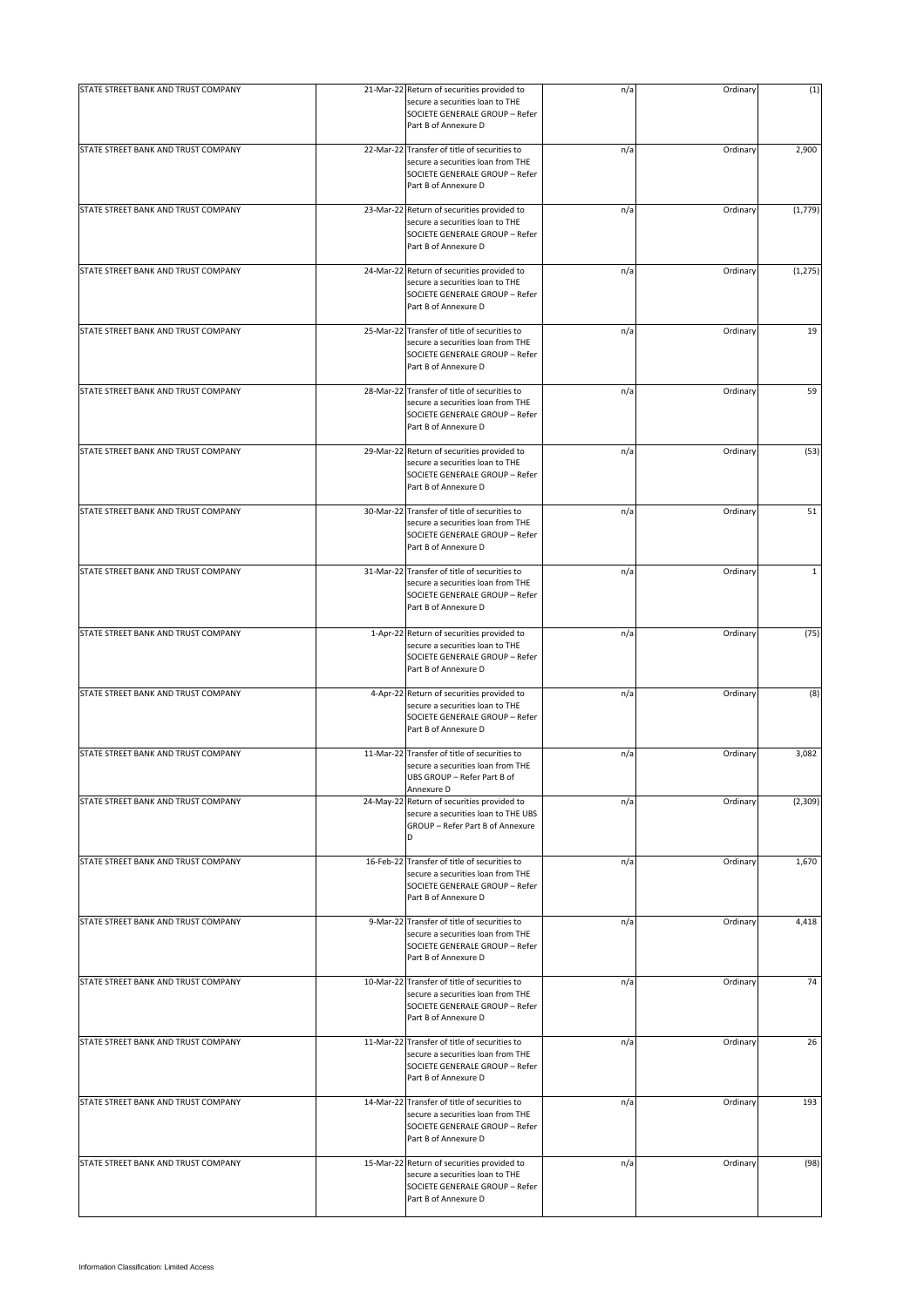| | | | | | |
|---|---|---|---|---|---|
| STATE STREET BANK AND TRUST COMPANY | 21-Mar-22 | Return of securities provided to secure a securities loan to THE SOCIETE GENERALE GROUP – Refer Part B of Annexure D | n/a | Ordinary | (1) |
| STATE STREET BANK AND TRUST COMPANY | 22-Mar-22 | Transfer of title of securities to secure a securities loan from THE SOCIETE GENERALE GROUP – Refer Part B of Annexure D | n/a | Ordinary | 2,900 |
| STATE STREET BANK AND TRUST COMPANY | 23-Mar-22 | Return of securities provided to secure a securities loan to THE SOCIETE GENERALE GROUP – Refer Part B of Annexure D | n/a | Ordinary | (1,779) |
| STATE STREET BANK AND TRUST COMPANY | 24-Mar-22 | Return of securities provided to secure a securities loan to THE SOCIETE GENERALE GROUP – Refer Part B of Annexure D | n/a | Ordinary | (1,275) |
| STATE STREET BANK AND TRUST COMPANY | 25-Mar-22 | Transfer of title of securities to secure a securities loan from THE SOCIETE GENERALE GROUP – Refer Part B of Annexure D | n/a | Ordinary | 19 |
| STATE STREET BANK AND TRUST COMPANY | 28-Mar-22 | Transfer of title of securities to secure a securities loan from THE SOCIETE GENERALE GROUP – Refer Part B of Annexure D | n/a | Ordinary | 59 |
| STATE STREET BANK AND TRUST COMPANY | 29-Mar-22 | Return of securities provided to secure a securities loan to THE SOCIETE GENERALE GROUP – Refer Part B of Annexure D | n/a | Ordinary | (53) |
| STATE STREET BANK AND TRUST COMPANY | 30-Mar-22 | Transfer of title of securities to secure a securities loan from THE SOCIETE GENERALE GROUP – Refer Part B of Annexure D | n/a | Ordinary | 51 |
| STATE STREET BANK AND TRUST COMPANY | 31-Mar-22 | Transfer of title of securities to secure a securities loan from THE SOCIETE GENERALE GROUP – Refer Part B of Annexure D | n/a | Ordinary | 1 |
| STATE STREET BANK AND TRUST COMPANY | 1-Apr-22 | Return of securities provided to secure a securities loan to THE SOCIETE GENERALE GROUP – Refer Part B of Annexure D | n/a | Ordinary | (75) |
| STATE STREET BANK AND TRUST COMPANY | 4-Apr-22 | Return of securities provided to secure a securities loan to THE SOCIETE GENERALE GROUP – Refer Part B of Annexure D | n/a | Ordinary | (8) |
| STATE STREET BANK AND TRUST COMPANY | 11-Mar-22 | Transfer of title of securities to secure a securities loan from THE UBS GROUP – Refer Part B of Annexure D | n/a | Ordinary | 3,082 |
| STATE STREET BANK AND TRUST COMPANY | 24-May-22 | Return of securities provided to secure a securities loan to THE UBS GROUP – Refer Part B of Annexure D | n/a | Ordinary | (2,309) |
| STATE STREET BANK AND TRUST COMPANY | 16-Feb-22 | Transfer of title of securities to secure a securities loan from THE SOCIETE GENERALE GROUP – Refer Part B of Annexure D | n/a | Ordinary | 1,670 |
| STATE STREET BANK AND TRUST COMPANY | 9-Mar-22 | Transfer of title of securities to secure a securities loan from THE SOCIETE GENERALE GROUP – Refer Part B of Annexure D | n/a | Ordinary | 4,418 |
| STATE STREET BANK AND TRUST COMPANY | 10-Mar-22 | Transfer of title of securities to secure a securities loan from THE SOCIETE GENERALE GROUP – Refer Part B of Annexure D | n/a | Ordinary | 74 |
| STATE STREET BANK AND TRUST COMPANY | 11-Mar-22 | Transfer of title of securities to secure a securities loan from THE SOCIETE GENERALE GROUP – Refer Part B of Annexure D | n/a | Ordinary | 26 |
| STATE STREET BANK AND TRUST COMPANY | 14-Mar-22 | Transfer of title of securities to secure a securities loan from THE SOCIETE GENERALE GROUP – Refer Part B of Annexure D | n/a | Ordinary | 193 |
| STATE STREET BANK AND TRUST COMPANY | 15-Mar-22 | Return of securities provided to secure a securities loan to THE SOCIETE GENERALE GROUP – Refer Part B of Annexure D | n/a | Ordinary | (98) |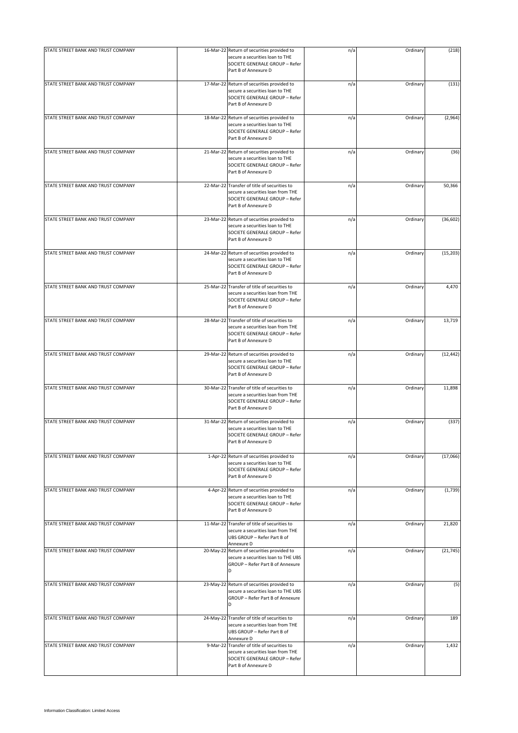| | | | | | |
|---|---|---|---|---|---|
| STATE STREET BANK AND TRUST COMPANY | 16-Mar-22 | Return of securities provided to secure a securities loan to THE SOCIETE GENERALE GROUP – Refer Part B of Annexure D | n/a | Ordinary | (218) |
| STATE STREET BANK AND TRUST COMPANY | 17-Mar-22 | Return of securities provided to secure a securities loan to THE SOCIETE GENERALE GROUP – Refer Part B of Annexure D | n/a | Ordinary | (131) |
| STATE STREET BANK AND TRUST COMPANY | 18-Mar-22 | Return of securities provided to secure a securities loan to THE SOCIETE GENERALE GROUP – Refer Part B of Annexure D | n/a | Ordinary | (2,964) |
| STATE STREET BANK AND TRUST COMPANY | 21-Mar-22 | Return of securities provided to secure a securities loan to THE SOCIETE GENERALE GROUP – Refer Part B of Annexure D | n/a | Ordinary | (36) |
| STATE STREET BANK AND TRUST COMPANY | 22-Mar-22 | Transfer of title of securities to secure a securities loan from THE SOCIETE GENERALE GROUP – Refer Part B of Annexure D | n/a | Ordinary | 50,366 |
| STATE STREET BANK AND TRUST COMPANY | 23-Mar-22 | Return of securities provided to secure a securities loan to THE SOCIETE GENERALE GROUP – Refer Part B of Annexure D | n/a | Ordinary | (36,602) |
| STATE STREET BANK AND TRUST COMPANY | 24-Mar-22 | Return of securities provided to secure a securities loan to THE SOCIETE GENERALE GROUP – Refer Part B of Annexure D | n/a | Ordinary | (15,203) |
| STATE STREET BANK AND TRUST COMPANY | 25-Mar-22 | Transfer of title of securities to secure a securities loan from THE SOCIETE GENERALE GROUP – Refer Part B of Annexure D | n/a | Ordinary | 4,470 |
| STATE STREET BANK AND TRUST COMPANY | 28-Mar-22 | Transfer of title of securities to secure a securities loan from THE SOCIETE GENERALE GROUP – Refer Part B of Annexure D | n/a | Ordinary | 13,719 |
| STATE STREET BANK AND TRUST COMPANY | 29-Mar-22 | Return of securities provided to secure a securities loan to THE SOCIETE GENERALE GROUP – Refer Part B of Annexure D | n/a | Ordinary | (12,442) |
| STATE STREET BANK AND TRUST COMPANY | 30-Mar-22 | Transfer of title of securities to secure a securities loan from THE SOCIETE GENERALE GROUP – Refer Part B of Annexure D | n/a | Ordinary | 11,898 |
| STATE STREET BANK AND TRUST COMPANY | 31-Mar-22 | Return of securities provided to secure a securities loan to THE SOCIETE GENERALE GROUP – Refer Part B of Annexure D | n/a | Ordinary | (337) |
| STATE STREET BANK AND TRUST COMPANY | 1-Apr-22 | Return of securities provided to secure a securities loan to THE SOCIETE GENERALE GROUP – Refer Part B of Annexure D | n/a | Ordinary | (17,066) |
| STATE STREET BANK AND TRUST COMPANY | 4-Apr-22 | Return of securities provided to secure a securities loan to THE SOCIETE GENERALE GROUP – Refer Part B of Annexure D | n/a | Ordinary | (1,739) |
| STATE STREET BANK AND TRUST COMPANY | 11-Mar-22 | Transfer of title of securities to secure a securities loan from THE UBS GROUP – Refer Part B of Annexure D | n/a | Ordinary | 21,820 |
| STATE STREET BANK AND TRUST COMPANY | 20-May-22 | Return of securities provided to secure a securities loan to THE UBS GROUP – Refer Part B of Annexure D | n/a | Ordinary | (21,745) |
| STATE STREET BANK AND TRUST COMPANY | 23-May-22 | Return of securities provided to secure a securities loan to THE UBS GROUP – Refer Part B of Annexure D | n/a | Ordinary | (5) |
| STATE STREET BANK AND TRUST COMPANY | 24-May-22 | Transfer of title of securities to secure a securities loan from THE UBS GROUP – Refer Part B of Annexure D | n/a | Ordinary | 189 |
| STATE STREET BANK AND TRUST COMPANY | 9-Mar-22 | Transfer of title of securities to secure a securities loan from THE SOCIETE GENERALE GROUP – Refer Part B of Annexure D | n/a | Ordinary | 1,432 |

Information Classification: Limited Access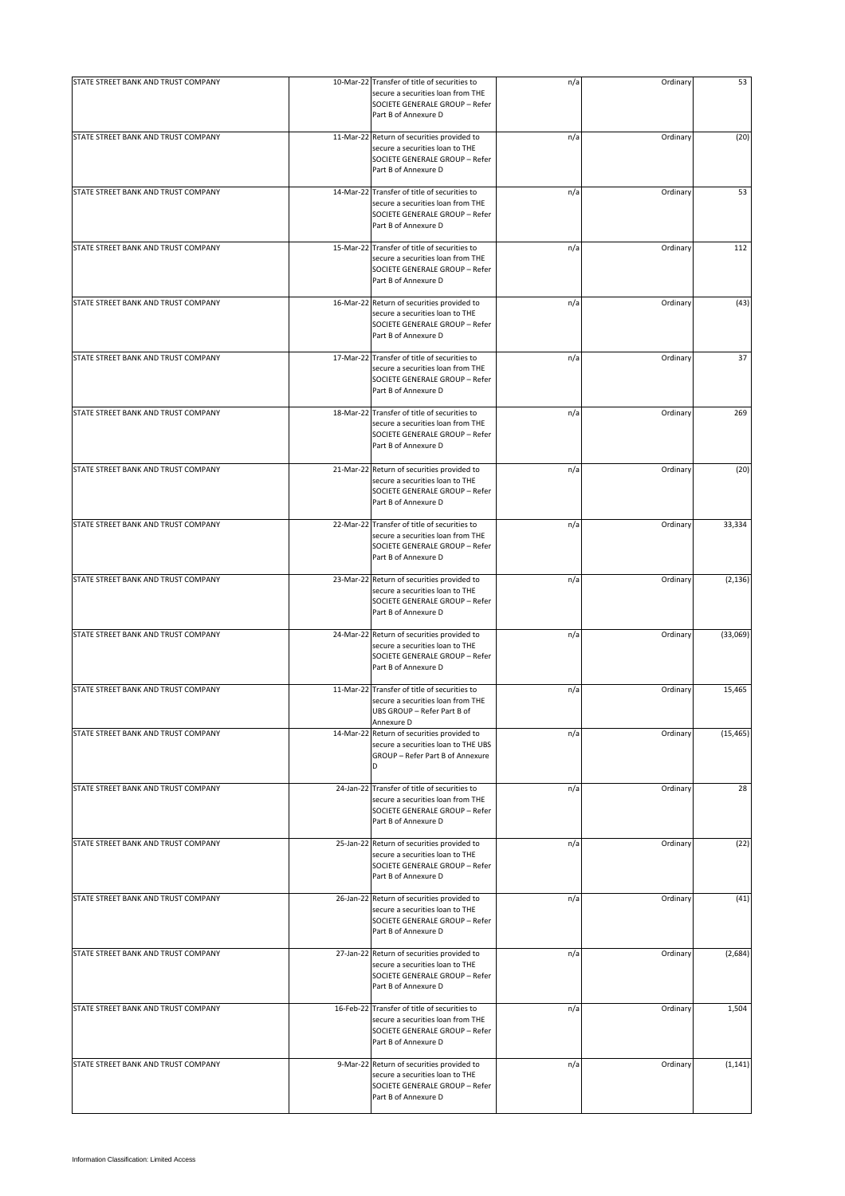| | | | | | |
|---|---|---|---|---|---|
| STATE STREET BANK AND TRUST COMPANY | 10-Mar-22 | Transfer of title of securities to secure a securities loan from THE SOCIETE GENERALE GROUP – Refer Part B of Annexure D | n/a | Ordinary | 53 |
| STATE STREET BANK AND TRUST COMPANY | 11-Mar-22 | Return of securities provided to secure a securities loan to THE SOCIETE GENERALE GROUP – Refer Part B of Annexure D | n/a | Ordinary | (20) |
| STATE STREET BANK AND TRUST COMPANY | 14-Mar-22 | Transfer of title of securities to secure a securities loan from THE SOCIETE GENERALE GROUP – Refer Part B of Annexure D | n/a | Ordinary | 53 |
| STATE STREET BANK AND TRUST COMPANY | 15-Mar-22 | Transfer of title of securities to secure a securities loan from THE SOCIETE GENERALE GROUP – Refer Part B of Annexure D | n/a | Ordinary | 112 |
| STATE STREET BANK AND TRUST COMPANY | 16-Mar-22 | Return of securities provided to secure a securities loan to THE SOCIETE GENERALE GROUP – Refer Part B of Annexure D | n/a | Ordinary | (43) |
| STATE STREET BANK AND TRUST COMPANY | 17-Mar-22 | Transfer of title of securities to secure a securities loan from THE SOCIETE GENERALE GROUP – Refer Part B of Annexure D | n/a | Ordinary | 37 |
| STATE STREET BANK AND TRUST COMPANY | 18-Mar-22 | Transfer of title of securities to secure a securities loan from THE SOCIETE GENERALE GROUP – Refer Part B of Annexure D | n/a | Ordinary | 269 |
| STATE STREET BANK AND TRUST COMPANY | 21-Mar-22 | Return of securities provided to secure a securities loan to THE SOCIETE GENERALE GROUP – Refer Part B of Annexure D | n/a | Ordinary | (20) |
| STATE STREET BANK AND TRUST COMPANY | 22-Mar-22 | Transfer of title of securities to secure a securities loan from THE SOCIETE GENERALE GROUP – Refer Part B of Annexure D | n/a | Ordinary | 33,334 |
| STATE STREET BANK AND TRUST COMPANY | 23-Mar-22 | Return of securities provided to secure a securities loan to THE SOCIETE GENERALE GROUP – Refer Part B of Annexure D | n/a | Ordinary | (2,136) |
| STATE STREET BANK AND TRUST COMPANY | 24-Mar-22 | Return of securities provided to secure a securities loan to THE SOCIETE GENERALE GROUP – Refer Part B of Annexure D | n/a | Ordinary | (33,069) |
| STATE STREET BANK AND TRUST COMPANY | 11-Mar-22 | Transfer of title of securities to secure a securities loan from THE UBS GROUP – Refer Part B of Annexure D | n/a | Ordinary | 15,465 |
| STATE STREET BANK AND TRUST COMPANY | 14-Mar-22 | Return of securities provided to secure a securities loan to THE UBS GROUP – Refer Part B of Annexure D | n/a | Ordinary | (15,465) |
| STATE STREET BANK AND TRUST COMPANY | 24-Jan-22 | Transfer of title of securities to secure a securities loan from THE SOCIETE GENERALE GROUP – Refer Part B of Annexure D | n/a | Ordinary | 28 |
| STATE STREET BANK AND TRUST COMPANY | 25-Jan-22 | Return of securities provided to secure a securities loan to THE SOCIETE GENERALE GROUP – Refer Part B of Annexure D | n/a | Ordinary | (22) |
| STATE STREET BANK AND TRUST COMPANY | 26-Jan-22 | Return of securities provided to secure a securities loan to THE SOCIETE GENERALE GROUP – Refer Part B of Annexure D | n/a | Ordinary | (41) |
| STATE STREET BANK AND TRUST COMPANY | 27-Jan-22 | Return of securities provided to secure a securities loan to THE SOCIETE GENERALE GROUP – Refer Part B of Annexure D | n/a | Ordinary | (2,684) |
| STATE STREET BANK AND TRUST COMPANY | 16-Feb-22 | Transfer of title of securities to secure a securities loan from THE SOCIETE GENERALE GROUP – Refer Part B of Annexure D | n/a | Ordinary | 1,504 |
| STATE STREET BANK AND TRUST COMPANY | 9-Mar-22 | Return of securities provided to secure a securities loan to THE SOCIETE GENERALE GROUP – Refer Part B of Annexure D | n/a | Ordinary | (1,141) |

Information Classification: Limited Access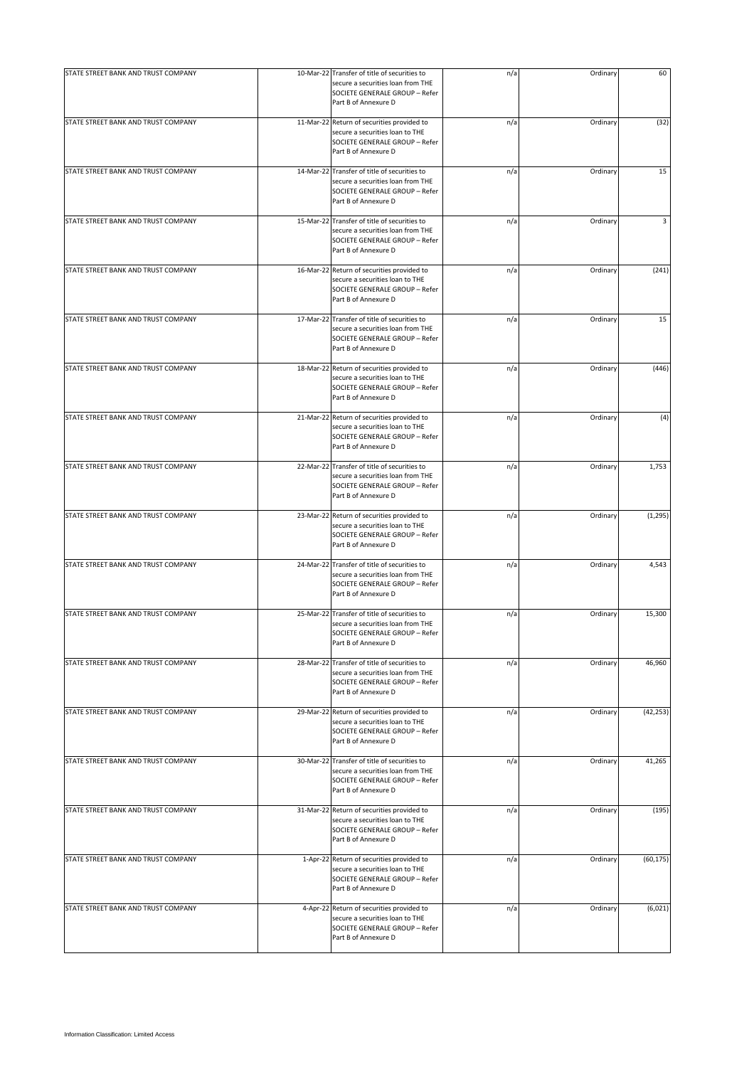| | | | | | |
|---|---|---|---|---|---|
| STATE STREET BANK AND TRUST COMPANY | 10-Mar-22 | Transfer of title of securities to secure a securities loan from THE SOCIETE GENERALE GROUP – Refer Part B of Annexure D | n/a | Ordinary | 60 |
| STATE STREET BANK AND TRUST COMPANY | 11-Mar-22 | Return of securities provided to secure a securities loan to THE SOCIETE GENERALE GROUP – Refer Part B of Annexure D | n/a | Ordinary | (32) |
| STATE STREET BANK AND TRUST COMPANY | 14-Mar-22 | Transfer of title of securities to secure a securities loan from THE SOCIETE GENERALE GROUP – Refer Part B of Annexure D | n/a | Ordinary | 15 |
| STATE STREET BANK AND TRUST COMPANY | 15-Mar-22 | Transfer of title of securities to secure a securities loan from THE SOCIETE GENERALE GROUP – Refer Part B of Annexure D | n/a | Ordinary | 3 |
| STATE STREET BANK AND TRUST COMPANY | 16-Mar-22 | Return of securities provided to secure a securities loan to THE SOCIETE GENERALE GROUP – Refer Part B of Annexure D | n/a | Ordinary | (241) |
| STATE STREET BANK AND TRUST COMPANY | 17-Mar-22 | Transfer of title of securities to secure a securities loan from THE SOCIETE GENERALE GROUP – Refer Part B of Annexure D | n/a | Ordinary | 15 |
| STATE STREET BANK AND TRUST COMPANY | 18-Mar-22 | Return of securities provided to secure a securities loan to THE SOCIETE GENERALE GROUP – Refer Part B of Annexure D | n/a | Ordinary | (446) |
| STATE STREET BANK AND TRUST COMPANY | 21-Mar-22 | Return of securities provided to secure a securities loan to THE SOCIETE GENERALE GROUP – Refer Part B of Annexure D | n/a | Ordinary | (4) |
| STATE STREET BANK AND TRUST COMPANY | 22-Mar-22 | Transfer of title of securities to secure a securities loan from THE SOCIETE GENERALE GROUP – Refer Part B of Annexure D | n/a | Ordinary | 1,753 |
| STATE STREET BANK AND TRUST COMPANY | 23-Mar-22 | Return of securities provided to secure a securities loan to THE SOCIETE GENERALE GROUP – Refer Part B of Annexure D | n/a | Ordinary | (1,295) |
| STATE STREET BANK AND TRUST COMPANY | 24-Mar-22 | Transfer of title of securities to secure a securities loan from THE SOCIETE GENERALE GROUP – Refer Part B of Annexure D | n/a | Ordinary | 4,543 |
| STATE STREET BANK AND TRUST COMPANY | 25-Mar-22 | Transfer of title of securities to secure a securities loan from THE SOCIETE GENERALE GROUP – Refer Part B of Annexure D | n/a | Ordinary | 15,300 |
| STATE STREET BANK AND TRUST COMPANY | 28-Mar-22 | Transfer of title of securities to secure a securities loan from THE SOCIETE GENERALE GROUP – Refer Part B of Annexure D | n/a | Ordinary | 46,960 |
| STATE STREET BANK AND TRUST COMPANY | 29-Mar-22 | Return of securities provided to secure a securities loan to THE SOCIETE GENERALE GROUP – Refer Part B of Annexure D | n/a | Ordinary | (42,253) |
| STATE STREET BANK AND TRUST COMPANY | 30-Mar-22 | Transfer of title of securities to secure a securities loan from THE SOCIETE GENERALE GROUP – Refer Part B of Annexure D | n/a | Ordinary | 41,265 |
| STATE STREET BANK AND TRUST COMPANY | 31-Mar-22 | Return of securities provided to secure a securities loan to THE SOCIETE GENERALE GROUP – Refer Part B of Annexure D | n/a | Ordinary | (195) |
| STATE STREET BANK AND TRUST COMPANY | 1-Apr-22 | Return of securities provided to secure a securities loan to THE SOCIETE GENERALE GROUP – Refer Part B of Annexure D | n/a | Ordinary | (60,175) |
| STATE STREET BANK AND TRUST COMPANY | 4-Apr-22 | Return of securities provided to secure a securities loan to THE SOCIETE GENERALE GROUP – Refer Part B of Annexure D | n/a | Ordinary | (6,021) |

Information Classification: Limited Access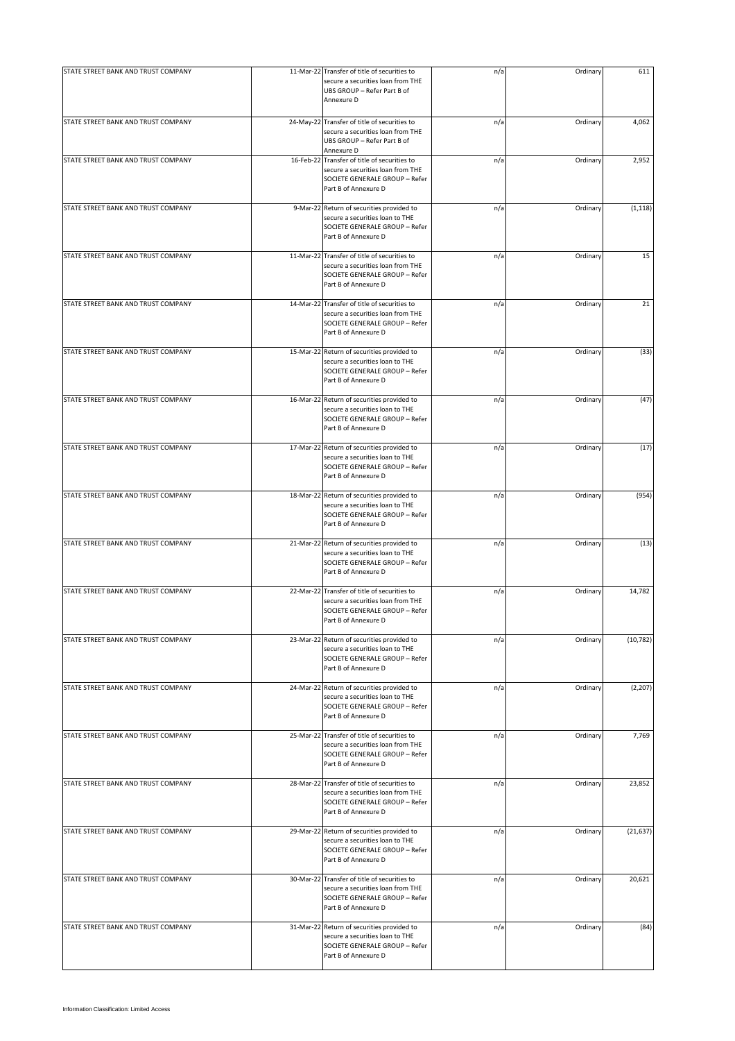| | | | | | |
|---|---|---|---|---|---|
| STATE STREET BANK AND TRUST COMPANY | 11-Mar-22 | Transfer of title of securities to secure a securities loan from THE UBS GROUP – Refer Part B of Annexure D | n/a | Ordinary | 611 |
| STATE STREET BANK AND TRUST COMPANY | 24-May-22 | Transfer of title of securities to secure a securities loan from THE UBS GROUP – Refer Part B of Annexure D | n/a | Ordinary | 4,062 |
| STATE STREET BANK AND TRUST COMPANY | 16-Feb-22 | Transfer of title of securities to secure a securities loan from THE SOCIETE GENERALE GROUP – Refer Part B of Annexure D | n/a | Ordinary | 2,952 |
| STATE STREET BANK AND TRUST COMPANY | 9-Mar-22 | Return of securities provided to secure a securities loan to THE SOCIETE GENERALE GROUP – Refer Part B of Annexure D | n/a | Ordinary | (1,118) |
| STATE STREET BANK AND TRUST COMPANY | 11-Mar-22 | Transfer of title of securities to secure a securities loan from THE SOCIETE GENERALE GROUP – Refer Part B of Annexure D | n/a | Ordinary | 15 |
| STATE STREET BANK AND TRUST COMPANY | 14-Mar-22 | Transfer of title of securities to secure a securities loan from THE SOCIETE GENERALE GROUP – Refer Part B of Annexure D | n/a | Ordinary | 21 |
| STATE STREET BANK AND TRUST COMPANY | 15-Mar-22 | Return of securities provided to secure a securities loan to THE SOCIETE GENERALE GROUP – Refer Part B of Annexure D | n/a | Ordinary | (33) |
| STATE STREET BANK AND TRUST COMPANY | 16-Mar-22 | Return of securities provided to secure a securities loan to THE SOCIETE GENERALE GROUP – Refer Part B of Annexure D | n/a | Ordinary | (47) |
| STATE STREET BANK AND TRUST COMPANY | 17-Mar-22 | Return of securities provided to secure a securities loan to THE SOCIETE GENERALE GROUP – Refer Part B of Annexure D | n/a | Ordinary | (17) |
| STATE STREET BANK AND TRUST COMPANY | 18-Mar-22 | Return of securities provided to secure a securities loan to THE SOCIETE GENERALE GROUP – Refer Part B of Annexure D | n/a | Ordinary | (954) |
| STATE STREET BANK AND TRUST COMPANY | 21-Mar-22 | Return of securities provided to secure a securities loan to THE SOCIETE GENERALE GROUP – Refer Part B of Annexure D | n/a | Ordinary | (13) |
| STATE STREET BANK AND TRUST COMPANY | 22-Mar-22 | Transfer of title of securities to secure a securities loan from THE SOCIETE GENERALE GROUP – Refer Part B of Annexure D | n/a | Ordinary | 14,782 |
| STATE STREET BANK AND TRUST COMPANY | 23-Mar-22 | Return of securities provided to secure a securities loan to THE SOCIETE GENERALE GROUP – Refer Part B of Annexure D | n/a | Ordinary | (10,782) |
| STATE STREET BANK AND TRUST COMPANY | 24-Mar-22 | Return of securities provided to secure a securities loan to THE SOCIETE GENERALE GROUP – Refer Part B of Annexure D | n/a | Ordinary | (2,207) |
| STATE STREET BANK AND TRUST COMPANY | 25-Mar-22 | Transfer of title of securities to secure a securities loan from THE SOCIETE GENERALE GROUP – Refer Part B of Annexure D | n/a | Ordinary | 7,769 |
| STATE STREET BANK AND TRUST COMPANY | 28-Mar-22 | Transfer of title of securities to secure a securities loan from THE SOCIETE GENERALE GROUP – Refer Part B of Annexure D | n/a | Ordinary | 23,852 |
| STATE STREET BANK AND TRUST COMPANY | 29-Mar-22 | Return of securities provided to secure a securities loan to THE SOCIETE GENERALE GROUP – Refer Part B of Annexure D | n/a | Ordinary | (21,637) |
| STATE STREET BANK AND TRUST COMPANY | 30-Mar-22 | Transfer of title of securities to secure a securities loan from THE SOCIETE GENERALE GROUP – Refer Part B of Annexure D | n/a | Ordinary | 20,621 |
| STATE STREET BANK AND TRUST COMPANY | 31-Mar-22 | Return of securities provided to secure a securities loan to THE SOCIETE GENERALE GROUP – Refer Part B of Annexure D | n/a | Ordinary | (84) |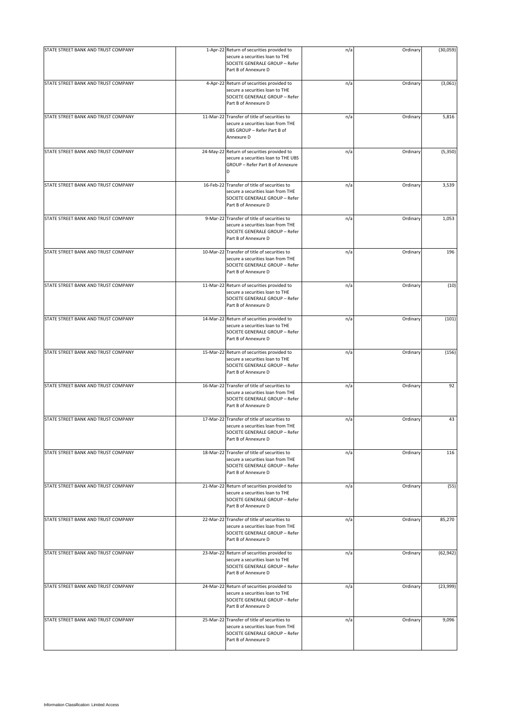| | | | | | |
|---|---|---|---|---|---|
| STATE STREET BANK AND TRUST COMPANY | 1-Apr-22 | Return of securities provided to secure a securities loan to THE SOCIETE GENERALE GROUP – Refer Part B of Annexure D | n/a | Ordinary | (30,059) |
| STATE STREET BANK AND TRUST COMPANY | 4-Apr-22 | Return of securities provided to secure a securities loan to THE SOCIETE GENERALE GROUP – Refer Part B of Annexure D | n/a | Ordinary | (3,061) |
| STATE STREET BANK AND TRUST COMPANY | 11-Mar-22 | Transfer of title of securities to secure a securities loan from THE UBS GROUP – Refer Part B of Annexure D | n/a | Ordinary | 5,816 |
| STATE STREET BANK AND TRUST COMPANY | 24-May-22 | Return of securities provided to secure a securities loan to THE UBS GROUP – Refer Part B of Annexure D | n/a | Ordinary | (5,350) |
| STATE STREET BANK AND TRUST COMPANY | 16-Feb-22 | Transfer of title of securities to secure a securities loan from THE SOCIETE GENERALE GROUP – Refer Part B of Annexure D | n/a | Ordinary | 3,539 |
| STATE STREET BANK AND TRUST COMPANY | 9-Mar-22 | Transfer of title of securities to secure a securities loan from THE SOCIETE GENERALE GROUP – Refer Part B of Annexure D | n/a | Ordinary | 1,053 |
| STATE STREET BANK AND TRUST COMPANY | 10-Mar-22 | Transfer of title of securities to secure a securities loan from THE SOCIETE GENERALE GROUP – Refer Part B of Annexure D | n/a | Ordinary | 196 |
| STATE STREET BANK AND TRUST COMPANY | 11-Mar-22 | Return of securities provided to secure a securities loan to THE SOCIETE GENERALE GROUP – Refer Part B of Annexure D | n/a | Ordinary | (10) |
| STATE STREET BANK AND TRUST COMPANY | 14-Mar-22 | Return of securities provided to secure a securities loan to THE SOCIETE GENERALE GROUP – Refer Part B of Annexure D | n/a | Ordinary | (101) |
| STATE STREET BANK AND TRUST COMPANY | 15-Mar-22 | Return of securities provided to secure a securities loan to THE SOCIETE GENERALE GROUP – Refer Part B of Annexure D | n/a | Ordinary | (156) |
| STATE STREET BANK AND TRUST COMPANY | 16-Mar-22 | Transfer of title of securities to secure a securities loan from THE SOCIETE GENERALE GROUP – Refer Part B of Annexure D | n/a | Ordinary | 92 |
| STATE STREET BANK AND TRUST COMPANY | 17-Mar-22 | Transfer of title of securities to secure a securities loan from THE SOCIETE GENERALE GROUP – Refer Part B of Annexure D | n/a | Ordinary | 43 |
| STATE STREET BANK AND TRUST COMPANY | 18-Mar-22 | Transfer of title of securities to secure a securities loan from THE SOCIETE GENERALE GROUP – Refer Part B of Annexure D | n/a | Ordinary | 116 |
| STATE STREET BANK AND TRUST COMPANY | 21-Mar-22 | Return of securities provided to secure a securities loan to THE SOCIETE GENERALE GROUP – Refer Part B of Annexure D | n/a | Ordinary | (55) |
| STATE STREET BANK AND TRUST COMPANY | 22-Mar-22 | Transfer of title of securities to secure a securities loan from THE SOCIETE GENERALE GROUP – Refer Part B of Annexure D | n/a | Ordinary | 85,270 |
| STATE STREET BANK AND TRUST COMPANY | 23-Mar-22 | Return of securities provided to secure a securities loan to THE SOCIETE GENERALE GROUP – Refer Part B of Annexure D | n/a | Ordinary | (62,942) |
| STATE STREET BANK AND TRUST COMPANY | 24-Mar-22 | Return of securities provided to secure a securities loan to THE SOCIETE GENERALE GROUP – Refer Part B of Annexure D | n/a | Ordinary | (23,999) |
| STATE STREET BANK AND TRUST COMPANY | 25-Mar-22 | Transfer of title of securities to secure a securities loan from THE SOCIETE GENERALE GROUP – Refer Part B of Annexure D | n/a | Ordinary | 9,096 |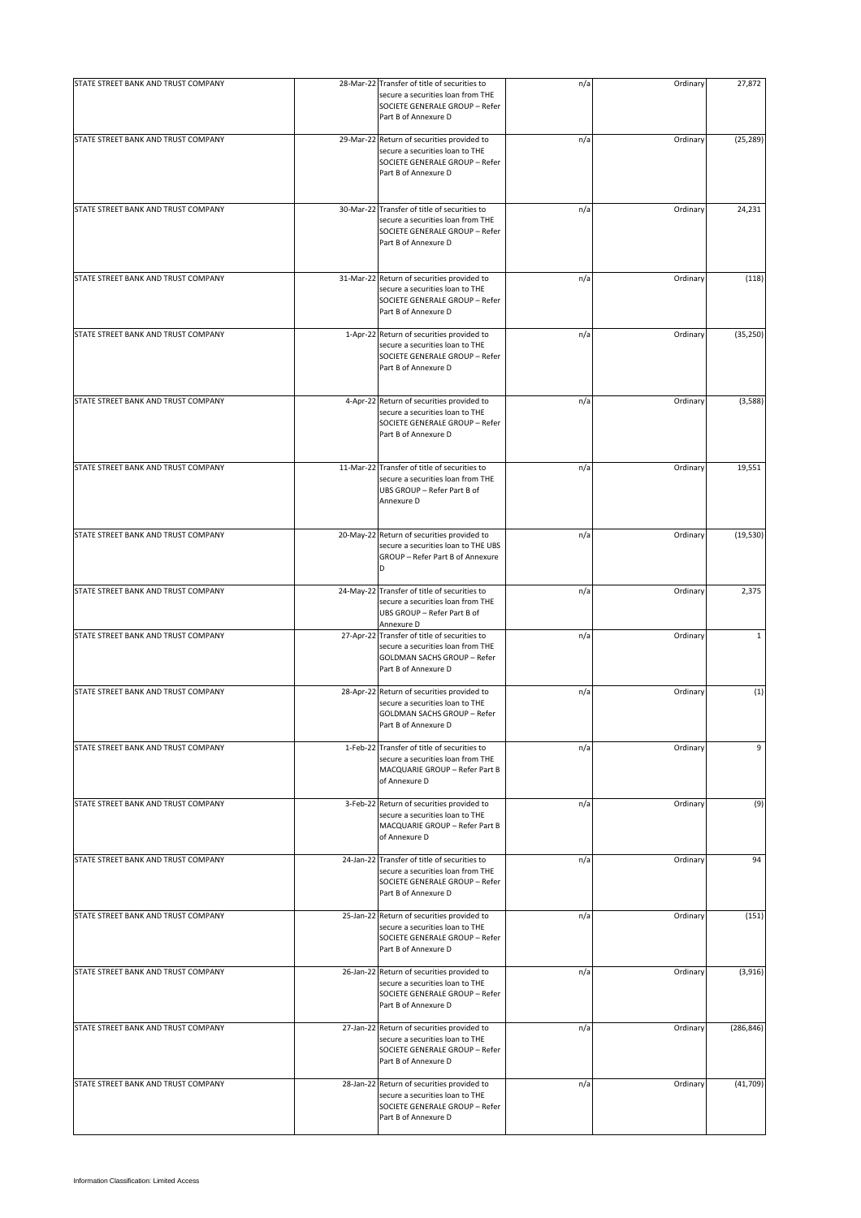| | | | | | |
|---|---|---|---|---|---|
| STATE STREET BANK AND TRUST COMPANY | 28-Mar-22 | Transfer of title of securities to secure a securities loan from THE SOCIETE GENERALE GROUP – Refer Part B of Annexure D | n/a | Ordinary | 27,872 |
| STATE STREET BANK AND TRUST COMPANY | 29-Mar-22 | Return of securities provided to secure a securities loan to THE SOCIETE GENERALE GROUP – Refer Part B of Annexure D | n/a | Ordinary | (25,289) |
| STATE STREET BANK AND TRUST COMPANY | 30-Mar-22 | Transfer of title of securities to secure a securities loan from THE SOCIETE GENERALE GROUP – Refer Part B of Annexure D | n/a | Ordinary | 24,231 |
| STATE STREET BANK AND TRUST COMPANY | 31-Mar-22 | Return of securities provided to secure a securities loan to THE SOCIETE GENERALE GROUP – Refer Part B of Annexure D | n/a | Ordinary | (118) |
| STATE STREET BANK AND TRUST COMPANY | 1-Apr-22 | Return of securities provided to secure a securities loan to THE SOCIETE GENERALE GROUP – Refer Part B of Annexure D | n/a | Ordinary | (35,250) |
| STATE STREET BANK AND TRUST COMPANY | 4-Apr-22 | Return of securities provided to secure a securities loan to THE SOCIETE GENERALE GROUP – Refer Part B of Annexure D | n/a | Ordinary | (3,588) |
| STATE STREET BANK AND TRUST COMPANY | 11-Mar-22 | Transfer of title of securities to secure a securities loan from THE UBS GROUP – Refer Part B of Annexure D | n/a | Ordinary | 19,551 |
| STATE STREET BANK AND TRUST COMPANY | 20-May-22 | Return of securities provided to secure a securities loan to THE UBS GROUP – Refer Part B of Annexure D | n/a | Ordinary | (19,530) |
| STATE STREET BANK AND TRUST COMPANY | 24-May-22 | Transfer of title of securities to secure a securities loan from THE UBS GROUP – Refer Part B of Annexure D | n/a | Ordinary | 2,375 |
| STATE STREET BANK AND TRUST COMPANY | 27-Apr-22 | Transfer of title of securities to secure a securities loan from THE GOLDMAN SACHS GROUP – Refer Part B of Annexure D | n/a | Ordinary | 1 |
| STATE STREET BANK AND TRUST COMPANY | 28-Apr-22 | Return of securities provided to secure a securities loan to THE GOLDMAN SACHS GROUP – Refer Part B of Annexure D | n/a | Ordinary | (1) |
| STATE STREET BANK AND TRUST COMPANY | 1-Feb-22 | Transfer of title of securities to secure a securities loan from THE MACQUARIE GROUP – Refer Part B of Annexure D | n/a | Ordinary | 9 |
| STATE STREET BANK AND TRUST COMPANY | 3-Feb-22 | Return of securities provided to secure a securities loan to THE MACQUARIE GROUP – Refer Part B of Annexure D | n/a | Ordinary | (9) |
| STATE STREET BANK AND TRUST COMPANY | 24-Jan-22 | Transfer of title of securities to secure a securities loan from THE SOCIETE GENERALE GROUP – Refer Part B of Annexure D | n/a | Ordinary | 94 |
| STATE STREET BANK AND TRUST COMPANY | 25-Jan-22 | Return of securities provided to secure a securities loan to THE SOCIETE GENERALE GROUP – Refer Part B of Annexure D | n/a | Ordinary | (151) |
| STATE STREET BANK AND TRUST COMPANY | 26-Jan-22 | Return of securities provided to secure a securities loan to THE SOCIETE GENERALE GROUP – Refer Part B of Annexure D | n/a | Ordinary | (3,916) |
| STATE STREET BANK AND TRUST COMPANY | 27-Jan-22 | Return of securities provided to secure a securities loan to THE SOCIETE GENERALE GROUP – Refer Part B of Annexure D | n/a | Ordinary | (286,846) |
| STATE STREET BANK AND TRUST COMPANY | 28-Jan-22 | Return of securities provided to secure a securities loan to THE SOCIETE GENERALE GROUP – Refer Part B of Annexure D | n/a | Ordinary | (41,709) |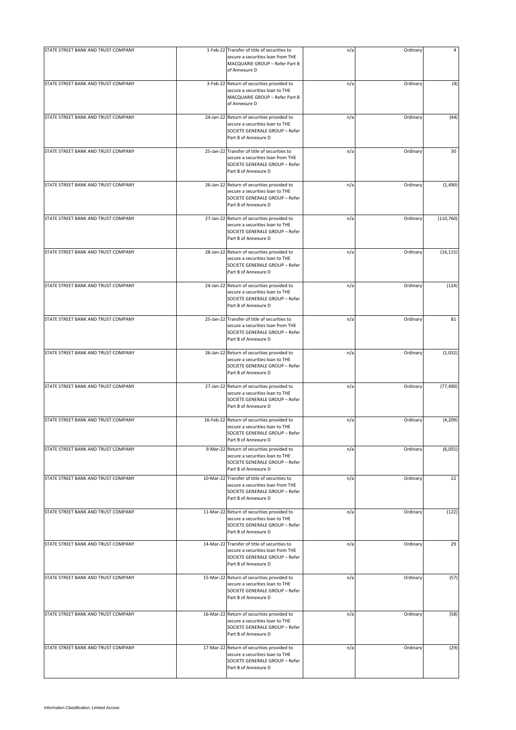| | | | | | |
|---|---|---|---|---|---|
| STATE STREET BANK AND TRUST COMPANY | 1-Feb-22 | Transfer of title of securities to secure a securities loan from THE MACQUARIE GROUP – Refer Part B of Annexure D | n/a | Ordinary | 4 |
| STATE STREET BANK AND TRUST COMPANY | 3-Feb-22 | Return of securities provided to secure a securities loan to THE MACQUARIE GROUP – Refer Part B of Annexure D | n/a | Ordinary | (4) |
| STATE STREET BANK AND TRUST COMPANY | 24-Jan-22 | Return of securities provided to secure a securities loan to THE SOCIETE GENERALE GROUP – Refer Part B of Annexure D | n/a | Ordinary | (44) |
| STATE STREET BANK AND TRUST COMPANY | 25-Jan-22 | Transfer of title of securities to secure a securities loan from THE SOCIETE GENERALE GROUP – Refer Part B of Annexure D | n/a | Ordinary | 30 |
| STATE STREET BANK AND TRUST COMPANY | 26-Jan-22 | Return of securities provided to secure a securities loan to THE SOCIETE GENERALE GROUP – Refer Part B of Annexure D | n/a | Ordinary | (1,490) |
| STATE STREET BANK AND TRUST COMPANY | 27-Jan-22 | Return of securities provided to secure a securities loan to THE SOCIETE GENERALE GROUP – Refer Part B of Annexure D | n/a | Ordinary | (110,760) |
| STATE STREET BANK AND TRUST COMPANY | 28-Jan-22 | Return of securities provided to secure a securities loan to THE SOCIETE GENERALE GROUP – Refer Part B of Annexure D | n/a | Ordinary | (16,115) |
| STATE STREET BANK AND TRUST COMPANY | 24-Jan-22 | Return of securities provided to secure a securities loan to THE SOCIETE GENERALE GROUP – Refer Part B of Annexure D | n/a | Ordinary | (124) |
| STATE STREET BANK AND TRUST COMPANY | 25-Jan-22 | Transfer of title of securities to secure a securities loan from THE SOCIETE GENERALE GROUP – Refer Part B of Annexure D | n/a | Ordinary | 81 |
| STATE STREET BANK AND TRUST COMPANY | 26-Jan-22 | Return of securities provided to secure a securities loan to THE SOCIETE GENERALE GROUP – Refer Part B of Annexure D | n/a | Ordinary | (1,032) |
| STATE STREET BANK AND TRUST COMPANY | 27-Jan-22 | Return of securities provided to secure a securities loan to THE SOCIETE GENERALE GROUP – Refer Part B of Annexure D | n/a | Ordinary | (77,490) |
| STATE STREET BANK AND TRUST COMPANY | 16-Feb-22 | Return of securities provided to secure a securities loan to THE SOCIETE GENERALE GROUP – Refer Part B of Annexure D | n/a | Ordinary | (4,209) |
| STATE STREET BANK AND TRUST COMPANY | 9-Mar-22 | Return of securities provided to secure a securities loan to THE SOCIETE GENERALE GROUP – Refer Part B of Annexure D | n/a | Ordinary | (6,055) |
| STATE STREET BANK AND TRUST COMPANY | 10-Mar-22 | Transfer of title of securities to secure a securities loan from THE SOCIETE GENERALE GROUP – Refer Part B of Annexure D | n/a | Ordinary | 22 |
| STATE STREET BANK AND TRUST COMPANY | 11-Mar-22 | Return of securities provided to secure a securities loan to THE SOCIETE GENERALE GROUP – Refer Part B of Annexure D | n/a | Ordinary | (122) |
| STATE STREET BANK AND TRUST COMPANY | 14-Mar-22 | Transfer of title of securities to secure a securities loan from THE SOCIETE GENERALE GROUP – Refer Part B of Annexure D | n/a | Ordinary | 29 |
| STATE STREET BANK AND TRUST COMPANY | 15-Mar-22 | Return of securities provided to secure a securities loan to THE SOCIETE GENERALE GROUP – Refer Part B of Annexure D | n/a | Ordinary | (57) |
| STATE STREET BANK AND TRUST COMPANY | 16-Mar-22 | Return of securities provided to secure a securities loan to THE SOCIETE GENERALE GROUP – Refer Part B of Annexure D | n/a | Ordinary | (58) |
| STATE STREET BANK AND TRUST COMPANY | 17-Mar-22 | Return of securities provided to secure a securities loan to THE SOCIETE GENERALE GROUP – Refer Part B of Annexure D | n/a | Ordinary | (29) |

Information Classification: Limited Access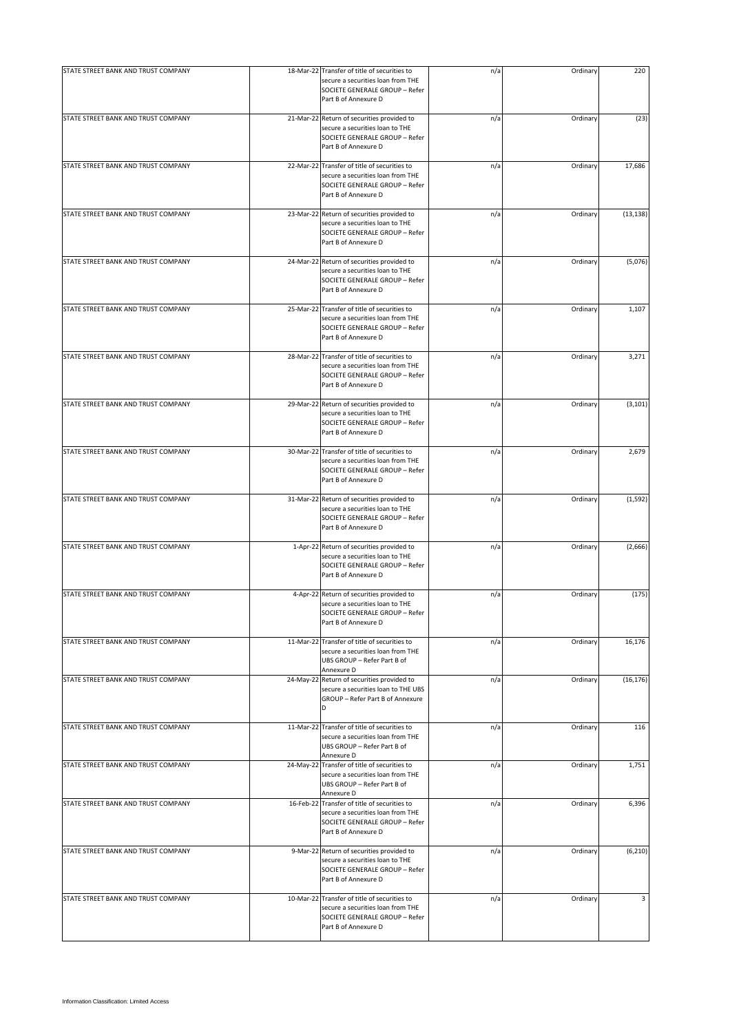| | | | | | |
|---|---|---|---|---|---|
| STATE STREET BANK AND TRUST COMPANY | 18-Mar-22 | Transfer of title of securities to secure a securities loan from THE SOCIETE GENERALE GROUP – Refer Part B of Annexure D | n/a | Ordinary | 220 |
| STATE STREET BANK AND TRUST COMPANY | 21-Mar-22 | Return of securities provided to secure a securities loan to THE SOCIETE GENERALE GROUP – Refer Part B of Annexure D | n/a | Ordinary | (23) |
| STATE STREET BANK AND TRUST COMPANY | 22-Mar-22 | Transfer of title of securities to secure a securities loan from THE SOCIETE GENERALE GROUP – Refer Part B of Annexure D | n/a | Ordinary | 17,686 |
| STATE STREET BANK AND TRUST COMPANY | 23-Mar-22 | Return of securities provided to secure a securities loan to THE SOCIETE GENERALE GROUP – Refer Part B of Annexure D | n/a | Ordinary | (13,138) |
| STATE STREET BANK AND TRUST COMPANY | 24-Mar-22 | Return of securities provided to secure a securities loan to THE SOCIETE GENERALE GROUP – Refer Part B of Annexure D | n/a | Ordinary | (5,076) |
| STATE STREET BANK AND TRUST COMPANY | 25-Mar-22 | Transfer of title of securities to secure a securities loan from THE SOCIETE GENERALE GROUP – Refer Part B of Annexure D | n/a | Ordinary | 1,107 |
| STATE STREET BANK AND TRUST COMPANY | 28-Mar-22 | Transfer of title of securities to secure a securities loan from THE SOCIETE GENERALE GROUP – Refer Part B of Annexure D | n/a | Ordinary | 3,271 |
| STATE STREET BANK AND TRUST COMPANY | 29-Mar-22 | Return of securities provided to secure a securities loan to THE SOCIETE GENERALE GROUP – Refer Part B of Annexure D | n/a | Ordinary | (3,101) |
| STATE STREET BANK AND TRUST COMPANY | 30-Mar-22 | Transfer of title of securities to secure a securities loan from THE SOCIETE GENERALE GROUP – Refer Part B of Annexure D | n/a | Ordinary | 2,679 |
| STATE STREET BANK AND TRUST COMPANY | 31-Mar-22 | Return of securities provided to secure a securities loan to THE SOCIETE GENERALE GROUP – Refer Part B of Annexure D | n/a | Ordinary | (1,592) |
| STATE STREET BANK AND TRUST COMPANY | 1-Apr-22 | Return of securities provided to secure a securities loan to THE SOCIETE GENERALE GROUP – Refer Part B of Annexure D | n/a | Ordinary | (2,666) |
| STATE STREET BANK AND TRUST COMPANY | 4-Apr-22 | Return of securities provided to secure a securities loan to THE SOCIETE GENERALE GROUP – Refer Part B of Annexure D | n/a | Ordinary | (175) |
| STATE STREET BANK AND TRUST COMPANY | 11-Mar-22 | Transfer of title of securities to secure a securities loan from THE UBS GROUP – Refer Part B of Annexure D | n/a | Ordinary | 16,176 |
| STATE STREET BANK AND TRUST COMPANY | 24-May-22 | Return of securities provided to secure a securities loan to THE UBS GROUP – Refer Part B of Annexure D | n/a | Ordinary | (16,176) |
| STATE STREET BANK AND TRUST COMPANY | 11-Mar-22 | Transfer of title of securities to secure a securities loan from THE UBS GROUP – Refer Part B of Annexure D | n/a | Ordinary | 116 |
| STATE STREET BANK AND TRUST COMPANY | 24-May-22 | Transfer of title of securities to secure a securities loan from THE UBS GROUP – Refer Part B of Annexure D | n/a | Ordinary | 1,751 |
| STATE STREET BANK AND TRUST COMPANY | 16-Feb-22 | Transfer of title of securities to secure a securities loan from THE SOCIETE GENERALE GROUP – Refer Part B of Annexure D | n/a | Ordinary | 6,396 |
| STATE STREET BANK AND TRUST COMPANY | 9-Mar-22 | Return of securities provided to secure a securities loan to THE SOCIETE GENERALE GROUP – Refer Part B of Annexure D | n/a | Ordinary | (6,210) |
| STATE STREET BANK AND TRUST COMPANY | 10-Mar-22 | Transfer of title of securities to secure a securities loan from THE SOCIETE GENERALE GROUP – Refer Part B of Annexure D | n/a | Ordinary | 3 |

Information Classification: Limited Access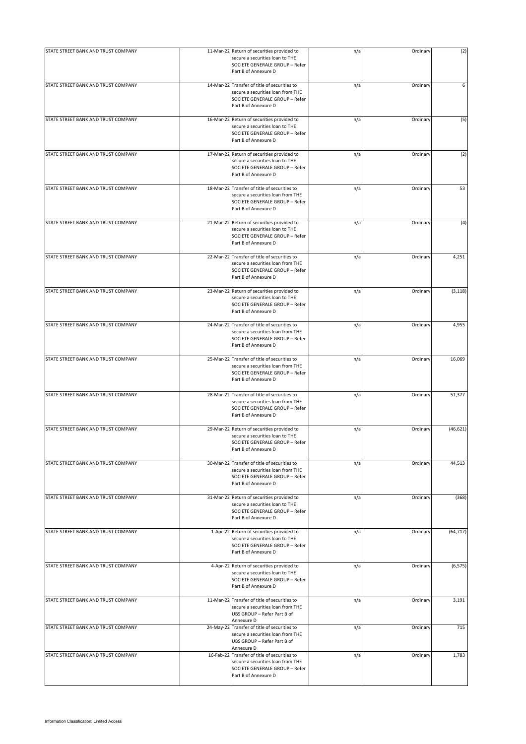| | | | | | |
|---|---|---|---|---|---|
| STATE STREET BANK AND TRUST COMPANY | 11-Mar-22 | Return of securities provided to secure a securities loan to THE SOCIETE GENERALE GROUP – Refer Part B of Annexure D | n/a | Ordinary | (2) |
| STATE STREET BANK AND TRUST COMPANY | 14-Mar-22 | Transfer of title of securities to secure a securities loan from THE SOCIETE GENERALE GROUP – Refer Part B of Annexure D | n/a | Ordinary | 6 |
| STATE STREET BANK AND TRUST COMPANY | 16-Mar-22 | Return of securities provided to secure a securities loan to THE SOCIETE GENERALE GROUP – Refer Part B of Annexure D | n/a | Ordinary | (5) |
| STATE STREET BANK AND TRUST COMPANY | 17-Mar-22 | Return of securities provided to secure a securities loan to THE SOCIETE GENERALE GROUP – Refer Part B of Annexure D | n/a | Ordinary | (2) |
| STATE STREET BANK AND TRUST COMPANY | 18-Mar-22 | Transfer of title of securities to secure a securities loan from THE SOCIETE GENERALE GROUP – Refer Part B of Annexure D | n/a | Ordinary | 53 |
| STATE STREET BANK AND TRUST COMPANY | 21-Mar-22 | Return of securities provided to secure a securities loan to THE SOCIETE GENERALE GROUP – Refer Part B of Annexure D | n/a | Ordinary | (4) |
| STATE STREET BANK AND TRUST COMPANY | 22-Mar-22 | Transfer of title of securities to secure a securities loan from THE SOCIETE GENERALE GROUP – Refer Part B of Annexure D | n/a | Ordinary | 4,251 |
| STATE STREET BANK AND TRUST COMPANY | 23-Mar-22 | Return of securities provided to secure a securities loan to THE SOCIETE GENERALE GROUP – Refer Part B of Annexure D | n/a | Ordinary | (3,118) |
| STATE STREET BANK AND TRUST COMPANY | 24-Mar-22 | Transfer of title of securities to secure a securities loan from THE SOCIETE GENERALE GROUP – Refer Part B of Annexure D | n/a | Ordinary | 4,955 |
| STATE STREET BANK AND TRUST COMPANY | 25-Mar-22 | Transfer of title of securities to secure a securities loan from THE SOCIETE GENERALE GROUP – Refer Part B of Annexure D | n/a | Ordinary | 16,069 |
| STATE STREET BANK AND TRUST COMPANY | 28-Mar-22 | Transfer of title of securities to secure a securities loan from THE SOCIETE GENERALE GROUP – Refer Part B of Annexure D | n/a | Ordinary | 51,377 |
| STATE STREET BANK AND TRUST COMPANY | 29-Mar-22 | Return of securities provided to secure a securities loan to THE SOCIETE GENERALE GROUP – Refer Part B of Annexure D | n/a | Ordinary | (46,621) |
| STATE STREET BANK AND TRUST COMPANY | 30-Mar-22 | Transfer of title of securities to secure a securities loan from THE SOCIETE GENERALE GROUP – Refer Part B of Annexure D | n/a | Ordinary | 44,513 |
| STATE STREET BANK AND TRUST COMPANY | 31-Mar-22 | Return of securities provided to secure a securities loan to THE SOCIETE GENERALE GROUP – Refer Part B of Annexure D | n/a | Ordinary | (368) |
| STATE STREET BANK AND TRUST COMPANY | 1-Apr-22 | Return of securities provided to secure a securities loan to THE SOCIETE GENERALE GROUP – Refer Part B of Annexure D | n/a | Ordinary | (64,717) |
| STATE STREET BANK AND TRUST COMPANY | 4-Apr-22 | Return of securities provided to secure a securities loan to THE SOCIETE GENERALE GROUP – Refer Part B of Annexure D | n/a | Ordinary | (6,575) |
| STATE STREET BANK AND TRUST COMPANY | 11-Mar-22 | Transfer of title of securities to secure a securities loan from THE UBS GROUP – Refer Part B of Annexure D | n/a | Ordinary | 3,191 |
| STATE STREET BANK AND TRUST COMPANY | 24-May-22 | Transfer of title of securities to secure a securities loan from THE UBS GROUP – Refer Part B of Annexure D | n/a | Ordinary | 715 |
| STATE STREET BANK AND TRUST COMPANY | 16-Feb-22 | Transfer of title of securities to secure a securities loan from THE SOCIETE GENERALE GROUP – Refer Part B of Annexure D | n/a | Ordinary | 1,783 |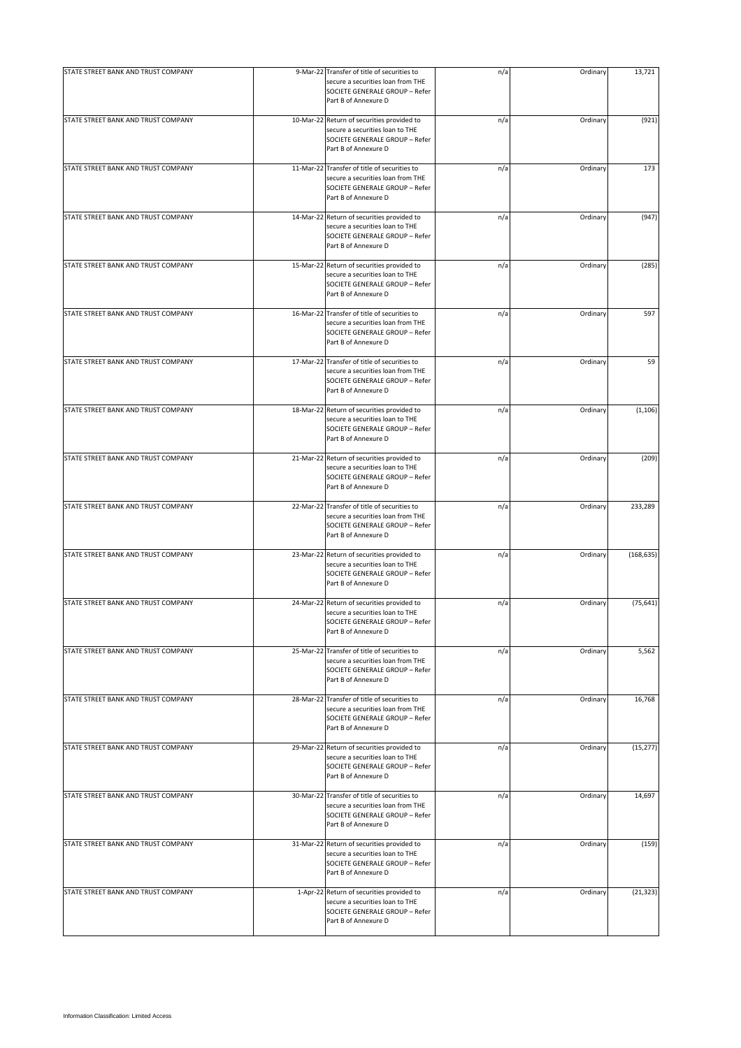| STATE STREET BANK AND TRUST COMPANY | 9-Mar-22 | Transfer of title of securities to secure a securities loan from THE SOCIETE GENERALE GROUP – Refer Part B of Annexure D | n/a | Ordinary | 13,721 |
|---|---|---|---|---|---|
| STATE STREET BANK AND TRUST COMPANY | 10-Mar-22 | Return of securities provided to secure a securities loan to THE SOCIETE GENERALE GROUP – Refer Part B of Annexure D | n/a | Ordinary | (921) |
| STATE STREET BANK AND TRUST COMPANY | 11-Mar-22 | Transfer of title of securities to secure a securities loan from THE SOCIETE GENERALE GROUP – Refer Part B of Annexure D | n/a | Ordinary | 173 |
| STATE STREET BANK AND TRUST COMPANY | 14-Mar-22 | Return of securities provided to secure a securities loan to THE SOCIETE GENERALE GROUP – Refer Part B of Annexure D | n/a | Ordinary | (947) |
| STATE STREET BANK AND TRUST COMPANY | 15-Mar-22 | Return of securities provided to secure a securities loan to THE SOCIETE GENERALE GROUP – Refer Part B of Annexure D | n/a | Ordinary | (285) |
| STATE STREET BANK AND TRUST COMPANY | 16-Mar-22 | Transfer of title of securities to secure a securities loan from THE SOCIETE GENERALE GROUP – Refer Part B of Annexure D | n/a | Ordinary | 597 |
| STATE STREET BANK AND TRUST COMPANY | 17-Mar-22 | Transfer of title of securities to secure a securities loan from THE SOCIETE GENERALE GROUP – Refer Part B of Annexure D | n/a | Ordinary | 59 |
| STATE STREET BANK AND TRUST COMPANY | 18-Mar-22 | Return of securities provided to secure a securities loan to THE SOCIETE GENERALE GROUP – Refer Part B of Annexure D | n/a | Ordinary | (1,106) |
| STATE STREET BANK AND TRUST COMPANY | 21-Mar-22 | Return of securities provided to secure a securities loan to THE SOCIETE GENERALE GROUP – Refer Part B of Annexure D | n/a | Ordinary | (209) |
| STATE STREET BANK AND TRUST COMPANY | 22-Mar-22 | Transfer of title of securities to secure a securities loan from THE SOCIETE GENERALE GROUP – Refer Part B of Annexure D | n/a | Ordinary | 233,289 |
| STATE STREET BANK AND TRUST COMPANY | 23-Mar-22 | Return of securities provided to secure a securities loan to THE SOCIETE GENERALE GROUP – Refer Part B of Annexure D | n/a | Ordinary | (168,635) |
| STATE STREET BANK AND TRUST COMPANY | 24-Mar-22 | Return of securities provided to secure a securities loan to THE SOCIETE GENERALE GROUP – Refer Part B of Annexure D | n/a | Ordinary | (75,641) |
| STATE STREET BANK AND TRUST COMPANY | 25-Mar-22 | Transfer of title of securities to secure a securities loan from THE SOCIETE GENERALE GROUP – Refer Part B of Annexure D | n/a | Ordinary | 5,562 |
| STATE STREET BANK AND TRUST COMPANY | 28-Mar-22 | Transfer of title of securities to secure a securities loan from THE SOCIETE GENERALE GROUP – Refer Part B of Annexure D | n/a | Ordinary | 16,768 |
| STATE STREET BANK AND TRUST COMPANY | 29-Mar-22 | Return of securities provided to secure a securities loan to THE SOCIETE GENERALE GROUP – Refer Part B of Annexure D | n/a | Ordinary | (15,277) |
| STATE STREET BANK AND TRUST COMPANY | 30-Mar-22 | Transfer of title of securities to secure a securities loan from THE SOCIETE GENERALE GROUP – Refer Part B of Annexure D | n/a | Ordinary | 14,697 |
| STATE STREET BANK AND TRUST COMPANY | 31-Mar-22 | Return of securities provided to secure a securities loan to THE SOCIETE GENERALE GROUP – Refer Part B of Annexure D | n/a | Ordinary | (159) |
| STATE STREET BANK AND TRUST COMPANY | 1-Apr-22 | Return of securities provided to secure a securities loan to THE SOCIETE GENERALE GROUP – Refer Part B of Annexure D | n/a | Ordinary | (21,323) |

Information Classification: Limited Access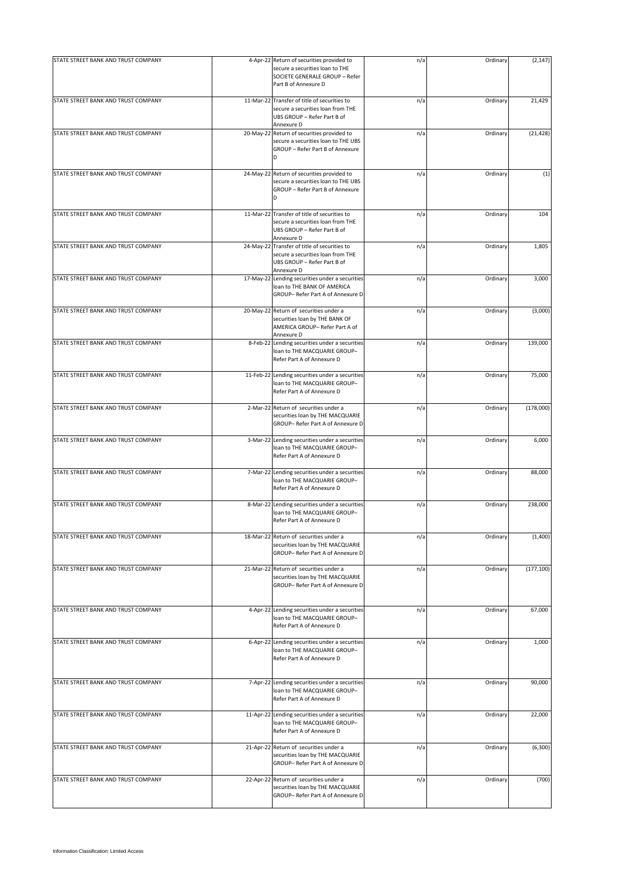| | | | | | |
|---|---|---|---|---|---|
| STATE STREET BANK AND TRUST COMPANY | 4-Apr-22 | Return of securities provided to secure a securities loan to THE SOCIETE GENERALE GROUP – Refer Part B of Annexure D | n/a | Ordinary | (2,147) |
| STATE STREET BANK AND TRUST COMPANY | 11-Mar-22 | Transfer of title of securities to secure a securities loan from THE UBS GROUP – Refer Part B of Annexure D | n/a | Ordinary | 21,429 |
| STATE STREET BANK AND TRUST COMPANY | 20-May-22 | Return of securities provided to secure a securities loan to THE UBS GROUP – Refer Part B of Annexure D | n/a | Ordinary | (21,428) |
| STATE STREET BANK AND TRUST COMPANY | 24-May-22 | Return of securities provided to secure a securities loan to THE UBS GROUP – Refer Part B of Annexure D | n/a | Ordinary | (1) |
| STATE STREET BANK AND TRUST COMPANY | 11-Mar-22 | Transfer of title of securities to secure a securities loan from THE UBS GROUP – Refer Part B of Annexure D | n/a | Ordinary | 104 |
| STATE STREET BANK AND TRUST COMPANY | 24-May-22 | Transfer of title of securities to secure a securities loan from THE UBS GROUP – Refer Part B of Annexure D | n/a | Ordinary | 1,805 |
| STATE STREET BANK AND TRUST COMPANY | 17-May-22 | Lending securities under a securities loan to THE BANK OF AMERICA GROUP– Refer Part A of Annexure D | n/a | Ordinary | 3,000 |
| STATE STREET BANK AND TRUST COMPANY | 20-May-22 | Return of securities under a securities loan by THE BANK OF AMERICA GROUP– Refer Part A of Annexure D | n/a | Ordinary | (3,000) |
| STATE STREET BANK AND TRUST COMPANY | 8-Feb-22 | Lending securities under a securities loan to THE MACQUARIE GROUP– Refer Part A of Annexure D | n/a | Ordinary | 139,000 |
| STATE STREET BANK AND TRUST COMPANY | 11-Feb-22 | Lending securities under a securities loan to THE MACQUARIE GROUP– Refer Part A of Annexure D | n/a | Ordinary | 75,000 |
| STATE STREET BANK AND TRUST COMPANY | 2-Mar-22 | Return of securities under a securities loan by THE MACQUARIE GROUP– Refer Part A of Annexure D | n/a | Ordinary | (178,000) |
| STATE STREET BANK AND TRUST COMPANY | 3-Mar-22 | Lending securities under a securities loan to THE MACQUARIE GROUP– Refer Part A of Annexure D | n/a | Ordinary | 6,000 |
| STATE STREET BANK AND TRUST COMPANY | 7-Mar-22 | Lending securities under a securities loan to THE MACQUARIE GROUP– Refer Part A of Annexure D | n/a | Ordinary | 88,000 |
| STATE STREET BANK AND TRUST COMPANY | 8-Mar-22 | Lending securities under a securities loan to THE MACQUARIE GROUP– Refer Part A of Annexure D | n/a | Ordinary | 238,000 |
| STATE STREET BANK AND TRUST COMPANY | 18-Mar-22 | Return of securities under a securities loan by THE MACQUARIE GROUP– Refer Part A of Annexure D | n/a | Ordinary | (1,400) |
| STATE STREET BANK AND TRUST COMPANY | 21-Mar-22 | Return of securities under a securities loan by THE MACQUARIE GROUP– Refer Part A of Annexure D | n/a | Ordinary | (177,100) |
| STATE STREET BANK AND TRUST COMPANY | 4-Apr-22 | Lending securities under a securities loan to THE MACQUARIE GROUP– Refer Part A of Annexure D | n/a | Ordinary | 67,000 |
| STATE STREET BANK AND TRUST COMPANY | 6-Apr-22 | Lending securities under a securities loan to THE MACQUARIE GROUP– Refer Part A of Annexure D | n/a | Ordinary | 1,000 |
| STATE STREET BANK AND TRUST COMPANY | 7-Apr-22 | Lending securities under a securities loan to THE MACQUARIE GROUP– Refer Part A of Annexure D | n/a | Ordinary | 90,000 |
| STATE STREET BANK AND TRUST COMPANY | 11-Apr-22 | Lending securities under a securities loan to THE MACQUARIE GROUP– Refer Part A of Annexure D | n/a | Ordinary | 22,000 |
| STATE STREET BANK AND TRUST COMPANY | 21-Apr-22 | Return of securities under a securities loan by THE MACQUARIE GROUP– Refer Part A of Annexure D | n/a | Ordinary | (6,300) |
| STATE STREET BANK AND TRUST COMPANY | 22-Apr-22 | Return of securities under a securities loan by THE MACQUARIE GROUP– Refer Part A of Annexure D | n/a | Ordinary | (700) |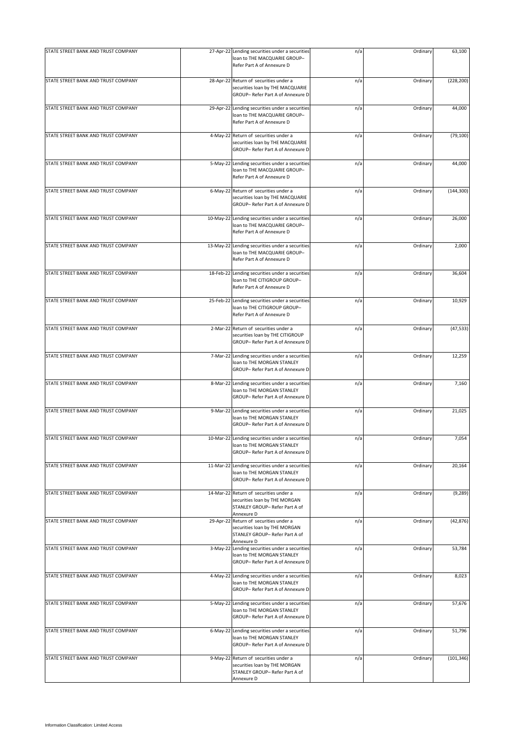| | | | | | |
|---|---|---|---|---|---|
| STATE STREET BANK AND TRUST COMPANY | 27-Apr-22 | Lending securities under a securities loan to THE MACQUARIE GROUP– Refer Part A of Annexure D | n/a | Ordinary | 63,100 |
| STATE STREET BANK AND TRUST COMPANY | 28-Apr-22 | Return of securities under a securities loan by THE MACQUARIE GROUP– Refer Part A of Annexure D | n/a | Ordinary | (228,200) |
| STATE STREET BANK AND TRUST COMPANY | 29-Apr-22 | Lending securities under a securities loan to THE MACQUARIE GROUP– Refer Part A of Annexure D | n/a | Ordinary | 44,000 |
| STATE STREET BANK AND TRUST COMPANY | 4-May-22 | Return of securities under a securities loan by THE MACQUARIE GROUP– Refer Part A of Annexure D | n/a | Ordinary | (79,100) |
| STATE STREET BANK AND TRUST COMPANY | 5-May-22 | Lending securities under a securities loan to THE MACQUARIE GROUP– Refer Part A of Annexure D | n/a | Ordinary | 44,000 |
| STATE STREET BANK AND TRUST COMPANY | 6-May-22 | Return of securities under a securities loan by THE MACQUARIE GROUP– Refer Part A of Annexure D | n/a | Ordinary | (144,300) |
| STATE STREET BANK AND TRUST COMPANY | 10-May-22 | Lending securities under a securities loan to THE MACQUARIE GROUP– Refer Part A of Annexure D | n/a | Ordinary | 26,000 |
| STATE STREET BANK AND TRUST COMPANY | 13-May-22 | Lending securities under a securities loan to THE MACQUARIE GROUP– Refer Part A of Annexure D | n/a | Ordinary | 2,000 |
| STATE STREET BANK AND TRUST COMPANY | 18-Feb-22 | Lending securities under a securities loan to THE CITIGROUP GROUP– Refer Part A of Annexure D | n/a | Ordinary | 36,604 |
| STATE STREET BANK AND TRUST COMPANY | 25-Feb-22 | Lending securities under a securities loan to THE CITIGROUP GROUP– Refer Part A of Annexure D | n/a | Ordinary | 10,929 |
| STATE STREET BANK AND TRUST COMPANY | 2-Mar-22 | Return of securities under a securities loan by THE CITIGROUP GROUP– Refer Part A of Annexure D | n/a | Ordinary | (47,533) |
| STATE STREET BANK AND TRUST COMPANY | 7-Mar-22 | Lending securities under a securities loan to THE MORGAN STANLEY GROUP– Refer Part A of Annexure D | n/a | Ordinary | 12,259 |
| STATE STREET BANK AND TRUST COMPANY | 8-Mar-22 | Lending securities under a securities loan to THE MORGAN STANLEY GROUP– Refer Part A of Annexure D | n/a | Ordinary | 7,160 |
| STATE STREET BANK AND TRUST COMPANY | 9-Mar-22 | Lending securities under a securities loan to THE MORGAN STANLEY GROUP– Refer Part A of Annexure D | n/a | Ordinary | 21,025 |
| STATE STREET BANK AND TRUST COMPANY | 10-Mar-22 | Lending securities under a securities loan to THE MORGAN STANLEY GROUP– Refer Part A of Annexure D | n/a | Ordinary | 7,054 |
| STATE STREET BANK AND TRUST COMPANY | 11-Mar-22 | Lending securities under a securities loan to THE MORGAN STANLEY GROUP– Refer Part A of Annexure D | n/a | Ordinary | 20,164 |
| STATE STREET BANK AND TRUST COMPANY | 14-Mar-22 | Return of securities under a securities loan by THE MORGAN STANLEY GROUP– Refer Part A of Annexure D | n/a | Ordinary | (9,289) |
| STATE STREET BANK AND TRUST COMPANY | 29-Apr-22 | Return of securities under a securities loan by THE MORGAN STANLEY GROUP– Refer Part A of Annexure D | n/a | Ordinary | (42,876) |
| STATE STREET BANK AND TRUST COMPANY | 3-May-22 | Lending securities under a securities loan to THE MORGAN STANLEY GROUP– Refer Part A of Annexure D | n/a | Ordinary | 53,784 |
| STATE STREET BANK AND TRUST COMPANY | 4-May-22 | Lending securities under a securities loan to THE MORGAN STANLEY GROUP– Refer Part A of Annexure D | n/a | Ordinary | 8,023 |
| STATE STREET BANK AND TRUST COMPANY | 5-May-22 | Lending securities under a securities loan to THE MORGAN STANLEY GROUP– Refer Part A of Annexure D | n/a | Ordinary | 57,676 |
| STATE STREET BANK AND TRUST COMPANY | 6-May-22 | Lending securities under a securities loan to THE MORGAN STANLEY GROUP– Refer Part A of Annexure D | n/a | Ordinary | 51,796 |
| STATE STREET BANK AND TRUST COMPANY | 9-May-22 | Return of securities under a securities loan by THE MORGAN STANLEY GROUP– Refer Part A of Annexure D | n/a | Ordinary | (101,346) |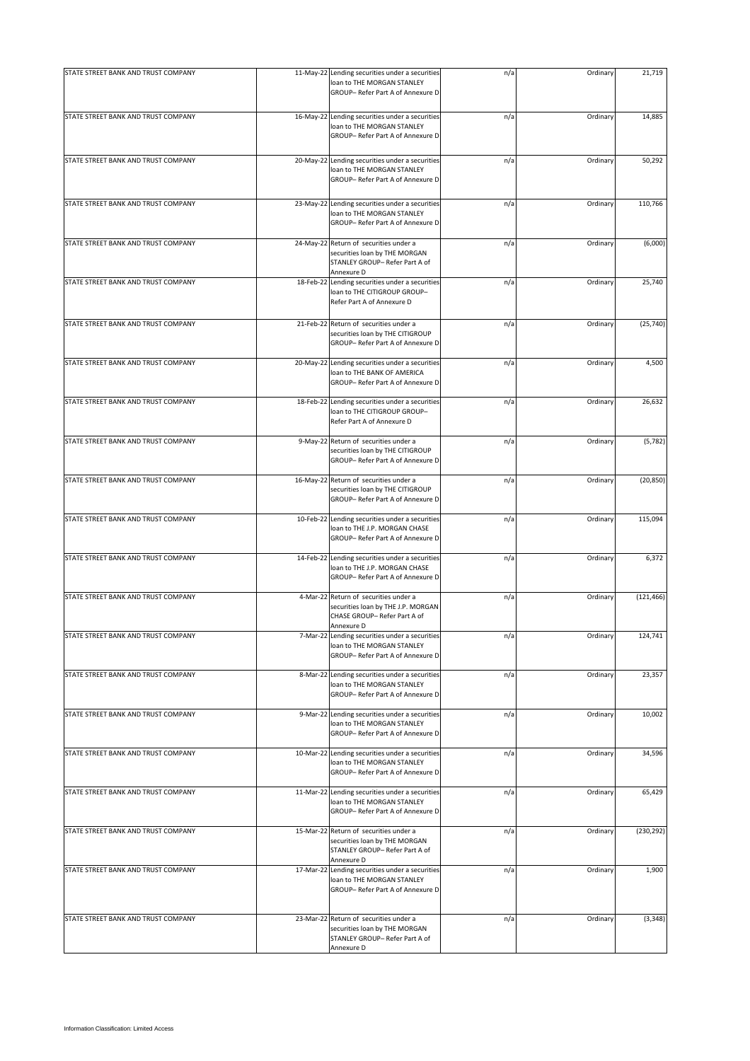| | | | | | |
|---|---|---|---|---|---|
| STATE STREET BANK AND TRUST COMPANY | 11-May-22 | Lending securities under a securities loan to THE MORGAN STANLEY GROUP– Refer Part A of Annexure D | n/a | Ordinary | 21,719 |
| STATE STREET BANK AND TRUST COMPANY | 16-May-22 | Lending securities under a securities loan to THE MORGAN STANLEY GROUP– Refer Part A of Annexure D | n/a | Ordinary | 14,885 |
| STATE STREET BANK AND TRUST COMPANY | 20-May-22 | Lending securities under a securities loan to THE MORGAN STANLEY GROUP– Refer Part A of Annexure D | n/a | Ordinary | 50,292 |
| STATE STREET BANK AND TRUST COMPANY | 23-May-22 | Lending securities under a securities loan to THE MORGAN STANLEY GROUP– Refer Part A of Annexure D | n/a | Ordinary | 110,766 |
| STATE STREET BANK AND TRUST COMPANY | 24-May-22 | Return of securities under a securities loan by THE MORGAN STANLEY GROUP– Refer Part A of Annexure D | n/a | Ordinary | (6,000) |
| STATE STREET BANK AND TRUST COMPANY | 18-Feb-22 | Lending securities under a securities loan to THE CITIGROUP GROUP– Refer Part A of Annexure D | n/a | Ordinary | 25,740 |
| STATE STREET BANK AND TRUST COMPANY | 21-Feb-22 | Return of securities under a securities loan by THE CITIGROUP GROUP– Refer Part A of Annexure D | n/a | Ordinary | (25,740) |
| STATE STREET BANK AND TRUST COMPANY | 20-May-22 | Lending securities under a securities loan to THE BANK OF AMERICA GROUP– Refer Part A of Annexure D | n/a | Ordinary | 4,500 |
| STATE STREET BANK AND TRUST COMPANY | 18-Feb-22 | Lending securities under a securities loan to THE CITIGROUP GROUP– Refer Part A of Annexure D | n/a | Ordinary | 26,632 |
| STATE STREET BANK AND TRUST COMPANY | 9-May-22 | Return of securities under a securities loan by THE CITIGROUP GROUP– Refer Part A of Annexure D | n/a | Ordinary | (5,782) |
| STATE STREET BANK AND TRUST COMPANY | 16-May-22 | Return of securities under a securities loan by THE CITIGROUP GROUP– Refer Part A of Annexure D | n/a | Ordinary | (20,850) |
| STATE STREET BANK AND TRUST COMPANY | 10-Feb-22 | Lending securities under a securities loan to THE J.P. MORGAN CHASE GROUP– Refer Part A of Annexure D | n/a | Ordinary | 115,094 |
| STATE STREET BANK AND TRUST COMPANY | 14-Feb-22 | Lending securities under a securities loan to THE J.P. MORGAN CHASE GROUP– Refer Part A of Annexure D | n/a | Ordinary | 6,372 |
| STATE STREET BANK AND TRUST COMPANY | 4-Mar-22 | Return of securities under a securities loan by THE J.P. MORGAN CHASE GROUP– Refer Part A of Annexure D | n/a | Ordinary | (121,466) |
| STATE STREET BANK AND TRUST COMPANY | 7-Mar-22 | Lending securities under a securities loan to THE MORGAN STANLEY GROUP– Refer Part A of Annexure D | n/a | Ordinary | 124,741 |
| STATE STREET BANK AND TRUST COMPANY | 8-Mar-22 | Lending securities under a securities loan to THE MORGAN STANLEY GROUP– Refer Part A of Annexure D | n/a | Ordinary | 23,357 |
| STATE STREET BANK AND TRUST COMPANY | 9-Mar-22 | Lending securities under a securities loan to THE MORGAN STANLEY GROUP– Refer Part A of Annexure D | n/a | Ordinary | 10,002 |
| STATE STREET BANK AND TRUST COMPANY | 10-Mar-22 | Lending securities under a securities loan to THE MORGAN STANLEY GROUP– Refer Part A of Annexure D | n/a | Ordinary | 34,596 |
| STATE STREET BANK AND TRUST COMPANY | 11-Mar-22 | Lending securities under a securities loan to THE MORGAN STANLEY GROUP– Refer Part A of Annexure D | n/a | Ordinary | 65,429 |
| STATE STREET BANK AND TRUST COMPANY | 15-Mar-22 | Return of securities under a securities loan by THE MORGAN STANLEY GROUP– Refer Part A of Annexure D | n/a | Ordinary | (230,292) |
| STATE STREET BANK AND TRUST COMPANY | 17-Mar-22 | Lending securities under a securities loan to THE MORGAN STANLEY GROUP– Refer Part A of Annexure D | n/a | Ordinary | 1,900 |
| STATE STREET BANK AND TRUST COMPANY | 23-Mar-22 | Return of securities under a securities loan by THE MORGAN STANLEY GROUP– Refer Part A of Annexure D | n/a | Ordinary | (3,348) |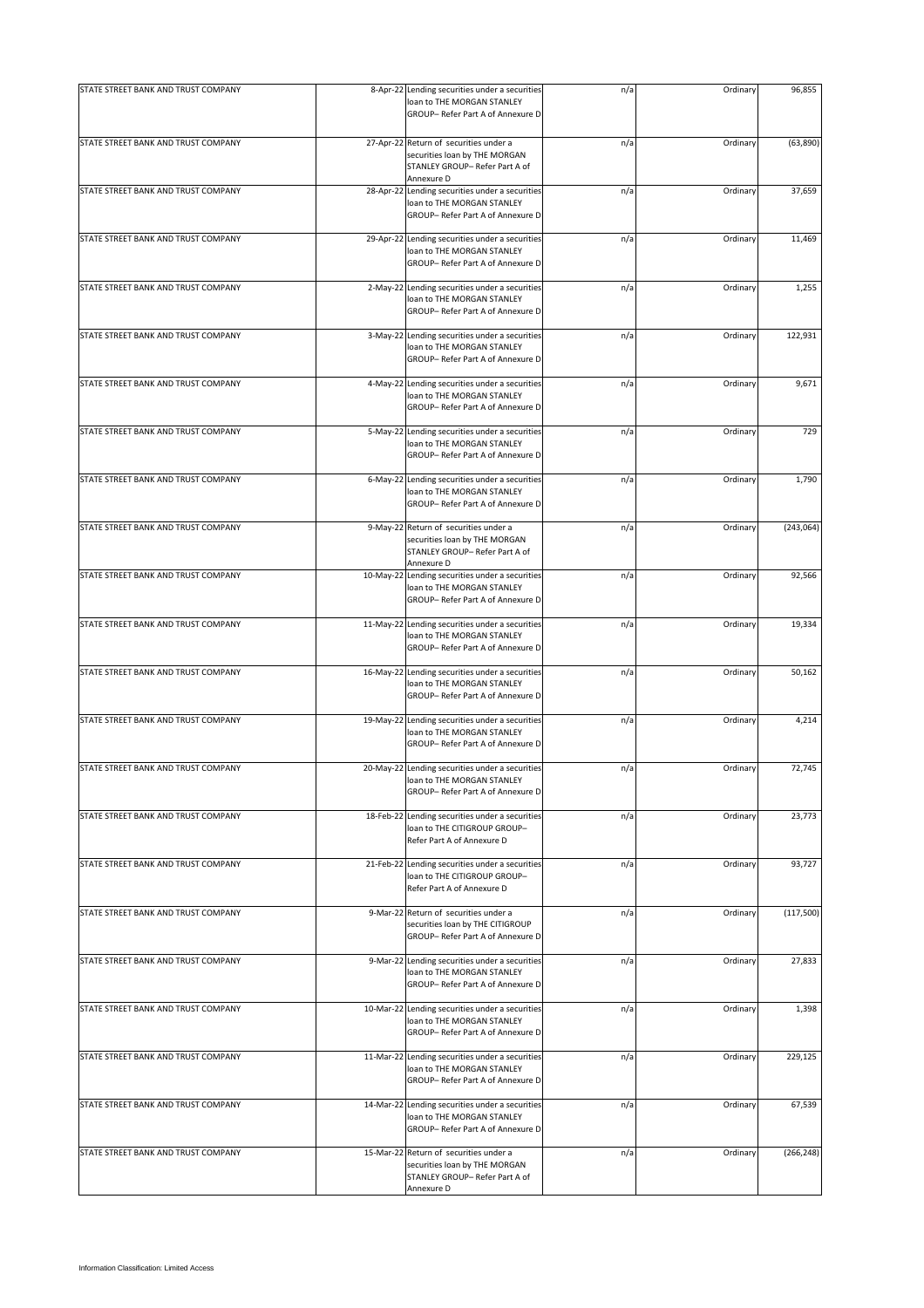| STATE STREET BANK AND TRUST COMPANY | 8-Apr-22 | Lending securities under a securities loan to THE MORGAN STANLEY GROUP– Refer Part A of Annexure D | n/a | Ordinary | 96,855 |
|---|---|---|---|---|---|
| STATE STREET BANK AND TRUST COMPANY | 27-Apr-22 | Return of securities under a securities loan by THE MORGAN STANLEY GROUP– Refer Part A of Annexure D | n/a | Ordinary | (63,890) |
| STATE STREET BANK AND TRUST COMPANY | 28-Apr-22 | Lending securities under a securities loan to THE MORGAN STANLEY GROUP– Refer Part A of Annexure D | n/a | Ordinary | 37,659 |
| STATE STREET BANK AND TRUST COMPANY | 29-Apr-22 | Lending securities under a securities loan to THE MORGAN STANLEY GROUP– Refer Part A of Annexure D | n/a | Ordinary | 11,469 |
| STATE STREET BANK AND TRUST COMPANY | 2-May-22 | Lending securities under a securities loan to THE MORGAN STANLEY GROUP– Refer Part A of Annexure D | n/a | Ordinary | 1,255 |
| STATE STREET BANK AND TRUST COMPANY | 3-May-22 | Lending securities under a securities loan to THE MORGAN STANLEY GROUP– Refer Part A of Annexure D | n/a | Ordinary | 122,931 |
| STATE STREET BANK AND TRUST COMPANY | 4-May-22 | Lending securities under a securities loan to THE MORGAN STANLEY GROUP– Refer Part A of Annexure D | n/a | Ordinary | 9,671 |
| STATE STREET BANK AND TRUST COMPANY | 5-May-22 | Lending securities under a securities loan to THE MORGAN STANLEY GROUP– Refer Part A of Annexure D | n/a | Ordinary | 729 |
| STATE STREET BANK AND TRUST COMPANY | 6-May-22 | Lending securities under a securities loan to THE MORGAN STANLEY GROUP– Refer Part A of Annexure D | n/a | Ordinary | 1,790 |
| STATE STREET BANK AND TRUST COMPANY | 9-May-22 | Return of securities under a securities loan by THE MORGAN STANLEY GROUP– Refer Part A of Annexure D | n/a | Ordinary | (243,064) |
| STATE STREET BANK AND TRUST COMPANY | 10-May-22 | Lending securities under a securities loan to THE MORGAN STANLEY GROUP– Refer Part A of Annexure D | n/a | Ordinary | 92,566 |
| STATE STREET BANK AND TRUST COMPANY | 11-May-22 | Lending securities under a securities loan to THE MORGAN STANLEY GROUP– Refer Part A of Annexure D | n/a | Ordinary | 19,334 |
| STATE STREET BANK AND TRUST COMPANY | 16-May-22 | Lending securities under a securities loan to THE MORGAN STANLEY GROUP– Refer Part A of Annexure D | n/a | Ordinary | 50,162 |
| STATE STREET BANK AND TRUST COMPANY | 19-May-22 | Lending securities under a securities loan to THE MORGAN STANLEY GROUP– Refer Part A of Annexure D | n/a | Ordinary | 4,214 |
| STATE STREET BANK AND TRUST COMPANY | 20-May-22 | Lending securities under a securities loan to THE MORGAN STANLEY GROUP– Refer Part A of Annexure D | n/a | Ordinary | 72,745 |
| STATE STREET BANK AND TRUST COMPANY | 18-Feb-22 | Lending securities under a securities loan to THE CITIGROUP GROUP– Refer Part A of Annexure D | n/a | Ordinary | 23,773 |
| STATE STREET BANK AND TRUST COMPANY | 21-Feb-22 | Lending securities under a securities loan to THE CITIGROUP GROUP– Refer Part A of Annexure D | n/a | Ordinary | 93,727 |
| STATE STREET BANK AND TRUST COMPANY | 9-Mar-22 | Return of securities under a securities loan by THE CITIGROUP GROUP– Refer Part A of Annexure D | n/a | Ordinary | (117,500) |
| STATE STREET BANK AND TRUST COMPANY | 9-Mar-22 | Lending securities under a securities loan to THE MORGAN STANLEY GROUP– Refer Part A of Annexure D | n/a | Ordinary | 27,833 |
| STATE STREET BANK AND TRUST COMPANY | 10-Mar-22 | Lending securities under a securities loan to THE MORGAN STANLEY GROUP– Refer Part A of Annexure D | n/a | Ordinary | 1,398 |
| STATE STREET BANK AND TRUST COMPANY | 11-Mar-22 | Lending securities under a securities loan to THE MORGAN STANLEY GROUP– Refer Part A of Annexure D | n/a | Ordinary | 229,125 |
| STATE STREET BANK AND TRUST COMPANY | 14-Mar-22 | Lending securities under a securities loan to THE MORGAN STANLEY GROUP– Refer Part A of Annexure D | n/a | Ordinary | 67,539 |
| STATE STREET BANK AND TRUST COMPANY | 15-Mar-22 | Return of securities under a securities loan by THE MORGAN STANLEY GROUP– Refer Part A of Annexure D | n/a | Ordinary | (266,248) |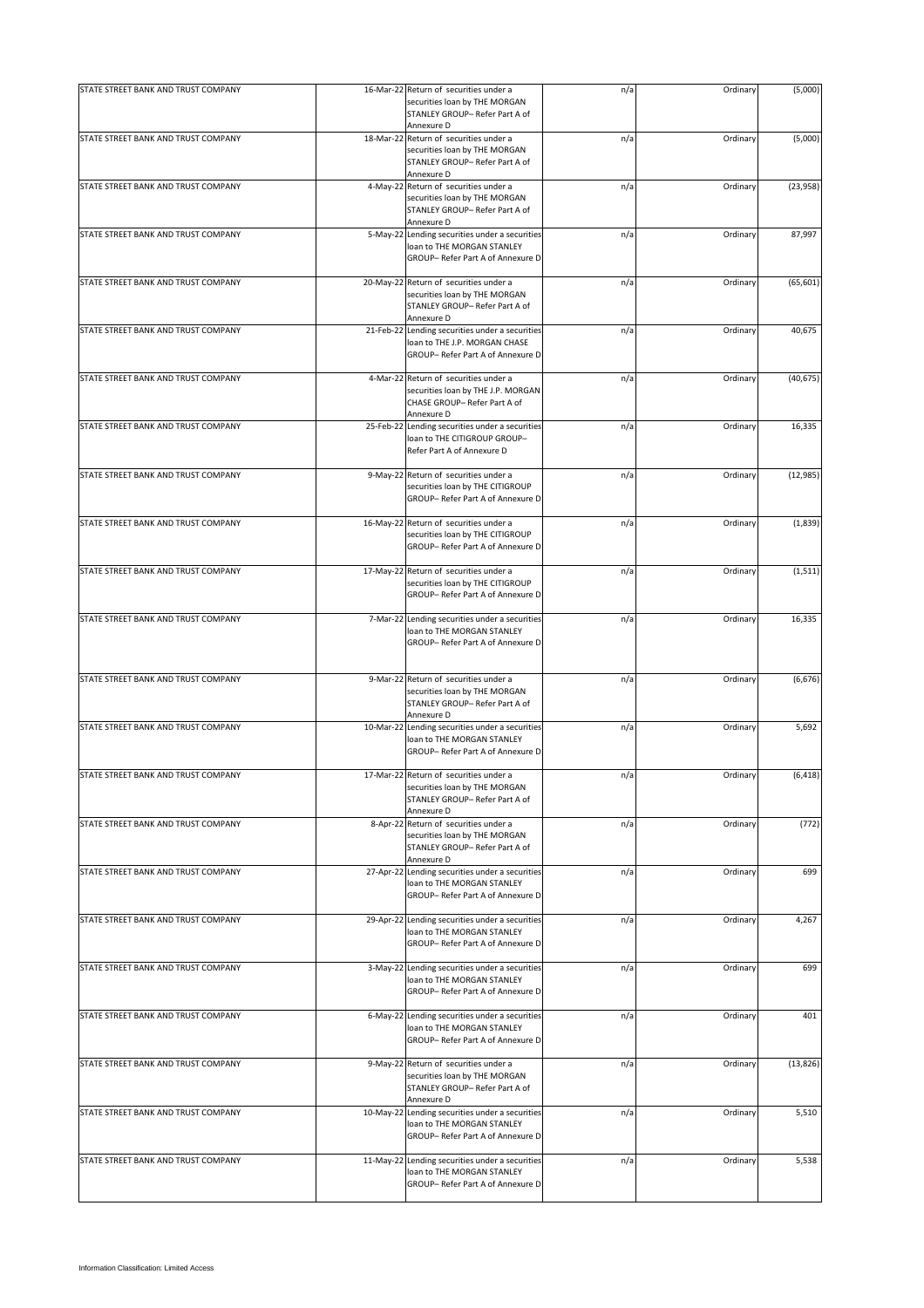| | | | | | |
|---|---|---|---|---|---|
| STATE STREET BANK AND TRUST COMPANY | 16-Mar-22 | Return of securities under a securities loan by THE MORGAN STANLEY GROUP– Refer Part A of Annexure D | n/a | Ordinary | (5,000) |
| STATE STREET BANK AND TRUST COMPANY | 18-Mar-22 | Return of securities under a securities loan by THE MORGAN STANLEY GROUP– Refer Part A of Annexure D | n/a | Ordinary | (5,000) |
| STATE STREET BANK AND TRUST COMPANY | 4-May-22 | Return of securities under a securities loan by THE MORGAN STANLEY GROUP– Refer Part A of Annexure D | n/a | Ordinary | (23,958) |
| STATE STREET BANK AND TRUST COMPANY | 5-May-22 | Lending securities under a securities loan to THE MORGAN STANLEY GROUP– Refer Part A of Annexure D | n/a | Ordinary | 87,997 |
| STATE STREET BANK AND TRUST COMPANY | 20-May-22 | Return of securities under a securities loan by THE MORGAN STANLEY GROUP– Refer Part A of Annexure D | n/a | Ordinary | (65,601) |
| STATE STREET BANK AND TRUST COMPANY | 21-Feb-22 | Lending securities under a securities loan to THE J.P. MORGAN CHASE GROUP– Refer Part A of Annexure D | n/a | Ordinary | 40,675 |
| STATE STREET BANK AND TRUST COMPANY | 4-Mar-22 | Return of securities under a securities loan by THE J.P. MORGAN CHASE GROUP– Refer Part A of Annexure D | n/a | Ordinary | (40,675) |
| STATE STREET BANK AND TRUST COMPANY | 25-Feb-22 | Lending securities under a securities loan to THE CITIGROUP GROUP– Refer Part A of Annexure D | n/a | Ordinary | 16,335 |
| STATE STREET BANK AND TRUST COMPANY | 9-May-22 | Return of securities under a securities loan by THE CITIGROUP GROUP– Refer Part A of Annexure D | n/a | Ordinary | (12,985) |
| STATE STREET BANK AND TRUST COMPANY | 16-May-22 | Return of securities under a securities loan by THE CITIGROUP GROUP– Refer Part A of Annexure D | n/a | Ordinary | (1,839) |
| STATE STREET BANK AND TRUST COMPANY | 17-May-22 | Return of securities under a securities loan by THE CITIGROUP GROUP– Refer Part A of Annexure D | n/a | Ordinary | (1,511) |
| STATE STREET BANK AND TRUST COMPANY | 7-Mar-22 | Lending securities under a securities loan to THE MORGAN STANLEY GROUP– Refer Part A of Annexure D | n/a | Ordinary | 16,335 |
| STATE STREET BANK AND TRUST COMPANY | 9-Mar-22 | Return of securities under a securities loan by THE MORGAN STANLEY GROUP– Refer Part A of Annexure D | n/a | Ordinary | (6,676) |
| STATE STREET BANK AND TRUST COMPANY | 10-Mar-22 | Lending securities under a securities loan to THE MORGAN STANLEY GROUP– Refer Part A of Annexure D | n/a | Ordinary | 5,692 |
| STATE STREET BANK AND TRUST COMPANY | 17-Mar-22 | Return of securities under a securities loan by THE MORGAN STANLEY GROUP– Refer Part A of Annexure D | n/a | Ordinary | (6,418) |
| STATE STREET BANK AND TRUST COMPANY | 8-Apr-22 | Return of securities under a securities loan by THE MORGAN STANLEY GROUP– Refer Part A of Annexure D | n/a | Ordinary | (772) |
| STATE STREET BANK AND TRUST COMPANY | 27-Apr-22 | Lending securities under a securities loan to THE MORGAN STANLEY GROUP– Refer Part A of Annexure D | n/a | Ordinary | 699 |
| STATE STREET BANK AND TRUST COMPANY | 29-Apr-22 | Lending securities under a securities loan to THE MORGAN STANLEY GROUP– Refer Part A of Annexure D | n/a | Ordinary | 4,267 |
| STATE STREET BANK AND TRUST COMPANY | 3-May-22 | Lending securities under a securities loan to THE MORGAN STANLEY GROUP– Refer Part A of Annexure D | n/a | Ordinary | 699 |
| STATE STREET BANK AND TRUST COMPANY | 6-May-22 | Lending securities under a securities loan to THE MORGAN STANLEY GROUP– Refer Part A of Annexure D | n/a | Ordinary | 401 |
| STATE STREET BANK AND TRUST COMPANY | 9-May-22 | Return of securities under a securities loan by THE MORGAN STANLEY GROUP– Refer Part A of Annexure D | n/a | Ordinary | (13,826) |
| STATE STREET BANK AND TRUST COMPANY | 10-May-22 | Lending securities under a securities loan to THE MORGAN STANLEY GROUP– Refer Part A of Annexure D | n/a | Ordinary | 5,510 |
| STATE STREET BANK AND TRUST COMPANY | 11-May-22 | Lending securities under a securities loan to THE MORGAN STANLEY GROUP– Refer Part A of Annexure D | n/a | Ordinary | 5,538 |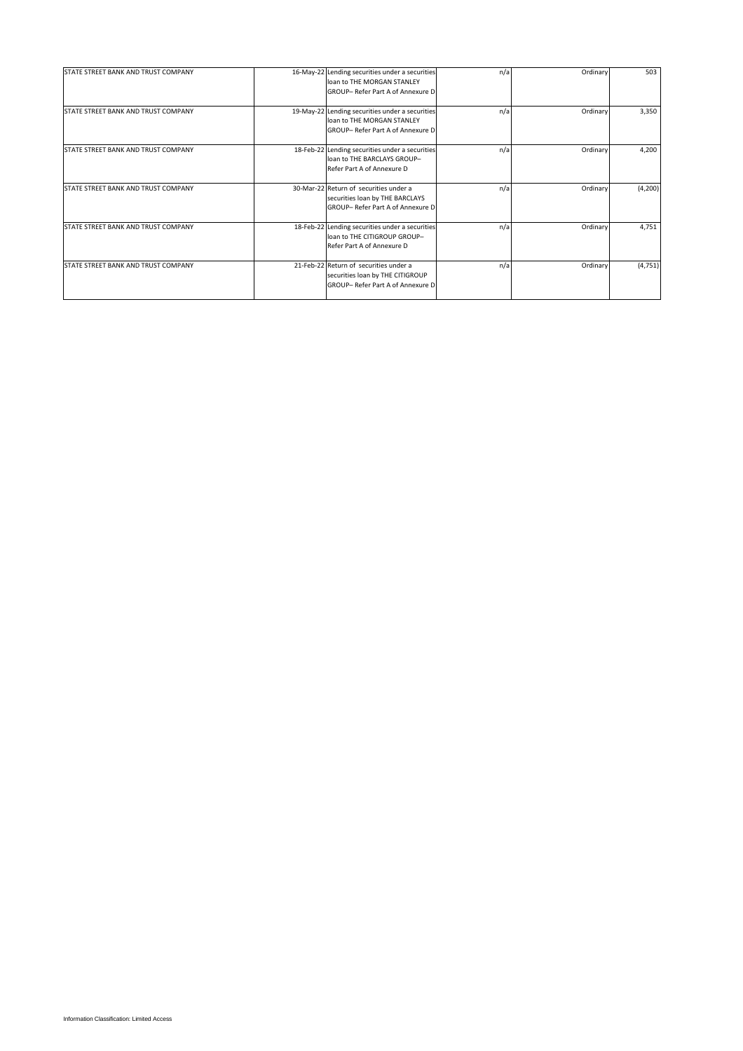| | | | | | |
|---|---|---|---|---|---|
| STATE STREET BANK AND TRUST COMPANY | 16-May-22 | Lending securities under a securities loan to THE MORGAN STANLEY GROUP– Refer Part A of Annexure D | n/a | Ordinary | 503 |
| STATE STREET BANK AND TRUST COMPANY | 19-May-22 | Lending securities under a securities loan to THE MORGAN STANLEY GROUP– Refer Part A of Annexure D | n/a | Ordinary | 3,350 |
| STATE STREET BANK AND TRUST COMPANY | 18-Feb-22 | Lending securities under a securities loan to THE BARCLAYS GROUP– Refer Part A of Annexure D | n/a | Ordinary | 4,200 |
| STATE STREET BANK AND TRUST COMPANY | 30-Mar-22 | Return of securities under a securities loan by THE BARCLAYS GROUP– Refer Part A of Annexure D | n/a | Ordinary | (4,200) |
| STATE STREET BANK AND TRUST COMPANY | 18-Feb-22 | Lending securities under a securities loan to THE CITIGROUP GROUP– Refer Part A of Annexure D | n/a | Ordinary | 4,751 |
| STATE STREET BANK AND TRUST COMPANY | 21-Feb-22 | Return of securities under a securities loan by THE CITIGROUP GROUP– Refer Part A of Annexure D | n/a | Ordinary | (4,751) |

Information Classification: Limited Access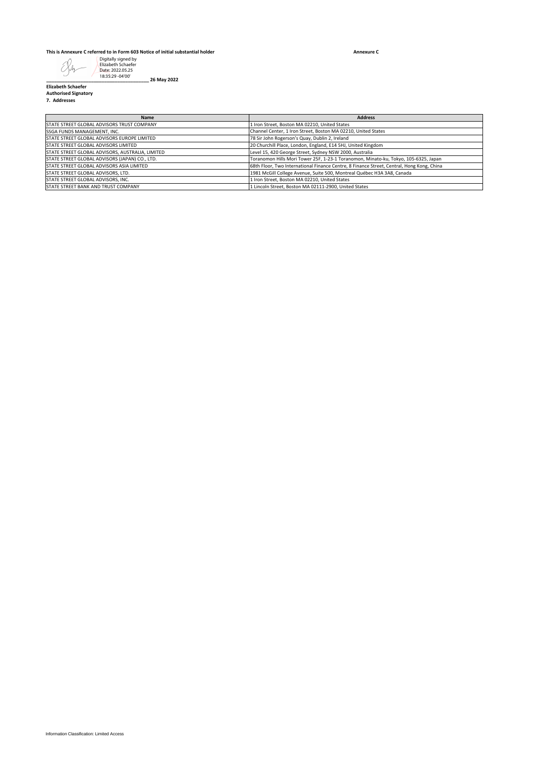**This is Annexure C referred to in Form 603 Notice of initial substantial holder** **Annexure C**

Digitally signed by Elizabeth Schaefer
Date: 2022.05.25 18:35:29 -04'00'

_______________________________________ **26 May 2022**

**Elizabeth Schaefer**
**Authorised Signatory**
**7. Addresses**

| Name | Address |
| --- | --- |
| STATE STREET GLOBAL ADVISORS TRUST COMPANY | 1 Iron Street, Boston MA 02210, United States |
| SSGA FUNDS MANAGEMENT, INC. | Channel Center, 1 Iron Street, Boston MA 02210, United States |
| STATE STREET GLOBAL ADVISORS EUROPE LIMITED | 78 Sir John Rogerson's Quay, Dublin 2, Ireland |
| STATE STREET GLOBAL ADVISORS LIMITED | 20 Churchill Place, London, England, E14 5HJ, United Kingdom |
| STATE STREET GLOBAL ADVISORS, AUSTRALIA, LIMITED | Level 15, 420 George Street, Sydney NSW 2000, Australia |
| STATE STREET GLOBAL ADVISORS (JAPAN) CO., LTD. | Toranomon Hills Mori Tower 25F, 1-23-1 Toranomon, Minato-ku, Tokyo, 105-6325, Japan |
| STATE STREET GLOBAL ADVISORS ASIA LIMITED | 68th Floor, Two International Finance Centre, 8 Finance Street, Central, Hong Kong, China |
| STATE STREET GLOBAL ADVISORS, LTD. | 1981 McGill College Avenue, Suite 500, Montreal Québec H3A 3A8, Canada |
| STATE STREET GLOBAL ADVISORS, INC. | 1 Iron Street, Boston MA 02210, United States |
| STATE STREET BANK AND TRUST COMPANY | 1 Lincoln Street, Boston MA 02111-2900, United States |

Information Classification: Limited Access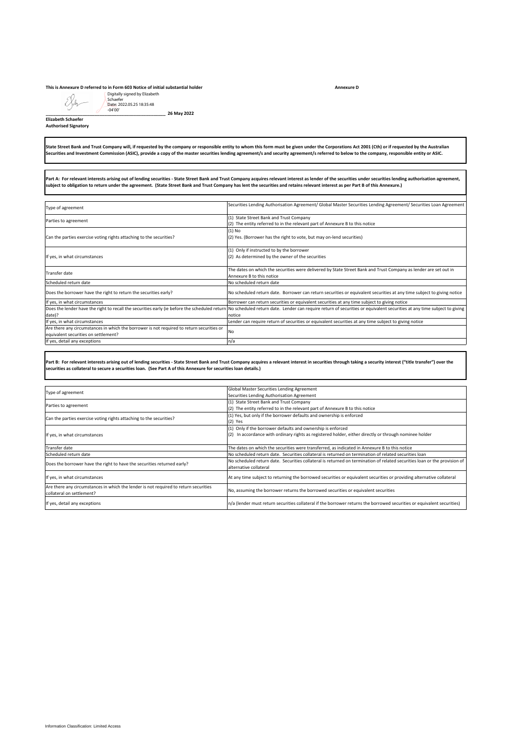**This is Annexure D referred to in Form 603 Notice of initial substantial holder** **Annexure D**

Digitally signed by Elizabeth Schaefer
Date: 2022.05.25 18:35:48 -04'00'

**26 May 2022**

**Elizabeth Schaefer**
**Authorised Signatory**

**State Street Bank and Trust Company will, if requested by the company or responsible entity to whom this form must be given under the Corporations Act 2001 (Cth) or if requested by the Australian Securities and Investment Commission (ASIC), provide a copy of the master securities lending agreement/s and security agreement/s referred to below to the company, responsible entity or ASIC.**

**Part A: For relevant interests arising out of lending securities - State Street Bank and Trust Company acquires relevant interest as lender of the securities under securities lending authorisation agreement, subject to obligation to return under the agreement. (State Street Bank and Trust Company has lent the securities and retains relevant interest as per Part B of this Annexure.)**

| | |
|---|---|
| Type of agreement | Securities Lending Authorisation Agreement/ Global Master Securities Lending Agreement/ Securities Loan Agreement |
| Parties to agreement | (1) State Street Bank and Trust Company<br>(2) The entity referred to in the relevant part of Annexure B to this notice |
| Can the parties exercise voting rights attaching to the securities? | (1) No<br>(2) Yes. (Borrower has the right to vote, but may on-lend securities) |
| If yes, in what circumstances | (1) Only if instructed to by the borrower<br>(2) As determined by the owner of the securities |
| Transfer date | The dates on which the securities were delivered by State Street Bank and Trust Company as lender are set out in Annexure B to this notice |
| Scheduled return date | No scheduled return date |
| Does the borrower have the right to return the securities early? | No scheduled return date. Borrower can return securities or equivalent securities at any time subject to giving notice |
| If yes, in what circumstances | Borrower can return securities or equivalent securities at any time subject to giving notice |
| Does the lender have the right to recall the securities early (ie before the scheduled return date)? | No scheduled return date. Lender can require return of securities or equivalent securities at any time subject to giving notice |
| If yes, in what circumstances | Lender can require return of securities or equivalent securities at any time subject to giving notice |
| Are there any circumstances in which the borrower is not required to return securities or equivalent securities on settlement? | No |
| If yes, detail any exceptions | n/a |

**Part B: For relevant interests arising out of lending securities - State Street Bank and Trust Company acquires a relevant interest in securities through taking a security interest ("title transfer") over the securities as collateral to secure a securities loan. (See Part A of this Annexure for securities loan details.)**

| | |
|---|---|
| Type of agreement | Global Master Securities Lending Agreement<br>Securities Lending Authorisation Agreement |
| Parties to agreement | (1) State Street Bank and Trust Company<br>(2) The entity referred to in the relevant part of Annexure B to this notice |
| Can the parties exercise voting rights attaching to the securities? | (1) Yes, but only if the borrower defaults and ownership is enforced<br>(2) Yes |
| If yes, in what circumstances | (1) Only if the borrower defaults and ownership is enforced<br>(2) In accordance with ordinary rights as registered holder, either directly or through nominee holder |
| Transfer date | The dates on which the securities were transferred, as indicated in Annexure B to this notice |
| Scheduled return date | No scheduled return date. Securities collateral is returned on termination of related securities loan |
| Does the borrower have the right to have the securities returned early? | No scheduled return date. Securities collateral is returned on termination of related securities loan or the provision of alternative collateral |
| If yes, in what circumstances | At any time subject to returning the borrowed securities or equivalent securities or providing alternative collateral |
| Are there any circumstances in which the lender is not required to return securities collateral on settlement? | No, assuming the borrower returns the borrowed securities or equivalent securities |
| If yes, detail any exceptions | n/a (lender must return securities collateral if the borrower returns the borrowed securities or equivalent securities) |

Information Classification: Limited Access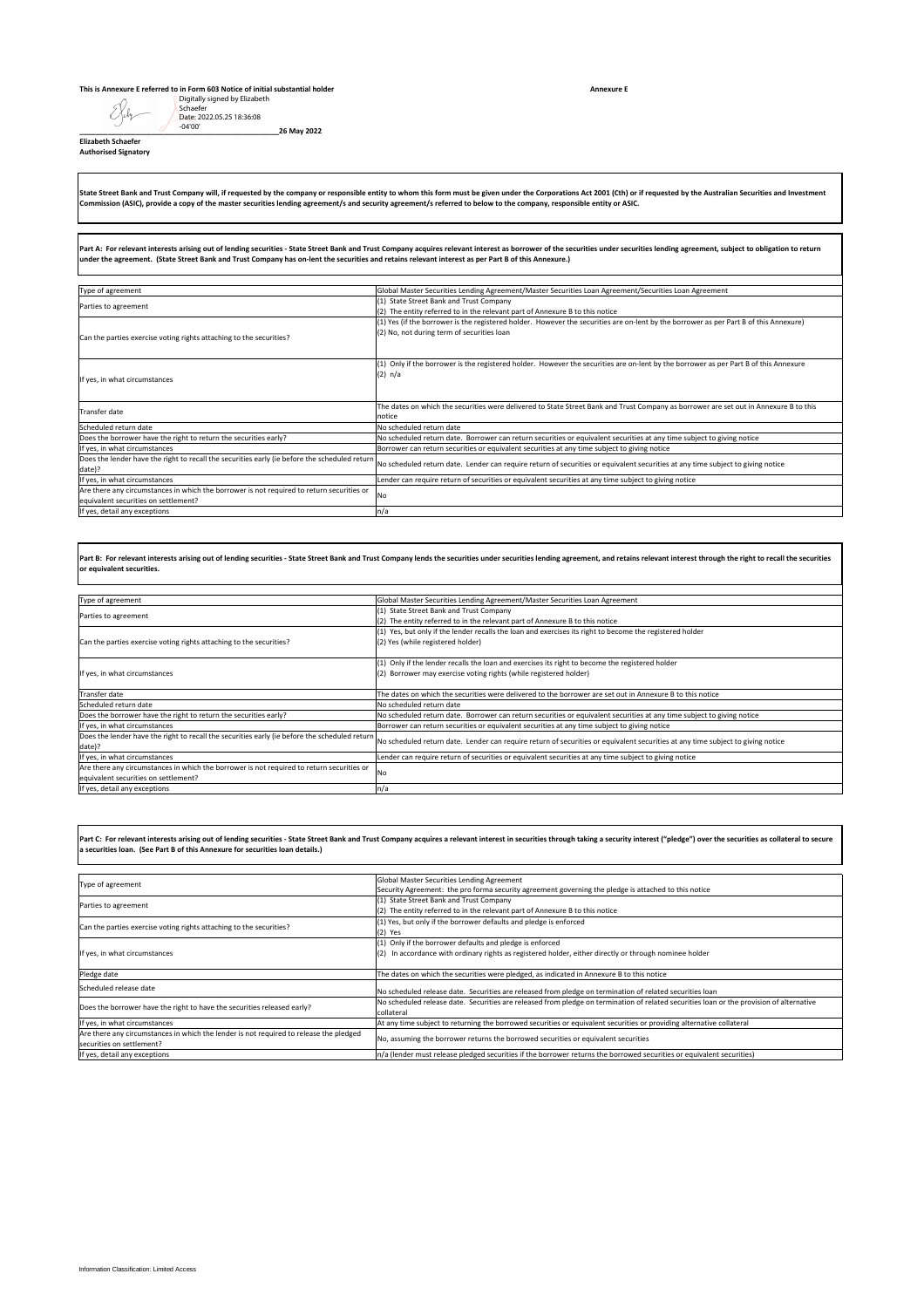**This is Annexure E referred to in Form 603 Notice of initial substantial holder** **Annexure E**

Digitally signed by Elizabeth Schaefer
Date: 2022.05.25 18:36:08 -04'00'

**26 May 2022**

**Elizabeth Schaefer**
**Authorised Signatory**

**State Street Bank and Trust Company will, if requested by the company or responsible entity to whom this form must be given under the Corporations Act 2001 (Cth) or if requested by the Australian Securities and Investment Commission (ASIC), provide a copy of the master securities lending agreement/s and security agreement/s referred to below to the company, responsible entity or ASIC.**

**Part A: For relevant interests arising out of lending securities - State Street Bank and Trust Company acquires relevant interest as borrower of the securities under securities lending agreement, subject to obligation to return under the agreement. (State Street Bank and Trust Company has on-lent the securities and retains relevant interest as per Part B of this Annexure.)**

| | |
|---|---|
| Type of agreement | Global Master Securities Lending Agreement/Master Securities Loan Agreement/Securities Loan Agreement |
| Parties to agreement | (1) State Street Bank and Trust Company<br>(2) The entity referred to in the relevant part of Annexure B to this notice |
| Can the parties exercise voting rights attaching to the securities? | (1) Yes (if the borrower is the registered holder. However the securities are on-lent by the borrower as per Part B of this Annexure)<br>(2) No, not during term of securities loan |
| If yes, in what circumstances | (1) Only if the borrower is the registered holder. However the securities are on-lent by the borrower as per Part B of this Annexure<br>(2) n/a |
| Transfer date | The dates on which the securities were delivered to State Street Bank and Trust Company as borrower are set out in Annexure B to this notice |
| Scheduled return date | No scheduled return date |
| Does the borrower have the right to return the securities early? | No scheduled return date. Borrower can return securities or equivalent securities at any time subject to giving notice |
| If yes, in what circumstances | Borrower can return securities or equivalent securities at any time subject to giving notice |
| Does the lender have the right to recall the securities early (ie before the scheduled return date)? | No scheduled return date. Lender can require return of securities or equivalent securities at any time subject to giving notice |
| If yes, in what circumstances | Lender can require return of securities or equivalent securities at any time subject to giving notice |
| Are there any circumstances in which the borrower is not required to return securities or equivalent securities on settlement? | No |
| If yes, detail any exceptions | n/a |

**Part B: For relevant interests arising out of lending securities - State Street Bank and Trust Company lends the securities under securities lending agreement, and retains relevant interest through the right to recall the securities or equivalent securities.**

| | |
|---|---|
| Type of agreement | Global Master Securities Lending Agreement/Master Securities Loan Agreement |
| Parties to agreement | (1) State Street Bank and Trust Company<br>(2) The entity referred to in the relevant part of Annexure B to this notice |
| Can the parties exercise voting rights attaching to the securities? | (1) Yes, but only if the lender recalls the loan and exercises its right to become the registered holder<br>(2) Yes (while registered holder) |
| If yes, in what circumstances | (1) Only if the lender recalls the loan and exercises its right to become the registered holder<br>(2) Borrower may exercise voting rights (while registered holder) |
| Transfer date | The dates on which the securities were delivered to the borrower are set out in Annexure B to this notice |
| Scheduled return date | No scheduled return date |
| Does the borrower have the right to return the securities early? | No scheduled return date. Borrower can return securities or equivalent securities at any time subject to giving notice |
| If yes, in what circumstances | Borrower can return securities or equivalent securities at any time subject to giving notice |
| Does the lender have the right to recall the securities early (ie before the scheduled return date)? | No scheduled return date. Lender can require return of securities or equivalent securities at any time subject to giving notice |
| If yes, in what circumstances | Lender can require return of securities or equivalent securities at any time subject to giving notice |
| Are there any circumstances in which the borrower is not required to return securities or equivalent securities on settlement? | No |
| If yes, detail any exceptions | n/a |

**Part C: For relevant interests arising out of lending securities - State Street Bank and Trust Company acquires a relevant interest in securities through taking a security interest ("pledge") over the securities as collateral to secure a securities loan. (See Part B of this Annexure for securities loan details.)**

| | |
|---|---|
| Type of agreement | Global Master Securities Lending Agreement<br>Security Agreement: the pro forma security agreement governing the pledge is attached to this notice |
| Parties to agreement | (1) State Street Bank and Trust Company<br>(2) The entity referred to in the relevant part of Annexure B to this notice |
| Can the parties exercise voting rights attaching to the securities? | (1) Yes, but only if the borrower defaults and pledge is enforced<br>(2) Yes |
| If yes, in what circumstances | (1) Only if the borrower defaults and pledge is enforced<br>(2) In accordance with ordinary rights as registered holder, either directly or through nominee holder |
| Pledge date | The dates on which the securities were pledged, as indicated in Annexure B to this notice |
| Scheduled release date | No scheduled release date. Securities are released from pledge on termination of related securities loan |
| Does the borrower have the right to have the securities released early? | No scheduled release date. Securities are released from pledge on termination of related securities loan or the provision of alternative collateral |
| If yes, in what circumstances | At any time subject to returning the borrowed securities or equivalent securities or providing alternative collateral |
| Are there any circumstances in which the lender is not required to release the pledged securities on settlement? | No, assuming the borrower returns the borrowed securities or equivalent securities |
| If yes, detail any exceptions | n/a (lender must release pledged securities if the borrower returns the borrowed securities or equivalent securities) |

Information Classification: Limited Access